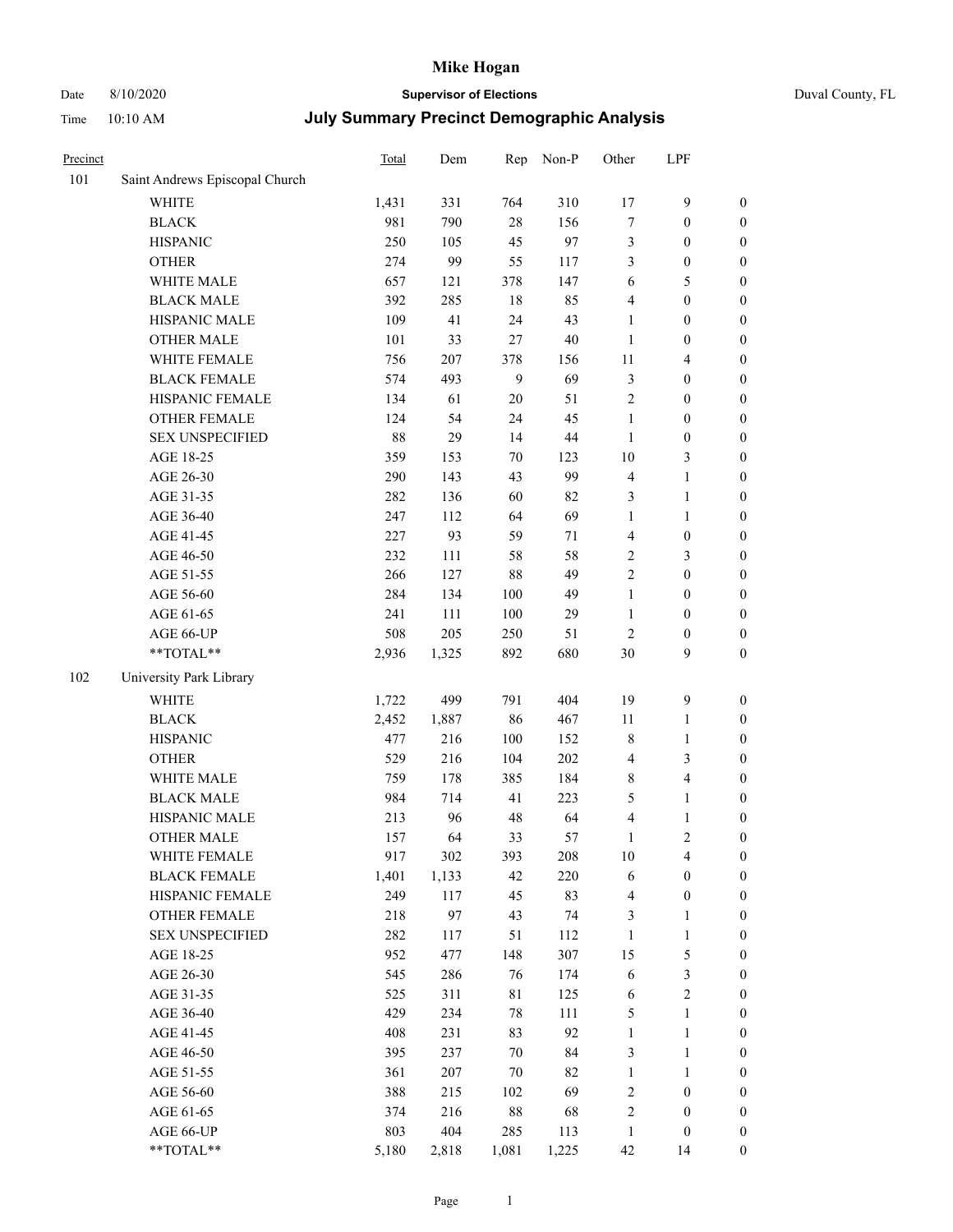# Mike Hogan

Date 8/10/2020 **Supervisor of Elections** Duval County, FL

Time 10:10 AM **July Summary Precinct Demographic Analysis**

| Precinct | | Total | Dem | Rep | Non-P | Other | LPF | |
|---|---|---|---|---|---|---|---|---|
| 101 | Saint Andrews Episcopal Church | | | | | | | |
| | WHITE | 1,431 | 331 | 764 | 310 | 17 | 9 | 0 |
| | BLACK | 981 | 790 | 28 | 156 | 7 | 0 | 0 |
| | HISPANIC | 250 | 105 | 45 | 97 | 3 | 0 | 0 |
| | OTHER | 274 | 99 | 55 | 117 | 3 | 0 | 0 |
| | WHITE MALE | 657 | 121 | 378 | 147 | 6 | 5 | 0 |
| | BLACK MALE | 392 | 285 | 18 | 85 | 4 | 0 | 0 |
| | HISPANIC MALE | 109 | 41 | 24 | 43 | 1 | 0 | 0 |
| | OTHER MALE | 101 | 33 | 27 | 40 | 1 | 0 | 0 |
| | WHITE FEMALE | 756 | 207 | 378 | 156 | 11 | 4 | 0 |
| | BLACK FEMALE | 574 | 493 | 9 | 69 | 3 | 0 | 0 |
| | HISPANIC FEMALE | 134 | 61 | 20 | 51 | 2 | 0 | 0 |
| | OTHER FEMALE | 124 | 54 | 24 | 45 | 1 | 0 | 0 |
| | SEX UNSPECIFIED | 88 | 29 | 14 | 44 | 1 | 0 | 0 |
| | AGE 18-25 | 359 | 153 | 70 | 123 | 10 | 3 | 0 |
| | AGE 26-30 | 290 | 143 | 43 | 99 | 4 | 1 | 0 |
| | AGE 31-35 | 282 | 136 | 60 | 82 | 3 | 1 | 0 |
| | AGE 36-40 | 247 | 112 | 64 | 69 | 1 | 1 | 0 |
| | AGE 41-45 | 227 | 93 | 59 | 71 | 4 | 0 | 0 |
| | AGE 46-50 | 232 | 111 | 58 | 58 | 2 | 3 | 0 |
| | AGE 51-55 | 266 | 127 | 88 | 49 | 2 | 0 | 0 |
| | AGE 56-60 | 284 | 134 | 100 | 49 | 1 | 0 | 0 |
| | AGE 61-65 | 241 | 111 | 100 | 29 | 1 | 0 | 0 |
| | AGE 66-UP | 508 | 205 | 250 | 51 | 2 | 0 | 0 |
| | **TOTAL** | 2,936 | 1,325 | 892 | 680 | 30 | 9 | 0 |
| 102 | University Park Library | | | | | | | |
| | WHITE | 1,722 | 499 | 791 | 404 | 19 | 9 | 0 |
| | BLACK | 2,452 | 1,887 | 86 | 467 | 11 | 1 | 0 |
| | HISPANIC | 477 | 216 | 100 | 152 | 8 | 1 | 0 |
| | OTHER | 529 | 216 | 104 | 202 | 4 | 3 | 0 |
| | WHITE MALE | 759 | 178 | 385 | 184 | 8 | 4 | 0 |
| | BLACK MALE | 984 | 714 | 41 | 223 | 5 | 1 | 0 |
| | HISPANIC MALE | 213 | 96 | 48 | 64 | 4 | 1 | 0 |
| | OTHER MALE | 157 | 64 | 33 | 57 | 1 | 2 | 0 |
| | WHITE FEMALE | 917 | 302 | 393 | 208 | 10 | 4 | 0 |
| | BLACK FEMALE | 1,401 | 1,133 | 42 | 220 | 6 | 0 | 0 |
| | HISPANIC FEMALE | 249 | 117 | 45 | 83 | 4 | 0 | 0 |
| | OTHER FEMALE | 218 | 97 | 43 | 74 | 3 | 1 | 0 |
| | SEX UNSPECIFIED | 282 | 117 | 51 | 112 | 1 | 1 | 0 |
| | AGE 18-25 | 952 | 477 | 148 | 307 | 15 | 5 | 0 |
| | AGE 26-30 | 545 | 286 | 76 | 174 | 6 | 3 | 0 |
| | AGE 31-35 | 525 | 311 | 81 | 125 | 6 | 2 | 0 |
| | AGE 36-40 | 429 | 234 | 78 | 111 | 5 | 1 | 0 |
| | AGE 41-45 | 408 | 231 | 83 | 92 | 1 | 1 | 0 |
| | AGE 46-50 | 395 | 237 | 70 | 84 | 3 | 1 | 0 |
| | AGE 51-55 | 361 | 207 | 70 | 82 | 1 | 1 | 0 |
| | AGE 56-60 | 388 | 215 | 102 | 69 | 2 | 0 | 0 |
| | AGE 61-65 | 374 | 216 | 88 | 68 | 2 | 0 | 0 |
| | AGE 66-UP | 803 | 404 | 285 | 113 | 1 | 0 | 0 |
| | **TOTAL** | 5,180 | 2,818 | 1,081 | 1,225 | 42 | 14 | 0 |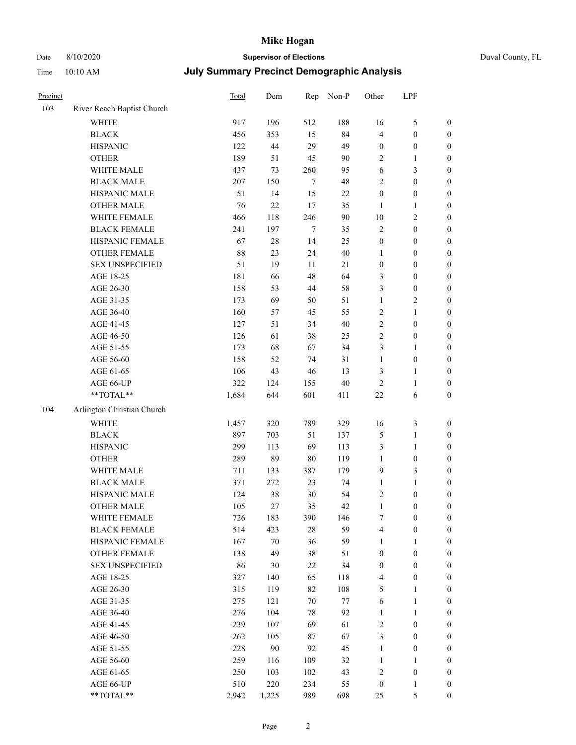# Mike Hogan

Date 8/10/2020 **Supervisor of Elections** Duval County, FL

Time 10:10 AM **July Summary Precinct Demographic Analysis**

| Precinct | | Total | Dem | Rep | Non-P | Other | LPF | |
|---|---|---|---|---|---|---|---|---|
| 103 | River Reach Baptist Church | | | | | | | |
| | WHITE | 917 | 196 | 512 | 188 | 16 | 5 | 0 |
| | BLACK | 456 | 353 | 15 | 84 | 4 | 0 | 0 |
| | HISPANIC | 122 | 44 | 29 | 49 | 0 | 0 | 0 |
| | OTHER | 189 | 51 | 45 | 90 | 2 | 1 | 0 |
| | WHITE MALE | 437 | 73 | 260 | 95 | 6 | 3 | 0 |
| | BLACK MALE | 207 | 150 | 7 | 48 | 2 | 0 | 0 |
| | HISPANIC MALE | 51 | 14 | 15 | 22 | 0 | 0 | 0 |
| | OTHER MALE | 76 | 22 | 17 | 35 | 1 | 1 | 0 |
| | WHITE FEMALE | 466 | 118 | 246 | 90 | 10 | 2 | 0 |
| | BLACK FEMALE | 241 | 197 | 7 | 35 | 2 | 0 | 0 |
| | HISPANIC FEMALE | 67 | 28 | 14 | 25 | 0 | 0 | 0 |
| | OTHER FEMALE | 88 | 23 | 24 | 40 | 1 | 0 | 0 |
| | SEX UNSPECIFIED | 51 | 19 | 11 | 21 | 0 | 0 | 0 |
| | AGE 18-25 | 181 | 66 | 48 | 64 | 3 | 0 | 0 |
| | AGE 26-30 | 158 | 53 | 44 | 58 | 3 | 0 | 0 |
| | AGE 31-35 | 173 | 69 | 50 | 51 | 1 | 2 | 0 |
| | AGE 36-40 | 160 | 57 | 45 | 55 | 2 | 1 | 0 |
| | AGE 41-45 | 127 | 51 | 34 | 40 | 2 | 0 | 0 |
| | AGE 46-50 | 126 | 61 | 38 | 25 | 2 | 0 | 0 |
| | AGE 51-55 | 173 | 68 | 67 | 34 | 3 | 1 | 0 |
| | AGE 56-60 | 158 | 52 | 74 | 31 | 1 | 0 | 0 |
| | AGE 61-65 | 106 | 43 | 46 | 13 | 3 | 1 | 0 |
| | AGE 66-UP | 322 | 124 | 155 | 40 | 2 | 1 | 0 |
| | **TOTAL** | 1,684 | 644 | 601 | 411 | 22 | 6 | 0 |
| 104 | Arlington Christian Church | | | | | | | |
| | WHITE | 1,457 | 320 | 789 | 329 | 16 | 3 | 0 |
| | BLACK | 897 | 703 | 51 | 137 | 5 | 1 | 0 |
| | HISPANIC | 299 | 113 | 69 | 113 | 3 | 1 | 0 |
| | OTHER | 289 | 89 | 80 | 119 | 1 | 0 | 0 |
| | WHITE MALE | 711 | 133 | 387 | 179 | 9 | 3 | 0 |
| | BLACK MALE | 371 | 272 | 23 | 74 | 1 | 1 | 0 |
| | HISPANIC MALE | 124 | 38 | 30 | 54 | 2 | 0 | 0 |
| | OTHER MALE | 105 | 27 | 35 | 42 | 1 | 0 | 0 |
| | WHITE FEMALE | 726 | 183 | 390 | 146 | 7 | 0 | 0 |
| | BLACK FEMALE | 514 | 423 | 28 | 59 | 4 | 0 | 0 |
| | HISPANIC FEMALE | 167 | 70 | 36 | 59 | 1 | 1 | 0 |
| | OTHER FEMALE | 138 | 49 | 38 | 51 | 0 | 0 | 0 |
| | SEX UNSPECIFIED | 86 | 30 | 22 | 34 | 0 | 0 | 0 |
| | AGE 18-25 | 327 | 140 | 65 | 118 | 4 | 0 | 0 |
| | AGE 26-30 | 315 | 119 | 82 | 108 | 5 | 1 | 0 |
| | AGE 31-35 | 275 | 121 | 70 | 77 | 6 | 1 | 0 |
| | AGE 36-40 | 276 | 104 | 78 | 92 | 1 | 1 | 0 |
| | AGE 41-45 | 239 | 107 | 69 | 61 | 2 | 0 | 0 |
| | AGE 46-50 | 262 | 105 | 87 | 67 | 3 | 0 | 0 |
| | AGE 51-55 | 228 | 90 | 92 | 45 | 1 | 0 | 0 |
| | AGE 56-60 | 259 | 116 | 109 | 32 | 1 | 1 | 0 |
| | AGE 61-65 | 250 | 103 | 102 | 43 | 2 | 0 | 0 |
| | AGE 66-UP | 510 | 220 | 234 | 55 | 0 | 1 | 0 |
| | **TOTAL** | 2,942 | 1,225 | 989 | 698 | 25 | 5 | 0 |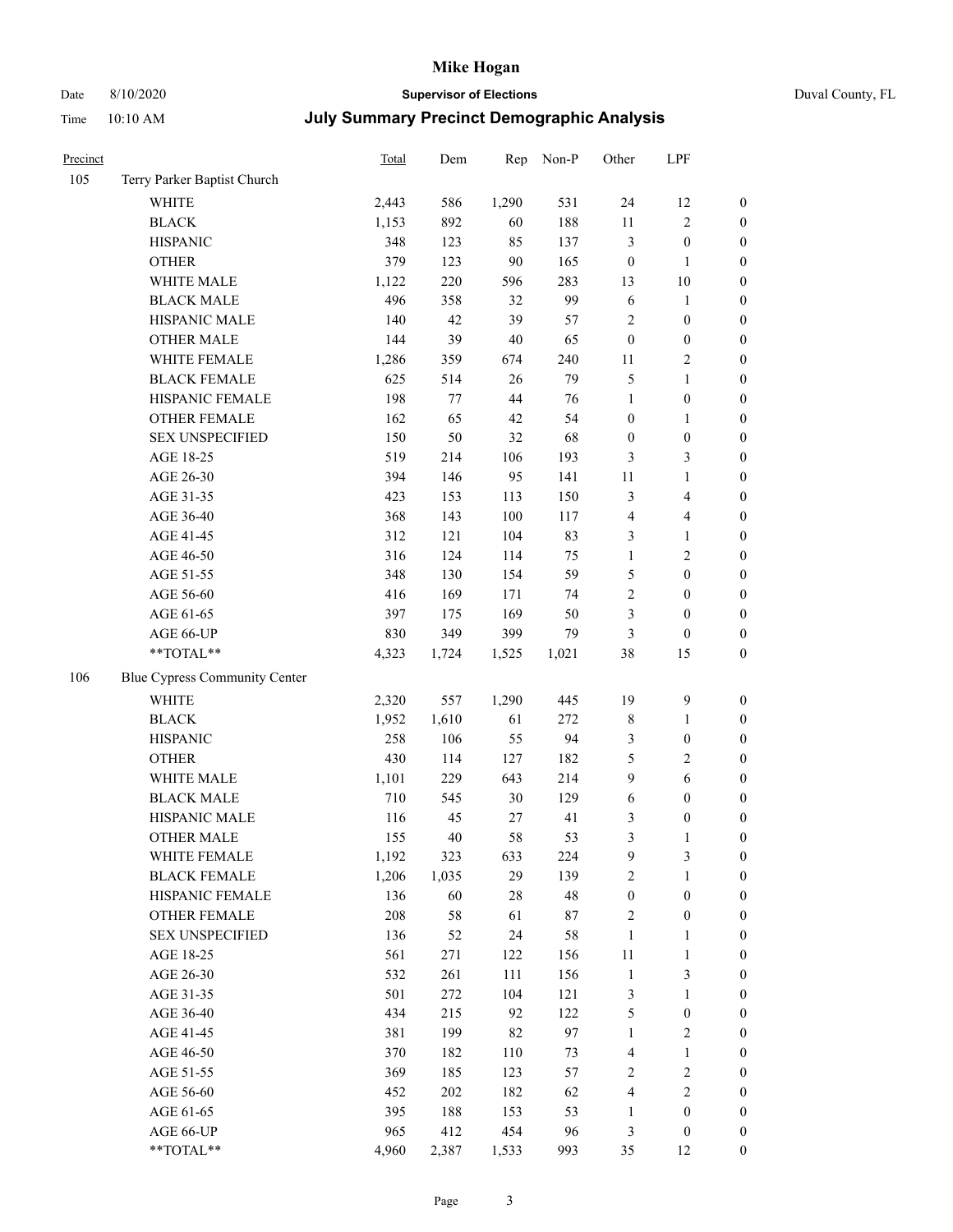| Precinct | | Total | Dem | Rep | Non-P | Other | LPF | |
|---|---|---|---|---|---|---|---|---|
| 105 | Terry Parker Baptist Church | | | | | | | |
| | WHITE | 2,443 | 586 | 1,290 | 531 | 24 | 12 | 0 |
| | BLACK | 1,153 | 892 | 60 | 188 | 11 | 2 | 0 |
| | HISPANIC | 348 | 123 | 85 | 137 | 3 | 0 | 0 |
| | OTHER | 379 | 123 | 90 | 165 | 0 | 1 | 0 |
| | WHITE MALE | 1,122 | 220 | 596 | 283 | 13 | 10 | 0 |
| | BLACK MALE | 496 | 358 | 32 | 99 | 6 | 1 | 0 |
| | HISPANIC MALE | 140 | 42 | 39 | 57 | 2 | 0 | 0 |
| | OTHER MALE | 144 | 39 | 40 | 65 | 0 | 0 | 0 |
| | WHITE FEMALE | 1,286 | 359 | 674 | 240 | 11 | 2 | 0 |
| | BLACK FEMALE | 625 | 514 | 26 | 79 | 5 | 1 | 0 |
| | HISPANIC FEMALE | 198 | 77 | 44 | 76 | 1 | 0 | 0 |
| | OTHER FEMALE | 162 | 65 | 42 | 54 | 0 | 1 | 0 |
| | SEX UNSPECIFIED | 150 | 50 | 32 | 68 | 0 | 0 | 0 |
| | AGE 18-25 | 519 | 214 | 106 | 193 | 3 | 3 | 0 |
| | AGE 26-30 | 394 | 146 | 95 | 141 | 11 | 1 | 0 |
| | AGE 31-35 | 423 | 153 | 113 | 150 | 3 | 4 | 0 |
| | AGE 36-40 | 368 | 143 | 100 | 117 | 4 | 4 | 0 |
| | AGE 41-45 | 312 | 121 | 104 | 83 | 3 | 1 | 0 |
| | AGE 46-50 | 316 | 124 | 114 | 75 | 1 | 2 | 0 |
| | AGE 51-55 | 348 | 130 | 154 | 59 | 5 | 0 | 0 |
| | AGE 56-60 | 416 | 169 | 171 | 74 | 2 | 0 | 0 |
| | AGE 61-65 | 397 | 175 | 169 | 50 | 3 | 0 | 0 |
| | AGE 66-UP | 830 | 349 | 399 | 79 | 3 | 0 | 0 |
| | **TOTAL** | 4,323 | 1,724 | 1,525 | 1,021 | 38 | 15 | 0 |
| 106 | Blue Cypress Community Center | | | | | | | |
| | WHITE | 2,320 | 557 | 1,290 | 445 | 19 | 9 | 0 |
| | BLACK | 1,952 | 1,610 | 61 | 272 | 8 | 1 | 0 |
| | HISPANIC | 258 | 106 | 55 | 94 | 3 | 0 | 0 |
| | OTHER | 430 | 114 | 127 | 182 | 5 | 2 | 0 |
| | WHITE MALE | 1,101 | 229 | 643 | 214 | 9 | 6 | 0 |
| | BLACK MALE | 710 | 545 | 30 | 129 | 6 | 0 | 0 |
| | HISPANIC MALE | 116 | 45 | 27 | 41 | 3 | 0 | 0 |
| | OTHER MALE | 155 | 40 | 58 | 53 | 3 | 1 | 0 |
| | WHITE FEMALE | 1,192 | 323 | 633 | 224 | 9 | 3 | 0 |
| | BLACK FEMALE | 1,206 | 1,035 | 29 | 139 | 2 | 1 | 0 |
| | HISPANIC FEMALE | 136 | 60 | 28 | 48 | 0 | 0 | 0 |
| | OTHER FEMALE | 208 | 58 | 61 | 87 | 2 | 0 | 0 |
| | SEX UNSPECIFIED | 136 | 52 | 24 | 58 | 1 | 1 | 0 |
| | AGE 18-25 | 561 | 271 | 122 | 156 | 11 | 1 | 0 |
| | AGE 26-30 | 532 | 261 | 111 | 156 | 1 | 3 | 0 |
| | AGE 31-35 | 501 | 272 | 104 | 121 | 3 | 1 | 0 |
| | AGE 36-40 | 434 | 215 | 92 | 122 | 5 | 0 | 0 |
| | AGE 41-45 | 381 | 199 | 82 | 97 | 1 | 2 | 0 |
| | AGE 46-50 | 370 | 182 | 110 | 73 | 4 | 1 | 0 |
| | AGE 51-55 | 369 | 185 | 123 | 57 | 2 | 2 | 0 |
| | AGE 56-60 | 452 | 202 | 182 | 62 | 4 | 2 | 0 |
| | AGE 61-65 | 395 | 188 | 153 | 53 | 1 | 0 | 0 |
| | AGE 66-UP | 965 | 412 | 454 | 96 | 3 | 0 | 0 |
| | **TOTAL** | 4,960 | 2,387 | 1,533 | 993 | 35 | 12 | 0 |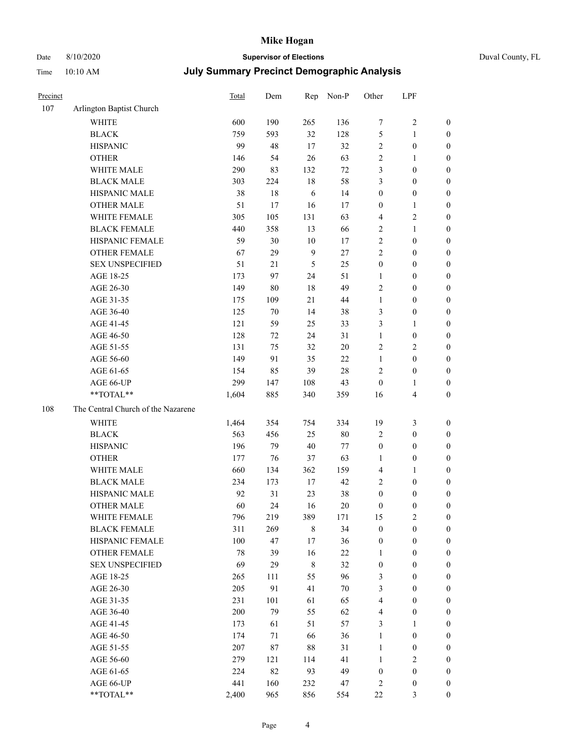# Mike Hogan

Date 8/10/2020 **Supervisor of Elections** Duval County, FL

Time 10:10 AM **July Summary Precinct Demographic Analysis**

| Precinct | | Total | Dem | Rep | Non-P | Other | LPF | |
|---|---|---|---|---|---|---|---|---|
| 107 | Arlington Baptist Church | | | | | | | |
| | WHITE | 600 | 190 | 265 | 136 | 7 | 2 | 0 |
| | BLACK | 759 | 593 | 32 | 128 | 5 | 1 | 0 |
| | HISPANIC | 99 | 48 | 17 | 32 | 2 | 0 | 0 |
| | OTHER | 146 | 54 | 26 | 63 | 2 | 1 | 0 |
| | WHITE MALE | 290 | 83 | 132 | 72 | 3 | 0 | 0 |
| | BLACK MALE | 303 | 224 | 18 | 58 | 3 | 0 | 0 |
| | HISPANIC MALE | 38 | 18 | 6 | 14 | 0 | 0 | 0 |
| | OTHER MALE | 51 | 17 | 16 | 17 | 0 | 1 | 0 |
| | WHITE FEMALE | 305 | 105 | 131 | 63 | 4 | 2 | 0 |
| | BLACK FEMALE | 440 | 358 | 13 | 66 | 2 | 1 | 0 |
| | HISPANIC FEMALE | 59 | 30 | 10 | 17 | 2 | 0 | 0 |
| | OTHER FEMALE | 67 | 29 | 9 | 27 | 2 | 0 | 0 |
| | SEX UNSPECIFIED | 51 | 21 | 5 | 25 | 0 | 0 | 0 |
| | AGE 18-25 | 173 | 97 | 24 | 51 | 1 | 0 | 0 |
| | AGE 26-30 | 149 | 80 | 18 | 49 | 2 | 0 | 0 |
| | AGE 31-35 | 175 | 109 | 21 | 44 | 1 | 0 | 0 |
| | AGE 36-40 | 125 | 70 | 14 | 38 | 3 | 0 | 0 |
| | AGE 41-45 | 121 | 59 | 25 | 33 | 3 | 1 | 0 |
| | AGE 46-50 | 128 | 72 | 24 | 31 | 1 | 0 | 0 |
| | AGE 51-55 | 131 | 75 | 32 | 20 | 2 | 2 | 0 |
| | AGE 56-60 | 149 | 91 | 35 | 22 | 1 | 0 | 0 |
| | AGE 61-65 | 154 | 85 | 39 | 28 | 2 | 0 | 0 |
| | AGE 66-UP | 299 | 147 | 108 | 43 | 0 | 1 | 0 |
| | **TOTAL** | 1,604 | 885 | 340 | 359 | 16 | 4 | 0 |
| 108 | The Central Church of the Nazarene | | | | | | | |
| | WHITE | 1,464 | 354 | 754 | 334 | 19 | 3 | 0 |
| | BLACK | 563 | 456 | 25 | 80 | 2 | 0 | 0 |
| | HISPANIC | 196 | 79 | 40 | 77 | 0 | 0 | 0 |
| | OTHER | 177 | 76 | 37 | 63 | 1 | 0 | 0 |
| | WHITE MALE | 660 | 134 | 362 | 159 | 4 | 1 | 0 |
| | BLACK MALE | 234 | 173 | 17 | 42 | 2 | 0 | 0 |
| | HISPANIC MALE | 92 | 31 | 23 | 38 | 0 | 0 | 0 |
| | OTHER MALE | 60 | 24 | 16 | 20 | 0 | 0 | 0 |
| | WHITE FEMALE | 796 | 219 | 389 | 171 | 15 | 2 | 0 |
| | BLACK FEMALE | 311 | 269 | 8 | 34 | 0 | 0 | 0 |
| | HISPANIC FEMALE | 100 | 47 | 17 | 36 | 0 | 0 | 0 |
| | OTHER FEMALE | 78 | 39 | 16 | 22 | 1 | 0 | 0 |
| | SEX UNSPECIFIED | 69 | 29 | 8 | 32 | 0 | 0 | 0 |
| | AGE 18-25 | 265 | 111 | 55 | 96 | 3 | 0 | 0 |
| | AGE 26-30 | 205 | 91 | 41 | 70 | 3 | 0 | 0 |
| | AGE 31-35 | 231 | 101 | 61 | 65 | 4 | 0 | 0 |
| | AGE 36-40 | 200 | 79 | 55 | 62 | 4 | 0 | 0 |
| | AGE 41-45 | 173 | 61 | 51 | 57 | 3 | 1 | 0 |
| | AGE 46-50 | 174 | 71 | 66 | 36 | 1 | 0 | 0 |
| | AGE 51-55 | 207 | 87 | 88 | 31 | 1 | 0 | 0 |
| | AGE 56-60 | 279 | 121 | 114 | 41 | 1 | 2 | 0 |
| | AGE 61-65 | 224 | 82 | 93 | 49 | 0 | 0 | 0 |
| | AGE 66-UP | 441 | 160 | 232 | 47 | 2 | 0 | 0 |
| | **TOTAL** | 2,400 | 965 | 856 | 554 | 22 | 3 | 0 |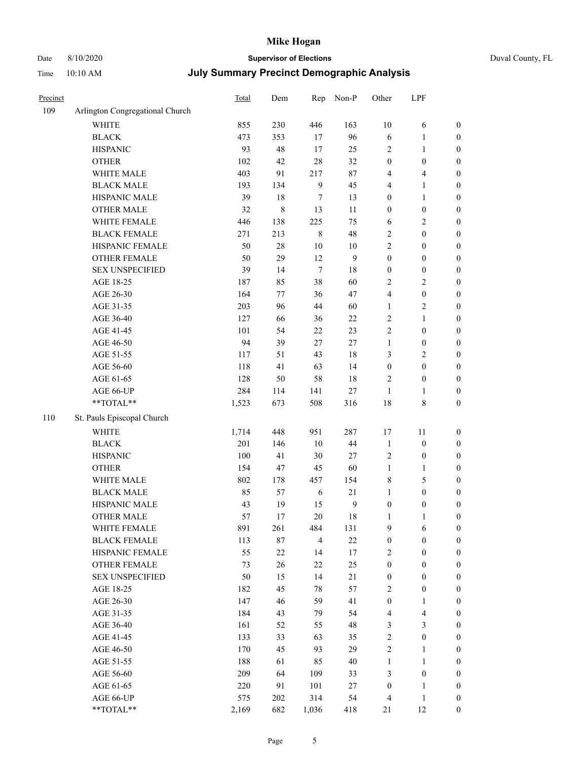# Mike Hogan

Date 8/10/2020 **Supervisor of Elections** Duval County, FL

Time 10:10 AM **July Summary Precinct Demographic Analysis**

| Precinct | | Total | Dem | Rep | Non-P | Other | LPF | |
|---|---|---|---|---|---|---|---|---|
| 109 | Arlington Congregational Church | | | | | | | |
| | WHITE | 855 | 230 | 446 | 163 | 10 | 6 | 0 |
| | BLACK | 473 | 353 | 17 | 96 | 6 | 1 | 0 |
| | HISPANIC | 93 | 48 | 17 | 25 | 2 | 1 | 0 |
| | OTHER | 102 | 42 | 28 | 32 | 0 | 0 | 0 |
| | WHITE MALE | 403 | 91 | 217 | 87 | 4 | 4 | 0 |
| | BLACK MALE | 193 | 134 | 9 | 45 | 4 | 1 | 0 |
| | HISPANIC MALE | 39 | 18 | 7 | 13 | 0 | 1 | 0 |
| | OTHER MALE | 32 | 8 | 13 | 11 | 0 | 0 | 0 |
| | WHITE FEMALE | 446 | 138 | 225 | 75 | 6 | 2 | 0 |
| | BLACK FEMALE | 271 | 213 | 8 | 48 | 2 | 0 | 0 |
| | HISPANIC FEMALE | 50 | 28 | 10 | 10 | 2 | 0 | 0 |
| | OTHER FEMALE | 50 | 29 | 12 | 9 | 0 | 0 | 0 |
| | SEX UNSPECIFIED | 39 | 14 | 7 | 18 | 0 | 0 | 0 |
| | AGE 18-25 | 187 | 85 | 38 | 60 | 2 | 2 | 0 |
| | AGE 26-30 | 164 | 77 | 36 | 47 | 4 | 0 | 0 |
| | AGE 31-35 | 203 | 96 | 44 | 60 | 1 | 2 | 0 |
| | AGE 36-40 | 127 | 66 | 36 | 22 | 2 | 1 | 0 |
| | AGE 41-45 | 101 | 54 | 22 | 23 | 2 | 0 | 0 |
| | AGE 46-50 | 94 | 39 | 27 | 27 | 1 | 0 | 0 |
| | AGE 51-55 | 117 | 51 | 43 | 18 | 3 | 2 | 0 |
| | AGE 56-60 | 118 | 41 | 63 | 14 | 0 | 0 | 0 |
| | AGE 61-65 | 128 | 50 | 58 | 18 | 2 | 0 | 0 |
| | AGE 66-UP | 284 | 114 | 141 | 27 | 1 | 1 | 0 |
| | **TOTAL** | 1,523 | 673 | 508 | 316 | 18 | 8 | 0 |
| 110 | St. Pauls Episcopal Church | | | | | | | |
| | WHITE | 1,714 | 448 | 951 | 287 | 17 | 11 | 0 |
| | BLACK | 201 | 146 | 10 | 44 | 1 | 0 | 0 |
| | HISPANIC | 100 | 41 | 30 | 27 | 2 | 0 | 0 |
| | OTHER | 154 | 47 | 45 | 60 | 1 | 1 | 0 |
| | WHITE MALE | 802 | 178 | 457 | 154 | 8 | 5 | 0 |
| | BLACK MALE | 85 | 57 | 6 | 21 | 1 | 0 | 0 |
| | HISPANIC MALE | 43 | 19 | 15 | 9 | 0 | 0 | 0 |
| | OTHER MALE | 57 | 17 | 20 | 18 | 1 | 1 | 0 |
| | WHITE FEMALE | 891 | 261 | 484 | 131 | 9 | 6 | 0 |
| | BLACK FEMALE | 113 | 87 | 4 | 22 | 0 | 0 | 0 |
| | HISPANIC FEMALE | 55 | 22 | 14 | 17 | 2 | 0 | 0 |
| | OTHER FEMALE | 73 | 26 | 22 | 25 | 0 | 0 | 0 |
| | SEX UNSPECIFIED | 50 | 15 | 14 | 21 | 0 | 0 | 0 |
| | AGE 18-25 | 182 | 45 | 78 | 57 | 2 | 0 | 0 |
| | AGE 26-30 | 147 | 46 | 59 | 41 | 0 | 1 | 0 |
| | AGE 31-35 | 184 | 43 | 79 | 54 | 4 | 4 | 0 |
| | AGE 36-40 | 161 | 52 | 55 | 48 | 3 | 3 | 0 |
| | AGE 41-45 | 133 | 33 | 63 | 35 | 2 | 0 | 0 |
| | AGE 46-50 | 170 | 45 | 93 | 29 | 2 | 1 | 0 |
| | AGE 51-55 | 188 | 61 | 85 | 40 | 1 | 1 | 0 |
| | AGE 56-60 | 209 | 64 | 109 | 33 | 3 | 0 | 0 |
| | AGE 61-65 | 220 | 91 | 101 | 27 | 0 | 1 | 0 |
| | AGE 66-UP | 575 | 202 | 314 | 54 | 4 | 1 | 0 |
| | **TOTAL** | 2,169 | 682 | 1,036 | 418 | 21 | 12 | 0 |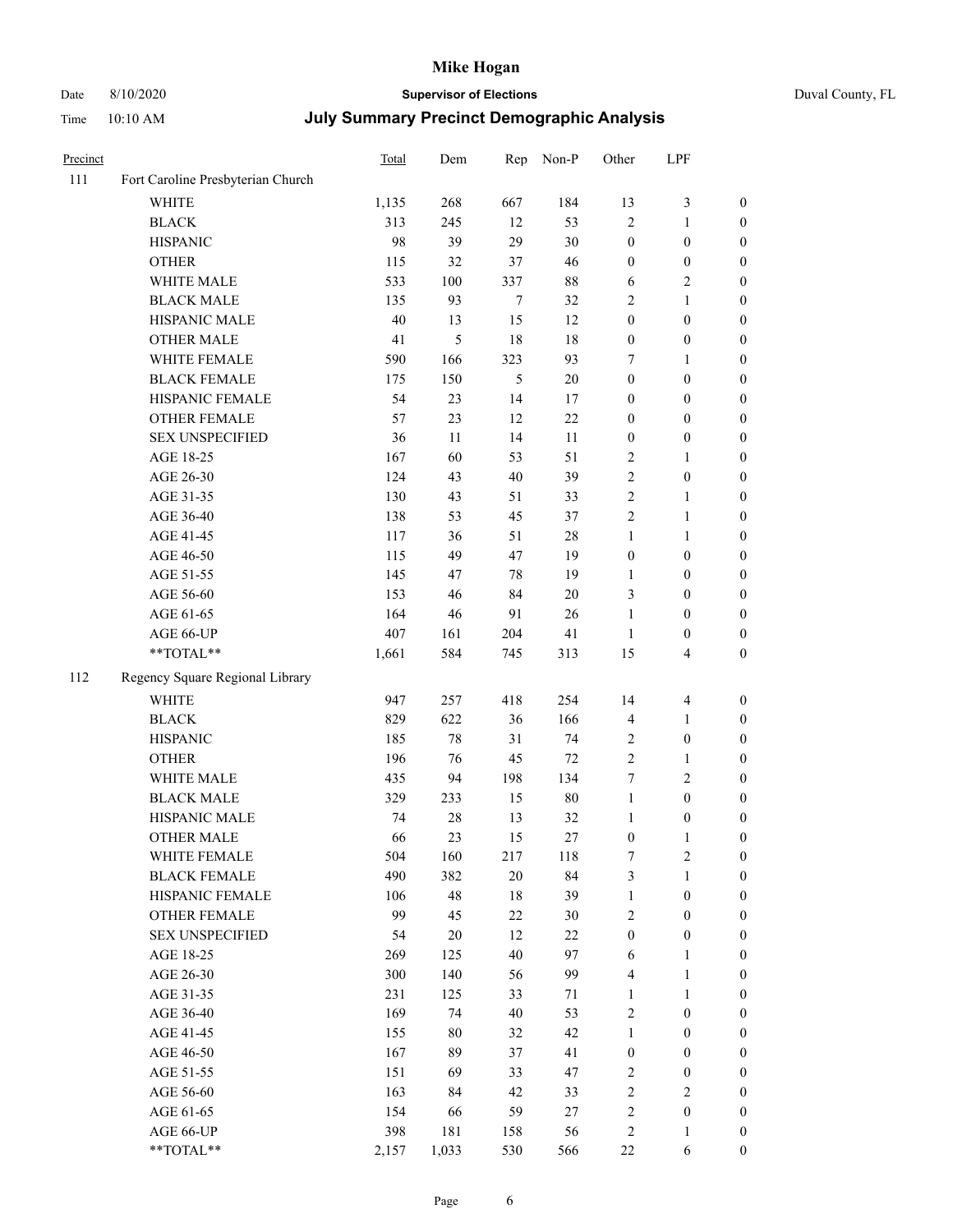# Mike Hogan

Date 8/10/2020 **Supervisor of Elections** Duval County, FL

Time 10:10 AM **July Summary Precinct Demographic Analysis**

| Precinct | | Total | Dem | Rep | Non-P | Other | LPF | |
|---|---|---|---|---|---|---|---|---|
| 111 | Fort Caroline Presbyterian Church | | | | | | | |
| | WHITE | 1,135 | 268 | 667 | 184 | 13 | 3 | 0 |
| | BLACK | 313 | 245 | 12 | 53 | 2 | 1 | 0 |
| | HISPANIC | 98 | 39 | 29 | 30 | 0 | 0 | 0 |
| | OTHER | 115 | 32 | 37 | 46 | 0 | 0 | 0 |
| | WHITE MALE | 533 | 100 | 337 | 88 | 6 | 2 | 0 |
| | BLACK MALE | 135 | 93 | 7 | 32 | 2 | 1 | 0 |
| | HISPANIC MALE | 40 | 13 | 15 | 12 | 0 | 0 | 0 |
| | OTHER MALE | 41 | 5 | 18 | 18 | 0 | 0 | 0 |
| | WHITE FEMALE | 590 | 166 | 323 | 93 | 7 | 1 | 0 |
| | BLACK FEMALE | 175 | 150 | 5 | 20 | 0 | 0 | 0 |
| | HISPANIC FEMALE | 54 | 23 | 14 | 17 | 0 | 0 | 0 |
| | OTHER FEMALE | 57 | 23 | 12 | 22 | 0 | 0 | 0 |
| | SEX UNSPECIFIED | 36 | 11 | 14 | 11 | 0 | 0 | 0 |
| | AGE 18-25 | 167 | 60 | 53 | 51 | 2 | 1 | 0 |
| | AGE 26-30 | 124 | 43 | 40 | 39 | 2 | 0 | 0 |
| | AGE 31-35 | 130 | 43 | 51 | 33 | 2 | 1 | 0 |
| | AGE 36-40 | 138 | 53 | 45 | 37 | 2 | 1 | 0 |
| | AGE 41-45 | 117 | 36 | 51 | 28 | 1 | 1 | 0 |
| | AGE 46-50 | 115 | 49 | 47 | 19 | 0 | 0 | 0 |
| | AGE 51-55 | 145 | 47 | 78 | 19 | 1 | 0 | 0 |
| | AGE 56-60 | 153 | 46 | 84 | 20 | 3 | 0 | 0 |
| | AGE 61-65 | 164 | 46 | 91 | 26 | 1 | 0 | 0 |
| | AGE 66-UP | 407 | 161 | 204 | 41 | 1 | 0 | 0 |
| | **TOTAL** | 1,661 | 584 | 745 | 313 | 15 | 4 | 0 |
| 112 | Regency Square Regional Library | | | | | | | |
| | WHITE | 947 | 257 | 418 | 254 | 14 | 4 | 0 |
| | BLACK | 829 | 622 | 36 | 166 | 4 | 1 | 0 |
| | HISPANIC | 185 | 78 | 31 | 74 | 2 | 0 | 0 |
| | OTHER | 196 | 76 | 45 | 72 | 2 | 1 | 0 |
| | WHITE MALE | 435 | 94 | 198 | 134 | 7 | 2 | 0 |
| | BLACK MALE | 329 | 233 | 15 | 80 | 1 | 0 | 0 |
| | HISPANIC MALE | 74 | 28 | 13 | 32 | 1 | 0 | 0 |
| | OTHER MALE | 66 | 23 | 15 | 27 | 0 | 1 | 0 |
| | WHITE FEMALE | 504 | 160 | 217 | 118 | 7 | 2 | 0 |
| | BLACK FEMALE | 490 | 382 | 20 | 84 | 3 | 1 | 0 |
| | HISPANIC FEMALE | 106 | 48 | 18 | 39 | 1 | 0 | 0 |
| | OTHER FEMALE | 99 | 45 | 22 | 30 | 2 | 0 | 0 |
| | SEX UNSPECIFIED | 54 | 20 | 12 | 22 | 0 | 0 | 0 |
| | AGE 18-25 | 269 | 125 | 40 | 97 | 6 | 1 | 0 |
| | AGE 26-30 | 300 | 140 | 56 | 99 | 4 | 1 | 0 |
| | AGE 31-35 | 231 | 125 | 33 | 71 | 1 | 1 | 0 |
| | AGE 36-40 | 169 | 74 | 40 | 53 | 2 | 0 | 0 |
| | AGE 41-45 | 155 | 80 | 32 | 42 | 1 | 0 | 0 |
| | AGE 46-50 | 167 | 89 | 37 | 41 | 0 | 0 | 0 |
| | AGE 51-55 | 151 | 69 | 33 | 47 | 2 | 0 | 0 |
| | AGE 56-60 | 163 | 84 | 42 | 33 | 2 | 2 | 0 |
| | AGE 61-65 | 154 | 66 | 59 | 27 | 2 | 0 | 0 |
| | AGE 66-UP | 398 | 181 | 158 | 56 | 2 | 1 | 0 |
| | **TOTAL** | 2,157 | 1,033 | 530 | 566 | 22 | 6 | 0 |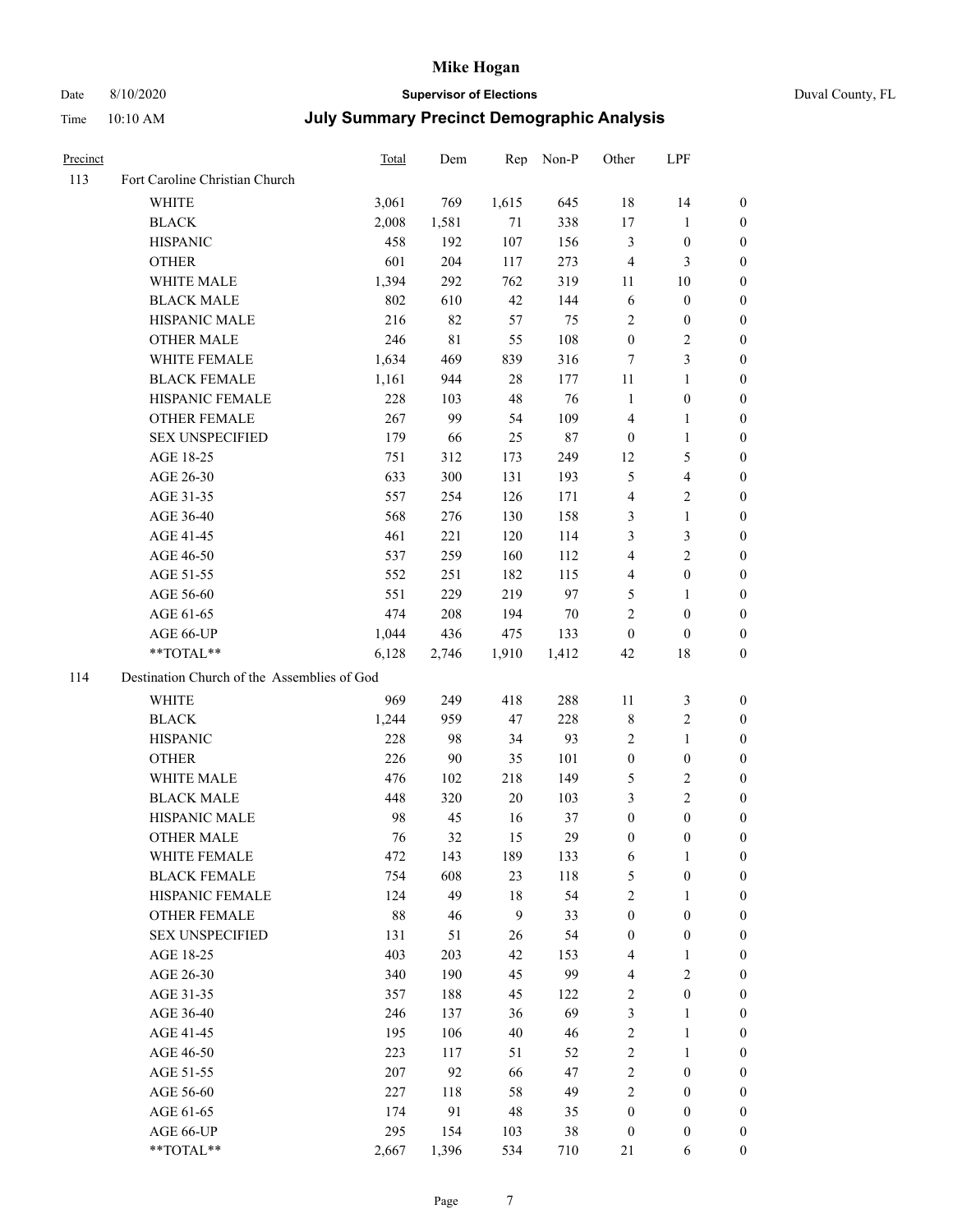# Mike Hogan

Date 8/10/2020 **Supervisor of Elections** Duval County, FL

Time 10:10 AM **July Summary Precinct Demographic Analysis**

| Precinct | | Total | Dem | Rep | Non-P | Other | LPF | |
|---|---|---|---|---|---|---|---|---|
| 113 | Fort Caroline Christian Church | | | | | | | |
| | WHITE | 3,061 | 769 | 1,615 | 645 | 18 | 14 | 0 |
| | BLACK | 2,008 | 1,581 | 71 | 338 | 17 | 1 | 0 |
| | HISPANIC | 458 | 192 | 107 | 156 | 3 | 0 | 0 |
| | OTHER | 601 | 204 | 117 | 273 | 4 | 3 | 0 |
| | WHITE MALE | 1,394 | 292 | 762 | 319 | 11 | 10 | 0 |
| | BLACK MALE | 802 | 610 | 42 | 144 | 6 | 0 | 0 |
| | HISPANIC MALE | 216 | 82 | 57 | 75 | 2 | 0 | 0 |
| | OTHER MALE | 246 | 81 | 55 | 108 | 0 | 2 | 0 |
| | WHITE FEMALE | 1,634 | 469 | 839 | 316 | 7 | 3 | 0 |
| | BLACK FEMALE | 1,161 | 944 | 28 | 177 | 11 | 1 | 0 |
| | HISPANIC FEMALE | 228 | 103 | 48 | 76 | 1 | 0 | 0 |
| | OTHER FEMALE | 267 | 99 | 54 | 109 | 4 | 1 | 0 |
| | SEX UNSPECIFIED | 179 | 66 | 25 | 87 | 0 | 1 | 0 |
| | AGE 18-25 | 751 | 312 | 173 | 249 | 12 | 5 | 0 |
| | AGE 26-30 | 633 | 300 | 131 | 193 | 5 | 4 | 0 |
| | AGE 31-35 | 557 | 254 | 126 | 171 | 4 | 2 | 0 |
| | AGE 36-40 | 568 | 276 | 130 | 158 | 3 | 1 | 0 |
| | AGE 41-45 | 461 | 221 | 120 | 114 | 3 | 3 | 0 |
| | AGE 46-50 | 537 | 259 | 160 | 112 | 4 | 2 | 0 |
| | AGE 51-55 | 552 | 251 | 182 | 115 | 4 | 0 | 0 |
| | AGE 56-60 | 551 | 229 | 219 | 97 | 5 | 1 | 0 |
| | AGE 61-65 | 474 | 208 | 194 | 70 | 2 | 0 | 0 |
| | AGE 66-UP | 1,044 | 436 | 475 | 133 | 0 | 0 | 0 |
| | **TOTAL** | 6,128 | 2,746 | 1,910 | 1,412 | 42 | 18 | 0 |
| 114 | Destination Church of the Assemblies of God | | | | | | | |
| | WHITE | 969 | 249 | 418 | 288 | 11 | 3 | 0 |
| | BLACK | 1,244 | 959 | 47 | 228 | 8 | 2 | 0 |
| | HISPANIC | 228 | 98 | 34 | 93 | 2 | 1 | 0 |
| | OTHER | 226 | 90 | 35 | 101 | 0 | 0 | 0 |
| | WHITE MALE | 476 | 102 | 218 | 149 | 5 | 2 | 0 |
| | BLACK MALE | 448 | 320 | 20 | 103 | 3 | 2 | 0 |
| | HISPANIC MALE | 98 | 45 | 16 | 37 | 0 | 0 | 0 |
| | OTHER MALE | 76 | 32 | 15 | 29 | 0 | 0 | 0 |
| | WHITE FEMALE | 472 | 143 | 189 | 133 | 6 | 1 | 0 |
| | BLACK FEMALE | 754 | 608 | 23 | 118 | 5 | 0 | 0 |
| | HISPANIC FEMALE | 124 | 49 | 18 | 54 | 2 | 1 | 0 |
| | OTHER FEMALE | 88 | 46 | 9 | 33 | 0 | 0 | 0 |
| | SEX UNSPECIFIED | 131 | 51 | 26 | 54 | 0 | 0 | 0 |
| | AGE 18-25 | 403 | 203 | 42 | 153 | 4 | 1 | 0 |
| | AGE 26-30 | 340 | 190 | 45 | 99 | 4 | 2 | 0 |
| | AGE 31-35 | 357 | 188 | 45 | 122 | 2 | 0 | 0 |
| | AGE 36-40 | 246 | 137 | 36 | 69 | 3 | 1 | 0 |
| | AGE 41-45 | 195 | 106 | 40 | 46 | 2 | 1 | 0 |
| | AGE 46-50 | 223 | 117 | 51 | 52 | 2 | 1 | 0 |
| | AGE 51-55 | 207 | 92 | 66 | 47 | 2 | 0 | 0 |
| | AGE 56-60 | 227 | 118 | 58 | 49 | 2 | 0 | 0 |
| | AGE 61-65 | 174 | 91 | 48 | 35 | 0 | 0 | 0 |
| | AGE 66-UP | 295 | 154 | 103 | 38 | 0 | 0 | 0 |
| | **TOTAL** | 2,667 | 1,396 | 534 | 710 | 21 | 6 | 0 |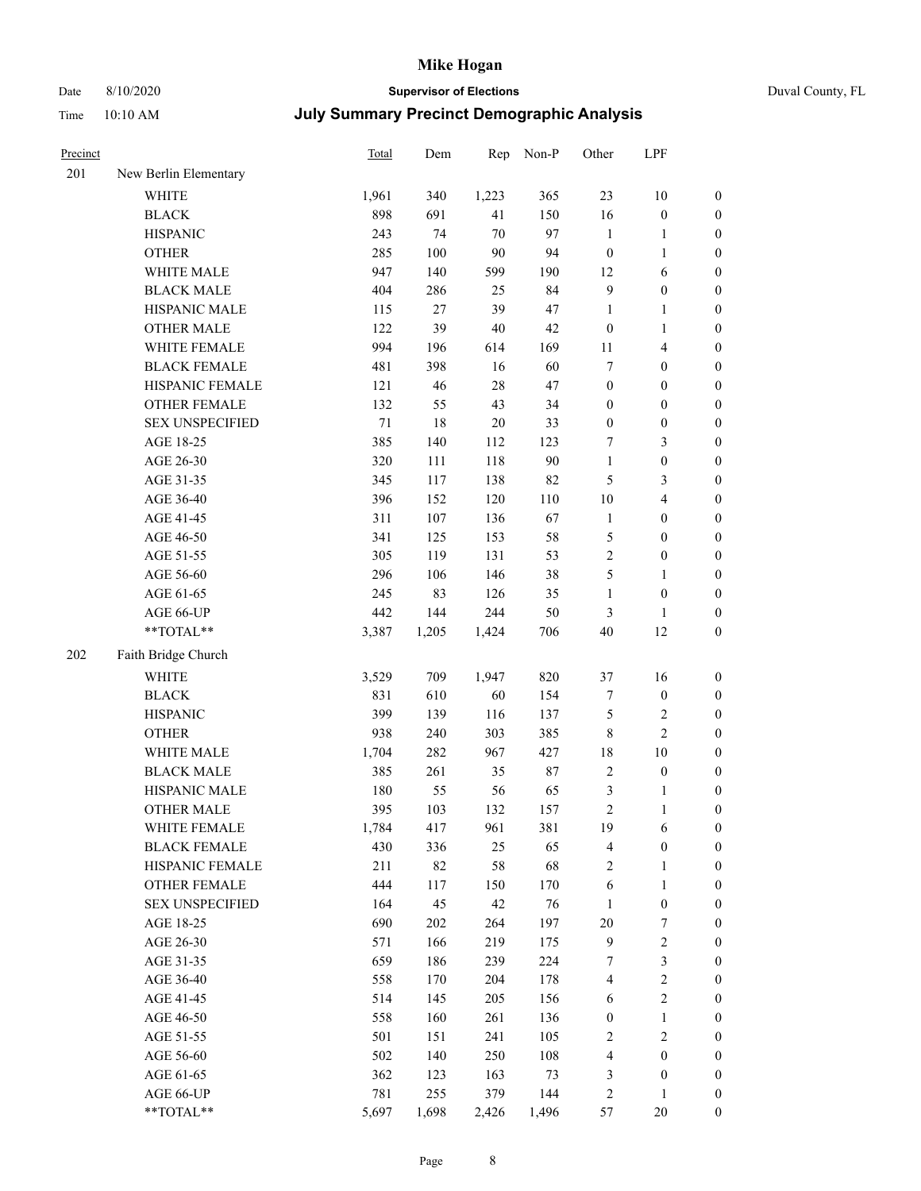# Mike Hogan

Date 8/10/2020 **Supervisor of Elections** Duval County, FL

Time 10:10 AM **July Summary Precinct Demographic Analysis**

| Precinct | | Total | Dem | Rep | Non-P | Other | LPF | |
|---|---|---|---|---|---|---|---|---|
| 201 | New Berlin Elementary | | | | | | | |
| | WHITE | 1,961 | 340 | 1,223 | 365 | 23 | 10 | 0 |
| | BLACK | 898 | 691 | 41 | 150 | 16 | 0 | 0 |
| | HISPANIC | 243 | 74 | 70 | 97 | 1 | 1 | 0 |
| | OTHER | 285 | 100 | 90 | 94 | 0 | 1 | 0 |
| | WHITE MALE | 947 | 140 | 599 | 190 | 12 | 6 | 0 |
| | BLACK MALE | 404 | 286 | 25 | 84 | 9 | 0 | 0 |
| | HISPANIC MALE | 115 | 27 | 39 | 47 | 1 | 1 | 0 |
| | OTHER MALE | 122 | 39 | 40 | 42 | 0 | 1 | 0 |
| | WHITE FEMALE | 994 | 196 | 614 | 169 | 11 | 4 | 0 |
| | BLACK FEMALE | 481 | 398 | 16 | 60 | 7 | 0 | 0 |
| | HISPANIC FEMALE | 121 | 46 | 28 | 47 | 0 | 0 | 0 |
| | OTHER FEMALE | 132 | 55 | 43 | 34 | 0 | 0 | 0 |
| | SEX UNSPECIFIED | 71 | 18 | 20 | 33 | 0 | 0 | 0 |
| | AGE 18-25 | 385 | 140 | 112 | 123 | 7 | 3 | 0 |
| | AGE 26-30 | 320 | 111 | 118 | 90 | 1 | 0 | 0 |
| | AGE 31-35 | 345 | 117 | 138 | 82 | 5 | 3 | 0 |
| | AGE 36-40 | 396 | 152 | 120 | 110 | 10 | 4 | 0 |
| | AGE 41-45 | 311 | 107 | 136 | 67 | 1 | 0 | 0 |
| | AGE 46-50 | 341 | 125 | 153 | 58 | 5 | 0 | 0 |
| | AGE 51-55 | 305 | 119 | 131 | 53 | 2 | 0 | 0 |
| | AGE 56-60 | 296 | 106 | 146 | 38 | 5 | 1 | 0 |
| | AGE 61-65 | 245 | 83 | 126 | 35 | 1 | 0 | 0 |
| | AGE 66-UP | 442 | 144 | 244 | 50 | 3 | 1 | 0 |
| | **TOTAL** | 3,387 | 1,205 | 1,424 | 706 | 40 | 12 | 0 |
| 202 | Faith Bridge Church | | | | | | | |
| | WHITE | 3,529 | 709 | 1,947 | 820 | 37 | 16 | 0 |
| | BLACK | 831 | 610 | 60 | 154 | 7 | 0 | 0 |
| | HISPANIC | 399 | 139 | 116 | 137 | 5 | 2 | 0 |
| | OTHER | 938 | 240 | 303 | 385 | 8 | 2 | 0 |
| | WHITE MALE | 1,704 | 282 | 967 | 427 | 18 | 10 | 0 |
| | BLACK MALE | 385 | 261 | 35 | 87 | 2 | 0 | 0 |
| | HISPANIC MALE | 180 | 55 | 56 | 65 | 3 | 1 | 0 |
| | OTHER MALE | 395 | 103 | 132 | 157 | 2 | 1 | 0 |
| | WHITE FEMALE | 1,784 | 417 | 961 | 381 | 19 | 6 | 0 |
| | BLACK FEMALE | 430 | 336 | 25 | 65 | 4 | 0 | 0 |
| | HISPANIC FEMALE | 211 | 82 | 58 | 68 | 2 | 1 | 0 |
| | OTHER FEMALE | 444 | 117 | 150 | 170 | 6 | 1 | 0 |
| | SEX UNSPECIFIED | 164 | 45 | 42 | 76 | 1 | 0 | 0 |
| | AGE 18-25 | 690 | 202 | 264 | 197 | 20 | 7 | 0 |
| | AGE 26-30 | 571 | 166 | 219 | 175 | 9 | 2 | 0 |
| | AGE 31-35 | 659 | 186 | 239 | 224 | 7 | 3 | 0 |
| | AGE 36-40 | 558 | 170 | 204 | 178 | 4 | 2 | 0 |
| | AGE 41-45 | 514 | 145 | 205 | 156 | 6 | 2 | 0 |
| | AGE 46-50 | 558 | 160 | 261 | 136 | 0 | 1 | 0 |
| | AGE 51-55 | 501 | 151 | 241 | 105 | 2 | 2 | 0 |
| | AGE 56-60 | 502 | 140 | 250 | 108 | 4 | 0 | 0 |
| | AGE 61-65 | 362 | 123 | 163 | 73 | 3 | 0 | 0 |
| | AGE 66-UP | 781 | 255 | 379 | 144 | 2 | 1 | 0 |
| | **TOTAL** | 5,697 | 1,698 | 2,426 | 1,496 | 57 | 20 | 0 |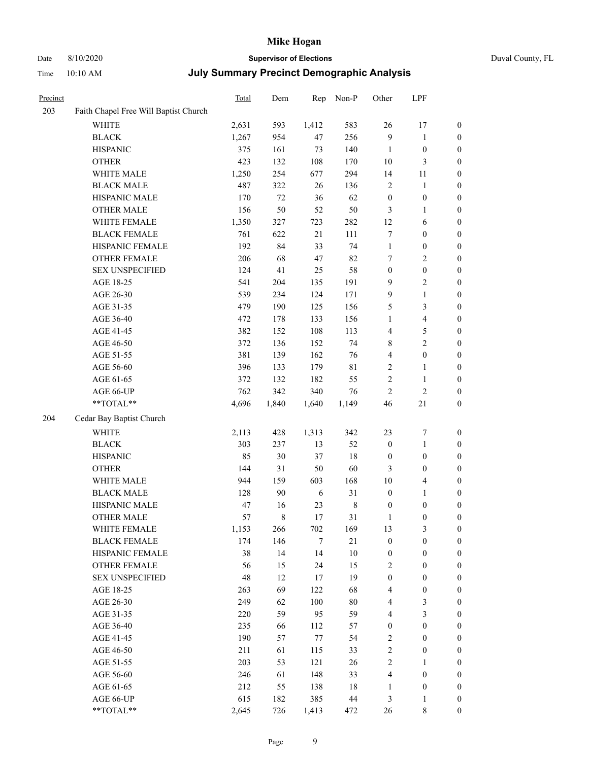| Precinct | | Total | Dem | Rep | Non-P | Other | LPF | |
|---|---|---|---|---|---|---|---|---|
| 203 | Faith Chapel Free Will Baptist Church | | | | | | | |
| | WHITE | 2,631 | 593 | 1,412 | 583 | 26 | 17 | 0 |
| | BLACK | 1,267 | 954 | 47 | 256 | 9 | 1 | 0 |
| | HISPANIC | 375 | 161 | 73 | 140 | 1 | 0 | 0 |
| | OTHER | 423 | 132 | 108 | 170 | 10 | 3 | 0 |
| | WHITE MALE | 1,250 | 254 | 677 | 294 | 14 | 11 | 0 |
| | BLACK MALE | 487 | 322 | 26 | 136 | 2 | 1 | 0 |
| | HISPANIC MALE | 170 | 72 | 36 | 62 | 0 | 0 | 0 |
| | OTHER MALE | 156 | 50 | 52 | 50 | 3 | 1 | 0 |
| | WHITE FEMALE | 1,350 | 327 | 723 | 282 | 12 | 6 | 0 |
| | BLACK FEMALE | 761 | 622 | 21 | 111 | 7 | 0 | 0 |
| | HISPANIC FEMALE | 192 | 84 | 33 | 74 | 1 | 0 | 0 |
| | OTHER FEMALE | 206 | 68 | 47 | 82 | 7 | 2 | 0 |
| | SEX UNSPECIFIED | 124 | 41 | 25 | 58 | 0 | 0 | 0 |
| | AGE 18-25 | 541 | 204 | 135 | 191 | 9 | 2 | 0 |
| | AGE 26-30 | 539 | 234 | 124 | 171 | 9 | 1 | 0 |
| | AGE 31-35 | 479 | 190 | 125 | 156 | 5 | 3 | 0 |
| | AGE 36-40 | 472 | 178 | 133 | 156 | 1 | 4 | 0 |
| | AGE 41-45 | 382 | 152 | 108 | 113 | 4 | 5 | 0 |
| | AGE 46-50 | 372 | 136 | 152 | 74 | 8 | 2 | 0 |
| | AGE 51-55 | 381 | 139 | 162 | 76 | 4 | 0 | 0 |
| | AGE 56-60 | 396 | 133 | 179 | 81 | 2 | 1 | 0 |
| | AGE 61-65 | 372 | 132 | 182 | 55 | 2 | 1 | 0 |
| | AGE 66-UP | 762 | 342 | 340 | 76 | 2 | 2 | 0 |
| | **TOTAL** | 4,696 | 1,840 | 1,640 | 1,149 | 46 | 21 | 0 |
| 204 | Cedar Bay Baptist Church | | | | | | | |
| | WHITE | 2,113 | 428 | 1,313 | 342 | 23 | 7 | 0 |
| | BLACK | 303 | 237 | 13 | 52 | 0 | 1 | 0 |
| | HISPANIC | 85 | 30 | 37 | 18 | 0 | 0 | 0 |
| | OTHER | 144 | 31 | 50 | 60 | 3 | 0 | 0 |
| | WHITE MALE | 944 | 159 | 603 | 168 | 10 | 4 | 0 |
| | BLACK MALE | 128 | 90 | 6 | 31 | 0 | 1 | 0 |
| | HISPANIC MALE | 47 | 16 | 23 | 8 | 0 | 0 | 0 |
| | OTHER MALE | 57 | 8 | 17 | 31 | 1 | 0 | 0 |
| | WHITE FEMALE | 1,153 | 266 | 702 | 169 | 13 | 3 | 0 |
| | BLACK FEMALE | 174 | 146 | 7 | 21 | 0 | 0 | 0 |
| | HISPANIC FEMALE | 38 | 14 | 14 | 10 | 0 | 0 | 0 |
| | OTHER FEMALE | 56 | 15 | 24 | 15 | 2 | 0 | 0 |
| | SEX UNSPECIFIED | 48 | 12 | 17 | 19 | 0 | 0 | 0 |
| | AGE 18-25 | 263 | 69 | 122 | 68 | 4 | 0 | 0 |
| | AGE 26-30 | 249 | 62 | 100 | 80 | 4 | 3 | 0 |
| | AGE 31-35 | 220 | 59 | 95 | 59 | 4 | 3 | 0 |
| | AGE 36-40 | 235 | 66 | 112 | 57 | 0 | 0 | 0 |
| | AGE 41-45 | 190 | 57 | 77 | 54 | 2 | 0 | 0 |
| | AGE 46-50 | 211 | 61 | 115 | 33 | 2 | 0 | 0 |
| | AGE 51-55 | 203 | 53 | 121 | 26 | 2 | 1 | 0 |
| | AGE 56-60 | 246 | 61 | 148 | 33 | 4 | 0 | 0 |
| | AGE 61-65 | 212 | 55 | 138 | 18 | 1 | 0 | 0 |
| | AGE 66-UP | 615 | 182 | 385 | 44 | 3 | 1 | 0 |
| | **TOTAL** | 2,645 | 726 | 1,413 | 472 | 26 | 8 | 0 |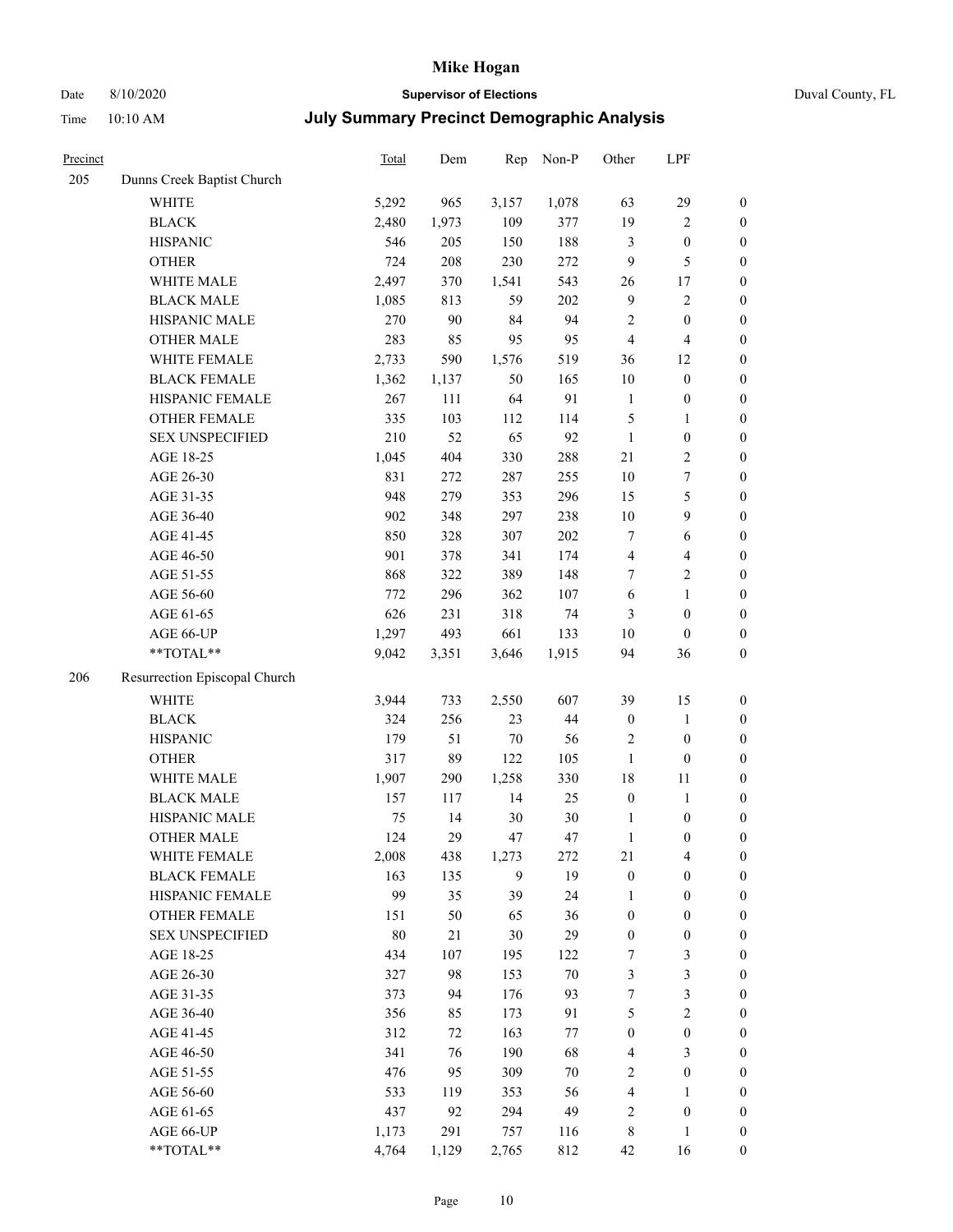# July Summary Precinct Demographic Analysis

| Precinct | | Total | Dem | Rep | Non-P | Other | LPF | |
|---|---|---|---|---|---|---|---|---|
| 205 | Dunns Creek Baptist Church | | | | | | | |
| | WHITE | 5,292 | 965 | 3,157 | 1,078 | 63 | 29 | 0 |
| | BLACK | 2,480 | 1,973 | 109 | 377 | 19 | 2 | 0 |
| | HISPANIC | 546 | 205 | 150 | 188 | 3 | 0 | 0 |
| | OTHER | 724 | 208 | 230 | 272 | 9 | 5 | 0 |
| | WHITE MALE | 2,497 | 370 | 1,541 | 543 | 26 | 17 | 0 |
| | BLACK MALE | 1,085 | 813 | 59 | 202 | 9 | 2 | 0 |
| | HISPANIC MALE | 270 | 90 | 84 | 94 | 2 | 0 | 0 |
| | OTHER MALE | 283 | 85 | 95 | 95 | 4 | 4 | 0 |
| | WHITE FEMALE | 2,733 | 590 | 1,576 | 519 | 36 | 12 | 0 |
| | BLACK FEMALE | 1,362 | 1,137 | 50 | 165 | 10 | 0 | 0 |
| | HISPANIC FEMALE | 267 | 111 | 64 | 91 | 1 | 0 | 0 |
| | OTHER FEMALE | 335 | 103 | 112 | 114 | 5 | 1 | 0 |
| | SEX UNSPECIFIED | 210 | 52 | 65 | 92 | 1 | 0 | 0 |
| | AGE 18-25 | 1,045 | 404 | 330 | 288 | 21 | 2 | 0 |
| | AGE 26-30 | 831 | 272 | 287 | 255 | 10 | 7 | 0 |
| | AGE 31-35 | 948 | 279 | 353 | 296 | 15 | 5 | 0 |
| | AGE 36-40 | 902 | 348 | 297 | 238 | 10 | 9 | 0 |
| | AGE 41-45 | 850 | 328 | 307 | 202 | 7 | 6 | 0 |
| | AGE 46-50 | 901 | 378 | 341 | 174 | 4 | 4 | 0 |
| | AGE 51-55 | 868 | 322 | 389 | 148 | 7 | 2 | 0 |
| | AGE 56-60 | 772 | 296 | 362 | 107 | 6 | 1 | 0 |
| | AGE 61-65 | 626 | 231 | 318 | 74 | 3 | 0 | 0 |
| | AGE 66-UP | 1,297 | 493 | 661 | 133 | 10 | 0 | 0 |
| | **TOTAL** | 9,042 | 3,351 | 3,646 | 1,915 | 94 | 36 | 0 |
| 206 | Resurrection Episcopal Church | | | | | | | |
| | WHITE | 3,944 | 733 | 2,550 | 607 | 39 | 15 | 0 |
| | BLACK | 324 | 256 | 23 | 44 | 0 | 1 | 0 |
| | HISPANIC | 179 | 51 | 70 | 56 | 2 | 0 | 0 |
| | OTHER | 317 | 89 | 122 | 105 | 1 | 0 | 0 |
| | WHITE MALE | 1,907 | 290 | 1,258 | 330 | 18 | 11 | 0 |
| | BLACK MALE | 157 | 117 | 14 | 25 | 0 | 1 | 0 |
| | HISPANIC MALE | 75 | 14 | 30 | 30 | 1 | 0 | 0 |
| | OTHER MALE | 124 | 29 | 47 | 47 | 1 | 0 | 0 |
| | WHITE FEMALE | 2,008 | 438 | 1,273 | 272 | 21 | 4 | 0 |
| | BLACK FEMALE | 163 | 135 | 9 | 19 | 0 | 0 | 0 |
| | HISPANIC FEMALE | 99 | 35 | 39 | 24 | 1 | 0 | 0 |
| | OTHER FEMALE | 151 | 50 | 65 | 36 | 0 | 0 | 0 |
| | SEX UNSPECIFIED | 80 | 21 | 30 | 29 | 0 | 0 | 0 |
| | AGE 18-25 | 434 | 107 | 195 | 122 | 7 | 3 | 0 |
| | AGE 26-30 | 327 | 98 | 153 | 70 | 3 | 3 | 0 |
| | AGE 31-35 | 373 | 94 | 176 | 93 | 7 | 3 | 0 |
| | AGE 36-40 | 356 | 85 | 173 | 91 | 5 | 2 | 0 |
| | AGE 41-45 | 312 | 72 | 163 | 77 | 0 | 0 | 0 |
| | AGE 46-50 | 341 | 76 | 190 | 68 | 4 | 3 | 0 |
| | AGE 51-55 | 476 | 95 | 309 | 70 | 2 | 0 | 0 |
| | AGE 56-60 | 533 | 119 | 353 | 56 | 4 | 1 | 0 |
| | AGE 61-65 | 437 | 92 | 294 | 49 | 2 | 0 | 0 |
| | AGE 66-UP | 1,173 | 291 | 757 | 116 | 8 | 1 | 0 |
| | **TOTAL** | 4,764 | 1,129 | 2,765 | 812 | 42 | 16 | 0 |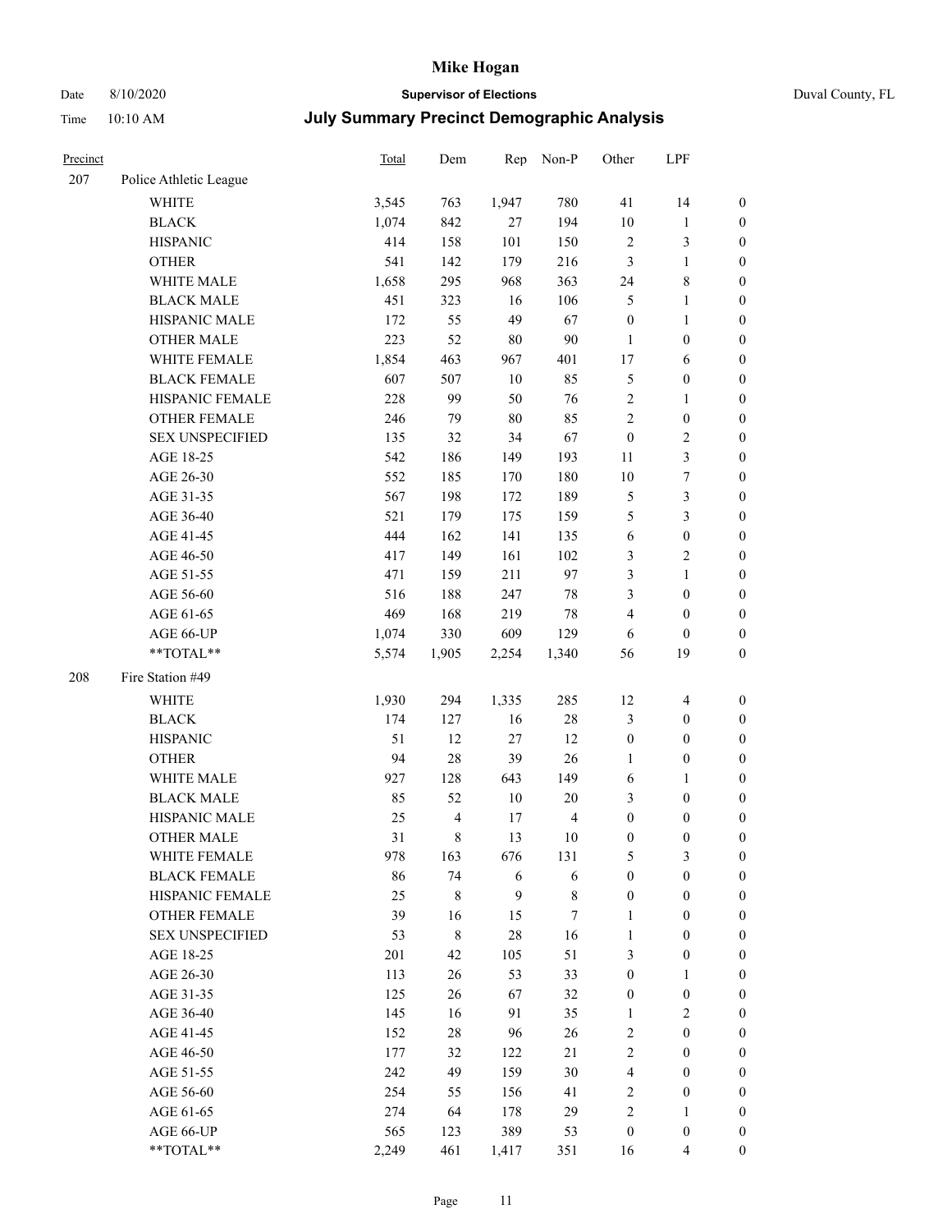# Mike Hogan

Date 8/10/2020 **Supervisor of Elections** Duval County, FL

Time 10:10 AM **July Summary Precinct Demographic Analysis**

| Precinct | | Total | Dem | Rep | Non-P | Other | LPF | |
|---|---|---|---|---|---|---|---|---|
| 207 | Police Athletic League | | | | | | | |
| | WHITE | 3,545 | 763 | 1,947 | 780 | 41 | 14 | 0 |
| | BLACK | 1,074 | 842 | 27 | 194 | 10 | 1 | 0 |
| | HISPANIC | 414 | 158 | 101 | 150 | 2 | 3 | 0 |
| | OTHER | 541 | 142 | 179 | 216 | 3 | 1 | 0 |
| | WHITE MALE | 1,658 | 295 | 968 | 363 | 24 | 8 | 0 |
| | BLACK MALE | 451 | 323 | 16 | 106 | 5 | 1 | 0 |
| | HISPANIC MALE | 172 | 55 | 49 | 67 | 0 | 1 | 0 |
| | OTHER MALE | 223 | 52 | 80 | 90 | 1 | 0 | 0 |
| | WHITE FEMALE | 1,854 | 463 | 967 | 401 | 17 | 6 | 0 |
| | BLACK FEMALE | 607 | 507 | 10 | 85 | 5 | 0 | 0 |
| | HISPANIC FEMALE | 228 | 99 | 50 | 76 | 2 | 1 | 0 |
| | OTHER FEMALE | 246 | 79 | 80 | 85 | 2 | 0 | 0 |
| | SEX UNSPECIFIED | 135 | 32 | 34 | 67 | 0 | 2 | 0 |
| | AGE 18-25 | 542 | 186 | 149 | 193 | 11 | 3 | 0 |
| | AGE 26-30 | 552 | 185 | 170 | 180 | 10 | 7 | 0 |
| | AGE 31-35 | 567 | 198 | 172 | 189 | 5 | 3 | 0 |
| | AGE 36-40 | 521 | 179 | 175 | 159 | 5 | 3 | 0 |
| | AGE 41-45 | 444 | 162 | 141 | 135 | 6 | 0 | 0 |
| | AGE 46-50 | 417 | 149 | 161 | 102 | 3 | 2 | 0 |
| | AGE 51-55 | 471 | 159 | 211 | 97 | 3 | 1 | 0 |
| | AGE 56-60 | 516 | 188 | 247 | 78 | 3 | 0 | 0 |
| | AGE 61-65 | 469 | 168 | 219 | 78 | 4 | 0 | 0 |
| | AGE 66-UP | 1,074 | 330 | 609 | 129 | 6 | 0 | 0 |
| | **TOTAL** | 5,574 | 1,905 | 2,254 | 1,340 | 56 | 19 | 0 |
| 208 | Fire Station #49 | | | | | | | |
| | WHITE | 1,930 | 294 | 1,335 | 285 | 12 | 4 | 0 |
| | BLACK | 174 | 127 | 16 | 28 | 3 | 0 | 0 |
| | HISPANIC | 51 | 12 | 27 | 12 | 0 | 0 | 0 |
| | OTHER | 94 | 28 | 39 | 26 | 1 | 0 | 0 |
| | WHITE MALE | 927 | 128 | 643 | 149 | 6 | 1 | 0 |
| | BLACK MALE | 85 | 52 | 10 | 20 | 3 | 0 | 0 |
| | HISPANIC MALE | 25 | 4 | 17 | 4 | 0 | 0 | 0 |
| | OTHER MALE | 31 | 8 | 13 | 10 | 0 | 0 | 0 |
| | WHITE FEMALE | 978 | 163 | 676 | 131 | 5 | 3 | 0 |
| | BLACK FEMALE | 86 | 74 | 6 | 6 | 0 | 0 | 0 |
| | HISPANIC FEMALE | 25 | 8 | 9 | 8 | 0 | 0 | 0 |
| | OTHER FEMALE | 39 | 16 | 15 | 7 | 1 | 0 | 0 |
| | SEX UNSPECIFIED | 53 | 8 | 28 | 16 | 1 | 0 | 0 |
| | AGE 18-25 | 201 | 42 | 105 | 51 | 3 | 0 | 0 |
| | AGE 26-30 | 113 | 26 | 53 | 33 | 0 | 1 | 0 |
| | AGE 31-35 | 125 | 26 | 67 | 32 | 0 | 0 | 0 |
| | AGE 36-40 | 145 | 16 | 91 | 35 | 1 | 2 | 0 |
| | AGE 41-45 | 152 | 28 | 96 | 26 | 2 | 0 | 0 |
| | AGE 46-50 | 177 | 32 | 122 | 21 | 2 | 0 | 0 |
| | AGE 51-55 | 242 | 49 | 159 | 30 | 4 | 0 | 0 |
| | AGE 56-60 | 254 | 55 | 156 | 41 | 2 | 0 | 0 |
| | AGE 61-65 | 274 | 64 | 178 | 29 | 2 | 1 | 0 |
| | AGE 66-UP | 565 | 123 | 389 | 53 | 0 | 0 | 0 |
| | **TOTAL** | 2,249 | 461 | 1,417 | 351 | 16 | 4 | 0 |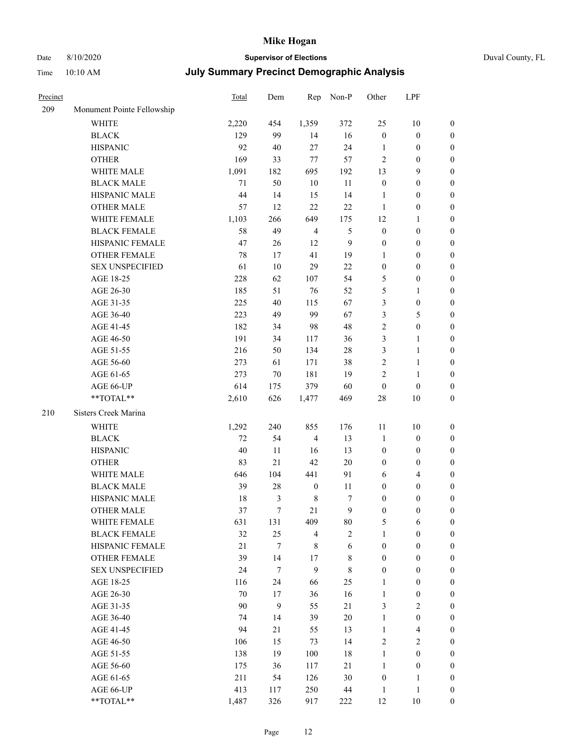| Precinct | | Total | Dem | Rep | Non-P | Other | LPF | |
|---|---|---|---|---|---|---|---|---|
| 209 | Monument Pointe Fellowship | | | | | | | |
| | WHITE | 2,220 | 454 | 1,359 | 372 | 25 | 10 | 0 |
| | BLACK | 129 | 99 | 14 | 16 | 0 | 0 | 0 |
| | HISPANIC | 92 | 40 | 27 | 24 | 1 | 0 | 0 |
| | OTHER | 169 | 33 | 77 | 57 | 2 | 0 | 0 |
| | WHITE MALE | 1,091 | 182 | 695 | 192 | 13 | 9 | 0 |
| | BLACK MALE | 71 | 50 | 10 | 11 | 0 | 0 | 0 |
| | HISPANIC MALE | 44 | 14 | 15 | 14 | 1 | 0 | 0 |
| | OTHER MALE | 57 | 12 | 22 | 22 | 1 | 0 | 0 |
| | WHITE FEMALE | 1,103 | 266 | 649 | 175 | 12 | 1 | 0 |
| | BLACK FEMALE | 58 | 49 | 4 | 5 | 0 | 0 | 0 |
| | HISPANIC FEMALE | 47 | 26 | 12 | 9 | 0 | 0 | 0 |
| | OTHER FEMALE | 78 | 17 | 41 | 19 | 1 | 0 | 0 |
| | SEX UNSPECIFIED | 61 | 10 | 29 | 22 | 0 | 0 | 0 |
| | AGE 18-25 | 228 | 62 | 107 | 54 | 5 | 0 | 0 |
| | AGE 26-30 | 185 | 51 | 76 | 52 | 5 | 1 | 0 |
| | AGE 31-35 | 225 | 40 | 115 | 67 | 3 | 0 | 0 |
| | AGE 36-40 | 223 | 49 | 99 | 67 | 3 | 5 | 0 |
| | AGE 41-45 | 182 | 34 | 98 | 48 | 2 | 0 | 0 |
| | AGE 46-50 | 191 | 34 | 117 | 36 | 3 | 1 | 0 |
| | AGE 51-55 | 216 | 50 | 134 | 28 | 3 | 1 | 0 |
| | AGE 56-60 | 273 | 61 | 171 | 38 | 2 | 1 | 0 |
| | AGE 61-65 | 273 | 70 | 181 | 19 | 2 | 1 | 0 |
| | AGE 66-UP | 614 | 175 | 379 | 60 | 0 | 0 | 0 |
| | **TOTAL** | 2,610 | 626 | 1,477 | 469 | 28 | 10 | 0 |
| 210 | Sisters Creek Marina | | | | | | | |
| | WHITE | 1,292 | 240 | 855 | 176 | 11 | 10 | 0 |
| | BLACK | 72 | 54 | 4 | 13 | 1 | 0 | 0 |
| | HISPANIC | 40 | 11 | 16 | 13 | 0 | 0 | 0 |
| | OTHER | 83 | 21 | 42 | 20 | 0 | 0 | 0 |
| | WHITE MALE | 646 | 104 | 441 | 91 | 6 | 4 | 0 |
| | BLACK MALE | 39 | 28 | 0 | 11 | 0 | 0 | 0 |
| | HISPANIC MALE | 18 | 3 | 8 | 7 | 0 | 0 | 0 |
| | OTHER MALE | 37 | 7 | 21 | 9 | 0 | 0 | 0 |
| | WHITE FEMALE | 631 | 131 | 409 | 80 | 5 | 6 | 0 |
| | BLACK FEMALE | 32 | 25 | 4 | 2 | 1 | 0 | 0 |
| | HISPANIC FEMALE | 21 | 7 | 8 | 6 | 0 | 0 | 0 |
| | OTHER FEMALE | 39 | 14 | 17 | 8 | 0 | 0 | 0 |
| | SEX UNSPECIFIED | 24 | 7 | 9 | 8 | 0 | 0 | 0 |
| | AGE 18-25 | 116 | 24 | 66 | 25 | 1 | 0 | 0 |
| | AGE 26-30 | 70 | 17 | 36 | 16 | 1 | 0 | 0 |
| | AGE 31-35 | 90 | 9 | 55 | 21 | 3 | 2 | 0 |
| | AGE 36-40 | 74 | 14 | 39 | 20 | 1 | 0 | 0 |
| | AGE 41-45 | 94 | 21 | 55 | 13 | 1 | 4 | 0 |
| | AGE 46-50 | 106 | 15 | 73 | 14 | 2 | 2 | 0 |
| | AGE 51-55 | 138 | 19 | 100 | 18 | 1 | 0 | 0 |
| | AGE 56-60 | 175 | 36 | 117 | 21 | 1 | 0 | 0 |
| | AGE 61-65 | 211 | 54 | 126 | 30 | 0 | 1 | 0 |
| | AGE 66-UP | 413 | 117 | 250 | 44 | 1 | 1 | 0 |
| | **TOTAL** | 1,487 | 326 | 917 | 222 | 12 | 10 | 0 |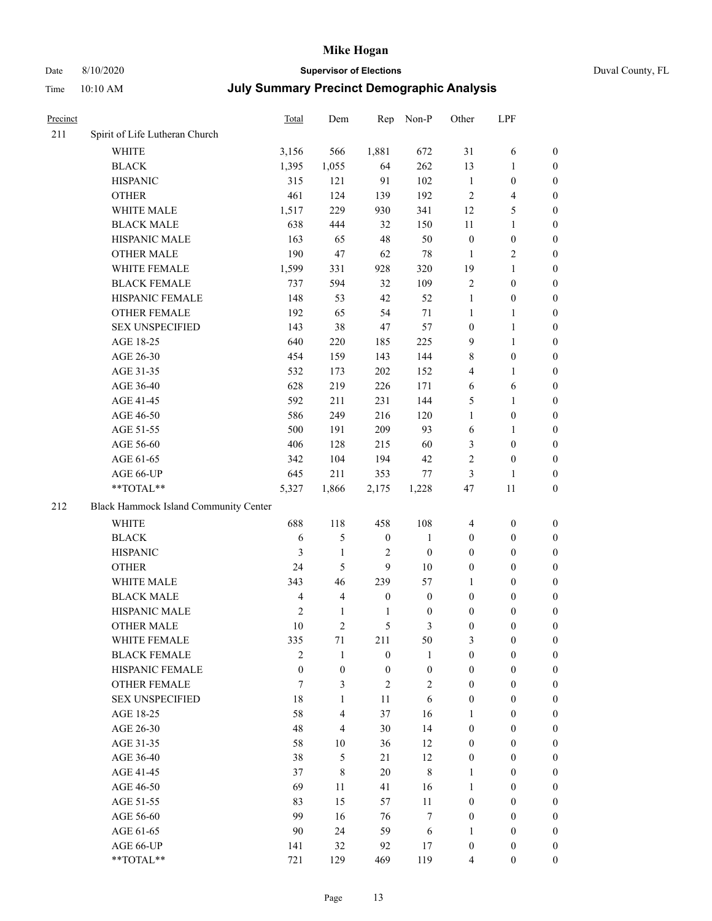# Mike Hogan

Date 8/10/2020 **Supervisor of Elections** Duval County, FL

Time 10:10 AM **July Summary Precinct Demographic Analysis**

| Precinct | | Total | Dem | Rep | Non-P | Other | LPF | |
|---|---|---|---|---|---|---|---|---|
| 211 | Spirit of Life Lutheran Church | | | | | | | |
| | WHITE | 3,156 | 566 | 1,881 | 672 | 31 | 6 | 0 |
| | BLACK | 1,395 | 1,055 | 64 | 262 | 13 | 1 | 0 |
| | HISPANIC | 315 | 121 | 91 | 102 | 1 | 0 | 0 |
| | OTHER | 461 | 124 | 139 | 192 | 2 | 4 | 0 |
| | WHITE MALE | 1,517 | 229 | 930 | 341 | 12 | 5 | 0 |
| | BLACK MALE | 638 | 444 | 32 | 150 | 11 | 1 | 0 |
| | HISPANIC MALE | 163 | 65 | 48 | 50 | 0 | 0 | 0 |
| | OTHER MALE | 190 | 47 | 62 | 78 | 1 | 2 | 0 |
| | WHITE FEMALE | 1,599 | 331 | 928 | 320 | 19 | 1 | 0 |
| | BLACK FEMALE | 737 | 594 | 32 | 109 | 2 | 0 | 0 |
| | HISPANIC FEMALE | 148 | 53 | 42 | 52 | 1 | 0 | 0 |
| | OTHER FEMALE | 192 | 65 | 54 | 71 | 1 | 1 | 0 |
| | SEX UNSPECIFIED | 143 | 38 | 47 | 57 | 0 | 1 | 0 |
| | AGE 18-25 | 640 | 220 | 185 | 225 | 9 | 1 | 0 |
| | AGE 26-30 | 454 | 159 | 143 | 144 | 8 | 0 | 0 |
| | AGE 31-35 | 532 | 173 | 202 | 152 | 4 | 1 | 0 |
| | AGE 36-40 | 628 | 219 | 226 | 171 | 6 | 6 | 0 |
| | AGE 41-45 | 592 | 211 | 231 | 144 | 5 | 1 | 0 |
| | AGE 46-50 | 586 | 249 | 216 | 120 | 1 | 0 | 0 |
| | AGE 51-55 | 500 | 191 | 209 | 93 | 6 | 1 | 0 |
| | AGE 56-60 | 406 | 128 | 215 | 60 | 3 | 0 | 0 |
| | AGE 61-65 | 342 | 104 | 194 | 42 | 2 | 0 | 0 |
| | AGE 66-UP | 645 | 211 | 353 | 77 | 3 | 1 | 0 |
| | **TOTAL** | 5,327 | 1,866 | 2,175 | 1,228 | 47 | 11 | 0 |
| 212 | Black Hammock Island Community Center | | | | | | | |
| | WHITE | 688 | 118 | 458 | 108 | 4 | 0 | 0 |
| | BLACK | 6 | 5 | 0 | 1 | 0 | 0 | 0 |
| | HISPANIC | 3 | 1 | 2 | 0 | 0 | 0 | 0 |
| | OTHER | 24 | 5 | 9 | 10 | 0 | 0 | 0 |
| | WHITE MALE | 343 | 46 | 239 | 57 | 1 | 0 | 0 |
| | BLACK MALE | 4 | 4 | 0 | 0 | 0 | 0 | 0 |
| | HISPANIC MALE | 2 | 1 | 1 | 0 | 0 | 0 | 0 |
| | OTHER MALE | 10 | 2 | 5 | 3 | 0 | 0 | 0 |
| | WHITE FEMALE | 335 | 71 | 211 | 50 | 3 | 0 | 0 |
| | BLACK FEMALE | 2 | 1 | 0 | 1 | 0 | 0 | 0 |
| | HISPANIC FEMALE | 0 | 0 | 0 | 0 | 0 | 0 | 0 |
| | OTHER FEMALE | 7 | 3 | 2 | 2 | 0 | 0 | 0 |
| | SEX UNSPECIFIED | 18 | 1 | 11 | 6 | 0 | 0 | 0 |
| | AGE 18-25 | 58 | 4 | 37 | 16 | 1 | 0 | 0 |
| | AGE 26-30 | 48 | 4 | 30 | 14 | 0 | 0 | 0 |
| | AGE 31-35 | 58 | 10 | 36 | 12 | 0 | 0 | 0 |
| | AGE 36-40 | 38 | 5 | 21 | 12 | 0 | 0 | 0 |
| | AGE 41-45 | 37 | 8 | 20 | 8 | 1 | 0 | 0 |
| | AGE 46-50 | 69 | 11 | 41 | 16 | 1 | 0 | 0 |
| | AGE 51-55 | 83 | 15 | 57 | 11 | 0 | 0 | 0 |
| | AGE 56-60 | 99 | 16 | 76 | 7 | 0 | 0 | 0 |
| | AGE 61-65 | 90 | 24 | 59 | 6 | 1 | 0 | 0 |
| | AGE 66-UP | 141 | 32 | 92 | 17 | 0 | 0 | 0 |
| | **TOTAL** | 721 | 129 | 469 | 119 | 4 | 0 | 0 |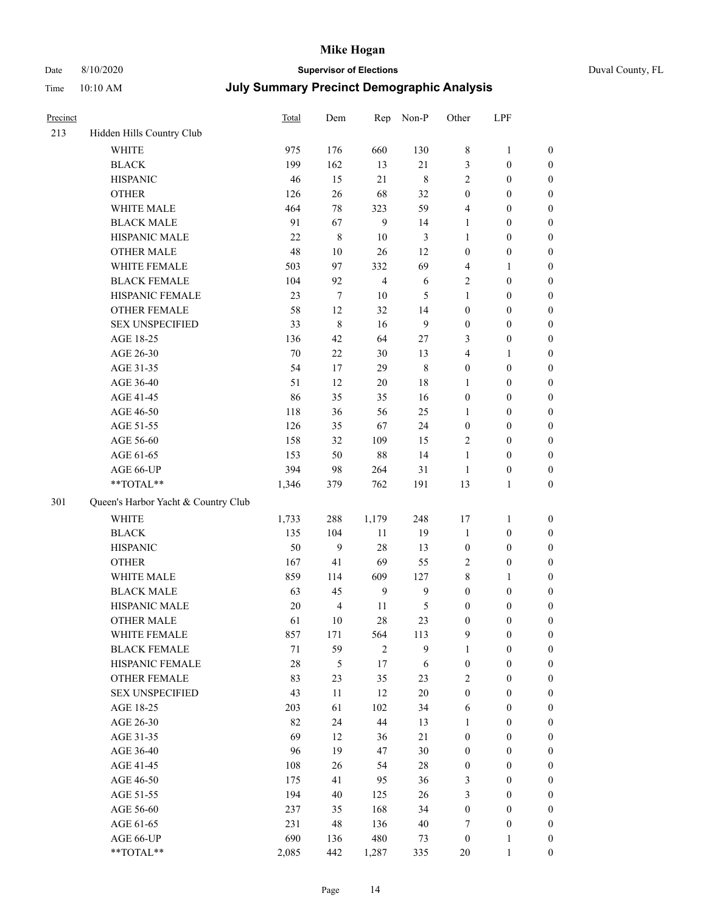# Mike Hogan

Date 8/10/2020 **Supervisor of Elections** Duval County, FL

Time 10:10 AM **July Summary Precinct Demographic Analysis**

| Precinct | | Total | Dem | Rep | Non-P | Other | LPF | |
|---|---|---|---|---|---|---|---|---|
| 213 | Hidden Hills Country Club | | | | | | | |
| | WHITE | 975 | 176 | 660 | 130 | 8 | 1 | 0 |
| | BLACK | 199 | 162 | 13 | 21 | 3 | 0 | 0 |
| | HISPANIC | 46 | 15 | 21 | 8 | 2 | 0 | 0 |
| | OTHER | 126 | 26 | 68 | 32 | 0 | 0 | 0 |
| | WHITE MALE | 464 | 78 | 323 | 59 | 4 | 0 | 0 |
| | BLACK MALE | 91 | 67 | 9 | 14 | 1 | 0 | 0 |
| | HISPANIC MALE | 22 | 8 | 10 | 3 | 1 | 0 | 0 |
| | OTHER MALE | 48 | 10 | 26 | 12 | 0 | 0 | 0 |
| | WHITE FEMALE | 503 | 97 | 332 | 69 | 4 | 1 | 0 |
| | BLACK FEMALE | 104 | 92 | 4 | 6 | 2 | 0 | 0 |
| | HISPANIC FEMALE | 23 | 7 | 10 | 5 | 1 | 0 | 0 |
| | OTHER FEMALE | 58 | 12 | 32 | 14 | 0 | 0 | 0 |
| | SEX UNSPECIFIED | 33 | 8 | 16 | 9 | 0 | 0 | 0 |
| | AGE 18-25 | 136 | 42 | 64 | 27 | 3 | 0 | 0 |
| | AGE 26-30 | 70 | 22 | 30 | 13 | 4 | 1 | 0 |
| | AGE 31-35 | 54 | 17 | 29 | 8 | 0 | 0 | 0 |
| | AGE 36-40 | 51 | 12 | 20 | 18 | 1 | 0 | 0 |
| | AGE 41-45 | 86 | 35 | 35 | 16 | 0 | 0 | 0 |
| | AGE 46-50 | 118 | 36 | 56 | 25 | 1 | 0 | 0 |
| | AGE 51-55 | 126 | 35 | 67 | 24 | 0 | 0 | 0 |
| | AGE 56-60 | 158 | 32 | 109 | 15 | 2 | 0 | 0 |
| | AGE 61-65 | 153 | 50 | 88 | 14 | 1 | 0 | 0 |
| | AGE 66-UP | 394 | 98 | 264 | 31 | 1 | 0 | 0 |
| | **TOTAL** | 1,346 | 379 | 762 | 191 | 13 | 1 | 0 |
| 301 | Queen's Harbor Yacht & Country Club | | | | | | | |
| | WHITE | 1,733 | 288 | 1,179 | 248 | 17 | 1 | 0 |
| | BLACK | 135 | 104 | 11 | 19 | 1 | 0 | 0 |
| | HISPANIC | 50 | 9 | 28 | 13 | 0 | 0 | 0 |
| | OTHER | 167 | 41 | 69 | 55 | 2 | 0 | 0 |
| | WHITE MALE | 859 | 114 | 609 | 127 | 8 | 1 | 0 |
| | BLACK MALE | 63 | 45 | 9 | 9 | 0 | 0 | 0 |
| | HISPANIC MALE | 20 | 4 | 11 | 5 | 0 | 0 | 0 |
| | OTHER MALE | 61 | 10 | 28 | 23 | 0 | 0 | 0 |
| | WHITE FEMALE | 857 | 171 | 564 | 113 | 9 | 0 | 0 |
| | BLACK FEMALE | 71 | 59 | 2 | 9 | 1 | 0 | 0 |
| | HISPANIC FEMALE | 28 | 5 | 17 | 6 | 0 | 0 | 0 |
| | OTHER FEMALE | 83 | 23 | 35 | 23 | 2 | 0 | 0 |
| | SEX UNSPECIFIED | 43 | 11 | 12 | 20 | 0 | 0 | 0 |
| | AGE 18-25 | 203 | 61 | 102 | 34 | 6 | 0 | 0 |
| | AGE 26-30 | 82 | 24 | 44 | 13 | 1 | 0 | 0 |
| | AGE 31-35 | 69 | 12 | 36 | 21 | 0 | 0 | 0 |
| | AGE 36-40 | 96 | 19 | 47 | 30 | 0 | 0 | 0 |
| | AGE 41-45 | 108 | 26 | 54 | 28 | 0 | 0 | 0 |
| | AGE 46-50 | 175 | 41 | 95 | 36 | 3 | 0 | 0 |
| | AGE 51-55 | 194 | 40 | 125 | 26 | 3 | 0 | 0 |
| | AGE 56-60 | 237 | 35 | 168 | 34 | 0 | 0 | 0 |
| | AGE 61-65 | 231 | 48 | 136 | 40 | 7 | 0 | 0 |
| | AGE 66-UP | 690 | 136 | 480 | 73 | 0 | 1 | 0 |
| | **TOTAL** | 2,085 | 442 | 1,287 | 335 | 20 | 1 | 0 |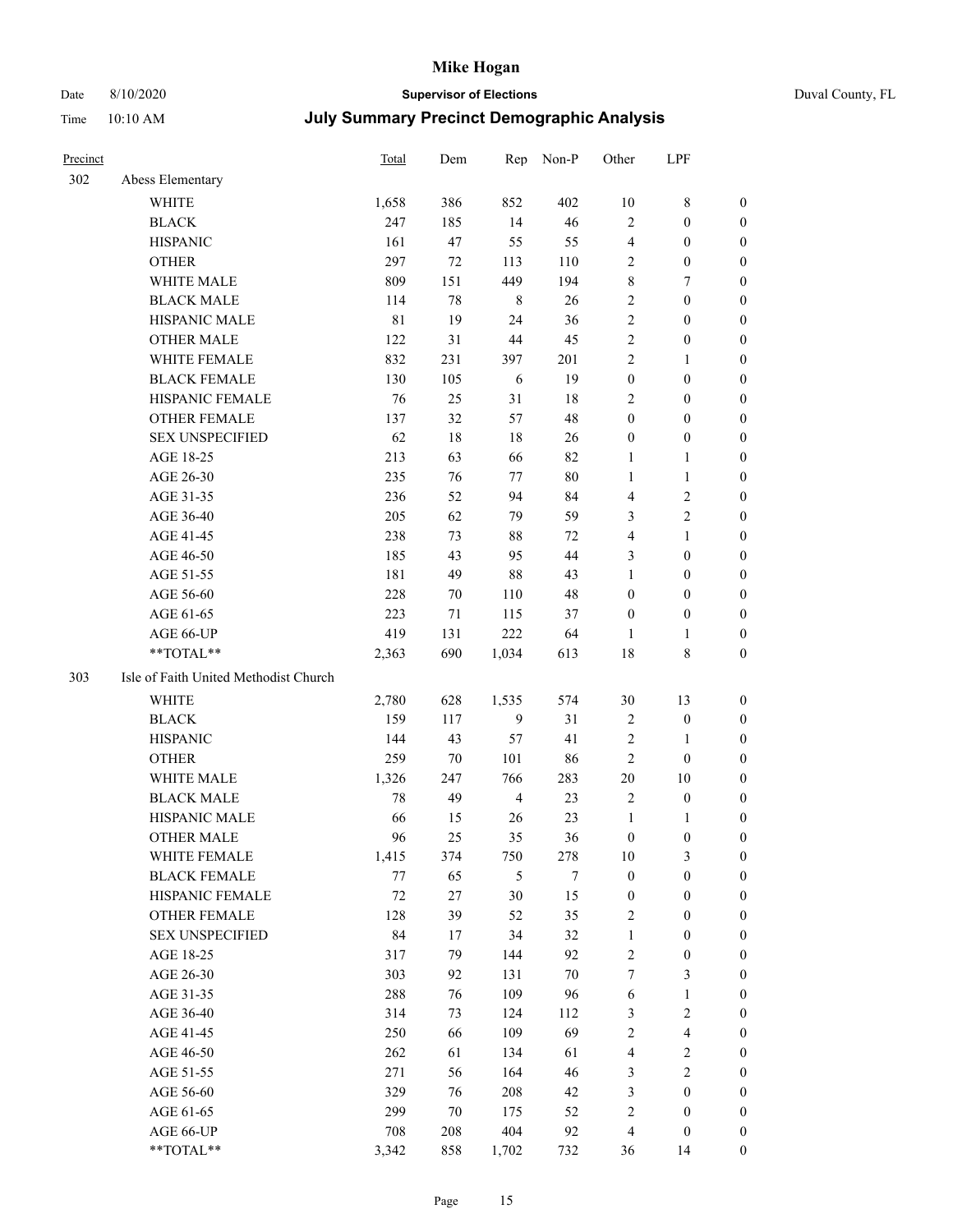# Mike Hogan

Date 8/10/2020 **Supervisor of Elections** Duval County, FL

Time 10:10 AM **July Summary Precinct Demographic Analysis**

| Precinct | | Total | Dem | Rep | Non-P | Other | LPF | |
|---|---|---|---|---|---|---|---|---|
| 302 | Abess Elementary | | | | | | | |
| | WHITE | 1,658 | 386 | 852 | 402 | 10 | 8 | 0 |
| | BLACK | 247 | 185 | 14 | 46 | 2 | 0 | 0 |
| | HISPANIC | 161 | 47 | 55 | 55 | 4 | 0 | 0 |
| | OTHER | 297 | 72 | 113 | 110 | 2 | 0 | 0 |
| | WHITE MALE | 809 | 151 | 449 | 194 | 8 | 7 | 0 |
| | BLACK MALE | 114 | 78 | 8 | 26 | 2 | 0 | 0 |
| | HISPANIC MALE | 81 | 19 | 24 | 36 | 2 | 0 | 0 |
| | OTHER MALE | 122 | 31 | 44 | 45 | 2 | 0 | 0 |
| | WHITE FEMALE | 832 | 231 | 397 | 201 | 2 | 1 | 0 |
| | BLACK FEMALE | 130 | 105 | 6 | 19 | 0 | 0 | 0 |
| | HISPANIC FEMALE | 76 | 25 | 31 | 18 | 2 | 0 | 0 |
| | OTHER FEMALE | 137 | 32 | 57 | 48 | 0 | 0 | 0 |
| | SEX UNSPECIFIED | 62 | 18 | 18 | 26 | 0 | 0 | 0 |
| | AGE 18-25 | 213 | 63 | 66 | 82 | 1 | 1 | 0 |
| | AGE 26-30 | 235 | 76 | 77 | 80 | 1 | 1 | 0 |
| | AGE 31-35 | 236 | 52 | 94 | 84 | 4 | 2 | 0 |
| | AGE 36-40 | 205 | 62 | 79 | 59 | 3 | 2 | 0 |
| | AGE 41-45 | 238 | 73 | 88 | 72 | 4 | 1 | 0 |
| | AGE 46-50 | 185 | 43 | 95 | 44 | 3 | 0 | 0 |
| | AGE 51-55 | 181 | 49 | 88 | 43 | 1 | 0 | 0 |
| | AGE 56-60 | 228 | 70 | 110 | 48 | 0 | 0 | 0 |
| | AGE 61-65 | 223 | 71 | 115 | 37 | 0 | 0 | 0 |
| | AGE 66-UP | 419 | 131 | 222 | 64 | 1 | 1 | 0 |
| | **TOTAL** | 2,363 | 690 | 1,034 | 613 | 18 | 8 | 0 |
| 303 | Isle of Faith United Methodist Church | | | | | | | |
| | WHITE | 2,780 | 628 | 1,535 | 574 | 30 | 13 | 0 |
| | BLACK | 159 | 117 | 9 | 31 | 2 | 0 | 0 |
| | HISPANIC | 144 | 43 | 57 | 41 | 2 | 1 | 0 |
| | OTHER | 259 | 70 | 101 | 86 | 2 | 0 | 0 |
| | WHITE MALE | 1,326 | 247 | 766 | 283 | 20 | 10 | 0 |
| | BLACK MALE | 78 | 49 | 4 | 23 | 2 | 0 | 0 |
| | HISPANIC MALE | 66 | 15 | 26 | 23 | 1 | 1 | 0 |
| | OTHER MALE | 96 | 25 | 35 | 36 | 0 | 0 | 0 |
| | WHITE FEMALE | 1,415 | 374 | 750 | 278 | 10 | 3 | 0 |
| | BLACK FEMALE | 77 | 65 | 5 | 7 | 0 | 0 | 0 |
| | HISPANIC FEMALE | 72 | 27 | 30 | 15 | 0 | 0 | 0 |
| | OTHER FEMALE | 128 | 39 | 52 | 35 | 2 | 0 | 0 |
| | SEX UNSPECIFIED | 84 | 17 | 34 | 32 | 1 | 0 | 0 |
| | AGE 18-25 | 317 | 79 | 144 | 92 | 2 | 0 | 0 |
| | AGE 26-30 | 303 | 92 | 131 | 70 | 7 | 3 | 0 |
| | AGE 31-35 | 288 | 76 | 109 | 96 | 6 | 1 | 0 |
| | AGE 36-40 | 314 | 73 | 124 | 112 | 3 | 2 | 0 |
| | AGE 41-45 | 250 | 66 | 109 | 69 | 2 | 4 | 0 |
| | AGE 46-50 | 262 | 61 | 134 | 61 | 4 | 2 | 0 |
| | AGE 51-55 | 271 | 56 | 164 | 46 | 3 | 2 | 0 |
| | AGE 56-60 | 329 | 76 | 208 | 42 | 3 | 0 | 0 |
| | AGE 61-65 | 299 | 70 | 175 | 52 | 2 | 0 | 0 |
| | AGE 66-UP | 708 | 208 | 404 | 92 | 4 | 0 | 0 |
| | **TOTAL** | 3,342 | 858 | 1,702 | 732 | 36 | 14 | 0 |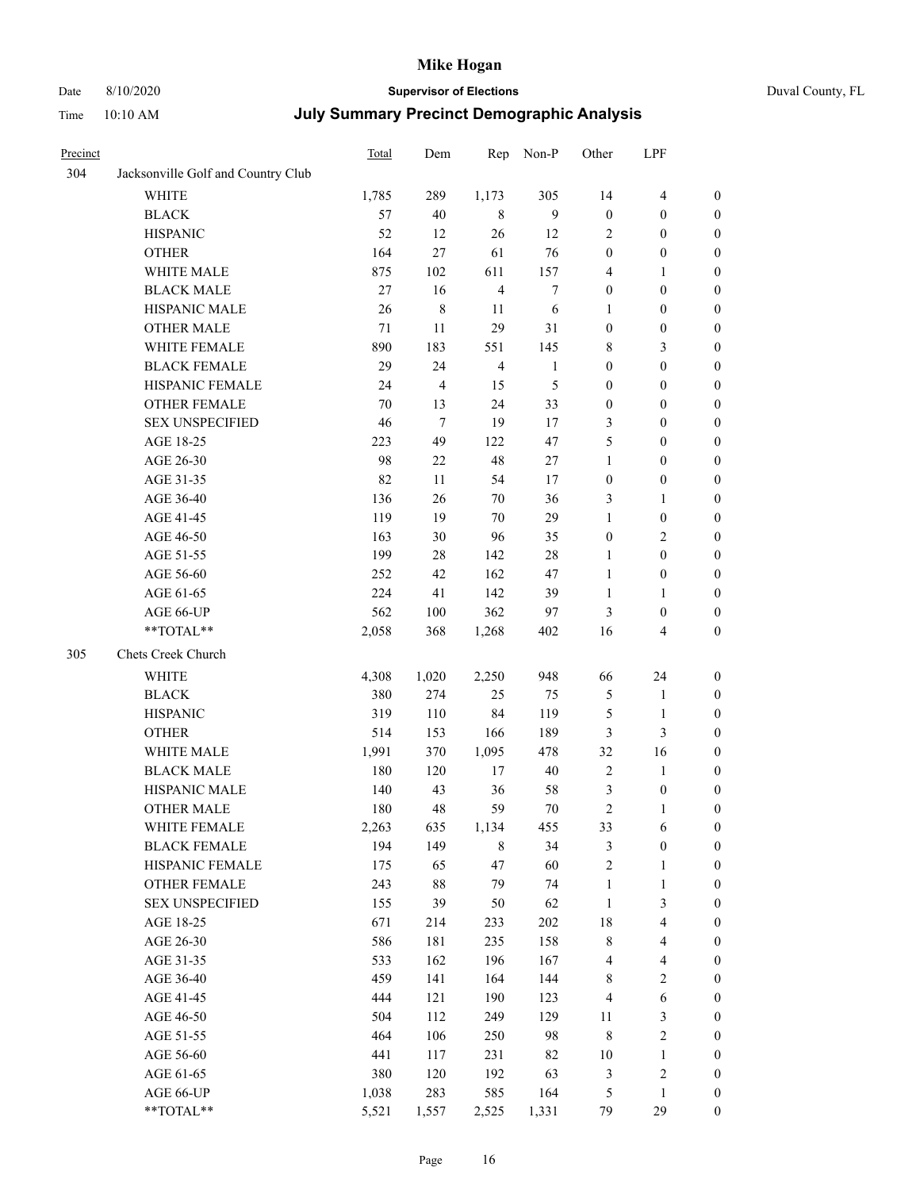# Mike Hogan

Date 8/10/2020 **Supervisor of Elections** Duval County, FL

Time 10:10 AM **July Summary Precinct Demographic Analysis**

| Precinct | | Total | Dem | Rep | Non-P | Other | LPF | |
|---|---|---|---|---|---|---|---|---|
| 304 | Jacksonville Golf and Country Club | | | | | | | |
| | WHITE | 1,785 | 289 | 1,173 | 305 | 14 | 4 | 0 |
| | BLACK | 57 | 40 | 8 | 9 | 0 | 0 | 0 |
| | HISPANIC | 52 | 12 | 26 | 12 | 2 | 0 | 0 |
| | OTHER | 164 | 27 | 61 | 76 | 0 | 0 | 0 |
| | WHITE MALE | 875 | 102 | 611 | 157 | 4 | 1 | 0 |
| | BLACK MALE | 27 | 16 | 4 | 7 | 0 | 0 | 0 |
| | HISPANIC MALE | 26 | 8 | 11 | 6 | 1 | 0 | 0 |
| | OTHER MALE | 71 | 11 | 29 | 31 | 0 | 0 | 0 |
| | WHITE FEMALE | 890 | 183 | 551 | 145 | 8 | 3 | 0 |
| | BLACK FEMALE | 29 | 24 | 4 | 1 | 0 | 0 | 0 |
| | HISPANIC FEMALE | 24 | 4 | 15 | 5 | 0 | 0 | 0 |
| | OTHER FEMALE | 70 | 13 | 24 | 33 | 0 | 0 | 0 |
| | SEX UNSPECIFIED | 46 | 7 | 19 | 17 | 3 | 0 | 0 |
| | AGE 18-25 | 223 | 49 | 122 | 47 | 5 | 0 | 0 |
| | AGE 26-30 | 98 | 22 | 48 | 27 | 1 | 0 | 0 |
| | AGE 31-35 | 82 | 11 | 54 | 17 | 0 | 0 | 0 |
| | AGE 36-40 | 136 | 26 | 70 | 36 | 3 | 1 | 0 |
| | AGE 41-45 | 119 | 19 | 70 | 29 | 1 | 0 | 0 |
| | AGE 46-50 | 163 | 30 | 96 | 35 | 0 | 2 | 0 |
| | AGE 51-55 | 199 | 28 | 142 | 28 | 1 | 0 | 0 |
| | AGE 56-60 | 252 | 42 | 162 | 47 | 1 | 0 | 0 |
| | AGE 61-65 | 224 | 41 | 142 | 39 | 1 | 1 | 0 |
| | AGE 66-UP | 562 | 100 | 362 | 97 | 3 | 0 | 0 |
| | **TOTAL** | 2,058 | 368 | 1,268 | 402 | 16 | 4 | 0 |
| 305 | Chets Creek Church | | | | | | | |
| | WHITE | 4,308 | 1,020 | 2,250 | 948 | 66 | 24 | 0 |
| | BLACK | 380 | 274 | 25 | 75 | 5 | 1 | 0 |
| | HISPANIC | 319 | 110 | 84 | 119 | 5 | 1 | 0 |
| | OTHER | 514 | 153 | 166 | 189 | 3 | 3 | 0 |
| | WHITE MALE | 1,991 | 370 | 1,095 | 478 | 32 | 16 | 0 |
| | BLACK MALE | 180 | 120 | 17 | 40 | 2 | 1 | 0 |
| | HISPANIC MALE | 140 | 43 | 36 | 58 | 3 | 0 | 0 |
| | OTHER MALE | 180 | 48 | 59 | 70 | 2 | 1 | 0 |
| | WHITE FEMALE | 2,263 | 635 | 1,134 | 455 | 33 | 6 | 0 |
| | BLACK FEMALE | 194 | 149 | 8 | 34 | 3 | 0 | 0 |
| | HISPANIC FEMALE | 175 | 65 | 47 | 60 | 2 | 1 | 0 |
| | OTHER FEMALE | 243 | 88 | 79 | 74 | 1 | 1 | 0 |
| | SEX UNSPECIFIED | 155 | 39 | 50 | 62 | 1 | 3 | 0 |
| | AGE 18-25 | 671 | 214 | 233 | 202 | 18 | 4 | 0 |
| | AGE 26-30 | 586 | 181 | 235 | 158 | 8 | 4 | 0 |
| | AGE 31-35 | 533 | 162 | 196 | 167 | 4 | 4 | 0 |
| | AGE 36-40 | 459 | 141 | 164 | 144 | 8 | 2 | 0 |
| | AGE 41-45 | 444 | 121 | 190 | 123 | 4 | 6 | 0 |
| | AGE 46-50 | 504 | 112 | 249 | 129 | 11 | 3 | 0 |
| | AGE 51-55 | 464 | 106 | 250 | 98 | 8 | 2 | 0 |
| | AGE 56-60 | 441 | 117 | 231 | 82 | 10 | 1 | 0 |
| | AGE 61-65 | 380 | 120 | 192 | 63 | 3 | 2 | 0 |
| | AGE 66-UP | 1,038 | 283 | 585 | 164 | 5 | 1 | 0 |
| | **TOTAL** | 5,521 | 1,557 | 2,525 | 1,331 | 79 | 29 | 0 |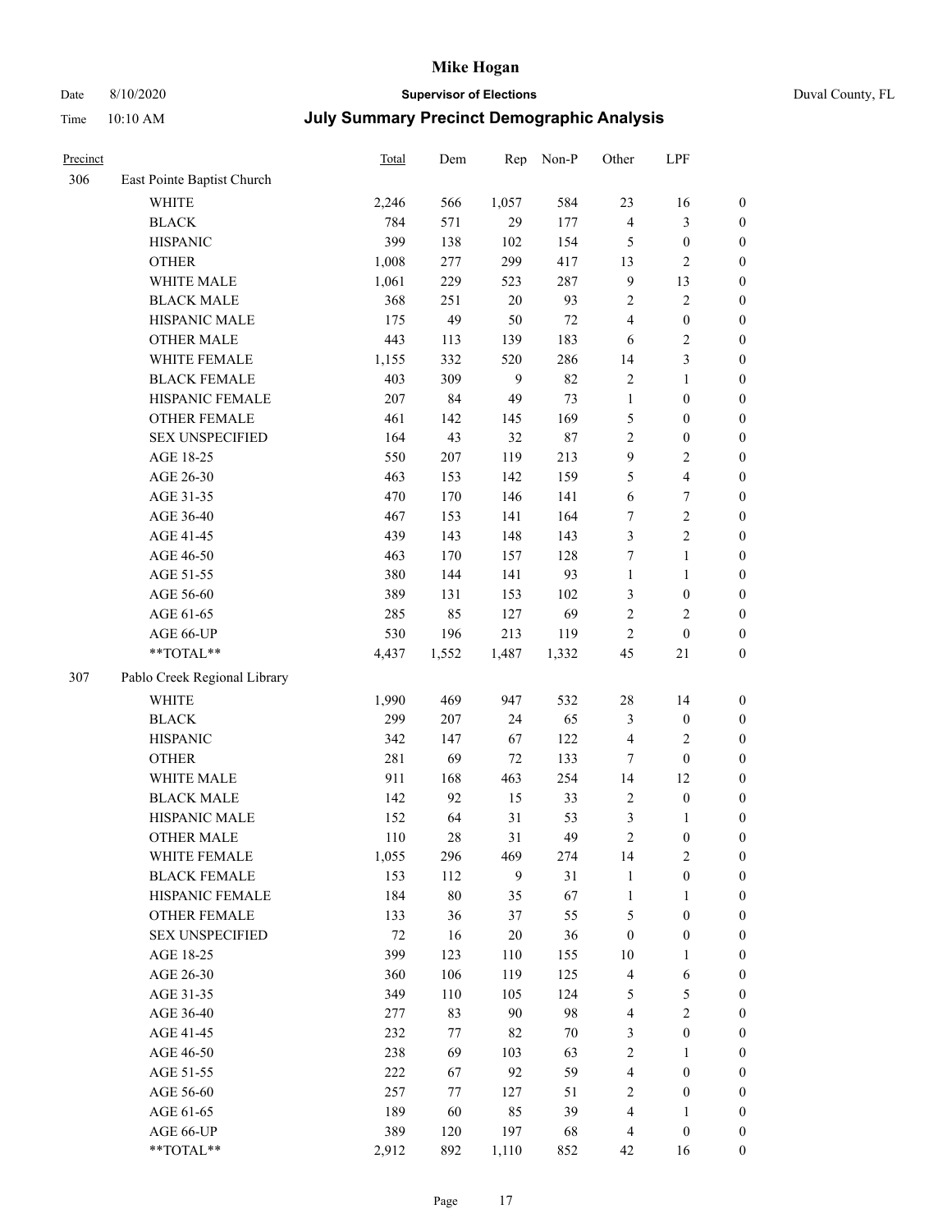# Mike Hogan

Date 8/10/2020 **Supervisor of Elections** Duval County, FL

Time 10:10 AM **July Summary Precinct Demographic Analysis**

| Precinct | | Total | Dem | Rep | Non-P | Other | LPF | |
|---|---|---|---|---|---|---|---|---|
| 306 | East Pointe Baptist Church | | | | | | | |
| | WHITE | 2,246 | 566 | 1,057 | 584 | 23 | 16 | 0 |
| | BLACK | 784 | 571 | 29 | 177 | 4 | 3 | 0 |
| | HISPANIC | 399 | 138 | 102 | 154 | 5 | 0 | 0 |
| | OTHER | 1,008 | 277 | 299 | 417 | 13 | 2 | 0 |
| | WHITE MALE | 1,061 | 229 | 523 | 287 | 9 | 13 | 0 |
| | BLACK MALE | 368 | 251 | 20 | 93 | 2 | 2 | 0 |
| | HISPANIC MALE | 175 | 49 | 50 | 72 | 4 | 0 | 0 |
| | OTHER MALE | 443 | 113 | 139 | 183 | 6 | 2 | 0 |
| | WHITE FEMALE | 1,155 | 332 | 520 | 286 | 14 | 3 | 0 |
| | BLACK FEMALE | 403 | 309 | 9 | 82 | 2 | 1 | 0 |
| | HISPANIC FEMALE | 207 | 84 | 49 | 73 | 1 | 0 | 0 |
| | OTHER FEMALE | 461 | 142 | 145 | 169 | 5 | 0 | 0 |
| | SEX UNSPECIFIED | 164 | 43 | 32 | 87 | 2 | 0 | 0 |
| | AGE 18-25 | 550 | 207 | 119 | 213 | 9 | 2 | 0 |
| | AGE 26-30 | 463 | 153 | 142 | 159 | 5 | 4 | 0 |
| | AGE 31-35 | 470 | 170 | 146 | 141 | 6 | 7 | 0 |
| | AGE 36-40 | 467 | 153 | 141 | 164 | 7 | 2 | 0 |
| | AGE 41-45 | 439 | 143 | 148 | 143 | 3 | 2 | 0 |
| | AGE 46-50 | 463 | 170 | 157 | 128 | 7 | 1 | 0 |
| | AGE 51-55 | 380 | 144 | 141 | 93 | 1 | 1 | 0 |
| | AGE 56-60 | 389 | 131 | 153 | 102 | 3 | 0 | 0 |
| | AGE 61-65 | 285 | 85 | 127 | 69 | 2 | 2 | 0 |
| | AGE 66-UP | 530 | 196 | 213 | 119 | 2 | 0 | 0 |
| | **TOTAL** | 4,437 | 1,552 | 1,487 | 1,332 | 45 | 21 | 0 |
| 307 | Pablo Creek Regional Library | | | | | | | |
| | WHITE | 1,990 | 469 | 947 | 532 | 28 | 14 | 0 |
| | BLACK | 299 | 207 | 24 | 65 | 3 | 0 | 0 |
| | HISPANIC | 342 | 147 | 67 | 122 | 4 | 2 | 0 |
| | OTHER | 281 | 69 | 72 | 133 | 7 | 0 | 0 |
| | WHITE MALE | 911 | 168 | 463 | 254 | 14 | 12 | 0 |
| | BLACK MALE | 142 | 92 | 15 | 33 | 2 | 0 | 0 |
| | HISPANIC MALE | 152 | 64 | 31 | 53 | 3 | 1 | 0 |
| | OTHER MALE | 110 | 28 | 31 | 49 | 2 | 0 | 0 |
| | WHITE FEMALE | 1,055 | 296 | 469 | 274 | 14 | 2 | 0 |
| | BLACK FEMALE | 153 | 112 | 9 | 31 | 1 | 0 | 0 |
| | HISPANIC FEMALE | 184 | 80 | 35 | 67 | 1 | 1 | 0 |
| | OTHER FEMALE | 133 | 36 | 37 | 55 | 5 | 0 | 0 |
| | SEX UNSPECIFIED | 72 | 16 | 20 | 36 | 0 | 0 | 0 |
| | AGE 18-25 | 399 | 123 | 110 | 155 | 10 | 1 | 0 |
| | AGE 26-30 | 360 | 106 | 119 | 125 | 4 | 6 | 0 |
| | AGE 31-35 | 349 | 110 | 105 | 124 | 5 | 5 | 0 |
| | AGE 36-40 | 277 | 83 | 90 | 98 | 4 | 2 | 0 |
| | AGE 41-45 | 232 | 77 | 82 | 70 | 3 | 0 | 0 |
| | AGE 46-50 | 238 | 69 | 103 | 63 | 2 | 1 | 0 |
| | AGE 51-55 | 222 | 67 | 92 | 59 | 4 | 0 | 0 |
| | AGE 56-60 | 257 | 77 | 127 | 51 | 2 | 0 | 0 |
| | AGE 61-65 | 189 | 60 | 85 | 39 | 4 | 1 | 0 |
| | AGE 66-UP | 389 | 120 | 197 | 68 | 4 | 0 | 0 |
| | **TOTAL** | 2,912 | 892 | 1,110 | 852 | 42 | 16 | 0 |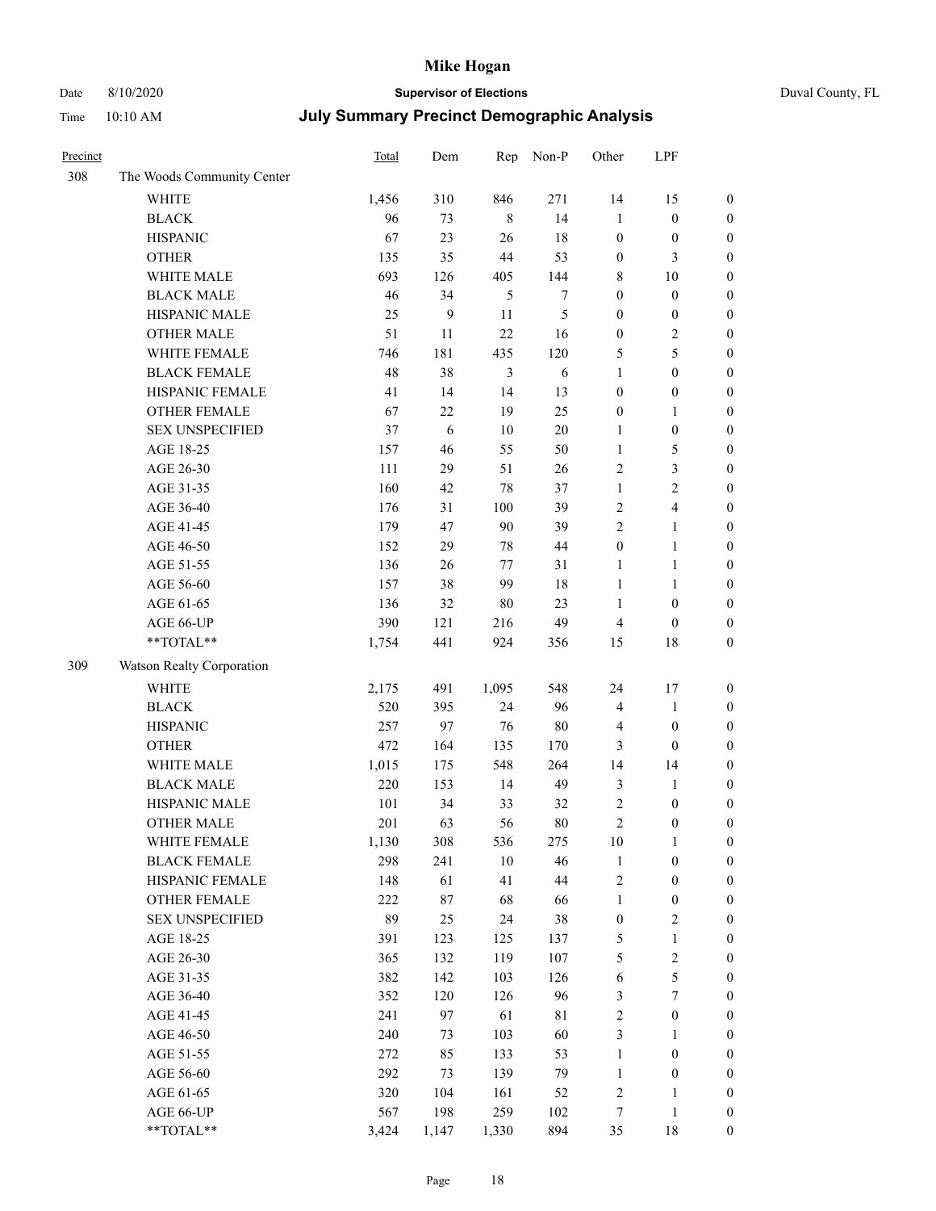| Precinct | | Total | Dem | Rep | Non-P | Other | LPF | |
|---|---|---|---|---|---|---|---|---|
| 308 | The Woods Community Center | | | | | | | |
| | WHITE | 1,456 | 310 | 846 | 271 | 14 | 15 | 0 |
| | BLACK | 96 | 73 | 8 | 14 | 1 | 0 | 0 |
| | HISPANIC | 67 | 23 | 26 | 18 | 0 | 0 | 0 |
| | OTHER | 135 | 35 | 44 | 53 | 0 | 3 | 0 |
| | WHITE MALE | 693 | 126 | 405 | 144 | 8 | 10 | 0 |
| | BLACK MALE | 46 | 34 | 5 | 7 | 0 | 0 | 0 |
| | HISPANIC MALE | 25 | 9 | 11 | 5 | 0 | 0 | 0 |
| | OTHER MALE | 51 | 11 | 22 | 16 | 0 | 2 | 0 |
| | WHITE FEMALE | 746 | 181 | 435 | 120 | 5 | 5 | 0 |
| | BLACK FEMALE | 48 | 38 | 3 | 6 | 1 | 0 | 0 |
| | HISPANIC FEMALE | 41 | 14 | 14 | 13 | 0 | 0 | 0 |
| | OTHER FEMALE | 67 | 22 | 19 | 25 | 0 | 1 | 0 |
| | SEX UNSPECIFIED | 37 | 6 | 10 | 20 | 1 | 0 | 0 |
| | AGE 18-25 | 157 | 46 | 55 | 50 | 1 | 5 | 0 |
| | AGE 26-30 | 111 | 29 | 51 | 26 | 2 | 3 | 0 |
| | AGE 31-35 | 160 | 42 | 78 | 37 | 1 | 2 | 0 |
| | AGE 36-40 | 176 | 31 | 100 | 39 | 2 | 4 | 0 |
| | AGE 41-45 | 179 | 47 | 90 | 39 | 2 | 1 | 0 |
| | AGE 46-50 | 152 | 29 | 78 | 44 | 0 | 1 | 0 |
| | AGE 51-55 | 136 | 26 | 77 | 31 | 1 | 1 | 0 |
| | AGE 56-60 | 157 | 38 | 99 | 18 | 1 | 1 | 0 |
| | AGE 61-65 | 136 | 32 | 80 | 23 | 1 | 0 | 0 |
| | AGE 66-UP | 390 | 121 | 216 | 49 | 4 | 0 | 0 |
| | **TOTAL** | 1,754 | 441 | 924 | 356 | 15 | 18 | 0 |
| 309 | Watson Realty Corporation | | | | | | | |
| | WHITE | 2,175 | 491 | 1,095 | 548 | 24 | 17 | 0 |
| | BLACK | 520 | 395 | 24 | 96 | 4 | 1 | 0 |
| | HISPANIC | 257 | 97 | 76 | 80 | 4 | 0 | 0 |
| | OTHER | 472 | 164 | 135 | 170 | 3 | 0 | 0 |
| | WHITE MALE | 1,015 | 175 | 548 | 264 | 14 | 14 | 0 |
| | BLACK MALE | 220 | 153 | 14 | 49 | 3 | 1 | 0 |
| | HISPANIC MALE | 101 | 34 | 33 | 32 | 2 | 0 | 0 |
| | OTHER MALE | 201 | 63 | 56 | 80 | 2 | 0 | 0 |
| | WHITE FEMALE | 1,130 | 308 | 536 | 275 | 10 | 1 | 0 |
| | BLACK FEMALE | 298 | 241 | 10 | 46 | 1 | 0 | 0 |
| | HISPANIC FEMALE | 148 | 61 | 41 | 44 | 2 | 0 | 0 |
| | OTHER FEMALE | 222 | 87 | 68 | 66 | 1 | 0 | 0 |
| | SEX UNSPECIFIED | 89 | 25 | 24 | 38 | 0 | 2 | 0 |
| | AGE 18-25 | 391 | 123 | 125 | 137 | 5 | 1 | 0 |
| | AGE 26-30 | 365 | 132 | 119 | 107 | 5 | 2 | 0 |
| | AGE 31-35 | 382 | 142 | 103 | 126 | 6 | 5 | 0 |
| | AGE 36-40 | 352 | 120 | 126 | 96 | 3 | 7 | 0 |
| | AGE 41-45 | 241 | 97 | 61 | 81 | 2 | 0 | 0 |
| | AGE 46-50 | 240 | 73 | 103 | 60 | 3 | 1 | 0 |
| | AGE 51-55 | 272 | 85 | 133 | 53 | 1 | 0 | 0 |
| | AGE 56-60 | 292 | 73 | 139 | 79 | 1 | 0 | 0 |
| | AGE 61-65 | 320 | 104 | 161 | 52 | 2 | 1 | 0 |
| | AGE 66-UP | 567 | 198 | 259 | 102 | 7 | 1 | 0 |
| | **TOTAL** | 3,424 | 1,147 | 1,330 | 894 | 35 | 18 | 0 |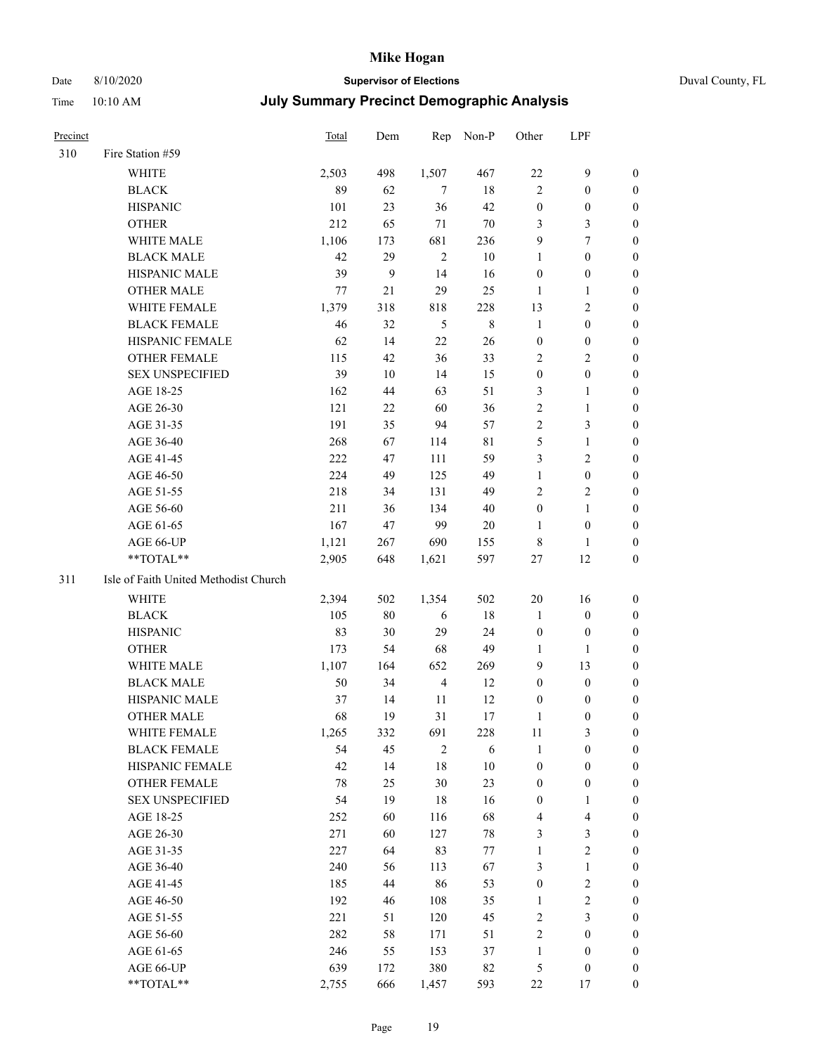# Mike Hogan

Date 8/10/2020 **Supervisor of Elections** Duval County, FL

Time 10:10 AM **July Summary Precinct Demographic Analysis**

| Precinct | | Total | Dem | Rep | Non-P | Other | LPF | |
|---|---|---|---|---|---|---|---|---|
| 310 | Fire Station #59 | | | | | | | |
| | WHITE | 2,503 | 498 | 1,507 | 467 | 22 | 9 | 0 |
| | BLACK | 89 | 62 | 7 | 18 | 2 | 0 | 0 |
| | HISPANIC | 101 | 23 | 36 | 42 | 0 | 0 | 0 |
| | OTHER | 212 | 65 | 71 | 70 | 3 | 3 | 0 |
| | WHITE MALE | 1,106 | 173 | 681 | 236 | 9 | 7 | 0 |
| | BLACK MALE | 42 | 29 | 2 | 10 | 1 | 0 | 0 |
| | HISPANIC MALE | 39 | 9 | 14 | 16 | 0 | 0 | 0 |
| | OTHER MALE | 77 | 21 | 29 | 25 | 1 | 1 | 0 |
| | WHITE FEMALE | 1,379 | 318 | 818 | 228 | 13 | 2 | 0 |
| | BLACK FEMALE | 46 | 32 | 5 | 8 | 1 | 0 | 0 |
| | HISPANIC FEMALE | 62 | 14 | 22 | 26 | 0 | 0 | 0 |
| | OTHER FEMALE | 115 | 42 | 36 | 33 | 2 | 2 | 0 |
| | SEX UNSPECIFIED | 39 | 10 | 14 | 15 | 0 | 0 | 0 |
| | AGE 18-25 | 162 | 44 | 63 | 51 | 3 | 1 | 0 |
| | AGE 26-30 | 121 | 22 | 60 | 36 | 2 | 1 | 0 |
| | AGE 31-35 | 191 | 35 | 94 | 57 | 2 | 3 | 0 |
| | AGE 36-40 | 268 | 67 | 114 | 81 | 5 | 1 | 0 |
| | AGE 41-45 | 222 | 47 | 111 | 59 | 3 | 2 | 0 |
| | AGE 46-50 | 224 | 49 | 125 | 49 | 1 | 0 | 0 |
| | AGE 51-55 | 218 | 34 | 131 | 49 | 2 | 2 | 0 |
| | AGE 56-60 | 211 | 36 | 134 | 40 | 0 | 1 | 0 |
| | AGE 61-65 | 167 | 47 | 99 | 20 | 1 | 0 | 0 |
| | AGE 66-UP | 1,121 | 267 | 690 | 155 | 8 | 1 | 0 |
| | **TOTAL** | 2,905 | 648 | 1,621 | 597 | 27 | 12 | 0 |
| 311 | Isle of Faith United Methodist Church | | | | | | | |
| | WHITE | 2,394 | 502 | 1,354 | 502 | 20 | 16 | 0 |
| | BLACK | 105 | 80 | 6 | 18 | 1 | 0 | 0 |
| | HISPANIC | 83 | 30 | 29 | 24 | 0 | 0 | 0 |
| | OTHER | 173 | 54 | 68 | 49 | 1 | 1 | 0 |
| | WHITE MALE | 1,107 | 164 | 652 | 269 | 9 | 13 | 0 |
| | BLACK MALE | 50 | 34 | 4 | 12 | 0 | 0 | 0 |
| | HISPANIC MALE | 37 | 14 | 11 | 12 | 0 | 0 | 0 |
| | OTHER MALE | 68 | 19 | 31 | 17 | 1 | 0 | 0 |
| | WHITE FEMALE | 1,265 | 332 | 691 | 228 | 11 | 3 | 0 |
| | BLACK FEMALE | 54 | 45 | 2 | 6 | 1 | 0 | 0 |
| | HISPANIC FEMALE | 42 | 14 | 18 | 10 | 0 | 0 | 0 |
| | OTHER FEMALE | 78 | 25 | 30 | 23 | 0 | 0 | 0 |
| | SEX UNSPECIFIED | 54 | 19 | 18 | 16 | 0 | 1 | 0 |
| | AGE 18-25 | 252 | 60 | 116 | 68 | 4 | 4 | 0 |
| | AGE 26-30 | 271 | 60 | 127 | 78 | 3 | 3 | 0 |
| | AGE 31-35 | 227 | 64 | 83 | 77 | 1 | 2 | 0 |
| | AGE 36-40 | 240 | 56 | 113 | 67 | 3 | 1 | 0 |
| | AGE 41-45 | 185 | 44 | 86 | 53 | 0 | 2 | 0 |
| | AGE 46-50 | 192 | 46 | 108 | 35 | 1 | 2 | 0 |
| | AGE 51-55 | 221 | 51 | 120 | 45 | 2 | 3 | 0 |
| | AGE 56-60 | 282 | 58 | 171 | 51 | 2 | 0 | 0 |
| | AGE 61-65 | 246 | 55 | 153 | 37 | 1 | 0 | 0 |
| | AGE 66-UP | 639 | 172 | 380 | 82 | 5 | 0 | 0 |
| | **TOTAL** | 2,755 | 666 | 1,457 | 593 | 22 | 17 | 0 |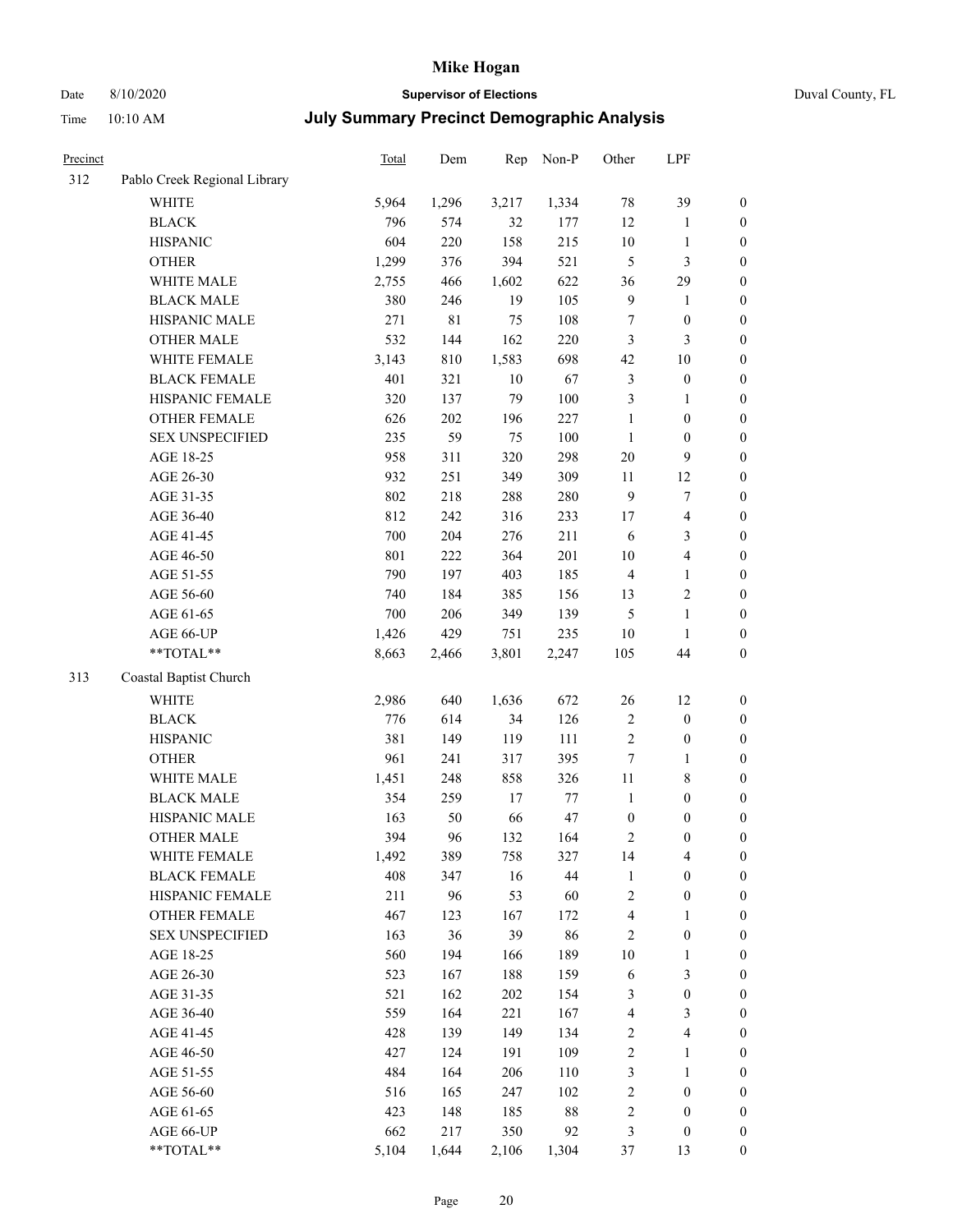# Mike Hogan

Date 8/10/2020 **Supervisor of Elections** Duval County, FL

Time 10:10 AM **July Summary Precinct Demographic Analysis**

| Precinct | | Total | Dem | Rep | Non-P | Other | LPF | |
|---|---|---|---|---|---|---|---|---|
| 312 | Pablo Creek Regional Library | | | | | | | |
| | WHITE | 5,964 | 1,296 | 3,217 | 1,334 | 78 | 39 | 0 |
| | BLACK | 796 | 574 | 32 | 177 | 12 | 1 | 0 |
| | HISPANIC | 604 | 220 | 158 | 215 | 10 | 1 | 0 |
| | OTHER | 1,299 | 376 | 394 | 521 | 5 | 3 | 0 |
| | WHITE MALE | 2,755 | 466 | 1,602 | 622 | 36 | 29 | 0 |
| | BLACK MALE | 380 | 246 | 19 | 105 | 9 | 1 | 0 |
| | HISPANIC MALE | 271 | 81 | 75 | 108 | 7 | 0 | 0 |
| | OTHER MALE | 532 | 144 | 162 | 220 | 3 | 3 | 0 |
| | WHITE FEMALE | 3,143 | 810 | 1,583 | 698 | 42 | 10 | 0 |
| | BLACK FEMALE | 401 | 321 | 10 | 67 | 3 | 0 | 0 |
| | HISPANIC FEMALE | 320 | 137 | 79 | 100 | 3 | 1 | 0 |
| | OTHER FEMALE | 626 | 202 | 196 | 227 | 1 | 0 | 0 |
| | SEX UNSPECIFIED | 235 | 59 | 75 | 100 | 1 | 0 | 0 |
| | AGE 18-25 | 958 | 311 | 320 | 298 | 20 | 9 | 0 |
| | AGE 26-30 | 932 | 251 | 349 | 309 | 11 | 12 | 0 |
| | AGE 31-35 | 802 | 218 | 288 | 280 | 9 | 7 | 0 |
| | AGE 36-40 | 812 | 242 | 316 | 233 | 17 | 4 | 0 |
| | AGE 41-45 | 700 | 204 | 276 | 211 | 6 | 3 | 0 |
| | AGE 46-50 | 801 | 222 | 364 | 201 | 10 | 4 | 0 |
| | AGE 51-55 | 790 | 197 | 403 | 185 | 4 | 1 | 0 |
| | AGE 56-60 | 740 | 184 | 385 | 156 | 13 | 2 | 0 |
| | AGE 61-65 | 700 | 206 | 349 | 139 | 5 | 1 | 0 |
| | AGE 66-UP | 1,426 | 429 | 751 | 235 | 10 | 1 | 0 |
| | **TOTAL** | 8,663 | 2,466 | 3,801 | 2,247 | 105 | 44 | 0 |
| 313 | Coastal Baptist Church | | | | | | | |
| | WHITE | 2,986 | 640 | 1,636 | 672 | 26 | 12 | 0 |
| | BLACK | 776 | 614 | 34 | 126 | 2 | 0 | 0 |
| | HISPANIC | 381 | 149 | 119 | 111 | 2 | 0 | 0 |
| | OTHER | 961 | 241 | 317 | 395 | 7 | 1 | 0 |
| | WHITE MALE | 1,451 | 248 | 858 | 326 | 11 | 8 | 0 |
| | BLACK MALE | 354 | 259 | 17 | 77 | 1 | 0 | 0 |
| | HISPANIC MALE | 163 | 50 | 66 | 47 | 0 | 0 | 0 |
| | OTHER MALE | 394 | 96 | 132 | 164 | 2 | 0 | 0 |
| | WHITE FEMALE | 1,492 | 389 | 758 | 327 | 14 | 4 | 0 |
| | BLACK FEMALE | 408 | 347 | 16 | 44 | 1 | 0 | 0 |
| | HISPANIC FEMALE | 211 | 96 | 53 | 60 | 2 | 0 | 0 |
| | OTHER FEMALE | 467 | 123 | 167 | 172 | 4 | 1 | 0 |
| | SEX UNSPECIFIED | 163 | 36 | 39 | 86 | 2 | 0 | 0 |
| | AGE 18-25 | 560 | 194 | 166 | 189 | 10 | 1 | 0 |
| | AGE 26-30 | 523 | 167 | 188 | 159 | 6 | 3 | 0 |
| | AGE 31-35 | 521 | 162 | 202 | 154 | 3 | 0 | 0 |
| | AGE 36-40 | 559 | 164 | 221 | 167 | 4 | 3 | 0 |
| | AGE 41-45 | 428 | 139 | 149 | 134 | 2 | 4 | 0 |
| | AGE 46-50 | 427 | 124 | 191 | 109 | 2 | 1 | 0 |
| | AGE 51-55 | 484 | 164 | 206 | 110 | 3 | 1 | 0 |
| | AGE 56-60 | 516 | 165 | 247 | 102 | 2 | 0 | 0 |
| | AGE 61-65 | 423 | 148 | 185 | 88 | 2 | 0 | 0 |
| | AGE 66-UP | 662 | 217 | 350 | 92 | 3 | 0 | 0 |
| | **TOTAL** | 5,104 | 1,644 | 2,106 | 1,304 | 37 | 13 | 0 |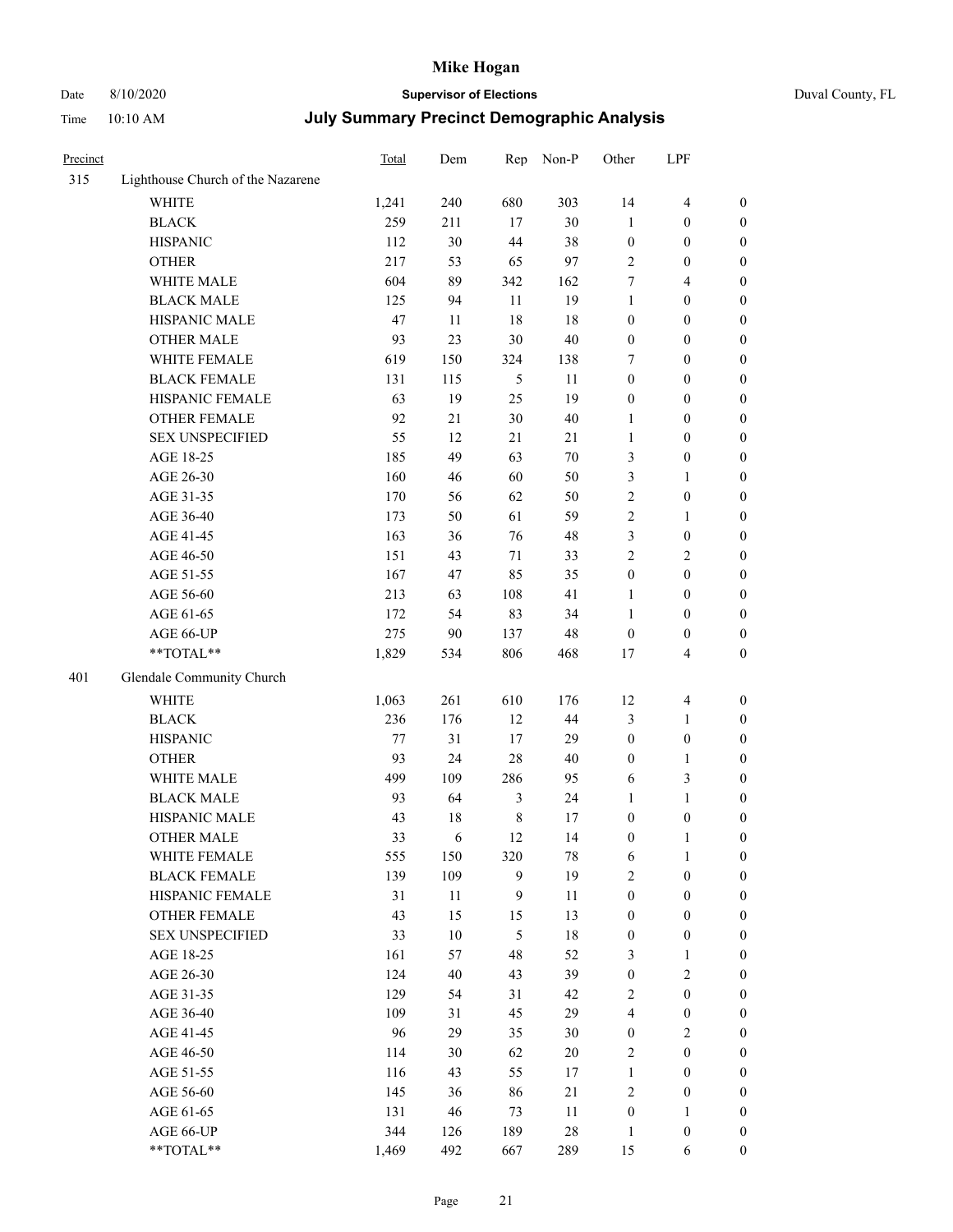# Mike Hogan

Date 8/10/2020 | **Supervisor of Elections** | Duval County, FL

Time 10:10 AM | **July Summary Precinct Demographic Analysis**

| Precinct | | Total | Dem | Rep | Non-P | Other | LPF | |
|---|---|---|---|---|---|---|---|---|
| 315 | Lighthouse Church of the Nazarene | | | | | | | |
| | WHITE | 1,241 | 240 | 680 | 303 | 14 | 4 | 0 |
| | BLACK | 259 | 211 | 17 | 30 | 1 | 0 | 0 |
| | HISPANIC | 112 | 30 | 44 | 38 | 0 | 0 | 0 |
| | OTHER | 217 | 53 | 65 | 97 | 2 | 0 | 0 |
| | WHITE MALE | 604 | 89 | 342 | 162 | 7 | 4 | 0 |
| | BLACK MALE | 125 | 94 | 11 | 19 | 1 | 0 | 0 |
| | HISPANIC MALE | 47 | 11 | 18 | 18 | 0 | 0 | 0 |
| | OTHER MALE | 93 | 23 | 30 | 40 | 0 | 0 | 0 |
| | WHITE FEMALE | 619 | 150 | 324 | 138 | 7 | 0 | 0 |
| | BLACK FEMALE | 131 | 115 | 5 | 11 | 0 | 0 | 0 |
| | HISPANIC FEMALE | 63 | 19 | 25 | 19 | 0 | 0 | 0 |
| | OTHER FEMALE | 92 | 21 | 30 | 40 | 1 | 0 | 0 |
| | SEX UNSPECIFIED | 55 | 12 | 21 | 21 | 1 | 0 | 0 |
| | AGE 18-25 | 185 | 49 | 63 | 70 | 3 | 0 | 0 |
| | AGE 26-30 | 160 | 46 | 60 | 50 | 3 | 1 | 0 |
| | AGE 31-35 | 170 | 56 | 62 | 50 | 2 | 0 | 0 |
| | AGE 36-40 | 173 | 50 | 61 | 59 | 2 | 1 | 0 |
| | AGE 41-45 | 163 | 36 | 76 | 48 | 3 | 0 | 0 |
| | AGE 46-50 | 151 | 43 | 71 | 33 | 2 | 2 | 0 |
| | AGE 51-55 | 167 | 47 | 85 | 35 | 0 | 0 | 0 |
| | AGE 56-60 | 213 | 63 | 108 | 41 | 1 | 0 | 0 |
| | AGE 61-65 | 172 | 54 | 83 | 34 | 1 | 0 | 0 |
| | AGE 66-UP | 275 | 90 | 137 | 48 | 0 | 0 | 0 |
| | **TOTAL** | 1,829 | 534 | 806 | 468 | 17 | 4 | 0 |
| 401 | Glendale Community Church | | | | | | | |
| | WHITE | 1,063 | 261 | 610 | 176 | 12 | 4 | 0 |
| | BLACK | 236 | 176 | 12 | 44 | 3 | 1 | 0 |
| | HISPANIC | 77 | 31 | 17 | 29 | 0 | 0 | 0 |
| | OTHER | 93 | 24 | 28 | 40 | 0 | 1 | 0 |
| | WHITE MALE | 499 | 109 | 286 | 95 | 6 | 3 | 0 |
| | BLACK MALE | 93 | 64 | 3 | 24 | 1 | 1 | 0 |
| | HISPANIC MALE | 43 | 18 | 8 | 17 | 0 | 0 | 0 |
| | OTHER MALE | 33 | 6 | 12 | 14 | 0 | 1 | 0 |
| | WHITE FEMALE | 555 | 150 | 320 | 78 | 6 | 1 | 0 |
| | BLACK FEMALE | 139 | 109 | 9 | 19 | 2 | 0 | 0 |
| | HISPANIC FEMALE | 31 | 11 | 9 | 11 | 0 | 0 | 0 |
| | OTHER FEMALE | 43 | 15 | 15 | 13 | 0 | 0 | 0 |
| | SEX UNSPECIFIED | 33 | 10 | 5 | 18 | 0 | 0 | 0 |
| | AGE 18-25 | 161 | 57 | 48 | 52 | 3 | 1 | 0 |
| | AGE 26-30 | 124 | 40 | 43 | 39 | 0 | 2 | 0 |
| | AGE 31-35 | 129 | 54 | 31 | 42 | 2 | 0 | 0 |
| | AGE 36-40 | 109 | 31 | 45 | 29 | 4 | 0 | 0 |
| | AGE 41-45 | 96 | 29 | 35 | 30 | 0 | 2 | 0 |
| | AGE 46-50 | 114 | 30 | 62 | 20 | 2 | 0 | 0 |
| | AGE 51-55 | 116 | 43 | 55 | 17 | 1 | 0 | 0 |
| | AGE 56-60 | 145 | 36 | 86 | 21 | 2 | 0 | 0 |
| | AGE 61-65 | 131 | 46 | 73 | 11 | 0 | 1 | 0 |
| | AGE 66-UP | 344 | 126 | 189 | 28 | 1 | 0 | 0 |
| | **TOTAL** | 1,469 | 492 | 667 | 289 | 15 | 6 | 0 |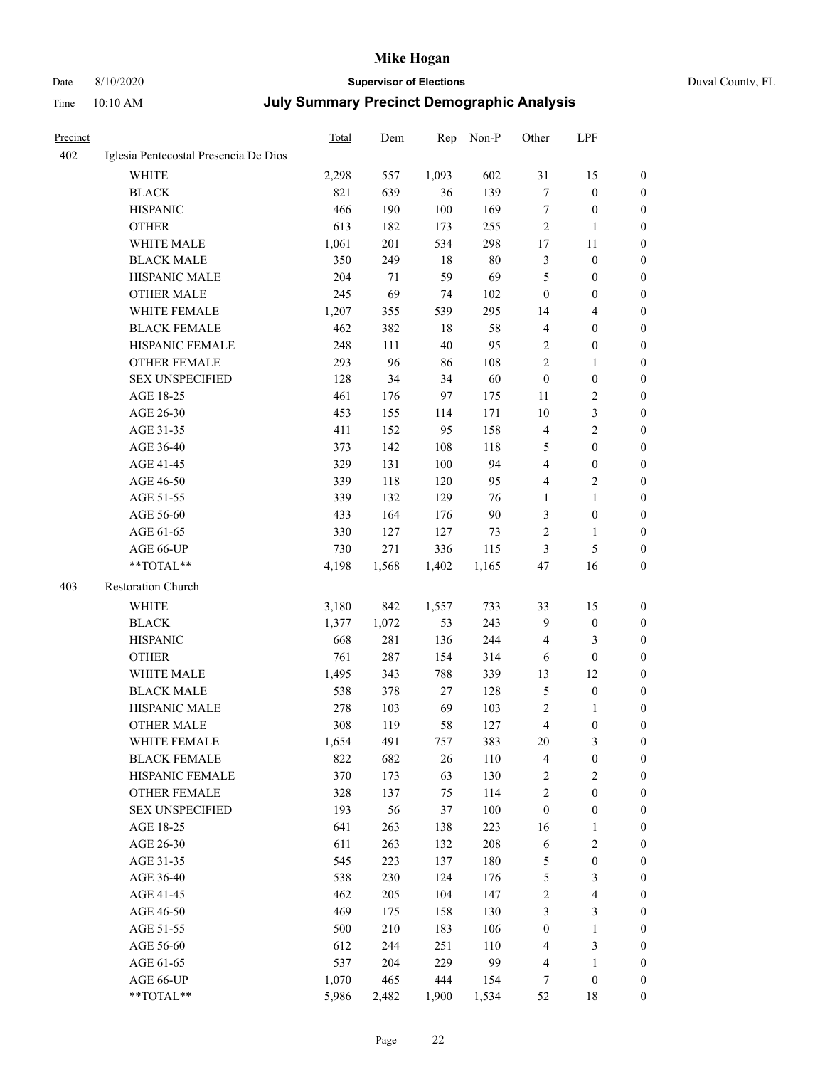# Mike Hogan

Date 8/10/2020 **Supervisor of Elections** Duval County, FL

Time 10:10 AM **July Summary Precinct Demographic Analysis**

| Precinct | | Total | Dem | Rep | Non-P | Other | LPF | |
|---|---|---|---|---|---|---|---|---|
| 402 | Iglesia Pentecostal Presencia De Dios | | | | | | | |
| | WHITE | 2,298 | 557 | 1,093 | 602 | 31 | 15 | 0 |
| | BLACK | 821 | 639 | 36 | 139 | 7 | 0 | 0 |
| | HISPANIC | 466 | 190 | 100 | 169 | 7 | 0 | 0 |
| | OTHER | 613 | 182 | 173 | 255 | 2 | 1 | 0 |
| | WHITE MALE | 1,061 | 201 | 534 | 298 | 17 | 11 | 0 |
| | BLACK MALE | 350 | 249 | 18 | 80 | 3 | 0 | 0 |
| | HISPANIC MALE | 204 | 71 | 59 | 69 | 5 | 0 | 0 |
| | OTHER MALE | 245 | 69 | 74 | 102 | 0 | 0 | 0 |
| | WHITE FEMALE | 1,207 | 355 | 539 | 295 | 14 | 4 | 0 |
| | BLACK FEMALE | 462 | 382 | 18 | 58 | 4 | 0 | 0 |
| | HISPANIC FEMALE | 248 | 111 | 40 | 95 | 2 | 0 | 0 |
| | OTHER FEMALE | 293 | 96 | 86 | 108 | 2 | 1 | 0 |
| | SEX UNSPECIFIED | 128 | 34 | 34 | 60 | 0 | 0 | 0 |
| | AGE 18-25 | 461 | 176 | 97 | 175 | 11 | 2 | 0 |
| | AGE 26-30 | 453 | 155 | 114 | 171 | 10 | 3 | 0 |
| | AGE 31-35 | 411 | 152 | 95 | 158 | 4 | 2 | 0 |
| | AGE 36-40 | 373 | 142 | 108 | 118 | 5 | 0 | 0 |
| | AGE 41-45 | 329 | 131 | 100 | 94 | 4 | 0 | 0 |
| | AGE 46-50 | 339 | 118 | 120 | 95 | 4 | 2 | 0 |
| | AGE 51-55 | 339 | 132 | 129 | 76 | 1 | 1 | 0 |
| | AGE 56-60 | 433 | 164 | 176 | 90 | 3 | 0 | 0 |
| | AGE 61-65 | 330 | 127 | 127 | 73 | 2 | 1 | 0 |
| | AGE 66-UP | 730 | 271 | 336 | 115 | 3 | 5 | 0 |
| | **TOTAL** | 4,198 | 1,568 | 1,402 | 1,165 | 47 | 16 | 0 |
| 403 | Restoration Church | | | | | | | |
| | WHITE | 3,180 | 842 | 1,557 | 733 | 33 | 15 | 0 |
| | BLACK | 1,377 | 1,072 | 53 | 243 | 9 | 0 | 0 |
| | HISPANIC | 668 | 281 | 136 | 244 | 4 | 3 | 0 |
| | OTHER | 761 | 287 | 154 | 314 | 6 | 0 | 0 |
| | WHITE MALE | 1,495 | 343 | 788 | 339 | 13 | 12 | 0 |
| | BLACK MALE | 538 | 378 | 27 | 128 | 5 | 0 | 0 |
| | HISPANIC MALE | 278 | 103 | 69 | 103 | 2 | 1 | 0 |
| | OTHER MALE | 308 | 119 | 58 | 127 | 4 | 0 | 0 |
| | WHITE FEMALE | 1,654 | 491 | 757 | 383 | 20 | 3 | 0 |
| | BLACK FEMALE | 822 | 682 | 26 | 110 | 4 | 0 | 0 |
| | HISPANIC FEMALE | 370 | 173 | 63 | 130 | 2 | 2 | 0 |
| | OTHER FEMALE | 328 | 137 | 75 | 114 | 2 | 0 | 0 |
| | SEX UNSPECIFIED | 193 | 56 | 37 | 100 | 0 | 0 | 0 |
| | AGE 18-25 | 641 | 263 | 138 | 223 | 16 | 1 | 0 |
| | AGE 26-30 | 611 | 263 | 132 | 208 | 6 | 2 | 0 |
| | AGE 31-35 | 545 | 223 | 137 | 180 | 5 | 0 | 0 |
| | AGE 36-40 | 538 | 230 | 124 | 176 | 5 | 3 | 0 |
| | AGE 41-45 | 462 | 205 | 104 | 147 | 2 | 4 | 0 |
| | AGE 46-50 | 469 | 175 | 158 | 130 | 3 | 3 | 0 |
| | AGE 51-55 | 500 | 210 | 183 | 106 | 0 | 1 | 0 |
| | AGE 56-60 | 612 | 244 | 251 | 110 | 4 | 3 | 0 |
| | AGE 61-65 | 537 | 204 | 229 | 99 | 4 | 1 | 0 |
| | AGE 66-UP | 1,070 | 465 | 444 | 154 | 7 | 0 | 0 |
| | **TOTAL** | 5,986 | 2,482 | 1,900 | 1,534 | 52 | 18 | 0 |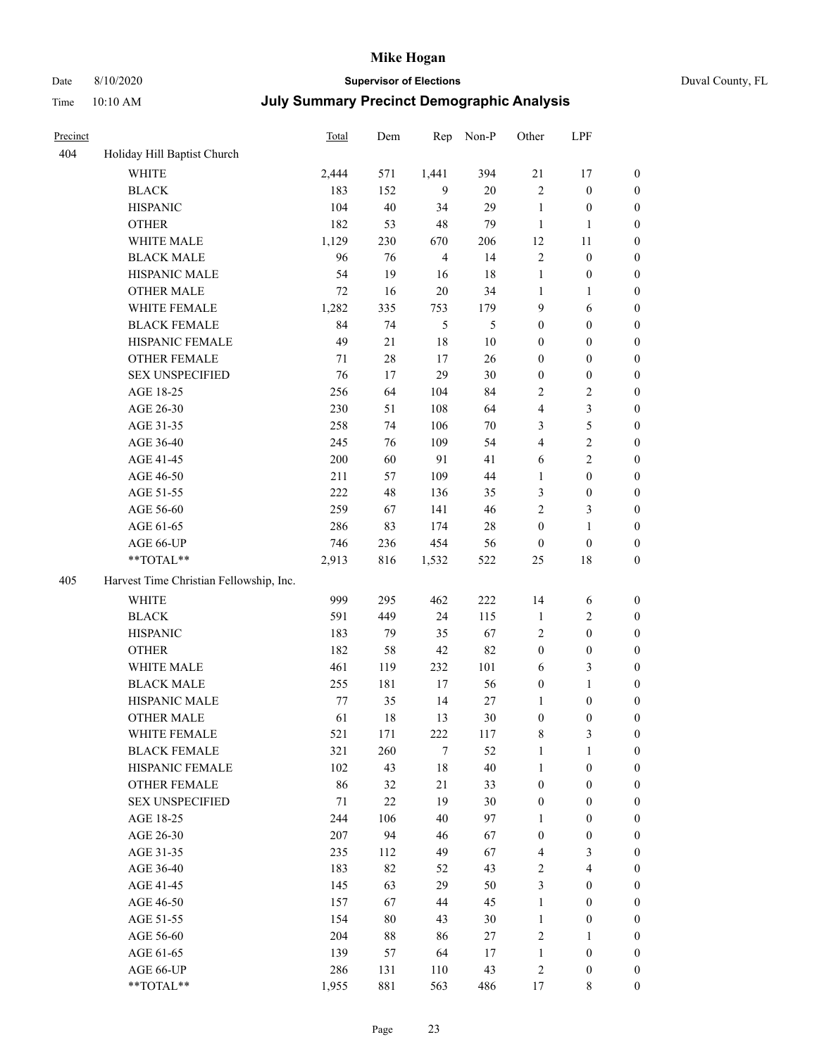| Precinct | | Total | Dem | Rep | Non-P | Other | LPF | |
|---|---|---|---|---|---|---|---|---|
| 404 | Holiday Hill Baptist Church | | | | | | | |
| | WHITE | 2,444 | 571 | 1,441 | 394 | 21 | 17 | 0 |
| | BLACK | 183 | 152 | 9 | 20 | 2 | 0 | 0 |
| | HISPANIC | 104 | 40 | 34 | 29 | 1 | 0 | 0 |
| | OTHER | 182 | 53 | 48 | 79 | 1 | 1 | 0 |
| | WHITE MALE | 1,129 | 230 | 670 | 206 | 12 | 11 | 0 |
| | BLACK MALE | 96 | 76 | 4 | 14 | 2 | 0 | 0 |
| | HISPANIC MALE | 54 | 19 | 16 | 18 | 1 | 0 | 0 |
| | OTHER MALE | 72 | 16 | 20 | 34 | 1 | 1 | 0 |
| | WHITE FEMALE | 1,282 | 335 | 753 | 179 | 9 | 6 | 0 |
| | BLACK FEMALE | 84 | 74 | 5 | 5 | 0 | 0 | 0 |
| | HISPANIC FEMALE | 49 | 21 | 18 | 10 | 0 | 0 | 0 |
| | OTHER FEMALE | 71 | 28 | 17 | 26 | 0 | 0 | 0 |
| | SEX UNSPECIFIED | 76 | 17 | 29 | 30 | 0 | 0 | 0 |
| | AGE 18-25 | 256 | 64 | 104 | 84 | 2 | 2 | 0 |
| | AGE 26-30 | 230 | 51 | 108 | 64 | 4 | 3 | 0 |
| | AGE 31-35 | 258 | 74 | 106 | 70 | 3 | 5 | 0 |
| | AGE 36-40 | 245 | 76 | 109 | 54 | 4 | 2 | 0 |
| | AGE 41-45 | 200 | 60 | 91 | 41 | 6 | 2 | 0 |
| | AGE 46-50 | 211 | 57 | 109 | 44 | 1 | 0 | 0 |
| | AGE 51-55 | 222 | 48 | 136 | 35 | 3 | 0 | 0 |
| | AGE 56-60 | 259 | 67 | 141 | 46 | 2 | 3 | 0 |
| | AGE 61-65 | 286 | 83 | 174 | 28 | 0 | 1 | 0 |
| | AGE 66-UP | 746 | 236 | 454 | 56 | 0 | 0 | 0 |
| | **TOTAL** | 2,913 | 816 | 1,532 | 522 | 25 | 18 | 0 |
| 405 | Harvest Time Christian Fellowship, Inc. | | | | | | | |
| | WHITE | 999 | 295 | 462 | 222 | 14 | 6 | 0 |
| | BLACK | 591 | 449 | 24 | 115 | 1 | 2 | 0 |
| | HISPANIC | 183 | 79 | 35 | 67 | 2 | 0 | 0 |
| | OTHER | 182 | 58 | 42 | 82 | 0 | 0 | 0 |
| | WHITE MALE | 461 | 119 | 232 | 101 | 6 | 3 | 0 |
| | BLACK MALE | 255 | 181 | 17 | 56 | 0 | 1 | 0 |
| | HISPANIC MALE | 77 | 35 | 14 | 27 | 1 | 0 | 0 |
| | OTHER MALE | 61 | 18 | 13 | 30 | 0 | 0 | 0 |
| | WHITE FEMALE | 521 | 171 | 222 | 117 | 8 | 3 | 0 |
| | BLACK FEMALE | 321 | 260 | 7 | 52 | 1 | 1 | 0 |
| | HISPANIC FEMALE | 102 | 43 | 18 | 40 | 1 | 0 | 0 |
| | OTHER FEMALE | 86 | 32 | 21 | 33 | 0 | 0 | 0 |
| | SEX UNSPECIFIED | 71 | 22 | 19 | 30 | 0 | 0 | 0 |
| | AGE 18-25 | 244 | 106 | 40 | 97 | 1 | 0 | 0 |
| | AGE 26-30 | 207 | 94 | 46 | 67 | 0 | 0 | 0 |
| | AGE 31-35 | 235 | 112 | 49 | 67 | 4 | 3 | 0 |
| | AGE 36-40 | 183 | 82 | 52 | 43 | 2 | 4 | 0 |
| | AGE 41-45 | 145 | 63 | 29 | 50 | 3 | 0 | 0 |
| | AGE 46-50 | 157 | 67 | 44 | 45 | 1 | 0 | 0 |
| | AGE 51-55 | 154 | 80 | 43 | 30 | 1 | 0 | 0 |
| | AGE 56-60 | 204 | 88 | 86 | 27 | 2 | 1 | 0 |
| | AGE 61-65 | 139 | 57 | 64 | 17 | 1 | 0 | 0 |
| | AGE 66-UP | 286 | 131 | 110 | 43 | 2 | 0 | 0 |
| | **TOTAL** | 1,955 | 881 | 563 | 486 | 17 | 8 | 0 |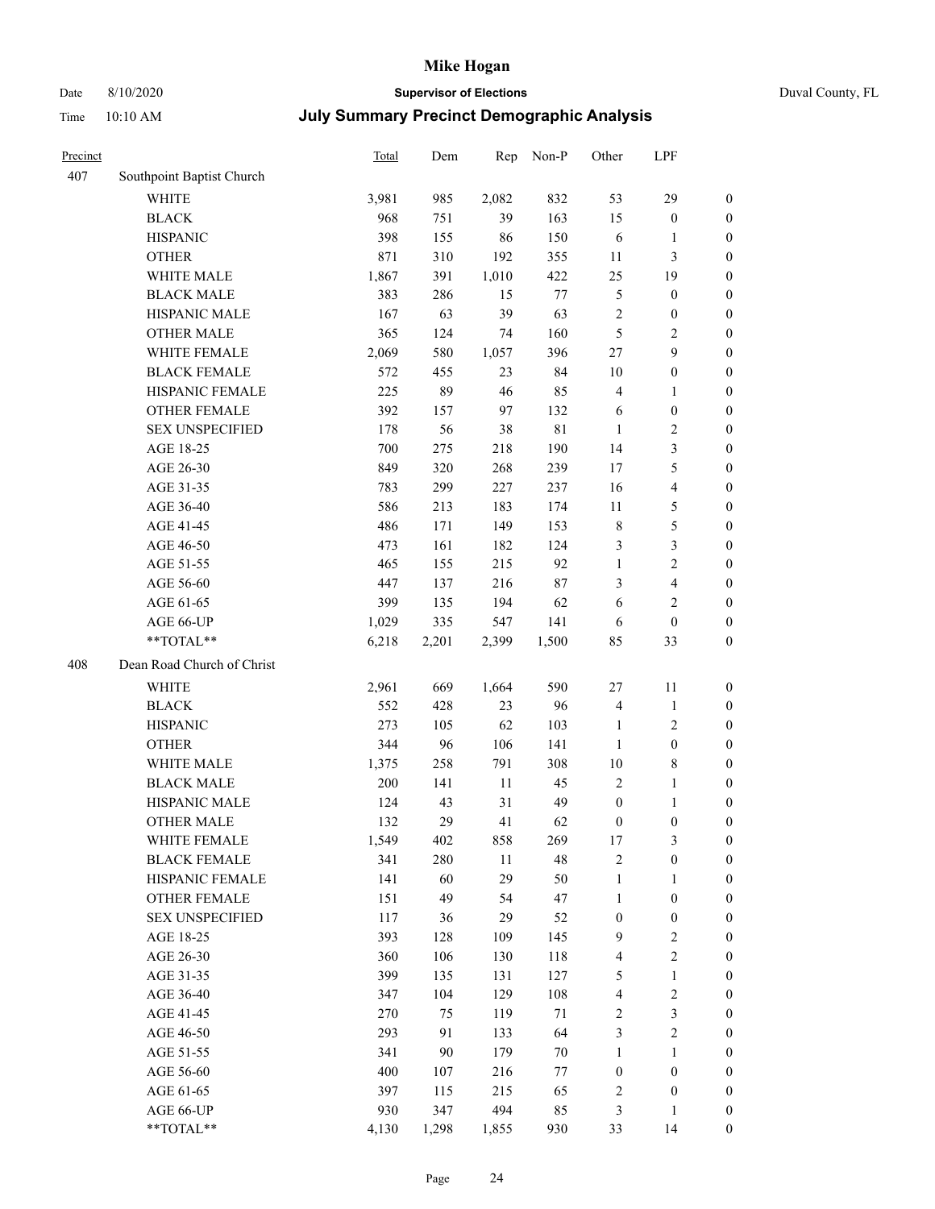# Mike Hogan

Date 8/10/2020 **Supervisor of Elections** Duval County, FL

Time 10:10 AM **July Summary Precinct Demographic Analysis**

| Precinct | | Total | Dem | Rep | Non-P | Other | LPF | |
|---|---|---|---|---|---|---|---|---|
| 407 | Southpoint Baptist Church | | | | | | | |
| | WHITE | 3,981 | 985 | 2,082 | 832 | 53 | 29 | 0 |
| | BLACK | 968 | 751 | 39 | 163 | 15 | 0 | 0 |
| | HISPANIC | 398 | 155 | 86 | 150 | 6 | 1 | 0 |
| | OTHER | 871 | 310 | 192 | 355 | 11 | 3 | 0 |
| | WHITE MALE | 1,867 | 391 | 1,010 | 422 | 25 | 19 | 0 |
| | BLACK MALE | 383 | 286 | 15 | 77 | 5 | 0 | 0 |
| | HISPANIC MALE | 167 | 63 | 39 | 63 | 2 | 0 | 0 |
| | OTHER MALE | 365 | 124 | 74 | 160 | 5 | 2 | 0 |
| | WHITE FEMALE | 2,069 | 580 | 1,057 | 396 | 27 | 9 | 0 |
| | BLACK FEMALE | 572 | 455 | 23 | 84 | 10 | 0 | 0 |
| | HISPANIC FEMALE | 225 | 89 | 46 | 85 | 4 | 1 | 0 |
| | OTHER FEMALE | 392 | 157 | 97 | 132 | 6 | 0 | 0 |
| | SEX UNSPECIFIED | 178 | 56 | 38 | 81 | 1 | 2 | 0 |
| | AGE 18-25 | 700 | 275 | 218 | 190 | 14 | 3 | 0 |
| | AGE 26-30 | 849 | 320 | 268 | 239 | 17 | 5 | 0 |
| | AGE 31-35 | 783 | 299 | 227 | 237 | 16 | 4 | 0 |
| | AGE 36-40 | 586 | 213 | 183 | 174 | 11 | 5 | 0 |
| | AGE 41-45 | 486 | 171 | 149 | 153 | 8 | 5 | 0 |
| | AGE 46-50 | 473 | 161 | 182 | 124 | 3 | 3 | 0 |
| | AGE 51-55 | 465 | 155 | 215 | 92 | 1 | 2 | 0 |
| | AGE 56-60 | 447 | 137 | 216 | 87 | 3 | 4 | 0 |
| | AGE 61-65 | 399 | 135 | 194 | 62 | 6 | 2 | 0 |
| | AGE 66-UP | 1,029 | 335 | 547 | 141 | 6 | 0 | 0 |
| | **TOTAL** | 6,218 | 2,201 | 2,399 | 1,500 | 85 | 33 | 0 |
| 408 | Dean Road Church of Christ | | | | | | | |
| | WHITE | 2,961 | 669 | 1,664 | 590 | 27 | 11 | 0 |
| | BLACK | 552 | 428 | 23 | 96 | 4 | 1 | 0 |
| | HISPANIC | 273 | 105 | 62 | 103 | 1 | 2 | 0 |
| | OTHER | 344 | 96 | 106 | 141 | 1 | 0 | 0 |
| | WHITE MALE | 1,375 | 258 | 791 | 308 | 10 | 8 | 0 |
| | BLACK MALE | 200 | 141 | 11 | 45 | 2 | 1 | 0 |
| | HISPANIC MALE | 124 | 43 | 31 | 49 | 0 | 1 | 0 |
| | OTHER MALE | 132 | 29 | 41 | 62 | 0 | 0 | 0 |
| | WHITE FEMALE | 1,549 | 402 | 858 | 269 | 17 | 3 | 0 |
| | BLACK FEMALE | 341 | 280 | 11 | 48 | 2 | 0 | 0 |
| | HISPANIC FEMALE | 141 | 60 | 29 | 50 | 1 | 1 | 0 |
| | OTHER FEMALE | 151 | 49 | 54 | 47 | 1 | 0 | 0 |
| | SEX UNSPECIFIED | 117 | 36 | 29 | 52 | 0 | 0 | 0 |
| | AGE 18-25 | 393 | 128 | 109 | 145 | 9 | 2 | 0 |
| | AGE 26-30 | 360 | 106 | 130 | 118 | 4 | 2 | 0 |
| | AGE 31-35 | 399 | 135 | 131 | 127 | 5 | 1 | 0 |
| | AGE 36-40 | 347 | 104 | 129 | 108 | 4 | 2 | 0 |
| | AGE 41-45 | 270 | 75 | 119 | 71 | 2 | 3 | 0 |
| | AGE 46-50 | 293 | 91 | 133 | 64 | 3 | 2 | 0 |
| | AGE 51-55 | 341 | 90 | 179 | 70 | 1 | 1 | 0 |
| | AGE 56-60 | 400 | 107 | 216 | 77 | 0 | 0 | 0 |
| | AGE 61-65 | 397 | 115 | 215 | 65 | 2 | 0 | 0 |
| | AGE 66-UP | 930 | 347 | 494 | 85 | 3 | 1 | 0 |
| | **TOTAL** | 4,130 | 1,298 | 1,855 | 930 | 33 | 14 | 0 |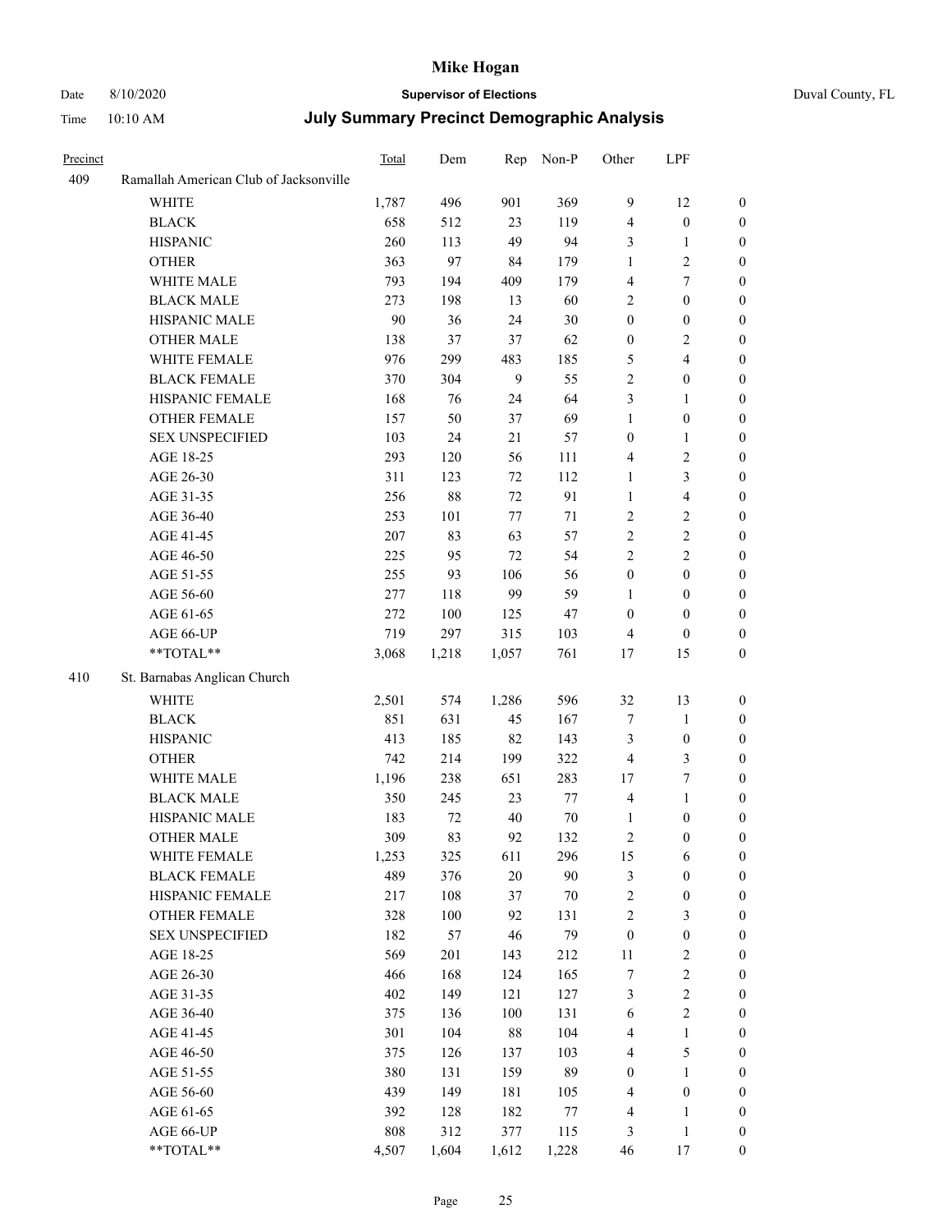# Mike Hogan

Date 8/10/2020 **Supervisor of Elections** Duval County, FL

Time 10:10 AM **July Summary Precinct Demographic Analysis**

| Precinct | | Total | Dem | Rep | Non-P | Other | LPF | |
|---|---|---|---|---|---|---|---|---|
| 409 | Ramallah American Club of Jacksonville | | | | | | | |
| | WHITE | 1,787 | 496 | 901 | 369 | 9 | 12 | 0 |
| | BLACK | 658 | 512 | 23 | 119 | 4 | 0 | 0 |
| | HISPANIC | 260 | 113 | 49 | 94 | 3 | 1 | 0 |
| | OTHER | 363 | 97 | 84 | 179 | 1 | 2 | 0 |
| | WHITE MALE | 793 | 194 | 409 | 179 | 4 | 7 | 0 |
| | BLACK MALE | 273 | 198 | 13 | 60 | 2 | 0 | 0 |
| | HISPANIC MALE | 90 | 36 | 24 | 30 | 0 | 0 | 0 |
| | OTHER MALE | 138 | 37 | 37 | 62 | 0 | 2 | 0 |
| | WHITE FEMALE | 976 | 299 | 483 | 185 | 5 | 4 | 0 |
| | BLACK FEMALE | 370 | 304 | 9 | 55 | 2 | 0 | 0 |
| | HISPANIC FEMALE | 168 | 76 | 24 | 64 | 3 | 1 | 0 |
| | OTHER FEMALE | 157 | 50 | 37 | 69 | 1 | 0 | 0 |
| | SEX UNSPECIFIED | 103 | 24 | 21 | 57 | 0 | 1 | 0 |
| | AGE 18-25 | 293 | 120 | 56 | 111 | 4 | 2 | 0 |
| | AGE 26-30 | 311 | 123 | 72 | 112 | 1 | 3 | 0 |
| | AGE 31-35 | 256 | 88 | 72 | 91 | 1 | 4 | 0 |
| | AGE 36-40 | 253 | 101 | 77 | 71 | 2 | 2 | 0 |
| | AGE 41-45 | 207 | 83 | 63 | 57 | 2 | 2 | 0 |
| | AGE 46-50 | 225 | 95 | 72 | 54 | 2 | 2 | 0 |
| | AGE 51-55 | 255 | 93 | 106 | 56 | 0 | 0 | 0 |
| | AGE 56-60 | 277 | 118 | 99 | 59 | 1 | 0 | 0 |
| | AGE 61-65 | 272 | 100 | 125 | 47 | 0 | 0 | 0 |
| | AGE 66-UP | 719 | 297 | 315 | 103 | 4 | 0 | 0 |
| | **TOTAL** | 3,068 | 1,218 | 1,057 | 761 | 17 | 15 | 0 |
| 410 | St. Barnabas Anglican Church | | | | | | | |
| | WHITE | 2,501 | 574 | 1,286 | 596 | 32 | 13 | 0 |
| | BLACK | 851 | 631 | 45 | 167 | 7 | 1 | 0 |
| | HISPANIC | 413 | 185 | 82 | 143 | 3 | 0 | 0 |
| | OTHER | 742 | 214 | 199 | 322 | 4 | 3 | 0 |
| | WHITE MALE | 1,196 | 238 | 651 | 283 | 17 | 7 | 0 |
| | BLACK MALE | 350 | 245 | 23 | 77 | 4 | 1 | 0 |
| | HISPANIC MALE | 183 | 72 | 40 | 70 | 1 | 0 | 0 |
| | OTHER MALE | 309 | 83 | 92 | 132 | 2 | 0 | 0 |
| | WHITE FEMALE | 1,253 | 325 | 611 | 296 | 15 | 6 | 0 |
| | BLACK FEMALE | 489 | 376 | 20 | 90 | 3 | 0 | 0 |
| | HISPANIC FEMALE | 217 | 108 | 37 | 70 | 2 | 0 | 0 |
| | OTHER FEMALE | 328 | 100 | 92 | 131 | 2 | 3 | 0 |
| | SEX UNSPECIFIED | 182 | 57 | 46 | 79 | 0 | 0 | 0 |
| | AGE 18-25 | 569 | 201 | 143 | 212 | 11 | 2 | 0 |
| | AGE 26-30 | 466 | 168 | 124 | 165 | 7 | 2 | 0 |
| | AGE 31-35 | 402 | 149 | 121 | 127 | 3 | 2 | 0 |
| | AGE 36-40 | 375 | 136 | 100 | 131 | 6 | 2 | 0 |
| | AGE 41-45 | 301 | 104 | 88 | 104 | 4 | 1 | 0 |
| | AGE 46-50 | 375 | 126 | 137 | 103 | 4 | 5 | 0 |
| | AGE 51-55 | 380 | 131 | 159 | 89 | 0 | 1 | 0 |
| | AGE 56-60 | 439 | 149 | 181 | 105 | 4 | 0 | 0 |
| | AGE 61-65 | 392 | 128 | 182 | 77 | 4 | 1 | 0 |
| | AGE 66-UP | 808 | 312 | 377 | 115 | 3 | 1 | 0 |
| | **TOTAL** | 4,507 | 1,604 | 1,612 | 1,228 | 46 | 17 | 0 |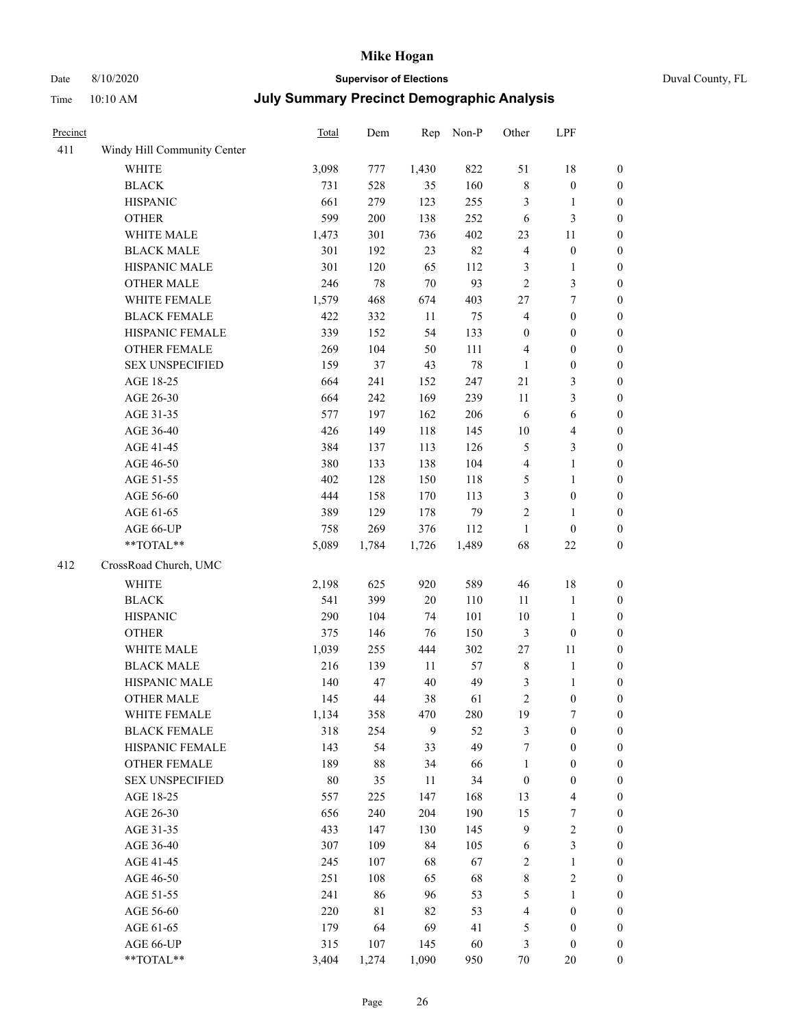# Mike Hogan

Date 8/10/2020 **Supervisor of Elections** Duval County, FL

Time 10:10 AM **July Summary Precinct Demographic Analysis**

| Precinct | | Total | Dem | Rep | Non-P | Other | LPF | |
|---|---|---|---|---|---|---|---|---|
| 411 | Windy Hill Community Center | | | | | | | |
| | WHITE | 3,098 | 777 | 1,430 | 822 | 51 | 18 | 0 |
| | BLACK | 731 | 528 | 35 | 160 | 8 | 0 | 0 |
| | HISPANIC | 661 | 279 | 123 | 255 | 3 | 1 | 0 |
| | OTHER | 599 | 200 | 138 | 252 | 6 | 3 | 0 |
| | WHITE MALE | 1,473 | 301 | 736 | 402 | 23 | 11 | 0 |
| | BLACK MALE | 301 | 192 | 23 | 82 | 4 | 0 | 0 |
| | HISPANIC MALE | 301 | 120 | 65 | 112 | 3 | 1 | 0 |
| | OTHER MALE | 246 | 78 | 70 | 93 | 2 | 3 | 0 |
| | WHITE FEMALE | 1,579 | 468 | 674 | 403 | 27 | 7 | 0 |
| | BLACK FEMALE | 422 | 332 | 11 | 75 | 4 | 0 | 0 |
| | HISPANIC FEMALE | 339 | 152 | 54 | 133 | 0 | 0 | 0 |
| | OTHER FEMALE | 269 | 104 | 50 | 111 | 4 | 0 | 0 |
| | SEX UNSPECIFIED | 159 | 37 | 43 | 78 | 1 | 0 | 0 |
| | AGE 18-25 | 664 | 241 | 152 | 247 | 21 | 3 | 0 |
| | AGE 26-30 | 664 | 242 | 169 | 239 | 11 | 3 | 0 |
| | AGE 31-35 | 577 | 197 | 162 | 206 | 6 | 6 | 0 |
| | AGE 36-40 | 426 | 149 | 118 | 145 | 10 | 4 | 0 |
| | AGE 41-45 | 384 | 137 | 113 | 126 | 5 | 3 | 0 |
| | AGE 46-50 | 380 | 133 | 138 | 104 | 4 | 1 | 0 |
| | AGE 51-55 | 402 | 128 | 150 | 118 | 5 | 1 | 0 |
| | AGE 56-60 | 444 | 158 | 170 | 113 | 3 | 0 | 0 |
| | AGE 61-65 | 389 | 129 | 178 | 79 | 2 | 1 | 0 |
| | AGE 66-UP | 758 | 269 | 376 | 112 | 1 | 0 | 0 |
| | **TOTAL** | 5,089 | 1,784 | 1,726 | 1,489 | 68 | 22 | 0 |
| 412 | CrossRoad Church, UMC | | | | | | | |
| | WHITE | 2,198 | 625 | 920 | 589 | 46 | 18 | 0 |
| | BLACK | 541 | 399 | 20 | 110 | 11 | 1 | 0 |
| | HISPANIC | 290 | 104 | 74 | 101 | 10 | 1 | 0 |
| | OTHER | 375 | 146 | 76 | 150 | 3 | 0 | 0 |
| | WHITE MALE | 1,039 | 255 | 444 | 302 | 27 | 11 | 0 |
| | BLACK MALE | 216 | 139 | 11 | 57 | 8 | 1 | 0 |
| | HISPANIC MALE | 140 | 47 | 40 | 49 | 3 | 1 | 0 |
| | OTHER MALE | 145 | 44 | 38 | 61 | 2 | 0 | 0 |
| | WHITE FEMALE | 1,134 | 358 | 470 | 280 | 19 | 7 | 0 |
| | BLACK FEMALE | 318 | 254 | 9 | 52 | 3 | 0 | 0 |
| | HISPANIC FEMALE | 143 | 54 | 33 | 49 | 7 | 0 | 0 |
| | OTHER FEMALE | 189 | 88 | 34 | 66 | 1 | 0 | 0 |
| | SEX UNSPECIFIED | 80 | 35 | 11 | 34 | 0 | 0 | 0 |
| | AGE 18-25 | 557 | 225 | 147 | 168 | 13 | 4 | 0 |
| | AGE 26-30 | 656 | 240 | 204 | 190 | 15 | 7 | 0 |
| | AGE 31-35 | 433 | 147 | 130 | 145 | 9 | 2 | 0 |
| | AGE 36-40 | 307 | 109 | 84 | 105 | 6 | 3 | 0 |
| | AGE 41-45 | 245 | 107 | 68 | 67 | 2 | 1 | 0 |
| | AGE 46-50 | 251 | 108 | 65 | 68 | 8 | 2 | 0 |
| | AGE 51-55 | 241 | 86 | 96 | 53 | 5 | 1 | 0 |
| | AGE 56-60 | 220 | 81 | 82 | 53 | 4 | 0 | 0 |
| | AGE 61-65 | 179 | 64 | 69 | 41 | 5 | 0 | 0 |
| | AGE 66-UP | 315 | 107 | 145 | 60 | 3 | 0 | 0 |
| | **TOTAL** | 3,404 | 1,274 | 1,090 | 950 | 70 | 20 | 0 |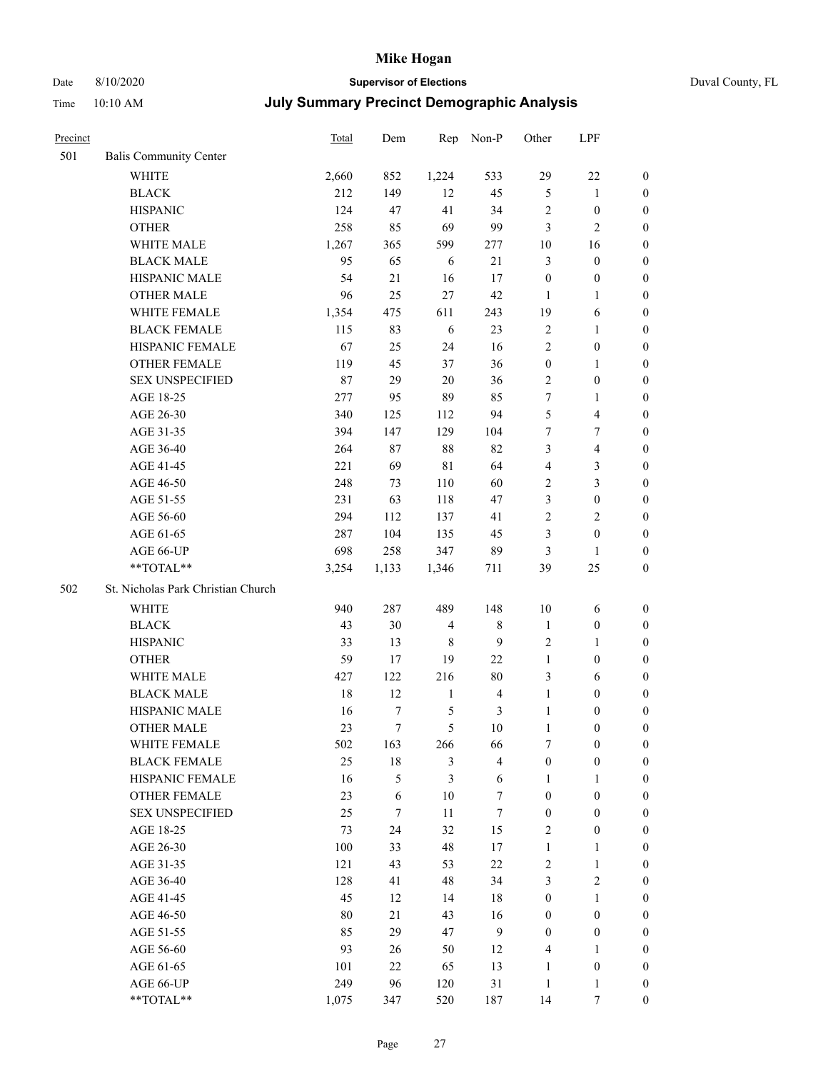# Mike Hogan

Date 8/10/2020 **Supervisor of Elections** Duval County, FL

Time 10:10 AM **July Summary Precinct Demographic Analysis**

| Precinct | | Total | Dem | Rep | Non-P | Other | LPF | |
|---|---|---|---|---|---|---|---|---|
| 501 | Balis Community Center | | | | | | | |
| | WHITE | 2,660 | 852 | 1,224 | 533 | 29 | 22 | 0 |
| | BLACK | 212 | 149 | 12 | 45 | 5 | 1 | 0 |
| | HISPANIC | 124 | 47 | 41 | 34 | 2 | 0 | 0 |
| | OTHER | 258 | 85 | 69 | 99 | 3 | 2 | 0 |
| | WHITE MALE | 1,267 | 365 | 599 | 277 | 10 | 16 | 0 |
| | BLACK MALE | 95 | 65 | 6 | 21 | 3 | 0 | 0 |
| | HISPANIC MALE | 54 | 21 | 16 | 17 | 0 | 0 | 0 |
| | OTHER MALE | 96 | 25 | 27 | 42 | 1 | 1 | 0 |
| | WHITE FEMALE | 1,354 | 475 | 611 | 243 | 19 | 6 | 0 |
| | BLACK FEMALE | 115 | 83 | 6 | 23 | 2 | 1 | 0 |
| | HISPANIC FEMALE | 67 | 25 | 24 | 16 | 2 | 0 | 0 |
| | OTHER FEMALE | 119 | 45 | 37 | 36 | 0 | 1 | 0 |
| | SEX UNSPECIFIED | 87 | 29 | 20 | 36 | 2 | 0 | 0 |
| | AGE 18-25 | 277 | 95 | 89 | 85 | 7 | 1 | 0 |
| | AGE 26-30 | 340 | 125 | 112 | 94 | 5 | 4 | 0 |
| | AGE 31-35 | 394 | 147 | 129 | 104 | 7 | 7 | 0 |
| | AGE 36-40 | 264 | 87 | 88 | 82 | 3 | 4 | 0 |
| | AGE 41-45 | 221 | 69 | 81 | 64 | 4 | 3 | 0 |
| | AGE 46-50 | 248 | 73 | 110 | 60 | 2 | 3 | 0 |
| | AGE 51-55 | 231 | 63 | 118 | 47 | 3 | 0 | 0 |
| | AGE 56-60 | 294 | 112 | 137 | 41 | 2 | 2 | 0 |
| | AGE 61-65 | 287 | 104 | 135 | 45 | 3 | 0 | 0 |
| | AGE 66-UP | 698 | 258 | 347 | 89 | 3 | 1 | 0 |
| | **TOTAL** | 3,254 | 1,133 | 1,346 | 711 | 39 | 25 | 0 |
| 502 | St. Nicholas Park Christian Church | | | | | | | |
| | WHITE | 940 | 287 | 489 | 148 | 10 | 6 | 0 |
| | BLACK | 43 | 30 | 4 | 8 | 1 | 0 | 0 |
| | HISPANIC | 33 | 13 | 8 | 9 | 2 | 1 | 0 |
| | OTHER | 59 | 17 | 19 | 22 | 1 | 0 | 0 |
| | WHITE MALE | 427 | 122 | 216 | 80 | 3 | 6 | 0 |
| | BLACK MALE | 18 | 12 | 1 | 4 | 1 | 0 | 0 |
| | HISPANIC MALE | 16 | 7 | 5 | 3 | 1 | 0 | 0 |
| | OTHER MALE | 23 | 7 | 5 | 10 | 1 | 0 | 0 |
| | WHITE FEMALE | 502 | 163 | 266 | 66 | 7 | 0 | 0 |
| | BLACK FEMALE | 25 | 18 | 3 | 4 | 0 | 0 | 0 |
| | HISPANIC FEMALE | 16 | 5 | 3 | 6 | 1 | 1 | 0 |
| | OTHER FEMALE | 23 | 6 | 10 | 7 | 0 | 0 | 0 |
| | SEX UNSPECIFIED | 25 | 7 | 11 | 7 | 0 | 0 | 0 |
| | AGE 18-25 | 73 | 24 | 32 | 15 | 2 | 0 | 0 |
| | AGE 26-30 | 100 | 33 | 48 | 17 | 1 | 1 | 0 |
| | AGE 31-35 | 121 | 43 | 53 | 22 | 2 | 1 | 0 |
| | AGE 36-40 | 128 | 41 | 48 | 34 | 3 | 2 | 0 |
| | AGE 41-45 | 45 | 12 | 14 | 18 | 0 | 1 | 0 |
| | AGE 46-50 | 80 | 21 | 43 | 16 | 0 | 0 | 0 |
| | AGE 51-55 | 85 | 29 | 47 | 9 | 0 | 0 | 0 |
| | AGE 56-60 | 93 | 26 | 50 | 12 | 4 | 1 | 0 |
| | AGE 61-65 | 101 | 22 | 65 | 13 | 1 | 0 | 0 |
| | AGE 66-UP | 249 | 96 | 120 | 31 | 1 | 1 | 0 |
| | **TOTAL** | 1,075 | 347 | 520 | 187 | 14 | 7 | 0 |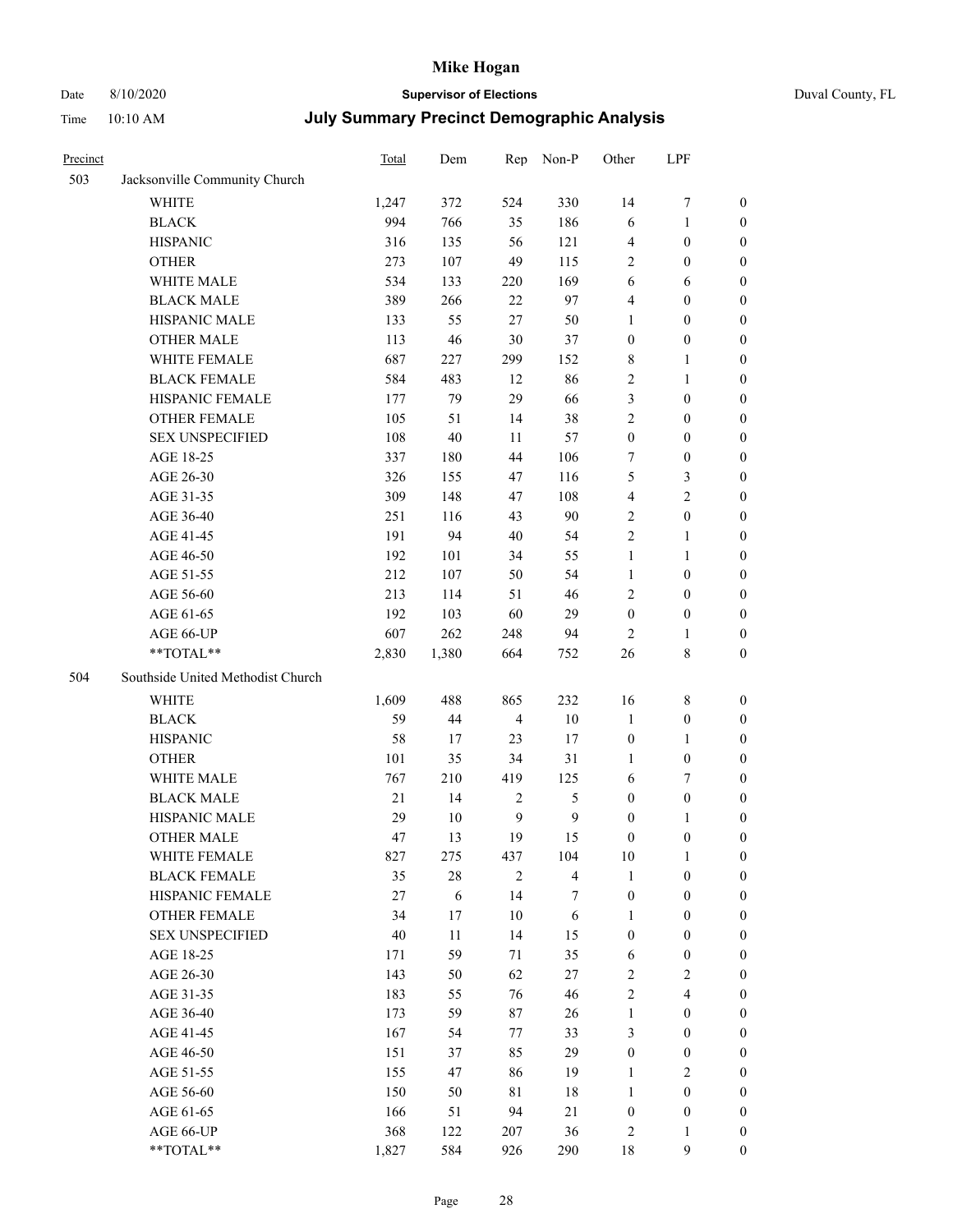# Mike Hogan

Date 8/10/2020 **Supervisor of Elections** Duval County, FL

Time 10:10 AM ***July Summary Precinct Demographic Analysis***

| Precinct | | Total | Dem | Rep | Non-P | Other | LPF | |
|---|---|---|---|---|---|---|---|---|
| 503 | Jacksonville Community Church | | | | | | | |
| | WHITE | 1,247 | 372 | 524 | 330 | 14 | 7 | 0 |
| | BLACK | 994 | 766 | 35 | 186 | 6 | 1 | 0 |
| | HISPANIC | 316 | 135 | 56 | 121 | 4 | 0 | 0 |
| | OTHER | 273 | 107 | 49 | 115 | 2 | 0 | 0 |
| | WHITE MALE | 534 | 133 | 220 | 169 | 6 | 6 | 0 |
| | BLACK MALE | 389 | 266 | 22 | 97 | 4 | 0 | 0 |
| | HISPANIC MALE | 133 | 55 | 27 | 50 | 1 | 0 | 0 |
| | OTHER MALE | 113 | 46 | 30 | 37 | 0 | 0 | 0 |
| | WHITE FEMALE | 687 | 227 | 299 | 152 | 8 | 1 | 0 |
| | BLACK FEMALE | 584 | 483 | 12 | 86 | 2 | 1 | 0 |
| | HISPANIC FEMALE | 177 | 79 | 29 | 66 | 3 | 0 | 0 |
| | OTHER FEMALE | 105 | 51 | 14 | 38 | 2 | 0 | 0 |
| | SEX UNSPECIFIED | 108 | 40 | 11 | 57 | 0 | 0 | 0 |
| | AGE 18-25 | 337 | 180 | 44 | 106 | 7 | 0 | 0 |
| | AGE 26-30 | 326 | 155 | 47 | 116 | 5 | 3 | 0 |
| | AGE 31-35 | 309 | 148 | 47 | 108 | 4 | 2 | 0 |
| | AGE 36-40 | 251 | 116 | 43 | 90 | 2 | 0 | 0 |
| | AGE 41-45 | 191 | 94 | 40 | 54 | 2 | 1 | 0 |
| | AGE 46-50 | 192 | 101 | 34 | 55 | 1 | 1 | 0 |
| | AGE 51-55 | 212 | 107 | 50 | 54 | 1 | 0 | 0 |
| | AGE 56-60 | 213 | 114 | 51 | 46 | 2 | 0 | 0 |
| | AGE 61-65 | 192 | 103 | 60 | 29 | 0 | 0 | 0 |
| | AGE 66-UP | 607 | 262 | 248 | 94 | 2 | 1 | 0 |
| | **TOTAL** | 2,830 | 1,380 | 664 | 752 | 26 | 8 | 0 |
| 504 | Southside United Methodist Church | | | | | | | |
| | WHITE | 1,609 | 488 | 865 | 232 | 16 | 8 | 0 |
| | BLACK | 59 | 44 | 4 | 10 | 1 | 0 | 0 |
| | HISPANIC | 58 | 17 | 23 | 17 | 0 | 1 | 0 |
| | OTHER | 101 | 35 | 34 | 31 | 1 | 0 | 0 |
| | WHITE MALE | 767 | 210 | 419 | 125 | 6 | 7 | 0 |
| | BLACK MALE | 21 | 14 | 2 | 5 | 0 | 0 | 0 |
| | HISPANIC MALE | 29 | 10 | 9 | 9 | 0 | 1 | 0 |
| | OTHER MALE | 47 | 13 | 19 | 15 | 0 | 0 | 0 |
| | WHITE FEMALE | 827 | 275 | 437 | 104 | 10 | 1 | 0 |
| | BLACK FEMALE | 35 | 28 | 2 | 4 | 1 | 0 | 0 |
| | HISPANIC FEMALE | 27 | 6 | 14 | 7 | 0 | 0 | 0 |
| | OTHER FEMALE | 34 | 17 | 10 | 6 | 1 | 0 | 0 |
| | SEX UNSPECIFIED | 40 | 11 | 14 | 15 | 0 | 0 | 0 |
| | AGE 18-25 | 171 | 59 | 71 | 35 | 6 | 0 | 0 |
| | AGE 26-30 | 143 | 50 | 62 | 27 | 2 | 2 | 0 |
| | AGE 31-35 | 183 | 55 | 76 | 46 | 2 | 4 | 0 |
| | AGE 36-40 | 173 | 59 | 87 | 26 | 1 | 0 | 0 |
| | AGE 41-45 | 167 | 54 | 77 | 33 | 3 | 0 | 0 |
| | AGE 46-50 | 151 | 37 | 85 | 29 | 0 | 0 | 0 |
| | AGE 51-55 | 155 | 47 | 86 | 19 | 1 | 2 | 0 |
| | AGE 56-60 | 150 | 50 | 81 | 18 | 1 | 0 | 0 |
| | AGE 61-65 | 166 | 51 | 94 | 21 | 0 | 0 | 0 |
| | AGE 66-UP | 368 | 122 | 207 | 36 | 2 | 1 | 0 |
| | **TOTAL** | 1,827 | 584 | 926 | 290 | 18 | 9 | 0 |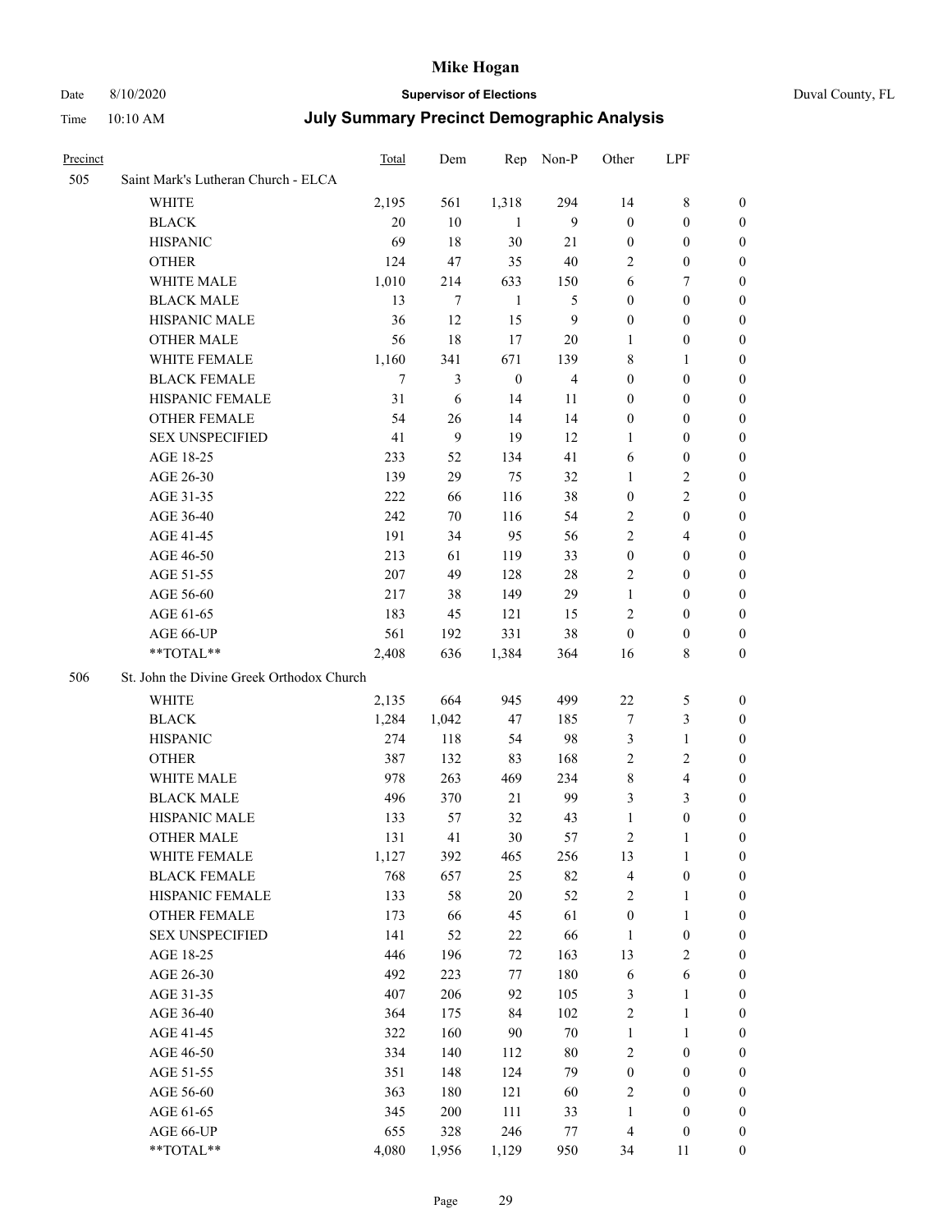# Mike Hogan

Date 8/10/2020 **Supervisor of Elections** Duval County, FL

Time 10:10 AM **July Summary Precinct Demographic Analysis**

| Precinct | | Total | Dem | Rep | Non-P | Other | LPF | |
|---|---|---|---|---|---|---|---|---|
| 505 | Saint Mark's Lutheran Church - ELCA | | | | | | | |
| | WHITE | 2,195 | 561 | 1,318 | 294 | 14 | 8 | 0 |
| | BLACK | 20 | 10 | 1 | 9 | 0 | 0 | 0 |
| | HISPANIC | 69 | 18 | 30 | 21 | 0 | 0 | 0 |
| | OTHER | 124 | 47 | 35 | 40 | 2 | 0 | 0 |
| | WHITE MALE | 1,010 | 214 | 633 | 150 | 6 | 7 | 0 |
| | BLACK MALE | 13 | 7 | 1 | 5 | 0 | 0 | 0 |
| | HISPANIC MALE | 36 | 12 | 15 | 9 | 0 | 0 | 0 |
| | OTHER MALE | 56 | 18 | 17 | 20 | 1 | 0 | 0 |
| | WHITE FEMALE | 1,160 | 341 | 671 | 139 | 8 | 1 | 0 |
| | BLACK FEMALE | 7 | 3 | 0 | 4 | 0 | 0 | 0 |
| | HISPANIC FEMALE | 31 | 6 | 14 | 11 | 0 | 0 | 0 |
| | OTHER FEMALE | 54 | 26 | 14 | 14 | 0 | 0 | 0 |
| | SEX UNSPECIFIED | 41 | 9 | 19 | 12 | 1 | 0 | 0 |
| | AGE 18-25 | 233 | 52 | 134 | 41 | 6 | 0 | 0 |
| | AGE 26-30 | 139 | 29 | 75 | 32 | 1 | 2 | 0 |
| | AGE 31-35 | 222 | 66 | 116 | 38 | 0 | 2 | 0 |
| | AGE 36-40 | 242 | 70 | 116 | 54 | 2 | 0 | 0 |
| | AGE 41-45 | 191 | 34 | 95 | 56 | 2 | 4 | 0 |
| | AGE 46-50 | 213 | 61 | 119 | 33 | 0 | 0 | 0 |
| | AGE 51-55 | 207 | 49 | 128 | 28 | 2 | 0 | 0 |
| | AGE 56-60 | 217 | 38 | 149 | 29 | 1 | 0 | 0 |
| | AGE 61-65 | 183 | 45 | 121 | 15 | 2 | 0 | 0 |
| | AGE 66-UP | 561 | 192 | 331 | 38 | 0 | 0 | 0 |
| | **TOTAL** | 2,408 | 636 | 1,384 | 364 | 16 | 8 | 0 |
| 506 | St. John the Divine Greek Orthodox Church | | | | | | | |
| | WHITE | 2,135 | 664 | 945 | 499 | 22 | 5 | 0 |
| | BLACK | 1,284 | 1,042 | 47 | 185 | 7 | 3 | 0 |
| | HISPANIC | 274 | 118 | 54 | 98 | 3 | 1 | 0 |
| | OTHER | 387 | 132 | 83 | 168 | 2 | 2 | 0 |
| | WHITE MALE | 978 | 263 | 469 | 234 | 8 | 4 | 0 |
| | BLACK MALE | 496 | 370 | 21 | 99 | 3 | 3 | 0 |
| | HISPANIC MALE | 133 | 57 | 32 | 43 | 1 | 0 | 0 |
| | OTHER MALE | 131 | 41 | 30 | 57 | 2 | 1 | 0 |
| | WHITE FEMALE | 1,127 | 392 | 465 | 256 | 13 | 1 | 0 |
| | BLACK FEMALE | 768 | 657 | 25 | 82 | 4 | 0 | 0 |
| | HISPANIC FEMALE | 133 | 58 | 20 | 52 | 2 | 1 | 0 |
| | OTHER FEMALE | 173 | 66 | 45 | 61 | 0 | 1 | 0 |
| | SEX UNSPECIFIED | 141 | 52 | 22 | 66 | 1 | 0 | 0 |
| | AGE 18-25 | 446 | 196 | 72 | 163 | 13 | 2 | 0 |
| | AGE 26-30 | 492 | 223 | 77 | 180 | 6 | 6 | 0 |
| | AGE 31-35 | 407 | 206 | 92 | 105 | 3 | 1 | 0 |
| | AGE 36-40 | 364 | 175 | 84 | 102 | 2 | 1 | 0 |
| | AGE 41-45 | 322 | 160 | 90 | 70 | 1 | 1 | 0 |
| | AGE 46-50 | 334 | 140 | 112 | 80 | 2 | 0 | 0 |
| | AGE 51-55 | 351 | 148 | 124 | 79 | 0 | 0 | 0 |
| | AGE 56-60 | 363 | 180 | 121 | 60 | 2 | 0 | 0 |
| | AGE 61-65 | 345 | 200 | 111 | 33 | 1 | 0 | 0 |
| | AGE 66-UP | 655 | 328 | 246 | 77 | 4 | 0 | 0 |
| | **TOTAL** | 4,080 | 1,956 | 1,129 | 950 | 34 | 11 | 0 |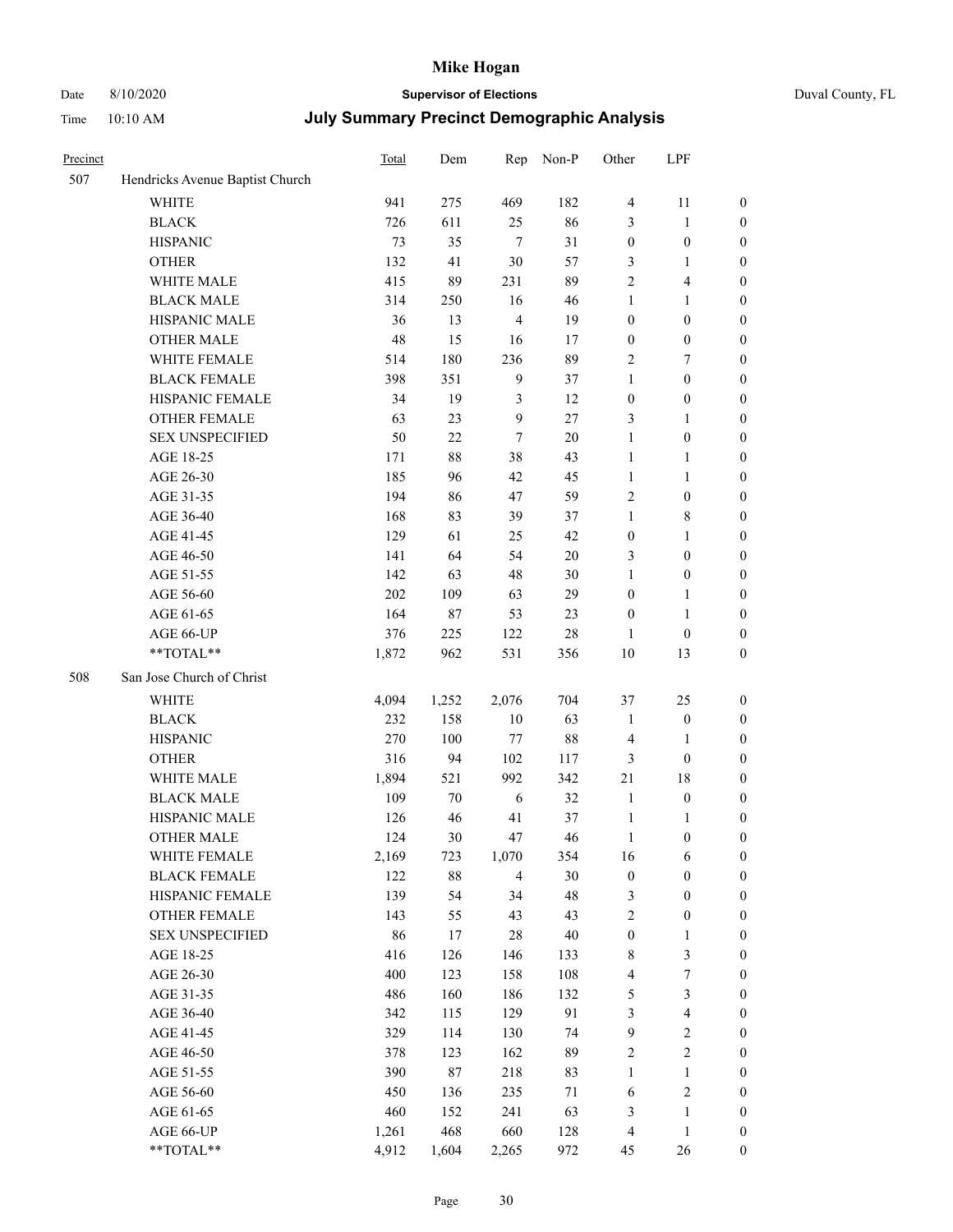# Mike Hogan

Date 8/10/2020 **Supervisor of Elections** Duval County, FL

Time 10:10 AM **July Summary Precinct Demographic Analysis**

| Precinct | | Total | Dem | Rep | Non-P | Other | LPF | |
|---|---|---|---|---|---|---|---|---|
| 507 | Hendricks Avenue Baptist Church | | | | | | | |
| | WHITE | 941 | 275 | 469 | 182 | 4 | 11 | 0 |
| | BLACK | 726 | 611 | 25 | 86 | 3 | 1 | 0 |
| | HISPANIC | 73 | 35 | 7 | 31 | 0 | 0 | 0 |
| | OTHER | 132 | 41 | 30 | 57 | 3 | 1 | 0 |
| | WHITE MALE | 415 | 89 | 231 | 89 | 2 | 4 | 0 |
| | BLACK MALE | 314 | 250 | 16 | 46 | 1 | 1 | 0 |
| | HISPANIC MALE | 36 | 13 | 4 | 19 | 0 | 0 | 0 |
| | OTHER MALE | 48 | 15 | 16 | 17 | 0 | 0 | 0 |
| | WHITE FEMALE | 514 | 180 | 236 | 89 | 2 | 7 | 0 |
| | BLACK FEMALE | 398 | 351 | 9 | 37 | 1 | 0 | 0 |
| | HISPANIC FEMALE | 34 | 19 | 3 | 12 | 0 | 0 | 0 |
| | OTHER FEMALE | 63 | 23 | 9 | 27 | 3 | 1 | 0 |
| | SEX UNSPECIFIED | 50 | 22 | 7 | 20 | 1 | 0 | 0 |
| | AGE 18-25 | 171 | 88 | 38 | 43 | 1 | 1 | 0 |
| | AGE 26-30 | 185 | 96 | 42 | 45 | 1 | 1 | 0 |
| | AGE 31-35 | 194 | 86 | 47 | 59 | 2 | 0 | 0 |
| | AGE 36-40 | 168 | 83 | 39 | 37 | 1 | 8 | 0 |
| | AGE 41-45 | 129 | 61 | 25 | 42 | 0 | 1 | 0 |
| | AGE 46-50 | 141 | 64 | 54 | 20 | 3 | 0 | 0 |
| | AGE 51-55 | 142 | 63 | 48 | 30 | 1 | 0 | 0 |
| | AGE 56-60 | 202 | 109 | 63 | 29 | 0 | 1 | 0 |
| | AGE 61-65 | 164 | 87 | 53 | 23 | 0 | 1 | 0 |
| | AGE 66-UP | 376 | 225 | 122 | 28 | 1 | 0 | 0 |
| | **TOTAL** | 1,872 | 962 | 531 | 356 | 10 | 13 | 0 |
| 508 | San Jose Church of Christ | | | | | | | |
| | WHITE | 4,094 | 1,252 | 2,076 | 704 | 37 | 25 | 0 |
| | BLACK | 232 | 158 | 10 | 63 | 1 | 0 | 0 |
| | HISPANIC | 270 | 100 | 77 | 88 | 4 | 1 | 0 |
| | OTHER | 316 | 94 | 102 | 117 | 3 | 0 | 0 |
| | WHITE MALE | 1,894 | 521 | 992 | 342 | 21 | 18 | 0 |
| | BLACK MALE | 109 | 70 | 6 | 32 | 1 | 0 | 0 |
| | HISPANIC MALE | 126 | 46 | 41 | 37 | 1 | 1 | 0 |
| | OTHER MALE | 124 | 30 | 47 | 46 | 1 | 0 | 0 |
| | WHITE FEMALE | 2,169 | 723 | 1,070 | 354 | 16 | 6 | 0 |
| | BLACK FEMALE | 122 | 88 | 4 | 30 | 0 | 0 | 0 |
| | HISPANIC FEMALE | 139 | 54 | 34 | 48 | 3 | 0 | 0 |
| | OTHER FEMALE | 143 | 55 | 43 | 43 | 2 | 0 | 0 |
| | SEX UNSPECIFIED | 86 | 17 | 28 | 40 | 0 | 1 | 0 |
| | AGE 18-25 | 416 | 126 | 146 | 133 | 8 | 3 | 0 |
| | AGE 26-30 | 400 | 123 | 158 | 108 | 4 | 7 | 0 |
| | AGE 31-35 | 486 | 160 | 186 | 132 | 5 | 3 | 0 |
| | AGE 36-40 | 342 | 115 | 129 | 91 | 3 | 4 | 0 |
| | AGE 41-45 | 329 | 114 | 130 | 74 | 9 | 2 | 0 |
| | AGE 46-50 | 378 | 123 | 162 | 89 | 2 | 2 | 0 |
| | AGE 51-55 | 390 | 87 | 218 | 83 | 1 | 1 | 0 |
| | AGE 56-60 | 450 | 136 | 235 | 71 | 6 | 2 | 0 |
| | AGE 61-65 | 460 | 152 | 241 | 63 | 3 | 1 | 0 |
| | AGE 66-UP | 1,261 | 468 | 660 | 128 | 4 | 1 | 0 |
| | **TOTAL** | 4,912 | 1,604 | 2,265 | 972 | 45 | 26 | 0 |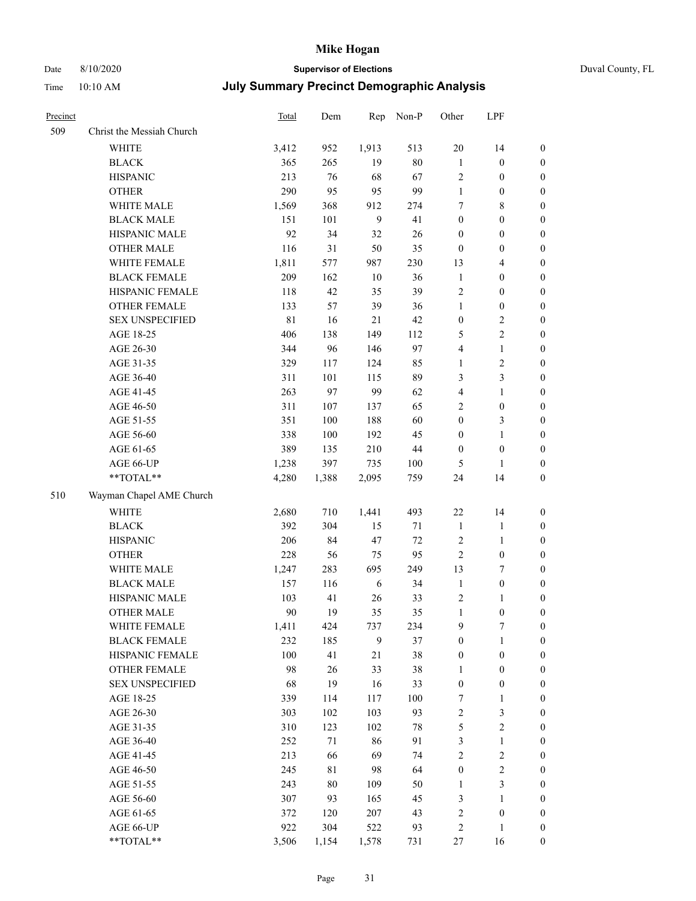# Mike Hogan

Date 8/10/2020 **Supervisor of Elections** Duval County, FL

Time 10:10 AM **July Summary Precinct Demographic Analysis**

| Precinct | | Total | Dem | Rep | Non-P | Other | LPF | |
|---|---|---|---|---|---|---|---|---|
| 509 | Christ the Messiah Church | | | | | | | |
| | WHITE | 3,412 | 952 | 1,913 | 513 | 20 | 14 | 0 |
| | BLACK | 365 | 265 | 19 | 80 | 1 | 0 | 0 |
| | HISPANIC | 213 | 76 | 68 | 67 | 2 | 0 | 0 |
| | OTHER | 290 | 95 | 95 | 99 | 1 | 0 | 0 |
| | WHITE MALE | 1,569 | 368 | 912 | 274 | 7 | 8 | 0 |
| | BLACK MALE | 151 | 101 | 9 | 41 | 0 | 0 | 0 |
| | HISPANIC MALE | 92 | 34 | 32 | 26 | 0 | 0 | 0 |
| | OTHER MALE | 116 | 31 | 50 | 35 | 0 | 0 | 0 |
| | WHITE FEMALE | 1,811 | 577 | 987 | 230 | 13 | 4 | 0 |
| | BLACK FEMALE | 209 | 162 | 10 | 36 | 1 | 0 | 0 |
| | HISPANIC FEMALE | 118 | 42 | 35 | 39 | 2 | 0 | 0 |
| | OTHER FEMALE | 133 | 57 | 39 | 36 | 1 | 0 | 0 |
| | SEX UNSPECIFIED | 81 | 16 | 21 | 42 | 0 | 2 | 0 |
| | AGE 18-25 | 406 | 138 | 149 | 112 | 5 | 2 | 0 |
| | AGE 26-30 | 344 | 96 | 146 | 97 | 4 | 1 | 0 |
| | AGE 31-35 | 329 | 117 | 124 | 85 | 1 | 2 | 0 |
| | AGE 36-40 | 311 | 101 | 115 | 89 | 3 | 3 | 0 |
| | AGE 41-45 | 263 | 97 | 99 | 62 | 4 | 1 | 0 |
| | AGE 46-50 | 311 | 107 | 137 | 65 | 2 | 0 | 0 |
| | AGE 51-55 | 351 | 100 | 188 | 60 | 0 | 3 | 0 |
| | AGE 56-60 | 338 | 100 | 192 | 45 | 0 | 1 | 0 |
| | AGE 61-65 | 389 | 135 | 210 | 44 | 0 | 0 | 0 |
| | AGE 66-UP | 1,238 | 397 | 735 | 100 | 5 | 1 | 0 |
| | **TOTAL** | 4,280 | 1,388 | 2,095 | 759 | 24 | 14 | 0 |
| 510 | Wayman Chapel AME Church | | | | | | | |
| | WHITE | 2,680 | 710 | 1,441 | 493 | 22 | 14 | 0 |
| | BLACK | 392 | 304 | 15 | 71 | 1 | 1 | 0 |
| | HISPANIC | 206 | 84 | 47 | 72 | 2 | 1 | 0 |
| | OTHER | 228 | 56 | 75 | 95 | 2 | 0 | 0 |
| | WHITE MALE | 1,247 | 283 | 695 | 249 | 13 | 7 | 0 |
| | BLACK MALE | 157 | 116 | 6 | 34 | 1 | 0 | 0 |
| | HISPANIC MALE | 103 | 41 | 26 | 33 | 2 | 1 | 0 |
| | OTHER MALE | 90 | 19 | 35 | 35 | 1 | 0 | 0 |
| | WHITE FEMALE | 1,411 | 424 | 737 | 234 | 9 | 7 | 0 |
| | BLACK FEMALE | 232 | 185 | 9 | 37 | 0 | 1 | 0 |
| | HISPANIC FEMALE | 100 | 41 | 21 | 38 | 0 | 0 | 0 |
| | OTHER FEMALE | 98 | 26 | 33 | 38 | 1 | 0 | 0 |
| | SEX UNSPECIFIED | 68 | 19 | 16 | 33 | 0 | 0 | 0 |
| | AGE 18-25 | 339 | 114 | 117 | 100 | 7 | 1 | 0 |
| | AGE 26-30 | 303 | 102 | 103 | 93 | 2 | 3 | 0 |
| | AGE 31-35 | 310 | 123 | 102 | 78 | 5 | 2 | 0 |
| | AGE 36-40 | 252 | 71 | 86 | 91 | 3 | 1 | 0 |
| | AGE 41-45 | 213 | 66 | 69 | 74 | 2 | 2 | 0 |
| | AGE 46-50 | 245 | 81 | 98 | 64 | 0 | 2 | 0 |
| | AGE 51-55 | 243 | 80 | 109 | 50 | 1 | 3 | 0 |
| | AGE 56-60 | 307 | 93 | 165 | 45 | 3 | 1 | 0 |
| | AGE 61-65 | 372 | 120 | 207 | 43 | 2 | 0 | 0 |
| | AGE 66-UP | 922 | 304 | 522 | 93 | 2 | 1 | 0 |
| | **TOTAL** | 3,506 | 1,154 | 1,578 | 731 | 27 | 16 | 0 |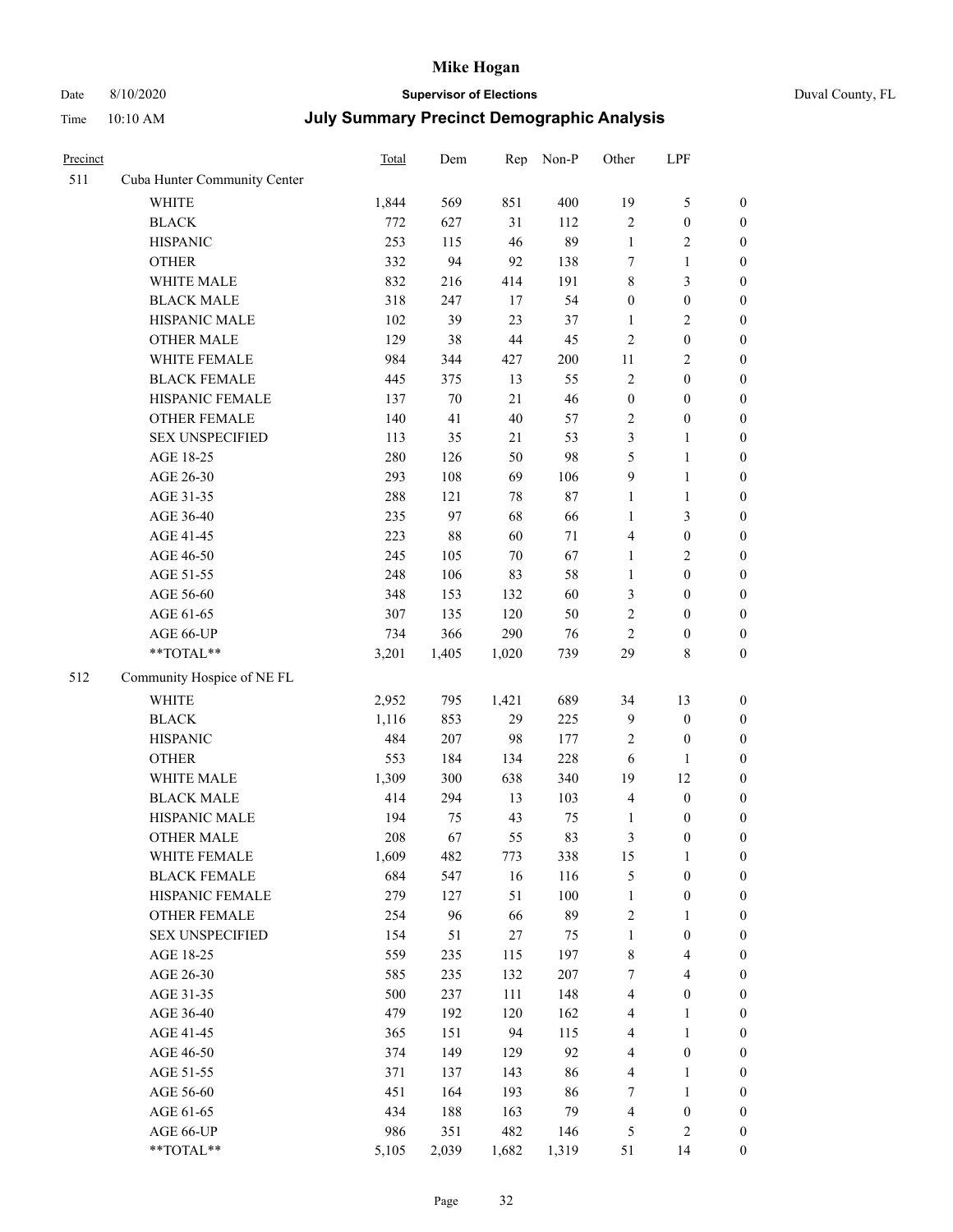# Mike Hogan

Date 8/10/2020 **Supervisor of Elections** Duval County, FL

Time 10:10 AM **July Summary Precinct Demographic Analysis**

| Precinct | | Total | Dem | Rep | Non-P | Other | LPF | |
|---|---|---|---|---|---|---|---|---|
| 511 | Cuba Hunter Community Center | | | | | | | |
| | WHITE | 1,844 | 569 | 851 | 400 | 19 | 5 | 0 |
| | BLACK | 772 | 627 | 31 | 112 | 2 | 0 | 0 |
| | HISPANIC | 253 | 115 | 46 | 89 | 1 | 2 | 0 |
| | OTHER | 332 | 94 | 92 | 138 | 7 | 1 | 0 |
| | WHITE MALE | 832 | 216 | 414 | 191 | 8 | 3 | 0 |
| | BLACK MALE | 318 | 247 | 17 | 54 | 0 | 0 | 0 |
| | HISPANIC MALE | 102 | 39 | 23 | 37 | 1 | 2 | 0 |
| | OTHER MALE | 129 | 38 | 44 | 45 | 2 | 0 | 0 |
| | WHITE FEMALE | 984 | 344 | 427 | 200 | 11 | 2 | 0 |
| | BLACK FEMALE | 445 | 375 | 13 | 55 | 2 | 0 | 0 |
| | HISPANIC FEMALE | 137 | 70 | 21 | 46 | 0 | 0 | 0 |
| | OTHER FEMALE | 140 | 41 | 40 | 57 | 2 | 0 | 0 |
| | SEX UNSPECIFIED | 113 | 35 | 21 | 53 | 3 | 1 | 0 |
| | AGE 18-25 | 280 | 126 | 50 | 98 | 5 | 1 | 0 |
| | AGE 26-30 | 293 | 108 | 69 | 106 | 9 | 1 | 0 |
| | AGE 31-35 | 288 | 121 | 78 | 87 | 1 | 1 | 0 |
| | AGE 36-40 | 235 | 97 | 68 | 66 | 1 | 3 | 0 |
| | AGE 41-45 | 223 | 88 | 60 | 71 | 4 | 0 | 0 |
| | AGE 46-50 | 245 | 105 | 70 | 67 | 1 | 2 | 0 |
| | AGE 51-55 | 248 | 106 | 83 | 58 | 1 | 0 | 0 |
| | AGE 56-60 | 348 | 153 | 132 | 60 | 3 | 0 | 0 |
| | AGE 61-65 | 307 | 135 | 120 | 50 | 2 | 0 | 0 |
| | AGE 66-UP | 734 | 366 | 290 | 76 | 2 | 0 | 0 |
| | **TOTAL** | 3,201 | 1,405 | 1,020 | 739 | 29 | 8 | 0 |
| 512 | Community Hospice of NE FL | | | | | | | |
| | WHITE | 2,952 | 795 | 1,421 | 689 | 34 | 13 | 0 |
| | BLACK | 1,116 | 853 | 29 | 225 | 9 | 0 | 0 |
| | HISPANIC | 484 | 207 | 98 | 177 | 2 | 0 | 0 |
| | OTHER | 553 | 184 | 134 | 228 | 6 | 1 | 0 |
| | WHITE MALE | 1,309 | 300 | 638 | 340 | 19 | 12 | 0 |
| | BLACK MALE | 414 | 294 | 13 | 103 | 4 | 0 | 0 |
| | HISPANIC MALE | 194 | 75 | 43 | 75 | 1 | 0 | 0 |
| | OTHER MALE | 208 | 67 | 55 | 83 | 3 | 0 | 0 |
| | WHITE FEMALE | 1,609 | 482 | 773 | 338 | 15 | 1 | 0 |
| | BLACK FEMALE | 684 | 547 | 16 | 116 | 5 | 0 | 0 |
| | HISPANIC FEMALE | 279 | 127 | 51 | 100 | 1 | 0 | 0 |
| | OTHER FEMALE | 254 | 96 | 66 | 89 | 2 | 1 | 0 |
| | SEX UNSPECIFIED | 154 | 51 | 27 | 75 | 1 | 0 | 0 |
| | AGE 18-25 | 559 | 235 | 115 | 197 | 8 | 4 | 0 |
| | AGE 26-30 | 585 | 235 | 132 | 207 | 7 | 4 | 0 |
| | AGE 31-35 | 500 | 237 | 111 | 148 | 4 | 0 | 0 |
| | AGE 36-40 | 479 | 192 | 120 | 162 | 4 | 1 | 0 |
| | AGE 41-45 | 365 | 151 | 94 | 115 | 4 | 1 | 0 |
| | AGE 46-50 | 374 | 149 | 129 | 92 | 4 | 0 | 0 |
| | AGE 51-55 | 371 | 137 | 143 | 86 | 4 | 1 | 0 |
| | AGE 56-60 | 451 | 164 | 193 | 86 | 7 | 1 | 0 |
| | AGE 61-65 | 434 | 188 | 163 | 79 | 4 | 0 | 0 |
| | AGE 66-UP | 986 | 351 | 482 | 146 | 5 | 2 | 0 |
| | **TOTAL** | 5,105 | 2,039 | 1,682 | 1,319 | 51 | 14 | 0 |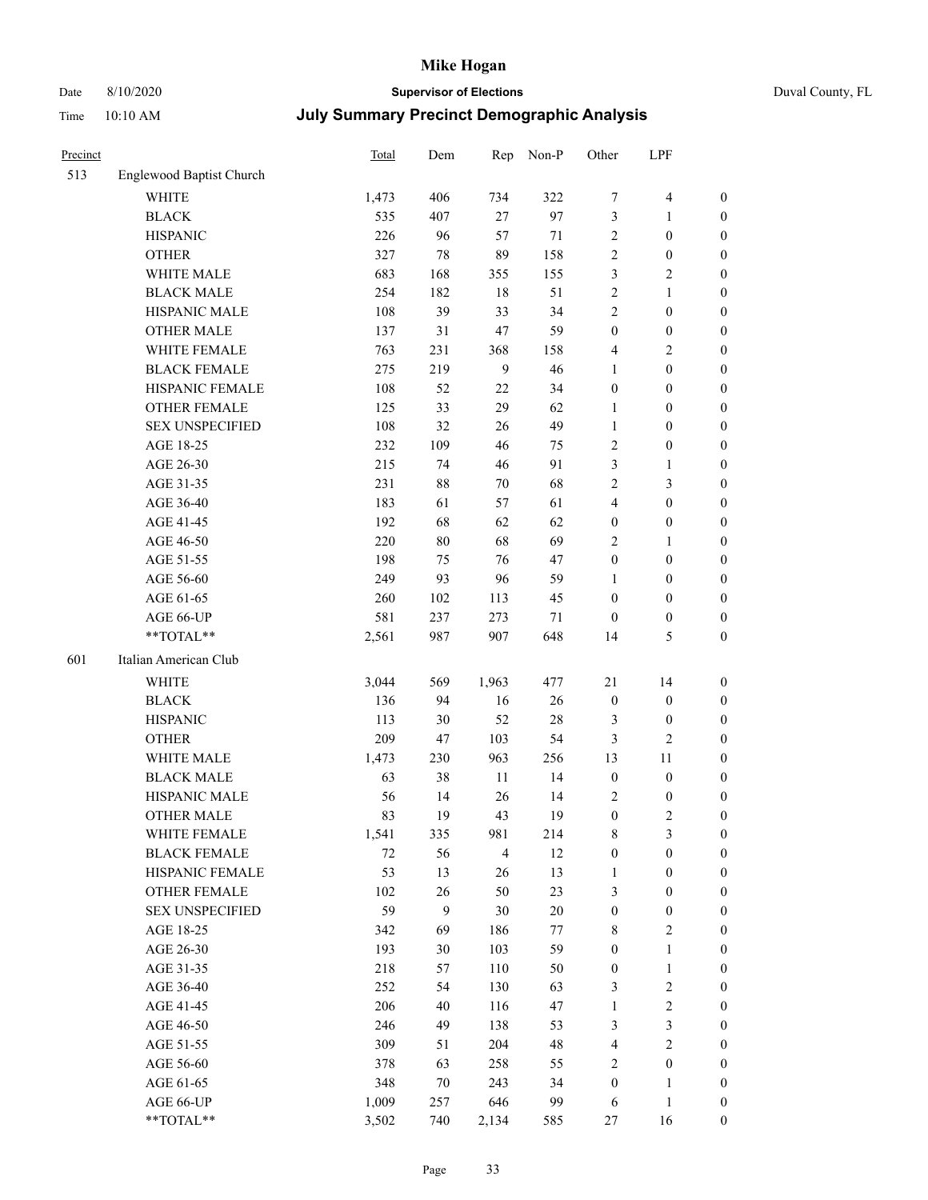| Precinct | | Total | Dem | Rep | Non-P | Other | LPF | |
|---|---|---|---|---|---|---|---|---|
| 513 | Englewood Baptist Church | | | | | | | |
| | WHITE | 1,473 | 406 | 734 | 322 | 7 | 4 | 0 |
| | BLACK | 535 | 407 | 27 | 97 | 3 | 1 | 0 |
| | HISPANIC | 226 | 96 | 57 | 71 | 2 | 0 | 0 |
| | OTHER | 327 | 78 | 89 | 158 | 2 | 0 | 0 |
| | WHITE MALE | 683 | 168 | 355 | 155 | 3 | 2 | 0 |
| | BLACK MALE | 254 | 182 | 18 | 51 | 2 | 1 | 0 |
| | HISPANIC MALE | 108 | 39 | 33 | 34 | 2 | 0 | 0 |
| | OTHER MALE | 137 | 31 | 47 | 59 | 0 | 0 | 0 |
| | WHITE FEMALE | 763 | 231 | 368 | 158 | 4 | 2 | 0 |
| | BLACK FEMALE | 275 | 219 | 9 | 46 | 1 | 0 | 0 |
| | HISPANIC FEMALE | 108 | 52 | 22 | 34 | 0 | 0 | 0 |
| | OTHER FEMALE | 125 | 33 | 29 | 62 | 1 | 0 | 0 |
| | SEX UNSPECIFIED | 108 | 32 | 26 | 49 | 1 | 0 | 0 |
| | AGE 18-25 | 232 | 109 | 46 | 75 | 2 | 0 | 0 |
| | AGE 26-30 | 215 | 74 | 46 | 91 | 3 | 1 | 0 |
| | AGE 31-35 | 231 | 88 | 70 | 68 | 2 | 3 | 0 |
| | AGE 36-40 | 183 | 61 | 57 | 61 | 4 | 0 | 0 |
| | AGE 41-45 | 192 | 68 | 62 | 62 | 0 | 0 | 0 |
| | AGE 46-50 | 220 | 80 | 68 | 69 | 2 | 1 | 0 |
| | AGE 51-55 | 198 | 75 | 76 | 47 | 0 | 0 | 0 |
| | AGE 56-60 | 249 | 93 | 96 | 59 | 1 | 0 | 0 |
| | AGE 61-65 | 260 | 102 | 113 | 45 | 0 | 0 | 0 |
| | AGE 66-UP | 581 | 237 | 273 | 71 | 0 | 0 | 0 |
| | **TOTAL** | 2,561 | 987 | 907 | 648 | 14 | 5 | 0 |
| 601 | Italian American Club | | | | | | | |
| | WHITE | 3,044 | 569 | 1,963 | 477 | 21 | 14 | 0 |
| | BLACK | 136 | 94 | 16 | 26 | 0 | 0 | 0 |
| | HISPANIC | 113 | 30 | 52 | 28 | 3 | 0 | 0 |
| | OTHER | 209 | 47 | 103 | 54 | 3 | 2 | 0 |
| | WHITE MALE | 1,473 | 230 | 963 | 256 | 13 | 11 | 0 |
| | BLACK MALE | 63 | 38 | 11 | 14 | 0 | 0 | 0 |
| | HISPANIC MALE | 56 | 14 | 26 | 14 | 2 | 0 | 0 |
| | OTHER MALE | 83 | 19 | 43 | 19 | 0 | 2 | 0 |
| | WHITE FEMALE | 1,541 | 335 | 981 | 214 | 8 | 3 | 0 |
| | BLACK FEMALE | 72 | 56 | 4 | 12 | 0 | 0 | 0 |
| | HISPANIC FEMALE | 53 | 13 | 26 | 13 | 1 | 0 | 0 |
| | OTHER FEMALE | 102 | 26 | 50 | 23 | 3 | 0 | 0 |
| | SEX UNSPECIFIED | 59 | 9 | 30 | 20 | 0 | 0 | 0 |
| | AGE 18-25 | 342 | 69 | 186 | 77 | 8 | 2 | 0 |
| | AGE 26-30 | 193 | 30 | 103 | 59 | 0 | 1 | 0 |
| | AGE 31-35 | 218 | 57 | 110 | 50 | 0 | 1 | 0 |
| | AGE 36-40 | 252 | 54 | 130 | 63 | 3 | 2 | 0 |
| | AGE 41-45 | 206 | 40 | 116 | 47 | 1 | 2 | 0 |
| | AGE 46-50 | 246 | 49 | 138 | 53 | 3 | 3 | 0 |
| | AGE 51-55 | 309 | 51 | 204 | 48 | 4 | 2 | 0 |
| | AGE 56-60 | 378 | 63 | 258 | 55 | 2 | 0 | 0 |
| | AGE 61-65 | 348 | 70 | 243 | 34 | 0 | 1 | 0 |
| | AGE 66-UP | 1,009 | 257 | 646 | 99 | 6 | 1 | 0 |
| | **TOTAL** | 3,502 | 740 | 2,134 | 585 | 27 | 16 | 0 |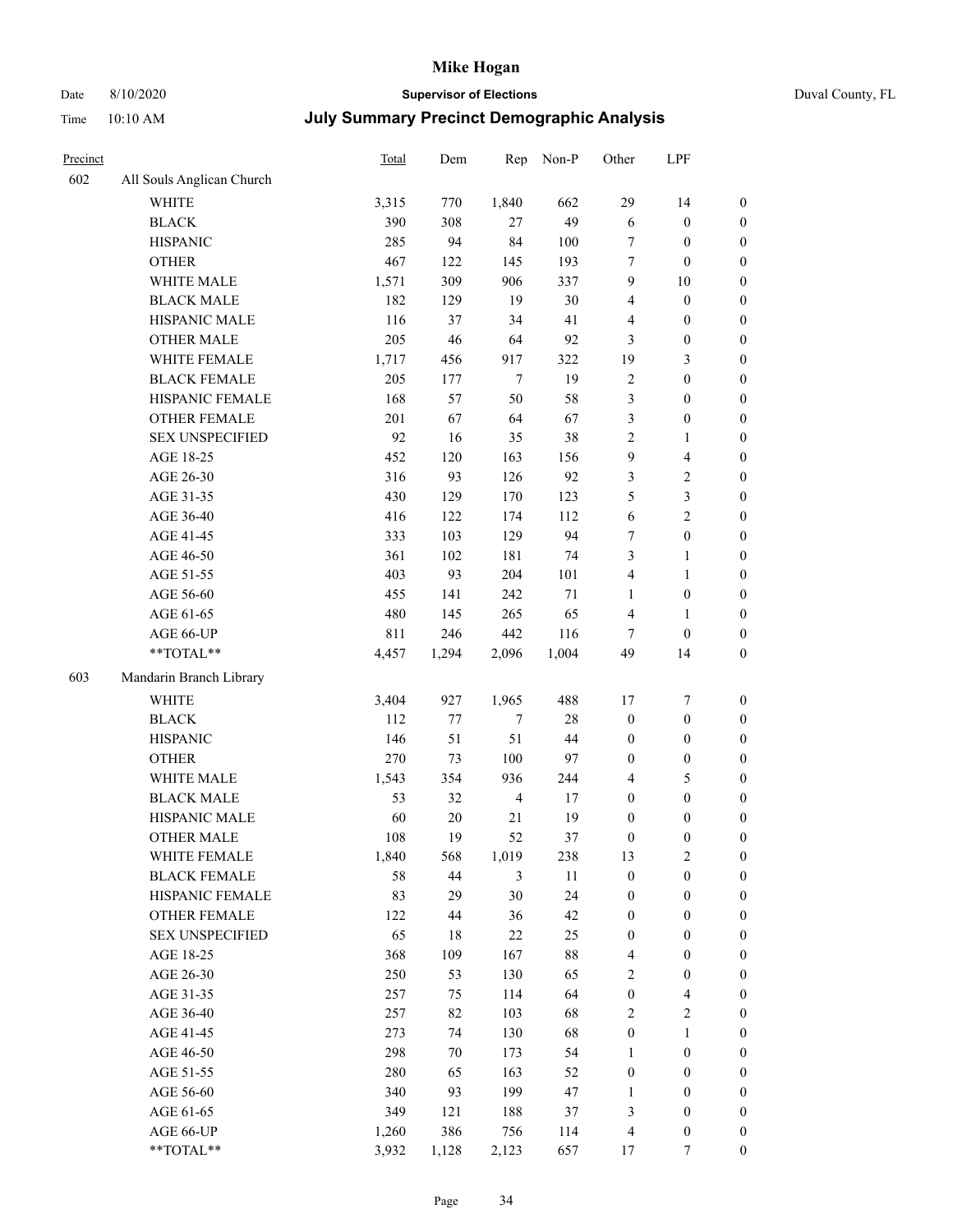# Mike Hogan

Date 8/10/2020 **Supervisor of Elections** Duval County, FL

Time 10:10 AM **July Summary Precinct Demographic Analysis**

| Precinct | | Total | Dem | Rep | Non-P | Other | LPF | |
|---|---|---|---|---|---|---|---|---|
| 602 | All Souls Anglican Church | | | | | | | |
| | WHITE | 3,315 | 770 | 1,840 | 662 | 29 | 14 | 0 |
| | BLACK | 390 | 308 | 27 | 49 | 6 | 0 | 0 |
| | HISPANIC | 285 | 94 | 84 | 100 | 7 | 0 | 0 |
| | OTHER | 467 | 122 | 145 | 193 | 7 | 0 | 0 |
| | WHITE MALE | 1,571 | 309 | 906 | 337 | 9 | 10 | 0 |
| | BLACK MALE | 182 | 129 | 19 | 30 | 4 | 0 | 0 |
| | HISPANIC MALE | 116 | 37 | 34 | 41 | 4 | 0 | 0 |
| | OTHER MALE | 205 | 46 | 64 | 92 | 3 | 0 | 0 |
| | WHITE FEMALE | 1,717 | 456 | 917 | 322 | 19 | 3 | 0 |
| | BLACK FEMALE | 205 | 177 | 7 | 19 | 2 | 0 | 0 |
| | HISPANIC FEMALE | 168 | 57 | 50 | 58 | 3 | 0 | 0 |
| | OTHER FEMALE | 201 | 67 | 64 | 67 | 3 | 0 | 0 |
| | SEX UNSPECIFIED | 92 | 16 | 35 | 38 | 2 | 1 | 0 |
| | AGE 18-25 | 452 | 120 | 163 | 156 | 9 | 4 | 0 |
| | AGE 26-30 | 316 | 93 | 126 | 92 | 3 | 2 | 0 |
| | AGE 31-35 | 430 | 129 | 170 | 123 | 5 | 3 | 0 |
| | AGE 36-40 | 416 | 122 | 174 | 112 | 6 | 2 | 0 |
| | AGE 41-45 | 333 | 103 | 129 | 94 | 7 | 0 | 0 |
| | AGE 46-50 | 361 | 102 | 181 | 74 | 3 | 1 | 0 |
| | AGE 51-55 | 403 | 93 | 204 | 101 | 4 | 1 | 0 |
| | AGE 56-60 | 455 | 141 | 242 | 71 | 1 | 0 | 0 |
| | AGE 61-65 | 480 | 145 | 265 | 65 | 4 | 1 | 0 |
| | AGE 66-UP | 811 | 246 | 442 | 116 | 7 | 0 | 0 |
| | **TOTAL** | 4,457 | 1,294 | 2,096 | 1,004 | 49 | 14 | 0 |
| 603 | Mandarin Branch Library | | | | | | | |
| | WHITE | 3,404 | 927 | 1,965 | 488 | 17 | 7 | 0 |
| | BLACK | 112 | 77 | 7 | 28 | 0 | 0 | 0 |
| | HISPANIC | 146 | 51 | 51 | 44 | 0 | 0 | 0 |
| | OTHER | 270 | 73 | 100 | 97 | 0 | 0 | 0 |
| | WHITE MALE | 1,543 | 354 | 936 | 244 | 4 | 5 | 0 |
| | BLACK MALE | 53 | 32 | 4 | 17 | 0 | 0 | 0 |
| | HISPANIC MALE | 60 | 20 | 21 | 19 | 0 | 0 | 0 |
| | OTHER MALE | 108 | 19 | 52 | 37 | 0 | 0 | 0 |
| | WHITE FEMALE | 1,840 | 568 | 1,019 | 238 | 13 | 2 | 0 |
| | BLACK FEMALE | 58 | 44 | 3 | 11 | 0 | 0 | 0 |
| | HISPANIC FEMALE | 83 | 29 | 30 | 24 | 0 | 0 | 0 |
| | OTHER FEMALE | 122 | 44 | 36 | 42 | 0 | 0 | 0 |
| | SEX UNSPECIFIED | 65 | 18 | 22 | 25 | 0 | 0 | 0 |
| | AGE 18-25 | 368 | 109 | 167 | 88 | 4 | 0 | 0 |
| | AGE 26-30 | 250 | 53 | 130 | 65 | 2 | 0 | 0 |
| | AGE 31-35 | 257 | 75 | 114 | 64 | 0 | 4 | 0 |
| | AGE 36-40 | 257 | 82 | 103 | 68 | 2 | 2 | 0 |
| | AGE 41-45 | 273 | 74 | 130 | 68 | 0 | 1 | 0 |
| | AGE 46-50 | 298 | 70 | 173 | 54 | 1 | 0 | 0 |
| | AGE 51-55 | 280 | 65 | 163 | 52 | 0 | 0 | 0 |
| | AGE 56-60 | 340 | 93 | 199 | 47 | 1 | 0 | 0 |
| | AGE 61-65 | 349 | 121 | 188 | 37 | 3 | 0 | 0 |
| | AGE 66-UP | 1,260 | 386 | 756 | 114 | 4 | 0 | 0 |
| | **TOTAL** | 3,932 | 1,128 | 2,123 | 657 | 17 | 7 | 0 |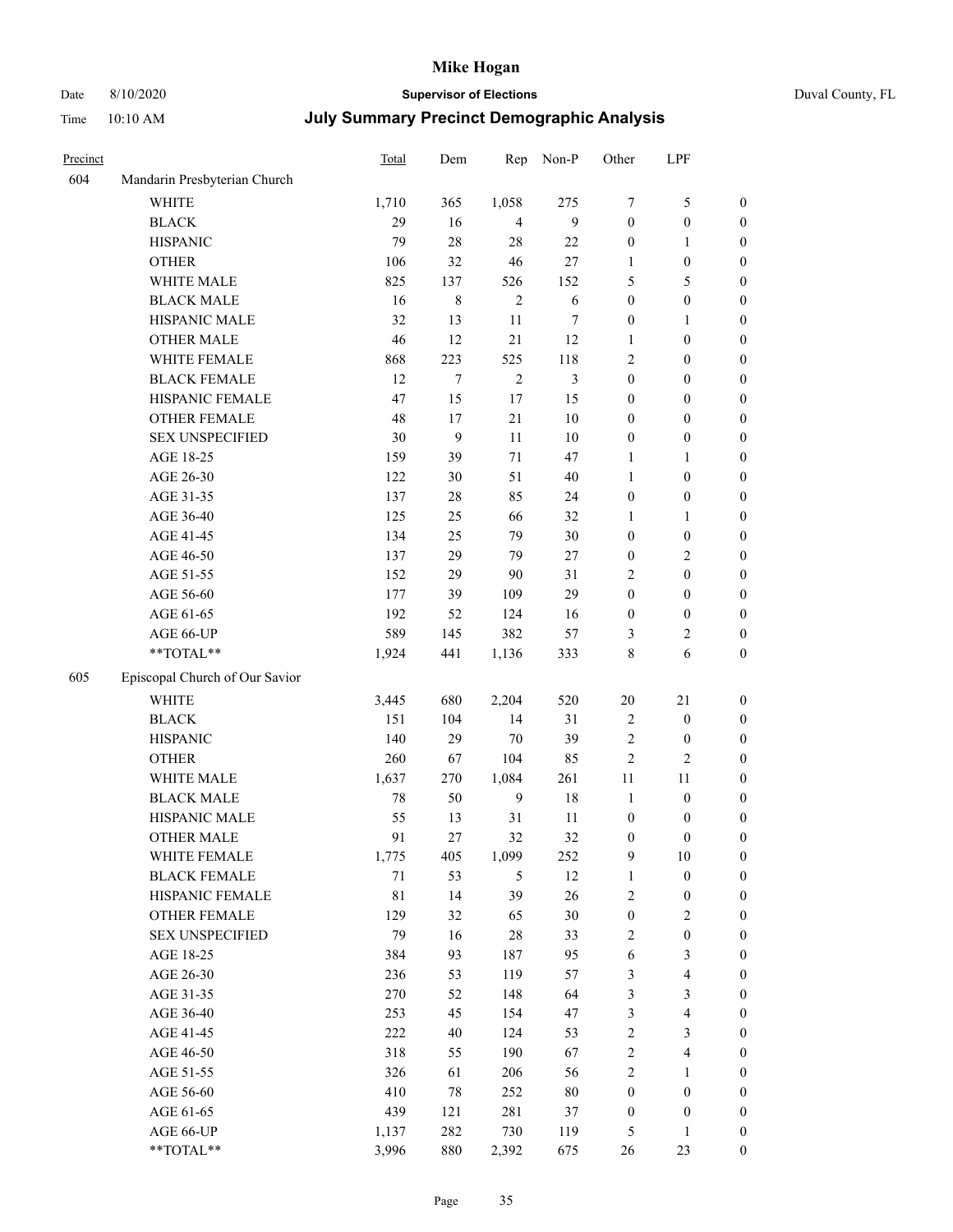# Mike Hogan

Date 8/10/2020 **Supervisor of Elections** Duval County, FL

Time 10:10 AM **July Summary Precinct Demographic Analysis**

| Precinct | | Total | Dem | Rep | Non-P | Other | LPF | |
|---|---|---|---|---|---|---|---|---|
| 604 | Mandarin Presbyterian Church | | | | | | | |
| | WHITE | 1,710 | 365 | 1,058 | 275 | 7 | 5 | 0 |
| | BLACK | 29 | 16 | 4 | 9 | 0 | 0 | 0 |
| | HISPANIC | 79 | 28 | 28 | 22 | 0 | 1 | 0 |
| | OTHER | 106 | 32 | 46 | 27 | 1 | 0 | 0 |
| | WHITE MALE | 825 | 137 | 526 | 152 | 5 | 5 | 0 |
| | BLACK MALE | 16 | 8 | 2 | 6 | 0 | 0 | 0 |
| | HISPANIC MALE | 32 | 13 | 11 | 7 | 0 | 1 | 0 |
| | OTHER MALE | 46 | 12 | 21 | 12 | 1 | 0 | 0 |
| | WHITE FEMALE | 868 | 223 | 525 | 118 | 2 | 0 | 0 |
| | BLACK FEMALE | 12 | 7 | 2 | 3 | 0 | 0 | 0 |
| | HISPANIC FEMALE | 47 | 15 | 17 | 15 | 0 | 0 | 0 |
| | OTHER FEMALE | 48 | 17 | 21 | 10 | 0 | 0 | 0 |
| | SEX UNSPECIFIED | 30 | 9 | 11 | 10 | 0 | 0 | 0 |
| | AGE 18-25 | 159 | 39 | 71 | 47 | 1 | 1 | 0 |
| | AGE 26-30 | 122 | 30 | 51 | 40 | 1 | 0 | 0 |
| | AGE 31-35 | 137 | 28 | 85 | 24 | 0 | 0 | 0 |
| | AGE 36-40 | 125 | 25 | 66 | 32 | 1 | 1 | 0 |
| | AGE 41-45 | 134 | 25 | 79 | 30 | 0 | 0 | 0 |
| | AGE 46-50 | 137 | 29 | 79 | 27 | 0 | 2 | 0 |
| | AGE 51-55 | 152 | 29 | 90 | 31 | 2 | 0 | 0 |
| | AGE 56-60 | 177 | 39 | 109 | 29 | 0 | 0 | 0 |
| | AGE 61-65 | 192 | 52 | 124 | 16 | 0 | 0 | 0 |
| | AGE 66-UP | 589 | 145 | 382 | 57 | 3 | 2 | 0 |
| | **TOTAL** | 1,924 | 441 | 1,136 | 333 | 8 | 6 | 0 |
| 605 | Episcopal Church of Our Savior | | | | | | | |
| | WHITE | 3,445 | 680 | 2,204 | 520 | 20 | 21 | 0 |
| | BLACK | 151 | 104 | 14 | 31 | 2 | 0 | 0 |
| | HISPANIC | 140 | 29 | 70 | 39 | 2 | 0 | 0 |
| | OTHER | 260 | 67 | 104 | 85 | 2 | 2 | 0 |
| | WHITE MALE | 1,637 | 270 | 1,084 | 261 | 11 | 11 | 0 |
| | BLACK MALE | 78 | 50 | 9 | 18 | 1 | 0 | 0 |
| | HISPANIC MALE | 55 | 13 | 31 | 11 | 0 | 0 | 0 |
| | OTHER MALE | 91 | 27 | 32 | 32 | 0 | 0 | 0 |
| | WHITE FEMALE | 1,775 | 405 | 1,099 | 252 | 9 | 10 | 0 |
| | BLACK FEMALE | 71 | 53 | 5 | 12 | 1 | 0 | 0 |
| | HISPANIC FEMALE | 81 | 14 | 39 | 26 | 2 | 0 | 0 |
| | OTHER FEMALE | 129 | 32 | 65 | 30 | 0 | 2 | 0 |
| | SEX UNSPECIFIED | 79 | 16 | 28 | 33 | 2 | 0 | 0 |
| | AGE 18-25 | 384 | 93 | 187 | 95 | 6 | 3 | 0 |
| | AGE 26-30 | 236 | 53 | 119 | 57 | 3 | 4 | 0 |
| | AGE 31-35 | 270 | 52 | 148 | 64 | 3 | 3 | 0 |
| | AGE 36-40 | 253 | 45 | 154 | 47 | 3 | 4 | 0 |
| | AGE 41-45 | 222 | 40 | 124 | 53 | 2 | 3 | 0 |
| | AGE 46-50 | 318 | 55 | 190 | 67 | 2 | 4 | 0 |
| | AGE 51-55 | 326 | 61 | 206 | 56 | 2 | 1 | 0 |
| | AGE 56-60 | 410 | 78 | 252 | 80 | 0 | 0 | 0 |
| | AGE 61-65 | 439 | 121 | 281 | 37 | 0 | 0 | 0 |
| | AGE 66-UP | 1,137 | 282 | 730 | 119 | 5 | 1 | 0 |
| | **TOTAL** | 3,996 | 880 | 2,392 | 675 | 26 | 23 | 0 |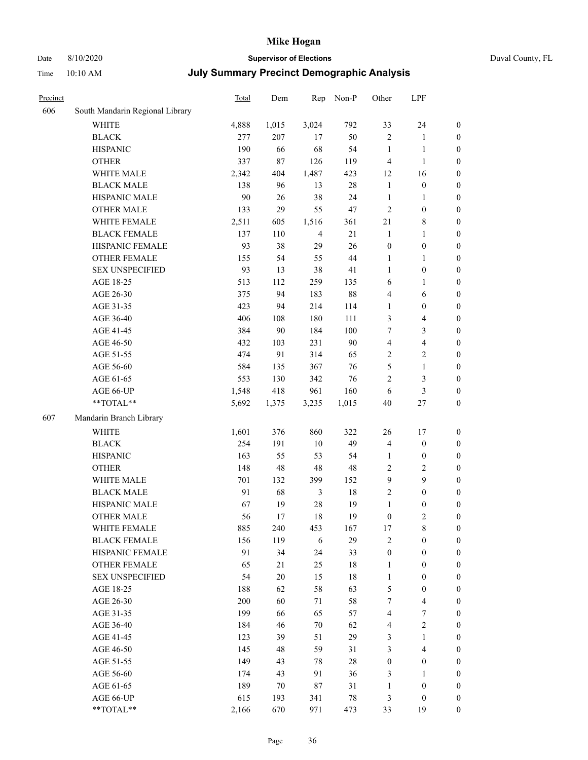| Precinct | | Total | Dem | Rep | Non-P | Other | LPF | |
|---|---|---|---|---|---|---|---|---|
| 606 | South Mandarin Regional Library | | | | | | | |
| | WHITE | 4,888 | 1,015 | 3,024 | 792 | 33 | 24 | 0 |
| | BLACK | 277 | 207 | 17 | 50 | 2 | 1 | 0 |
| | HISPANIC | 190 | 66 | 68 | 54 | 1 | 1 | 0 |
| | OTHER | 337 | 87 | 126 | 119 | 4 | 1 | 0 |
| | WHITE MALE | 2,342 | 404 | 1,487 | 423 | 12 | 16 | 0 |
| | BLACK MALE | 138 | 96 | 13 | 28 | 1 | 0 | 0 |
| | HISPANIC MALE | 90 | 26 | 38 | 24 | 1 | 1 | 0 |
| | OTHER MALE | 133 | 29 | 55 | 47 | 2 | 0 | 0 |
| | WHITE FEMALE | 2,511 | 605 | 1,516 | 361 | 21 | 8 | 0 |
| | BLACK FEMALE | 137 | 110 | 4 | 21 | 1 | 1 | 0 |
| | HISPANIC FEMALE | 93 | 38 | 29 | 26 | 0 | 0 | 0 |
| | OTHER FEMALE | 155 | 54 | 55 | 44 | 1 | 1 | 0 |
| | SEX UNSPECIFIED | 93 | 13 | 38 | 41 | 1 | 0 | 0 |
| | AGE 18-25 | 513 | 112 | 259 | 135 | 6 | 1 | 0 |
| | AGE 26-30 | 375 | 94 | 183 | 88 | 4 | 6 | 0 |
| | AGE 31-35 | 423 | 94 | 214 | 114 | 1 | 0 | 0 |
| | AGE 36-40 | 406 | 108 | 180 | 111 | 3 | 4 | 0 |
| | AGE 41-45 | 384 | 90 | 184 | 100 | 7 | 3 | 0 |
| | AGE 46-50 | 432 | 103 | 231 | 90 | 4 | 4 | 0 |
| | AGE 51-55 | 474 | 91 | 314 | 65 | 2 | 2 | 0 |
| | AGE 56-60 | 584 | 135 | 367 | 76 | 5 | 1 | 0 |
| | AGE 61-65 | 553 | 130 | 342 | 76 | 2 | 3 | 0 |
| | AGE 66-UP | 1,548 | 418 | 961 | 160 | 6 | 3 | 0 |
| | **TOTAL** | 5,692 | 1,375 | 3,235 | 1,015 | 40 | 27 | 0 |
| 607 | Mandarin Branch Library | | | | | | | |
| | WHITE | 1,601 | 376 | 860 | 322 | 26 | 17 | 0 |
| | BLACK | 254 | 191 | 10 | 49 | 4 | 0 | 0 |
| | HISPANIC | 163 | 55 | 53 | 54 | 1 | 0 | 0 |
| | OTHER | 148 | 48 | 48 | 48 | 2 | 2 | 0 |
| | WHITE MALE | 701 | 132 | 399 | 152 | 9 | 9 | 0 |
| | BLACK MALE | 91 | 68 | 3 | 18 | 2 | 0 | 0 |
| | HISPANIC MALE | 67 | 19 | 28 | 19 | 1 | 0 | 0 |
| | OTHER MALE | 56 | 17 | 18 | 19 | 0 | 2 | 0 |
| | WHITE FEMALE | 885 | 240 | 453 | 167 | 17 | 8 | 0 |
| | BLACK FEMALE | 156 | 119 | 6 | 29 | 2 | 0 | 0 |
| | HISPANIC FEMALE | 91 | 34 | 24 | 33 | 0 | 0 | 0 |
| | OTHER FEMALE | 65 | 21 | 25 | 18 | 1 | 0 | 0 |
| | SEX UNSPECIFIED | 54 | 20 | 15 | 18 | 1 | 0 | 0 |
| | AGE 18-25 | 188 | 62 | 58 | 63 | 5 | 0 | 0 |
| | AGE 26-30 | 200 | 60 | 71 | 58 | 7 | 4 | 0 |
| | AGE 31-35 | 199 | 66 | 65 | 57 | 4 | 7 | 0 |
| | AGE 36-40 | 184 | 46 | 70 | 62 | 4 | 2 | 0 |
| | AGE 41-45 | 123 | 39 | 51 | 29 | 3 | 1 | 0 |
| | AGE 46-50 | 145 | 48 | 59 | 31 | 3 | 4 | 0 |
| | AGE 51-55 | 149 | 43 | 78 | 28 | 0 | 0 | 0 |
| | AGE 56-60 | 174 | 43 | 91 | 36 | 3 | 1 | 0 |
| | AGE 61-65 | 189 | 70 | 87 | 31 | 1 | 0 | 0 |
| | AGE 66-UP | 615 | 193 | 341 | 78 | 3 | 0 | 0 |
| | **TOTAL** | 2,166 | 670 | 971 | 473 | 33 | 19 | 0 |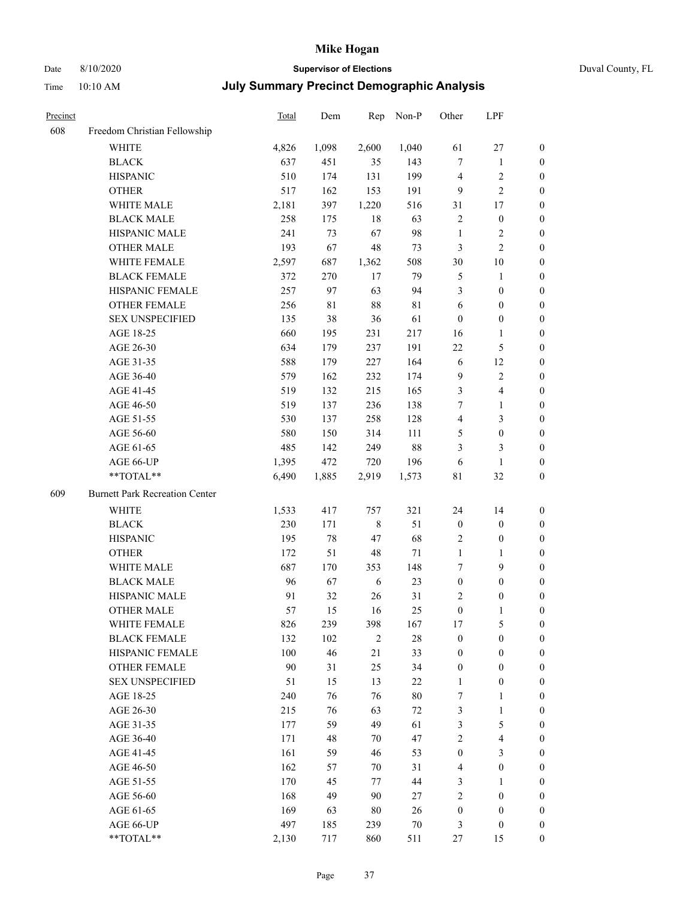# Mike Hogan

Date 8/10/2020 **Supervisor of Elections** Duval County, FL

Time 10:10 AM **July Summary Precinct Demographic Analysis**

| Precinct | | Total | Dem | Rep | Non-P | Other | LPF | |
|---|---|---|---|---|---|---|---|---|
| 608 | Freedom Christian Fellowship | | | | | | | |
| | WHITE | 4,826 | 1,098 | 2,600 | 1,040 | 61 | 27 | 0 |
| | BLACK | 637 | 451 | 35 | 143 | 7 | 1 | 0 |
| | HISPANIC | 510 | 174 | 131 | 199 | 4 | 2 | 0 |
| | OTHER | 517 | 162 | 153 | 191 | 9 | 2 | 0 |
| | WHITE MALE | 2,181 | 397 | 1,220 | 516 | 31 | 17 | 0 |
| | BLACK MALE | 258 | 175 | 18 | 63 | 2 | 0 | 0 |
| | HISPANIC MALE | 241 | 73 | 67 | 98 | 1 | 2 | 0 |
| | OTHER MALE | 193 | 67 | 48 | 73 | 3 | 2 | 0 |
| | WHITE FEMALE | 2,597 | 687 | 1,362 | 508 | 30 | 10 | 0 |
| | BLACK FEMALE | 372 | 270 | 17 | 79 | 5 | 1 | 0 |
| | HISPANIC FEMALE | 257 | 97 | 63 | 94 | 3 | 0 | 0 |
| | OTHER FEMALE | 256 | 81 | 88 | 81 | 6 | 0 | 0 |
| | SEX UNSPECIFIED | 135 | 38 | 36 | 61 | 0 | 0 | 0 |
| | AGE 18-25 | 660 | 195 | 231 | 217 | 16 | 1 | 0 |
| | AGE 26-30 | 634 | 179 | 237 | 191 | 22 | 5 | 0 |
| | AGE 31-35 | 588 | 179 | 227 | 164 | 6 | 12 | 0 |
| | AGE 36-40 | 579 | 162 | 232 | 174 | 9 | 2 | 0 |
| | AGE 41-45 | 519 | 132 | 215 | 165 | 3 | 4 | 0 |
| | AGE 46-50 | 519 | 137 | 236 | 138 | 7 | 1 | 0 |
| | AGE 51-55 | 530 | 137 | 258 | 128 | 4 | 3 | 0 |
| | AGE 56-60 | 580 | 150 | 314 | 111 | 5 | 0 | 0 |
| | AGE 61-65 | 485 | 142 | 249 | 88 | 3 | 3 | 0 |
| | AGE 66-UP | 1,395 | 472 | 720 | 196 | 6 | 1 | 0 |
| | **TOTAL** | 6,490 | 1,885 | 2,919 | 1,573 | 81 | 32 | 0 |
| 609 | Burnett Park Recreation Center | | | | | | | |
| | WHITE | 1,533 | 417 | 757 | 321 | 24 | 14 | 0 |
| | BLACK | 230 | 171 | 8 | 51 | 0 | 0 | 0 |
| | HISPANIC | 195 | 78 | 47 | 68 | 2 | 0 | 0 |
| | OTHER | 172 | 51 | 48 | 71 | 1 | 1 | 0 |
| | WHITE MALE | 687 | 170 | 353 | 148 | 7 | 9 | 0 |
| | BLACK MALE | 96 | 67 | 6 | 23 | 0 | 0 | 0 |
| | HISPANIC MALE | 91 | 32 | 26 | 31 | 2 | 0 | 0 |
| | OTHER MALE | 57 | 15 | 16 | 25 | 0 | 1 | 0 |
| | WHITE FEMALE | 826 | 239 | 398 | 167 | 17 | 5 | 0 |
| | BLACK FEMALE | 132 | 102 | 2 | 28 | 0 | 0 | 0 |
| | HISPANIC FEMALE | 100 | 46 | 21 | 33 | 0 | 0 | 0 |
| | OTHER FEMALE | 90 | 31 | 25 | 34 | 0 | 0 | 0 |
| | SEX UNSPECIFIED | 51 | 15 | 13 | 22 | 1 | 0 | 0 |
| | AGE 18-25 | 240 | 76 | 76 | 80 | 7 | 1 | 0 |
| | AGE 26-30 | 215 | 76 | 63 | 72 | 3 | 1 | 0 |
| | AGE 31-35 | 177 | 59 | 49 | 61 | 3 | 5 | 0 |
| | AGE 36-40 | 171 | 48 | 70 | 47 | 2 | 4 | 0 |
| | AGE 41-45 | 161 | 59 | 46 | 53 | 0 | 3 | 0 |
| | AGE 46-50 | 162 | 57 | 70 | 31 | 4 | 0 | 0 |
| | AGE 51-55 | 170 | 45 | 77 | 44 | 3 | 1 | 0 |
| | AGE 56-60 | 168 | 49 | 90 | 27 | 2 | 0 | 0 |
| | AGE 61-65 | 169 | 63 | 80 | 26 | 0 | 0 | 0 |
| | AGE 66-UP | 497 | 185 | 239 | 70 | 3 | 0 | 0 |
| | **TOTAL** | 2,130 | 717 | 860 | 511 | 27 | 15 | 0 |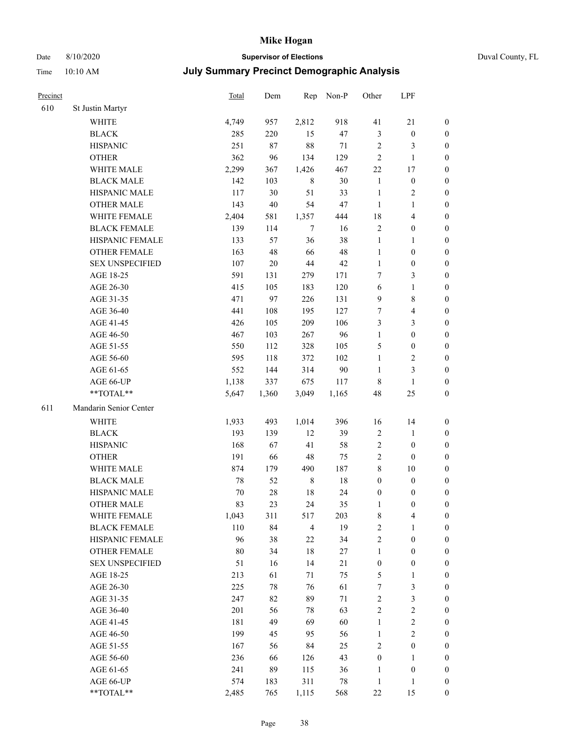# Mike Hogan

Date 8/10/2020 **Supervisor of Elections** Duval County, FL

Time 10:10 AM **July Summary Precinct Demographic Analysis**

| Precinct | | Total | Dem | Rep | Non-P | Other | LPF | |
|---|---|---|---|---|---|---|---|---|
| 610 | St Justin Martyr | | | | | | | |
| | WHITE | 4,749 | 957 | 2,812 | 918 | 41 | 21 | 0 |
| | BLACK | 285 | 220 | 15 | 47 | 3 | 0 | 0 |
| | HISPANIC | 251 | 87 | 88 | 71 | 2 | 3 | 0 |
| | OTHER | 362 | 96 | 134 | 129 | 2 | 1 | 0 |
| | WHITE MALE | 2,299 | 367 | 1,426 | 467 | 22 | 17 | 0 |
| | BLACK MALE | 142 | 103 | 8 | 30 | 1 | 0 | 0 |
| | HISPANIC MALE | 117 | 30 | 51 | 33 | 1 | 2 | 0 |
| | OTHER MALE | 143 | 40 | 54 | 47 | 1 | 1 | 0 |
| | WHITE FEMALE | 2,404 | 581 | 1,357 | 444 | 18 | 4 | 0 |
| | BLACK FEMALE | 139 | 114 | 7 | 16 | 2 | 0 | 0 |
| | HISPANIC FEMALE | 133 | 57 | 36 | 38 | 1 | 1 | 0 |
| | OTHER FEMALE | 163 | 48 | 66 | 48 | 1 | 0 | 0 |
| | SEX UNSPECIFIED | 107 | 20 | 44 | 42 | 1 | 0 | 0 |
| | AGE 18-25 | 591 | 131 | 279 | 171 | 7 | 3 | 0 |
| | AGE 26-30 | 415 | 105 | 183 | 120 | 6 | 1 | 0 |
| | AGE 31-35 | 471 | 97 | 226 | 131 | 9 | 8 | 0 |
| | AGE 36-40 | 441 | 108 | 195 | 127 | 7 | 4 | 0 |
| | AGE 41-45 | 426 | 105 | 209 | 106 | 3 | 3 | 0 |
| | AGE 46-50 | 467 | 103 | 267 | 96 | 1 | 0 | 0 |
| | AGE 51-55 | 550 | 112 | 328 | 105 | 5 | 0 | 0 |
| | AGE 56-60 | 595 | 118 | 372 | 102 | 1 | 2 | 0 |
| | AGE 61-65 | 552 | 144 | 314 | 90 | 1 | 3 | 0 |
| | AGE 66-UP | 1,138 | 337 | 675 | 117 | 8 | 1 | 0 |
| | **TOTAL** | 5,647 | 1,360 | 3,049 | 1,165 | 48 | 25 | 0 |
| 611 | Mandarin Senior Center | | | | | | | |
| | WHITE | 1,933 | 493 | 1,014 | 396 | 16 | 14 | 0 |
| | BLACK | 193 | 139 | 12 | 39 | 2 | 1 | 0 |
| | HISPANIC | 168 | 67 | 41 | 58 | 2 | 0 | 0 |
| | OTHER | 191 | 66 | 48 | 75 | 2 | 0 | 0 |
| | WHITE MALE | 874 | 179 | 490 | 187 | 8 | 10 | 0 |
| | BLACK MALE | 78 | 52 | 8 | 18 | 0 | 0 | 0 |
| | HISPANIC MALE | 70 | 28 | 18 | 24 | 0 | 0 | 0 |
| | OTHER MALE | 83 | 23 | 24 | 35 | 1 | 0 | 0 |
| | WHITE FEMALE | 1,043 | 311 | 517 | 203 | 8 | 4 | 0 |
| | BLACK FEMALE | 110 | 84 | 4 | 19 | 2 | 1 | 0 |
| | HISPANIC FEMALE | 96 | 38 | 22 | 34 | 2 | 0 | 0 |
| | OTHER FEMALE | 80 | 34 | 18 | 27 | 1 | 0 | 0 |
| | SEX UNSPECIFIED | 51 | 16 | 14 | 21 | 0 | 0 | 0 |
| | AGE 18-25 | 213 | 61 | 71 | 75 | 5 | 1 | 0 |
| | AGE 26-30 | 225 | 78 | 76 | 61 | 7 | 3 | 0 |
| | AGE 31-35 | 247 | 82 | 89 | 71 | 2 | 3 | 0 |
| | AGE 36-40 | 201 | 56 | 78 | 63 | 2 | 2 | 0 |
| | AGE 41-45 | 181 | 49 | 69 | 60 | 1 | 2 | 0 |
| | AGE 46-50 | 199 | 45 | 95 | 56 | 1 | 2 | 0 |
| | AGE 51-55 | 167 | 56 | 84 | 25 | 2 | 0 | 0 |
| | AGE 56-60 | 236 | 66 | 126 | 43 | 0 | 1 | 0 |
| | AGE 61-65 | 241 | 89 | 115 | 36 | 1 | 0 | 0 |
| | AGE 66-UP | 574 | 183 | 311 | 78 | 1 | 1 | 0 |
| | **TOTAL** | 2,485 | 765 | 1,115 | 568 | 22 | 15 | 0 |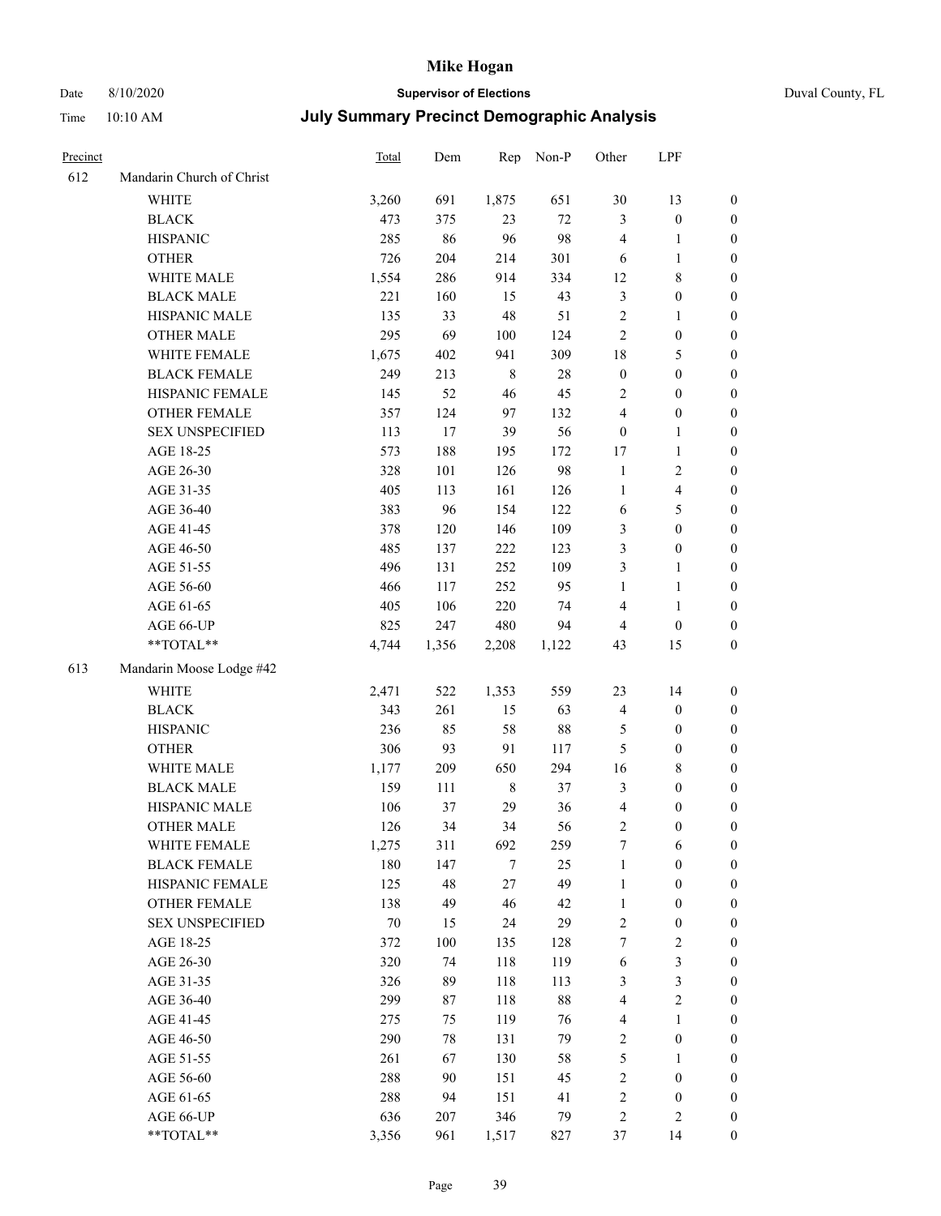Date 8/10/2020 — **Supervisor of Elections** — Duval County, FL

Time 10:10 AM — **July Summary Precinct Demographic Analysis**

| Precinct | | Total | Dem | Rep | Non-P | Other | LPF | |
|---|---|---|---|---|---|---|---|---|
| 612 | Mandarin Church of Christ | | | | | | | |
| | WHITE | 3,260 | 691 | 1,875 | 651 | 30 | 13 | 0 |
| | BLACK | 473 | 375 | 23 | 72 | 3 | 0 | 0 |
| | HISPANIC | 285 | 86 | 96 | 98 | 4 | 1 | 0 |
| | OTHER | 726 | 204 | 214 | 301 | 6 | 1 | 0 |
| | WHITE MALE | 1,554 | 286 | 914 | 334 | 12 | 8 | 0 |
| | BLACK MALE | 221 | 160 | 15 | 43 | 3 | 0 | 0 |
| | HISPANIC MALE | 135 | 33 | 48 | 51 | 2 | 1 | 0 |
| | OTHER MALE | 295 | 69 | 100 | 124 | 2 | 0 | 0 |
| | WHITE FEMALE | 1,675 | 402 | 941 | 309 | 18 | 5 | 0 |
| | BLACK FEMALE | 249 | 213 | 8 | 28 | 0 | 0 | 0 |
| | HISPANIC FEMALE | 145 | 52 | 46 | 45 | 2 | 0 | 0 |
| | OTHER FEMALE | 357 | 124 | 97 | 132 | 4 | 0 | 0 |
| | SEX UNSPECIFIED | 113 | 17 | 39 | 56 | 0 | 1 | 0 |
| | AGE 18-25 | 573 | 188 | 195 | 172 | 17 | 1 | 0 |
| | AGE 26-30 | 328 | 101 | 126 | 98 | 1 | 2 | 0 |
| | AGE 31-35 | 405 | 113 | 161 | 126 | 1 | 4 | 0 |
| | AGE 36-40 | 383 | 96 | 154 | 122 | 6 | 5 | 0 |
| | AGE 41-45 | 378 | 120 | 146 | 109 | 3 | 0 | 0 |
| | AGE 46-50 | 485 | 137 | 222 | 123 | 3 | 0 | 0 |
| | AGE 51-55 | 496 | 131 | 252 | 109 | 3 | 1 | 0 |
| | AGE 56-60 | 466 | 117 | 252 | 95 | 1 | 1 | 0 |
| | AGE 61-65 | 405 | 106 | 220 | 74 | 4 | 1 | 0 |
| | AGE 66-UP | 825 | 247 | 480 | 94 | 4 | 0 | 0 |
| | **TOTAL** | 4,744 | 1,356 | 2,208 | 1,122 | 43 | 15 | 0 |
| 613 | Mandarin Moose Lodge #42 | | | | | | | |
| | WHITE | 2,471 | 522 | 1,353 | 559 | 23 | 14 | 0 |
| | BLACK | 343 | 261 | 15 | 63 | 4 | 0 | 0 |
| | HISPANIC | 236 | 85 | 58 | 88 | 5 | 0 | 0 |
| | OTHER | 306 | 93 | 91 | 117 | 5 | 0 | 0 |
| | WHITE MALE | 1,177 | 209 | 650 | 294 | 16 | 8 | 0 |
| | BLACK MALE | 159 | 111 | 8 | 37 | 3 | 0 | 0 |
| | HISPANIC MALE | 106 | 37 | 29 | 36 | 4 | 0 | 0 |
| | OTHER MALE | 126 | 34 | 34 | 56 | 2 | 0 | 0 |
| | WHITE FEMALE | 1,275 | 311 | 692 | 259 | 7 | 6 | 0 |
| | BLACK FEMALE | 180 | 147 | 7 | 25 | 1 | 0 | 0 |
| | HISPANIC FEMALE | 125 | 48 | 27 | 49 | 1 | 0 | 0 |
| | OTHER FEMALE | 138 | 49 | 46 | 42 | 1 | 0 | 0 |
| | SEX UNSPECIFIED | 70 | 15 | 24 | 29 | 2 | 0 | 0 |
| | AGE 18-25 | 372 | 100 | 135 | 128 | 7 | 2 | 0 |
| | AGE 26-30 | 320 | 74 | 118 | 119 | 6 | 3 | 0 |
| | AGE 31-35 | 326 | 89 | 118 | 113 | 3 | 3 | 0 |
| | AGE 36-40 | 299 | 87 | 118 | 88 | 4 | 2 | 0 |
| | AGE 41-45 | 275 | 75 | 119 | 76 | 4 | 1 | 0 |
| | AGE 46-50 | 290 | 78 | 131 | 79 | 2 | 0 | 0 |
| | AGE 51-55 | 261 | 67 | 130 | 58 | 5 | 1 | 0 |
| | AGE 56-60 | 288 | 90 | 151 | 45 | 2 | 0 | 0 |
| | AGE 61-65 | 288 | 94 | 151 | 41 | 2 | 0 | 0 |
| | AGE 66-UP | 636 | 207 | 346 | 79 | 2 | 2 | 0 |
| | **TOTAL** | 3,356 | 961 | 1,517 | 827 | 37 | 14 | 0 |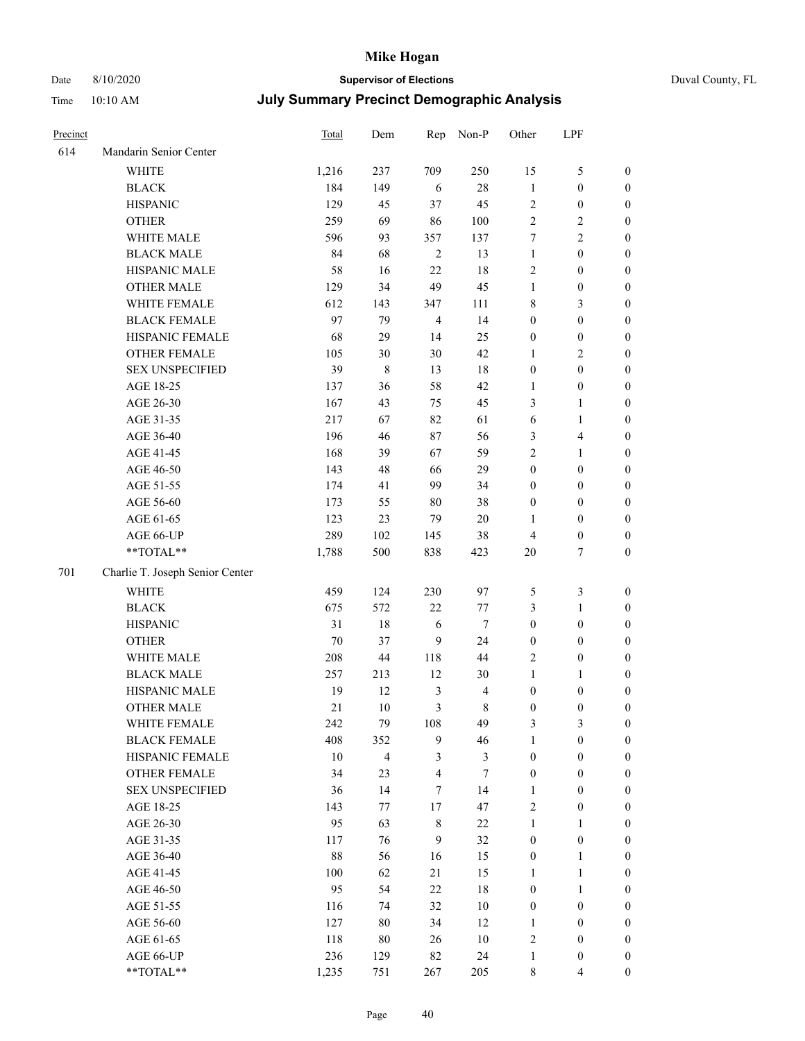# Mike Hogan

Date 8/10/2020 **Supervisor of Elections** Duval County, FL

Time 10:10 AM **July Summary Precinct Demographic Analysis**

| Precinct | | Total | Dem | Rep | Non-P | Other | LPF | |
|---|---|---|---|---|---|---|---|---|
| 614 | Mandarin Senior Center | | | | | | | |
| | WHITE | 1,216 | 237 | 709 | 250 | 15 | 5 | 0 |
| | BLACK | 184 | 149 | 6 | 28 | 1 | 0 | 0 |
| | HISPANIC | 129 | 45 | 37 | 45 | 2 | 0 | 0 |
| | OTHER | 259 | 69 | 86 | 100 | 2 | 2 | 0 |
| | WHITE MALE | 596 | 93 | 357 | 137 | 7 | 2 | 0 |
| | BLACK MALE | 84 | 68 | 2 | 13 | 1 | 0 | 0 |
| | HISPANIC MALE | 58 | 16 | 22 | 18 | 2 | 0 | 0 |
| | OTHER MALE | 129 | 34 | 49 | 45 | 1 | 0 | 0 |
| | WHITE FEMALE | 612 | 143 | 347 | 111 | 8 | 3 | 0 |
| | BLACK FEMALE | 97 | 79 | 4 | 14 | 0 | 0 | 0 |
| | HISPANIC FEMALE | 68 | 29 | 14 | 25 | 0 | 0 | 0 |
| | OTHER FEMALE | 105 | 30 | 30 | 42 | 1 | 2 | 0 |
| | SEX UNSPECIFIED | 39 | 8 | 13 | 18 | 0 | 0 | 0 |
| | AGE 18-25 | 137 | 36 | 58 | 42 | 1 | 0 | 0 |
| | AGE 26-30 | 167 | 43 | 75 | 45 | 3 | 1 | 0 |
| | AGE 31-35 | 217 | 67 | 82 | 61 | 6 | 1 | 0 |
| | AGE 36-40 | 196 | 46 | 87 | 56 | 3 | 4 | 0 |
| | AGE 41-45 | 168 | 39 | 67 | 59 | 2 | 1 | 0 |
| | AGE 46-50 | 143 | 48 | 66 | 29 | 0 | 0 | 0 |
| | AGE 51-55 | 174 | 41 | 99 | 34 | 0 | 0 | 0 |
| | AGE 56-60 | 173 | 55 | 80 | 38 | 0 | 0 | 0 |
| | AGE 61-65 | 123 | 23 | 79 | 20 | 1 | 0 | 0 |
| | AGE 66-UP | 289 | 102 | 145 | 38 | 4 | 0 | 0 |
| | **TOTAL** | 1,788 | 500 | 838 | 423 | 20 | 7 | 0 |
| 701 | Charlie T. Joseph Senior Center | | | | | | | |
| | WHITE | 459 | 124 | 230 | 97 | 5 | 3 | 0 |
| | BLACK | 675 | 572 | 22 | 77 | 3 | 1 | 0 |
| | HISPANIC | 31 | 18 | 6 | 7 | 0 | 0 | 0 |
| | OTHER | 70 | 37 | 9 | 24 | 0 | 0 | 0 |
| | WHITE MALE | 208 | 44 | 118 | 44 | 2 | 0 | 0 |
| | BLACK MALE | 257 | 213 | 12 | 30 | 1 | 1 | 0 |
| | HISPANIC MALE | 19 | 12 | 3 | 4 | 0 | 0 | 0 |
| | OTHER MALE | 21 | 10 | 3 | 8 | 0 | 0 | 0 |
| | WHITE FEMALE | 242 | 79 | 108 | 49 | 3 | 3 | 0 |
| | BLACK FEMALE | 408 | 352 | 9 | 46 | 1 | 0 | 0 |
| | HISPANIC FEMALE | 10 | 4 | 3 | 3 | 0 | 0 | 0 |
| | OTHER FEMALE | 34 | 23 | 4 | 7 | 0 | 0 | 0 |
| | SEX UNSPECIFIED | 36 | 14 | 7 | 14 | 1 | 0 | 0 |
| | AGE 18-25 | 143 | 77 | 17 | 47 | 2 | 0 | 0 |
| | AGE 26-30 | 95 | 63 | 8 | 22 | 1 | 1 | 0 |
| | AGE 31-35 | 117 | 76 | 9 | 32 | 0 | 0 | 0 |
| | AGE 36-40 | 88 | 56 | 16 | 15 | 0 | 1 | 0 |
| | AGE 41-45 | 100 | 62 | 21 | 15 | 1 | 1 | 0 |
| | AGE 46-50 | 95 | 54 | 22 | 18 | 0 | 1 | 0 |
| | AGE 51-55 | 116 | 74 | 32 | 10 | 0 | 0 | 0 |
| | AGE 56-60 | 127 | 80 | 34 | 12 | 1 | 0 | 0 |
| | AGE 61-65 | 118 | 80 | 26 | 10 | 2 | 0 | 0 |
| | AGE 66-UP | 236 | 129 | 82 | 24 | 1 | 0 | 0 |
| | **TOTAL** | 1,235 | 751 | 267 | 205 | 8 | 4 | 0 |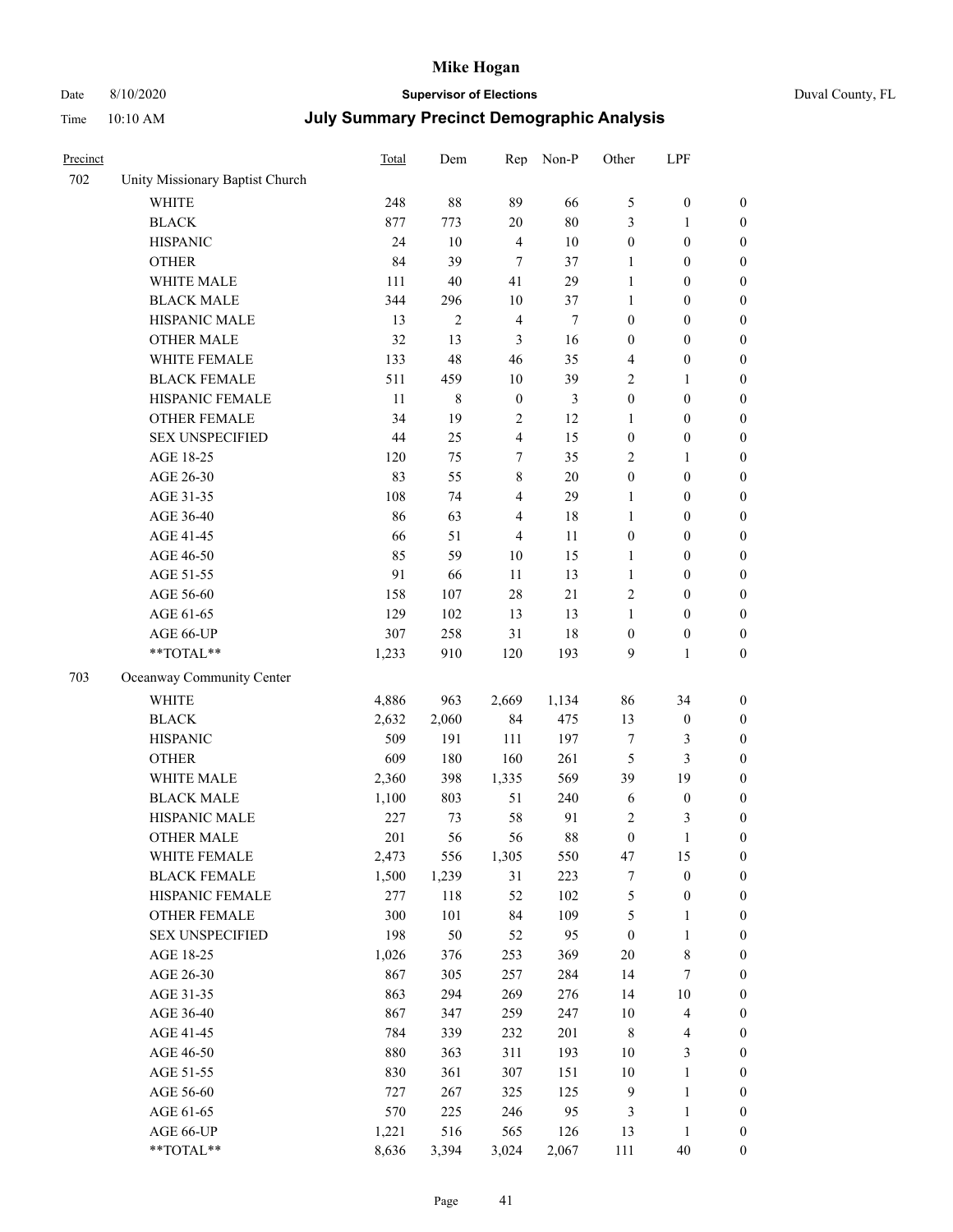# Mike Hogan

Date 8/10/2020 **Supervisor of Elections** Duval County, FL

Time 10:10 AM **July Summary Precinct Demographic Analysis**

| Precinct | | Total | Dem | Rep | Non-P | Other | LPF | |
|---|---|---|---|---|---|---|---|---|
| 702 | Unity Missionary Baptist Church | | | | | | | |
| | WHITE | 248 | 88 | 89 | 66 | 5 | 0 | 0 |
| | BLACK | 877 | 773 | 20 | 80 | 3 | 1 | 0 |
| | HISPANIC | 24 | 10 | 4 | 10 | 0 | 0 | 0 |
| | OTHER | 84 | 39 | 7 | 37 | 1 | 0 | 0 |
| | WHITE MALE | 111 | 40 | 41 | 29 | 1 | 0 | 0 |
| | BLACK MALE | 344 | 296 | 10 | 37 | 1 | 0 | 0 |
| | HISPANIC MALE | 13 | 2 | 4 | 7 | 0 | 0 | 0 |
| | OTHER MALE | 32 | 13 | 3 | 16 | 0 | 0 | 0 |
| | WHITE FEMALE | 133 | 48 | 46 | 35 | 4 | 0 | 0 |
| | BLACK FEMALE | 511 | 459 | 10 | 39 | 2 | 1 | 0 |
| | HISPANIC FEMALE | 11 | 8 | 0 | 3 | 0 | 0 | 0 |
| | OTHER FEMALE | 34 | 19 | 2 | 12 | 1 | 0 | 0 |
| | SEX UNSPECIFIED | 44 | 25 | 4 | 15 | 0 | 0 | 0 |
| | AGE 18-25 | 120 | 75 | 7 | 35 | 2 | 1 | 0 |
| | AGE 26-30 | 83 | 55 | 8 | 20 | 0 | 0 | 0 |
| | AGE 31-35 | 108 | 74 | 4 | 29 | 1 | 0 | 0 |
| | AGE 36-40 | 86 | 63 | 4 | 18 | 1 | 0 | 0 |
| | AGE 41-45 | 66 | 51 | 4 | 11 | 0 | 0 | 0 |
| | AGE 46-50 | 85 | 59 | 10 | 15 | 1 | 0 | 0 |
| | AGE 51-55 | 91 | 66 | 11 | 13 | 1 | 0 | 0 |
| | AGE 56-60 | 158 | 107 | 28 | 21 | 2 | 0 | 0 |
| | AGE 61-65 | 129 | 102 | 13 | 13 | 1 | 0 | 0 |
| | AGE 66-UP | 307 | 258 | 31 | 18 | 0 | 0 | 0 |
| | **TOTAL** | 1,233 | 910 | 120 | 193 | 9 | 1 | 0 |
| 703 | Oceanway Community Center | | | | | | | |
| | WHITE | 4,886 | 963 | 2,669 | 1,134 | 86 | 34 | 0 |
| | BLACK | 2,632 | 2,060 | 84 | 475 | 13 | 0 | 0 |
| | HISPANIC | 509 | 191 | 111 | 197 | 7 | 3 | 0 |
| | OTHER | 609 | 180 | 160 | 261 | 5 | 3 | 0 |
| | WHITE MALE | 2,360 | 398 | 1,335 | 569 | 39 | 19 | 0 |
| | BLACK MALE | 1,100 | 803 | 51 | 240 | 6 | 0 | 0 |
| | HISPANIC MALE | 227 | 73 | 58 | 91 | 2 | 3 | 0 |
| | OTHER MALE | 201 | 56 | 56 | 88 | 0 | 1 | 0 |
| | WHITE FEMALE | 2,473 | 556 | 1,305 | 550 | 47 | 15 | 0 |
| | BLACK FEMALE | 1,500 | 1,239 | 31 | 223 | 7 | 0 | 0 |
| | HISPANIC FEMALE | 277 | 118 | 52 | 102 | 5 | 0 | 0 |
| | OTHER FEMALE | 300 | 101 | 84 | 109 | 5 | 1 | 0 |
| | SEX UNSPECIFIED | 198 | 50 | 52 | 95 | 0 | 1 | 0 |
| | AGE 18-25 | 1,026 | 376 | 253 | 369 | 20 | 8 | 0 |
| | AGE 26-30 | 867 | 305 | 257 | 284 | 14 | 7 | 0 |
| | AGE 31-35 | 863 | 294 | 269 | 276 | 14 | 10 | 0 |
| | AGE 36-40 | 867 | 347 | 259 | 247 | 10 | 4 | 0 |
| | AGE 41-45 | 784 | 339 | 232 | 201 | 8 | 4 | 0 |
| | AGE 46-50 | 880 | 363 | 311 | 193 | 10 | 3 | 0 |
| | AGE 51-55 | 830 | 361 | 307 | 151 | 10 | 1 | 0 |
| | AGE 56-60 | 727 | 267 | 325 | 125 | 9 | 1 | 0 |
| | AGE 61-65 | 570 | 225 | 246 | 95 | 3 | 1 | 0 |
| | AGE 66-UP | 1,221 | 516 | 565 | 126 | 13 | 1 | 0 |
| | **TOTAL** | 8,636 | 3,394 | 3,024 | 2,067 | 111 | 40 | 0 |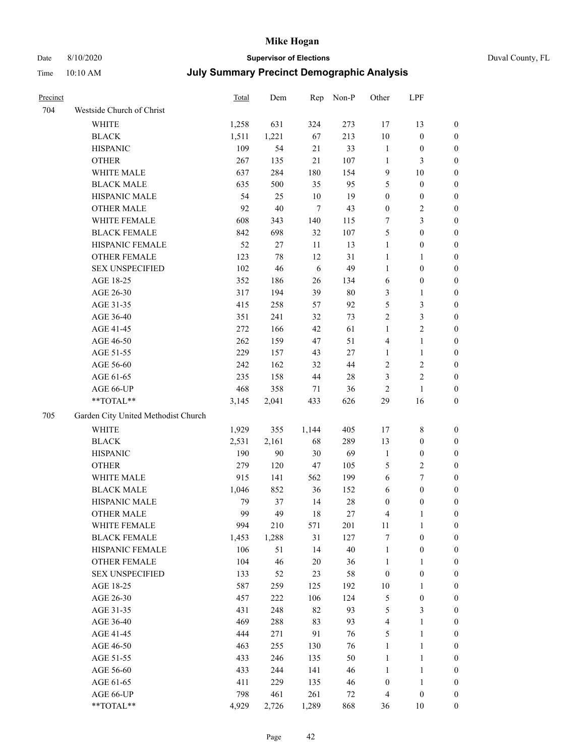# Mike Hogan

Date 8/10/2020 **Supervisor of Elections** Duval County, FL

Time 10:10 AM **July Summary Precinct Demographic Analysis**

| Precinct | | Total | Dem | Rep | Non-P | Other | LPF | |
|---|---|---|---|---|---|---|---|---|
| 704 | Westside Church of Christ | | | | | | | |
| | WHITE | 1,258 | 631 | 324 | 273 | 17 | 13 | 0 |
| | BLACK | 1,511 | 1,221 | 67 | 213 | 10 | 0 | 0 |
| | HISPANIC | 109 | 54 | 21 | 33 | 1 | 0 | 0 |
| | OTHER | 267 | 135 | 21 | 107 | 1 | 3 | 0 |
| | WHITE MALE | 637 | 284 | 180 | 154 | 9 | 10 | 0 |
| | BLACK MALE | 635 | 500 | 35 | 95 | 5 | 0 | 0 |
| | HISPANIC MALE | 54 | 25 | 10 | 19 | 0 | 0 | 0 |
| | OTHER MALE | 92 | 40 | 7 | 43 | 0 | 2 | 0 |
| | WHITE FEMALE | 608 | 343 | 140 | 115 | 7 | 3 | 0 |
| | BLACK FEMALE | 842 | 698 | 32 | 107 | 5 | 0 | 0 |
| | HISPANIC FEMALE | 52 | 27 | 11 | 13 | 1 | 0 | 0 |
| | OTHER FEMALE | 123 | 78 | 12 | 31 | 1 | 1 | 0 |
| | SEX UNSPECIFIED | 102 | 46 | 6 | 49 | 1 | 0 | 0 |
| | AGE 18-25 | 352 | 186 | 26 | 134 | 6 | 0 | 0 |
| | AGE 26-30 | 317 | 194 | 39 | 80 | 3 | 1 | 0 |
| | AGE 31-35 | 415 | 258 | 57 | 92 | 5 | 3 | 0 |
| | AGE 36-40 | 351 | 241 | 32 | 73 | 2 | 3 | 0 |
| | AGE 41-45 | 272 | 166 | 42 | 61 | 1 | 2 | 0 |
| | AGE 46-50 | 262 | 159 | 47 | 51 | 4 | 1 | 0 |
| | AGE 51-55 | 229 | 157 | 43 | 27 | 1 | 1 | 0 |
| | AGE 56-60 | 242 | 162 | 32 | 44 | 2 | 2 | 0 |
| | AGE 61-65 | 235 | 158 | 44 | 28 | 3 | 2 | 0 |
| | AGE 66-UP | 468 | 358 | 71 | 36 | 2 | 1 | 0 |
| | **TOTAL** | 3,145 | 2,041 | 433 | 626 | 29 | 16 | 0 |
| 705 | Garden City United Methodist Church | | | | | | | |
| | WHITE | 1,929 | 355 | 1,144 | 405 | 17 | 8 | 0 |
| | BLACK | 2,531 | 2,161 | 68 | 289 | 13 | 0 | 0 |
| | HISPANIC | 190 | 90 | 30 | 69 | 1 | 0 | 0 |
| | OTHER | 279 | 120 | 47 | 105 | 5 | 2 | 0 |
| | WHITE MALE | 915 | 141 | 562 | 199 | 6 | 7 | 0 |
| | BLACK MALE | 1,046 | 852 | 36 | 152 | 6 | 0 | 0 |
| | HISPANIC MALE | 79 | 37 | 14 | 28 | 0 | 0 | 0 |
| | OTHER MALE | 99 | 49 | 18 | 27 | 4 | 1 | 0 |
| | WHITE FEMALE | 994 | 210 | 571 | 201 | 11 | 1 | 0 |
| | BLACK FEMALE | 1,453 | 1,288 | 31 | 127 | 7 | 0 | 0 |
| | HISPANIC FEMALE | 106 | 51 | 14 | 40 | 1 | 0 | 0 |
| | OTHER FEMALE | 104 | 46 | 20 | 36 | 1 | 1 | 0 |
| | SEX UNSPECIFIED | 133 | 52 | 23 | 58 | 0 | 0 | 0 |
| | AGE 18-25 | 587 | 259 | 125 | 192 | 10 | 1 | 0 |
| | AGE 26-30 | 457 | 222 | 106 | 124 | 5 | 0 | 0 |
| | AGE 31-35 | 431 | 248 | 82 | 93 | 5 | 3 | 0 |
| | AGE 36-40 | 469 | 288 | 83 | 93 | 4 | 1 | 0 |
| | AGE 41-45 | 444 | 271 | 91 | 76 | 5 | 1 | 0 |
| | AGE 46-50 | 463 | 255 | 130 | 76 | 1 | 1 | 0 |
| | AGE 51-55 | 433 | 246 | 135 | 50 | 1 | 1 | 0 |
| | AGE 56-60 | 433 | 244 | 141 | 46 | 1 | 1 | 0 |
| | AGE 61-65 | 411 | 229 | 135 | 46 | 0 | 1 | 0 |
| | AGE 66-UP | 798 | 461 | 261 | 72 | 4 | 0 | 0 |
| | **TOTAL** | 4,929 | 2,726 | 1,289 | 868 | 36 | 10 | 0 |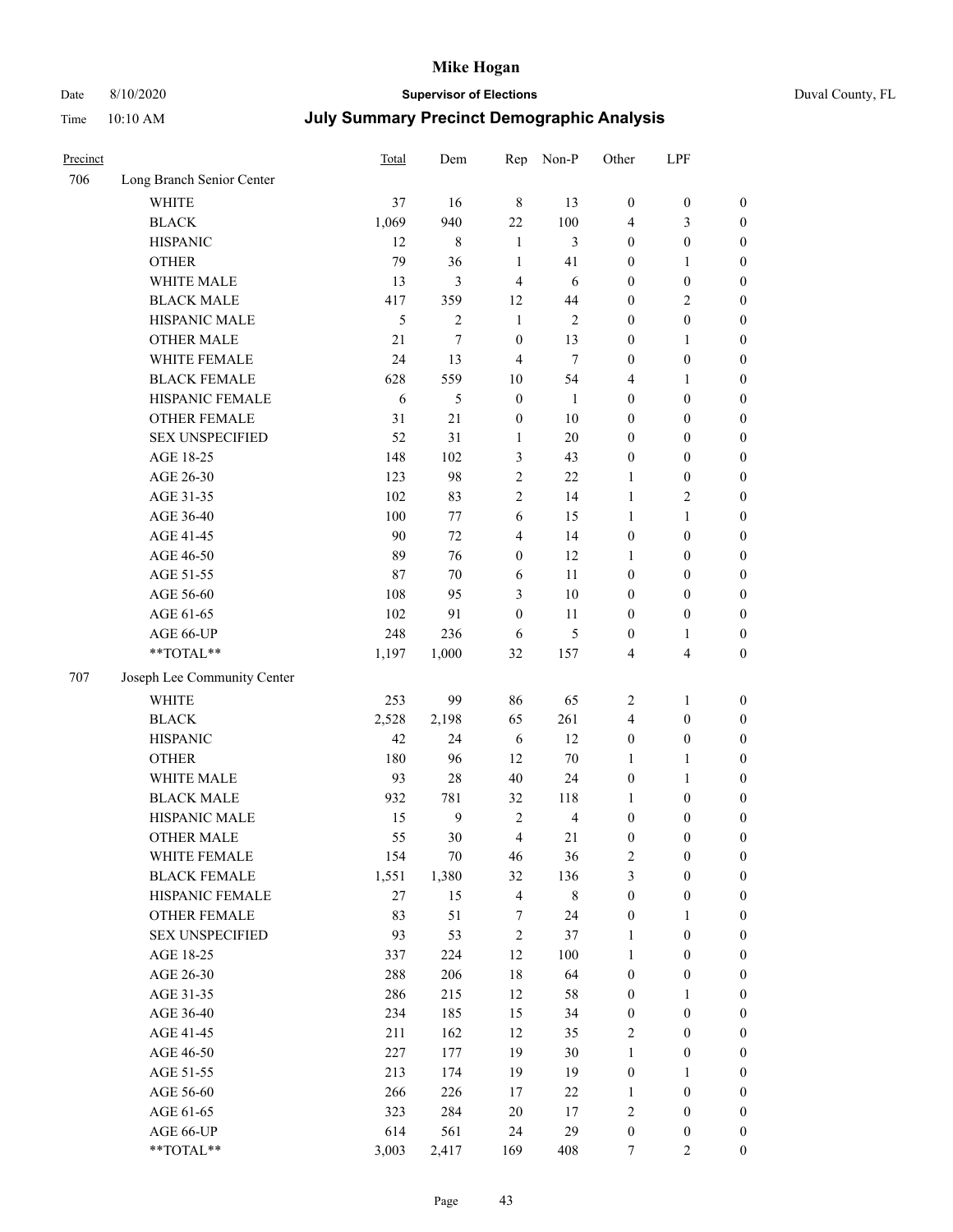# Mike Hogan

Date 8/10/2020 **Supervisor of Elections** Duval County, FL

Time 10:10 AM **July Summary Precinct Demographic Analysis**

| Precinct | | Total | Dem | Rep | Non-P | Other | LPF | |
|---|---|---|---|---|---|---|---|---|
| 706 | Long Branch Senior Center | | | | | | | |
| | WHITE | 37 | 16 | 8 | 13 | 0 | 0 | 0 |
| | BLACK | 1,069 | 940 | 22 | 100 | 4 | 3 | 0 |
| | HISPANIC | 12 | 8 | 1 | 3 | 0 | 0 | 0 |
| | OTHER | 79 | 36 | 1 | 41 | 0 | 1 | 0 |
| | WHITE MALE | 13 | 3 | 4 | 6 | 0 | 0 | 0 |
| | BLACK MALE | 417 | 359 | 12 | 44 | 0 | 2 | 0 |
| | HISPANIC MALE | 5 | 2 | 1 | 2 | 0 | 0 | 0 |
| | OTHER MALE | 21 | 7 | 0 | 13 | 0 | 1 | 0 |
| | WHITE FEMALE | 24 | 13 | 4 | 7 | 0 | 0 | 0 |
| | BLACK FEMALE | 628 | 559 | 10 | 54 | 4 | 1 | 0 |
| | HISPANIC FEMALE | 6 | 5 | 0 | 1 | 0 | 0 | 0 |
| | OTHER FEMALE | 31 | 21 | 0 | 10 | 0 | 0 | 0 |
| | SEX UNSPECIFIED | 52 | 31 | 1 | 20 | 0 | 0 | 0 |
| | AGE 18-25 | 148 | 102 | 3 | 43 | 0 | 0 | 0 |
| | AGE 26-30 | 123 | 98 | 2 | 22 | 1 | 0 | 0 |
| | AGE 31-35 | 102 | 83 | 2 | 14 | 1 | 2 | 0 |
| | AGE 36-40 | 100 | 77 | 6 | 15 | 1 | 1 | 0 |
| | AGE 41-45 | 90 | 72 | 4 | 14 | 0 | 0 | 0 |
| | AGE 46-50 | 89 | 76 | 0 | 12 | 1 | 0 | 0 |
| | AGE 51-55 | 87 | 70 | 6 | 11 | 0 | 0 | 0 |
| | AGE 56-60 | 108 | 95 | 3 | 10 | 0 | 0 | 0 |
| | AGE 61-65 | 102 | 91 | 0 | 11 | 0 | 0 | 0 |
| | AGE 66-UP | 248 | 236 | 6 | 5 | 0 | 1 | 0 |
| | **TOTAL** | 1,197 | 1,000 | 32 | 157 | 4 | 4 | 0 |
| 707 | Joseph Lee Community Center | | | | | | | |
| | WHITE | 253 | 99 | 86 | 65 | 2 | 1 | 0 |
| | BLACK | 2,528 | 2,198 | 65 | 261 | 4 | 0 | 0 |
| | HISPANIC | 42 | 24 | 6 | 12 | 0 | 0 | 0 |
| | OTHER | 180 | 96 | 12 | 70 | 1 | 1 | 0 |
| | WHITE MALE | 93 | 28 | 40 | 24 | 0 | 1 | 0 |
| | BLACK MALE | 932 | 781 | 32 | 118 | 1 | 0 | 0 |
| | HISPANIC MALE | 15 | 9 | 2 | 4 | 0 | 0 | 0 |
| | OTHER MALE | 55 | 30 | 4 | 21 | 0 | 0 | 0 |
| | WHITE FEMALE | 154 | 70 | 46 | 36 | 2 | 0 | 0 |
| | BLACK FEMALE | 1,551 | 1,380 | 32 | 136 | 3 | 0 | 0 |
| | HISPANIC FEMALE | 27 | 15 | 4 | 8 | 0 | 0 | 0 |
| | OTHER FEMALE | 83 | 51 | 7 | 24 | 0 | 1 | 0 |
| | SEX UNSPECIFIED | 93 | 53 | 2 | 37 | 1 | 0 | 0 |
| | AGE 18-25 | 337 | 224 | 12 | 100 | 1 | 0 | 0 |
| | AGE 26-30 | 288 | 206 | 18 | 64 | 0 | 0 | 0 |
| | AGE 31-35 | 286 | 215 | 12 | 58 | 0 | 1 | 0 |
| | AGE 36-40 | 234 | 185 | 15 | 34 | 0 | 0 | 0 |
| | AGE 41-45 | 211 | 162 | 12 | 35 | 2 | 0 | 0 |
| | AGE 46-50 | 227 | 177 | 19 | 30 | 1 | 0 | 0 |
| | AGE 51-55 | 213 | 174 | 19 | 19 | 0 | 1 | 0 |
| | AGE 56-60 | 266 | 226 | 17 | 22 | 1 | 0 | 0 |
| | AGE 61-65 | 323 | 284 | 20 | 17 | 2 | 0 | 0 |
| | AGE 66-UP | 614 | 561 | 24 | 29 | 0 | 0 | 0 |
| | **TOTAL** | 3,003 | 2,417 | 169 | 408 | 7 | 2 | 0 |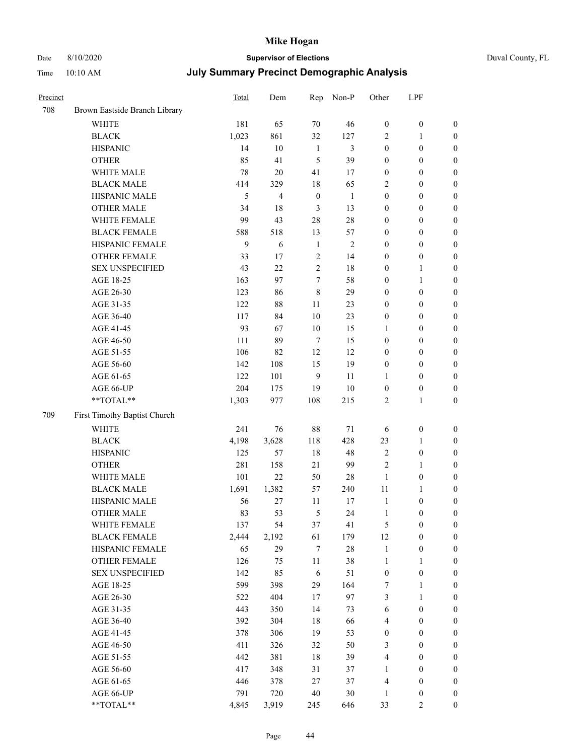# Mike Hogan

Date 8/10/2020 **Supervisor of Elections** Duval County, FL

Time 10:10 AM **July Summary Precinct Demographic Analysis**

| Precinct | | Total | Dem | Rep | Non-P | Other | LPF | |
|---|---|---|---|---|---|---|---|---|
| 708 | Brown Eastside Branch Library | | | | | | | |
| | WHITE | 181 | 65 | 70 | 46 | 0 | 0 | 0 |
| | BLACK | 1,023 | 861 | 32 | 127 | 2 | 1 | 0 |
| | HISPANIC | 14 | 10 | 1 | 3 | 0 | 0 | 0 |
| | OTHER | 85 | 41 | 5 | 39 | 0 | 0 | 0 |
| | WHITE MALE | 78 | 20 | 41 | 17 | 0 | 0 | 0 |
| | BLACK MALE | 414 | 329 | 18 | 65 | 2 | 0 | 0 |
| | HISPANIC MALE | 5 | 4 | 0 | 1 | 0 | 0 | 0 |
| | OTHER MALE | 34 | 18 | 3 | 13 | 0 | 0 | 0 |
| | WHITE FEMALE | 99 | 43 | 28 | 28 | 0 | 0 | 0 |
| | BLACK FEMALE | 588 | 518 | 13 | 57 | 0 | 0 | 0 |
| | HISPANIC FEMALE | 9 | 6 | 1 | 2 | 0 | 0 | 0 |
| | OTHER FEMALE | 33 | 17 | 2 | 14 | 0 | 0 | 0 |
| | SEX UNSPECIFIED | 43 | 22 | 2 | 18 | 0 | 1 | 0 |
| | AGE 18-25 | 163 | 97 | 7 | 58 | 0 | 1 | 0 |
| | AGE 26-30 | 123 | 86 | 8 | 29 | 0 | 0 | 0 |
| | AGE 31-35 | 122 | 88 | 11 | 23 | 0 | 0 | 0 |
| | AGE 36-40 | 117 | 84 | 10 | 23 | 0 | 0 | 0 |
| | AGE 41-45 | 93 | 67 | 10 | 15 | 1 | 0 | 0 |
| | AGE 46-50 | 111 | 89 | 7 | 15 | 0 | 0 | 0 |
| | AGE 51-55 | 106 | 82 | 12 | 12 | 0 | 0 | 0 |
| | AGE 56-60 | 142 | 108 | 15 | 19 | 0 | 0 | 0 |
| | AGE 61-65 | 122 | 101 | 9 | 11 | 1 | 0 | 0 |
| | AGE 66-UP | 204 | 175 | 19 | 10 | 0 | 0 | 0 |
| | **TOTAL** | 1,303 | 977 | 108 | 215 | 2 | 1 | 0 |
| 709 | First Timothy Baptist Church | | | | | | | |
| | WHITE | 241 | 76 | 88 | 71 | 6 | 0 | 0 |
| | BLACK | 4,198 | 3,628 | 118 | 428 | 23 | 1 | 0 |
| | HISPANIC | 125 | 57 | 18 | 48 | 2 | 0 | 0 |
| | OTHER | 281 | 158 | 21 | 99 | 2 | 1 | 0 |
| | WHITE MALE | 101 | 22 | 50 | 28 | 1 | 0 | 0 |
| | BLACK MALE | 1,691 | 1,382 | 57 | 240 | 11 | 1 | 0 |
| | HISPANIC MALE | 56 | 27 | 11 | 17 | 1 | 0 | 0 |
| | OTHER MALE | 83 | 53 | 5 | 24 | 1 | 0 | 0 |
| | WHITE FEMALE | 137 | 54 | 37 | 41 | 5 | 0 | 0 |
| | BLACK FEMALE | 2,444 | 2,192 | 61 | 179 | 12 | 0 | 0 |
| | HISPANIC FEMALE | 65 | 29 | 7 | 28 | 1 | 0 | 0 |
| | OTHER FEMALE | 126 | 75 | 11 | 38 | 1 | 1 | 0 |
| | SEX UNSPECIFIED | 142 | 85 | 6 | 51 | 0 | 0 | 0 |
| | AGE 18-25 | 599 | 398 | 29 | 164 | 7 | 1 | 0 |
| | AGE 26-30 | 522 | 404 | 17 | 97 | 3 | 1 | 0 |
| | AGE 31-35 | 443 | 350 | 14 | 73 | 6 | 0 | 0 |
| | AGE 36-40 | 392 | 304 | 18 | 66 | 4 | 0 | 0 |
| | AGE 41-45 | 378 | 306 | 19 | 53 | 0 | 0 | 0 |
| | AGE 46-50 | 411 | 326 | 32 | 50 | 3 | 0 | 0 |
| | AGE 51-55 | 442 | 381 | 18 | 39 | 4 | 0 | 0 |
| | AGE 56-60 | 417 | 348 | 31 | 37 | 1 | 0 | 0 |
| | AGE 61-65 | 446 | 378 | 27 | 37 | 4 | 0 | 0 |
| | AGE 66-UP | 791 | 720 | 40 | 30 | 1 | 0 | 0 |
| | **TOTAL** | 4,845 | 3,919 | 245 | 646 | 33 | 2 | 0 |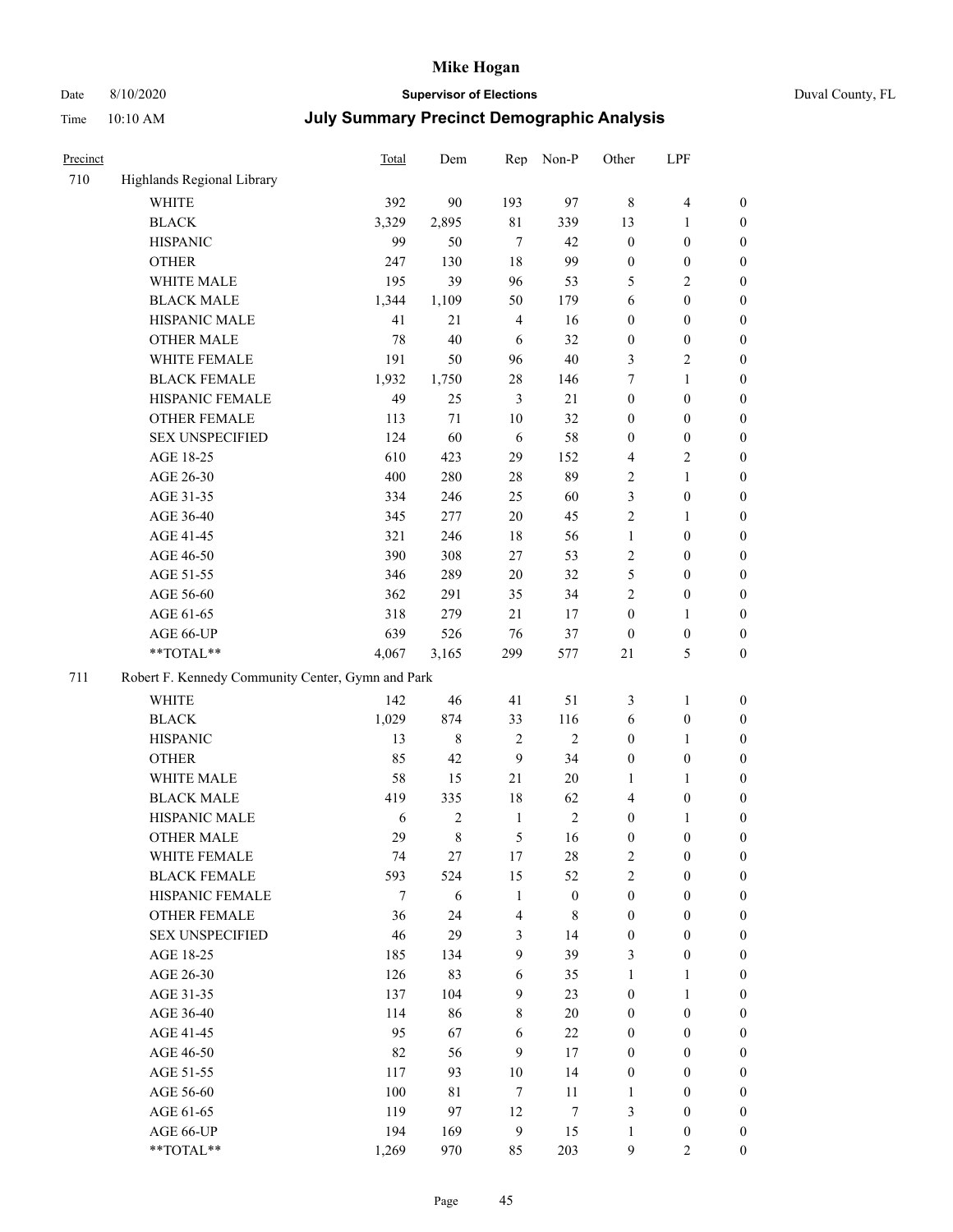| Precinct | | Total | Dem | Rep | Non-P | Other | LPF | |
|---|---|---|---|---|---|---|---|---|
| 710 | Highlands Regional Library | | | | | | | |
| | WHITE | 392 | 90 | 193 | 97 | 8 | 4 | 0 |
| | BLACK | 3,329 | 2,895 | 81 | 339 | 13 | 1 | 0 |
| | HISPANIC | 99 | 50 | 7 | 42 | 0 | 0 | 0 |
| | OTHER | 247 | 130 | 18 | 99 | 0 | 0 | 0 |
| | WHITE MALE | 195 | 39 | 96 | 53 | 5 | 2 | 0 |
| | BLACK MALE | 1,344 | 1,109 | 50 | 179 | 6 | 0 | 0 |
| | HISPANIC MALE | 41 | 21 | 4 | 16 | 0 | 0 | 0 |
| | OTHER MALE | 78 | 40 | 6 | 32 | 0 | 0 | 0 |
| | WHITE FEMALE | 191 | 50 | 96 | 40 | 3 | 2 | 0 |
| | BLACK FEMALE | 1,932 | 1,750 | 28 | 146 | 7 | 1 | 0 |
| | HISPANIC FEMALE | 49 | 25 | 3 | 21 | 0 | 0 | 0 |
| | OTHER FEMALE | 113 | 71 | 10 | 32 | 0 | 0 | 0 |
| | SEX UNSPECIFIED | 124 | 60 | 6 | 58 | 0 | 0 | 0 |
| | AGE 18-25 | 610 | 423 | 29 | 152 | 4 | 2 | 0 |
| | AGE 26-30 | 400 | 280 | 28 | 89 | 2 | 1 | 0 |
| | AGE 31-35 | 334 | 246 | 25 | 60 | 3 | 0 | 0 |
| | AGE 36-40 | 345 | 277 | 20 | 45 | 2 | 1 | 0 |
| | AGE 41-45 | 321 | 246 | 18 | 56 | 1 | 0 | 0 |
| | AGE 46-50 | 390 | 308 | 27 | 53 | 2 | 0 | 0 |
| | AGE 51-55 | 346 | 289 | 20 | 32 | 5 | 0 | 0 |
| | AGE 56-60 | 362 | 291 | 35 | 34 | 2 | 0 | 0 |
| | AGE 61-65 | 318 | 279 | 21 | 17 | 0 | 1 | 0 |
| | AGE 66-UP | 639 | 526 | 76 | 37 | 0 | 0 | 0 |
| | **TOTAL** | 4,067 | 3,165 | 299 | 577 | 21 | 5 | 0 |
| 711 | Robert F. Kennedy Community Center, Gymn and Park | | | | | | | |
| | WHITE | 142 | 46 | 41 | 51 | 3 | 1 | 0 |
| | BLACK | 1,029 | 874 | 33 | 116 | 6 | 0 | 0 |
| | HISPANIC | 13 | 8 | 2 | 2 | 0 | 1 | 0 |
| | OTHER | 85 | 42 | 9 | 34 | 0 | 0 | 0 |
| | WHITE MALE | 58 | 15 | 21 | 20 | 1 | 1 | 0 |
| | BLACK MALE | 419 | 335 | 18 | 62 | 4 | 0 | 0 |
| | HISPANIC MALE | 6 | 2 | 1 | 2 | 0 | 1 | 0 |
| | OTHER MALE | 29 | 8 | 5 | 16 | 0 | 0 | 0 |
| | WHITE FEMALE | 74 | 27 | 17 | 28 | 2 | 0 | 0 |
| | BLACK FEMALE | 593 | 524 | 15 | 52 | 2 | 0 | 0 |
| | HISPANIC FEMALE | 7 | 6 | 1 | 0 | 0 | 0 | 0 |
| | OTHER FEMALE | 36 | 24 | 4 | 8 | 0 | 0 | 0 |
| | SEX UNSPECIFIED | 46 | 29 | 3 | 14 | 0 | 0 | 0 |
| | AGE 18-25 | 185 | 134 | 9 | 39 | 3 | 0 | 0 |
| | AGE 26-30 | 126 | 83 | 6 | 35 | 1 | 1 | 0 |
| | AGE 31-35 | 137 | 104 | 9 | 23 | 0 | 1 | 0 |
| | AGE 36-40 | 114 | 86 | 8 | 20 | 0 | 0 | 0 |
| | AGE 41-45 | 95 | 67 | 6 | 22 | 0 | 0 | 0 |
| | AGE 46-50 | 82 | 56 | 9 | 17 | 0 | 0 | 0 |
| | AGE 51-55 | 117 | 93 | 10 | 14 | 0 | 0 | 0 |
| | AGE 56-60 | 100 | 81 | 7 | 11 | 1 | 0 | 0 |
| | AGE 61-65 | 119 | 97 | 12 | 7 | 3 | 0 | 0 |
| | AGE 66-UP | 194 | 169 | 9 | 15 | 1 | 0 | 0 |
| | **TOTAL** | 1,269 | 970 | 85 | 203 | 9 | 2 | 0 |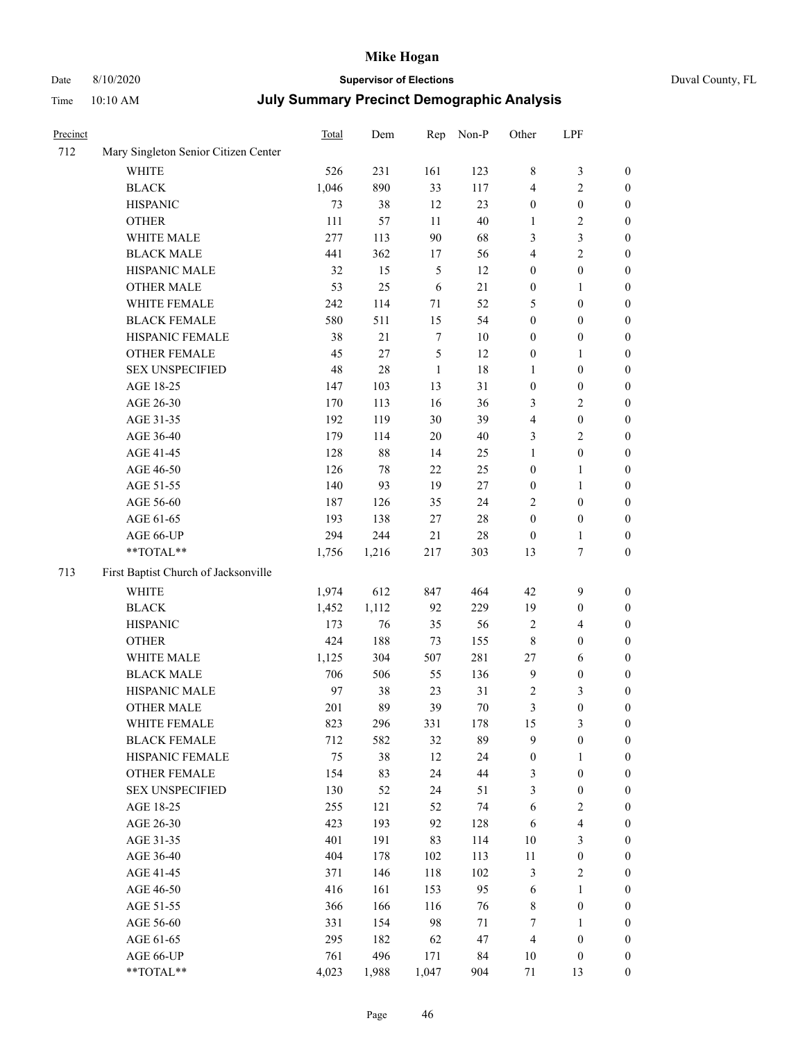# Mike Hogan

Date 8/10/2020 **Supervisor of Elections** Duval County, FL

Time 10:10 AM **July Summary Precinct Demographic Analysis**

| Precinct | | Total | Dem | Rep | Non-P | Other | LPF | |
|---|---|---|---|---|---|---|---|---|
| 712 | Mary Singleton Senior Citizen Center | | | | | | | |
| | WHITE | 526 | 231 | 161 | 123 | 8 | 3 | 0 |
| | BLACK | 1,046 | 890 | 33 | 117 | 4 | 2 | 0 |
| | HISPANIC | 73 | 38 | 12 | 23 | 0 | 0 | 0 |
| | OTHER | 111 | 57 | 11 | 40 | 1 | 2 | 0 |
| | WHITE MALE | 277 | 113 | 90 | 68 | 3 | 3 | 0 |
| | BLACK MALE | 441 | 362 | 17 | 56 | 4 | 2 | 0 |
| | HISPANIC MALE | 32 | 15 | 5 | 12 | 0 | 0 | 0 |
| | OTHER MALE | 53 | 25 | 6 | 21 | 0 | 1 | 0 |
| | WHITE FEMALE | 242 | 114 | 71 | 52 | 5 | 0 | 0 |
| | BLACK FEMALE | 580 | 511 | 15 | 54 | 0 | 0 | 0 |
| | HISPANIC FEMALE | 38 | 21 | 7 | 10 | 0 | 0 | 0 |
| | OTHER FEMALE | 45 | 27 | 5 | 12 | 0 | 1 | 0 |
| | SEX UNSPECIFIED | 48 | 28 | 1 | 18 | 1 | 0 | 0 |
| | AGE 18-25 | 147 | 103 | 13 | 31 | 0 | 0 | 0 |
| | AGE 26-30 | 170 | 113 | 16 | 36 | 3 | 2 | 0 |
| | AGE 31-35 | 192 | 119 | 30 | 39 | 4 | 0 | 0 |
| | AGE 36-40 | 179 | 114 | 20 | 40 | 3 | 2 | 0 |
| | AGE 41-45 | 128 | 88 | 14 | 25 | 1 | 0 | 0 |
| | AGE 46-50 | 126 | 78 | 22 | 25 | 0 | 1 | 0 |
| | AGE 51-55 | 140 | 93 | 19 | 27 | 0 | 1 | 0 |
| | AGE 56-60 | 187 | 126 | 35 | 24 | 2 | 0 | 0 |
| | AGE 61-65 | 193 | 138 | 27 | 28 | 0 | 0 | 0 |
| | AGE 66-UP | 294 | 244 | 21 | 28 | 0 | 1 | 0 |
| | **TOTAL** | 1,756 | 1,216 | 217 | 303 | 13 | 7 | 0 |
| 713 | First Baptist Church of Jacksonville | | | | | | | |
| | WHITE | 1,974 | 612 | 847 | 464 | 42 | 9 | 0 |
| | BLACK | 1,452 | 1,112 | 92 | 229 | 19 | 0 | 0 |
| | HISPANIC | 173 | 76 | 35 | 56 | 2 | 4 | 0 |
| | OTHER | 424 | 188 | 73 | 155 | 8 | 0 | 0 |
| | WHITE MALE | 1,125 | 304 | 507 | 281 | 27 | 6 | 0 |
| | BLACK MALE | 706 | 506 | 55 | 136 | 9 | 0 | 0 |
| | HISPANIC MALE | 97 | 38 | 23 | 31 | 2 | 3 | 0 |
| | OTHER MALE | 201 | 89 | 39 | 70 | 3 | 0 | 0 |
| | WHITE FEMALE | 823 | 296 | 331 | 178 | 15 | 3 | 0 |
| | BLACK FEMALE | 712 | 582 | 32 | 89 | 9 | 0 | 0 |
| | HISPANIC FEMALE | 75 | 38 | 12 | 24 | 0 | 1 | 0 |
| | OTHER FEMALE | 154 | 83 | 24 | 44 | 3 | 0 | 0 |
| | SEX UNSPECIFIED | 130 | 52 | 24 | 51 | 3 | 0 | 0 |
| | AGE 18-25 | 255 | 121 | 52 | 74 | 6 | 2 | 0 |
| | AGE 26-30 | 423 | 193 | 92 | 128 | 6 | 4 | 0 |
| | AGE 31-35 | 401 | 191 | 83 | 114 | 10 | 3 | 0 |
| | AGE 36-40 | 404 | 178 | 102 | 113 | 11 | 0 | 0 |
| | AGE 41-45 | 371 | 146 | 118 | 102 | 3 | 2 | 0 |
| | AGE 46-50 | 416 | 161 | 153 | 95 | 6 | 1 | 0 |
| | AGE 51-55 | 366 | 166 | 116 | 76 | 8 | 0 | 0 |
| | AGE 56-60 | 331 | 154 | 98 | 71 | 7 | 1 | 0 |
| | AGE 61-65 | 295 | 182 | 62 | 47 | 4 | 0 | 0 |
| | AGE 66-UP | 761 | 496 | 171 | 84 | 10 | 0 | 0 |
| | **TOTAL** | 4,023 | 1,988 | 1,047 | 904 | 71 | 13 | 0 |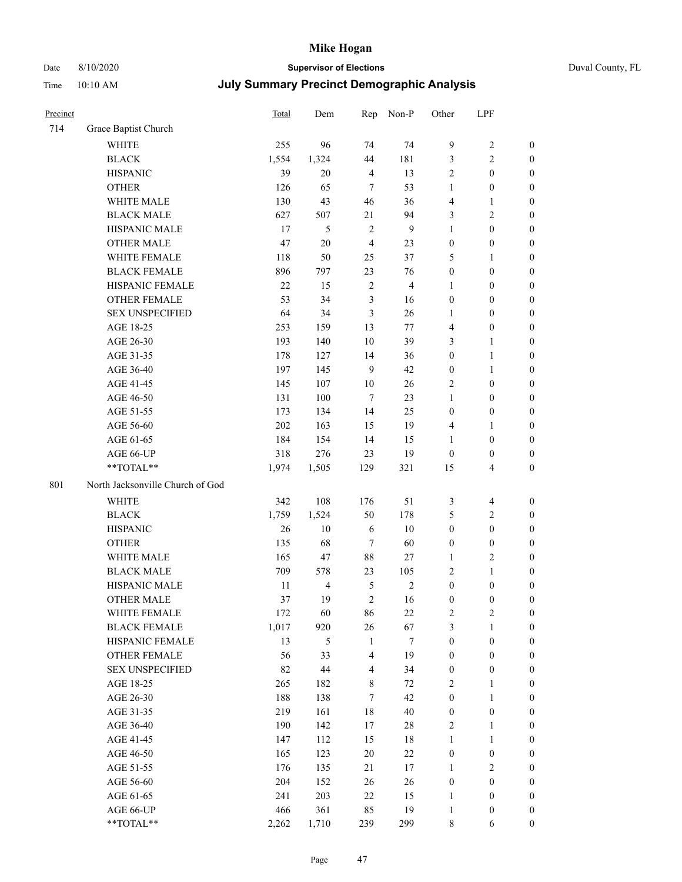# Mike Hogan

Date 8/10/2020 **Supervisor of Elections** Duval County, FL

Time 10:10 AM **July Summary Precinct Demographic Analysis**

| Precinct | | Total | Dem | Rep | Non-P | Other | LPF | |
|---|---|---|---|---|---|---|---|---|
| 714 | Grace Baptist Church | | | | | | | |
| | WHITE | 255 | 96 | 74 | 74 | 9 | 2 | 0 |
| | BLACK | 1,554 | 1,324 | 44 | 181 | 3 | 2 | 0 |
| | HISPANIC | 39 | 20 | 4 | 13 | 2 | 0 | 0 |
| | OTHER | 126 | 65 | 7 | 53 | 1 | 0 | 0 |
| | WHITE MALE | 130 | 43 | 46 | 36 | 4 | 1 | 0 |
| | BLACK MALE | 627 | 507 | 21 | 94 | 3 | 2 | 0 |
| | HISPANIC MALE | 17 | 5 | 2 | 9 | 1 | 0 | 0 |
| | OTHER MALE | 47 | 20 | 4 | 23 | 0 | 0 | 0 |
| | WHITE FEMALE | 118 | 50 | 25 | 37 | 5 | 1 | 0 |
| | BLACK FEMALE | 896 | 797 | 23 | 76 | 0 | 0 | 0 |
| | HISPANIC FEMALE | 22 | 15 | 2 | 4 | 1 | 0 | 0 |
| | OTHER FEMALE | 53 | 34 | 3 | 16 | 0 | 0 | 0 |
| | SEX UNSPECIFIED | 64 | 34 | 3 | 26 | 1 | 0 | 0 |
| | AGE 18-25 | 253 | 159 | 13 | 77 | 4 | 0 | 0 |
| | AGE 26-30 | 193 | 140 | 10 | 39 | 3 | 1 | 0 |
| | AGE 31-35 | 178 | 127 | 14 | 36 | 0 | 1 | 0 |
| | AGE 36-40 | 197 | 145 | 9 | 42 | 0 | 1 | 0 |
| | AGE 41-45 | 145 | 107 | 10 | 26 | 2 | 0 | 0 |
| | AGE 46-50 | 131 | 100 | 7 | 23 | 1 | 0 | 0 |
| | AGE 51-55 | 173 | 134 | 14 | 25 | 0 | 0 | 0 |
| | AGE 56-60 | 202 | 163 | 15 | 19 | 4 | 1 | 0 |
| | AGE 61-65 | 184 | 154 | 14 | 15 | 1 | 0 | 0 |
| | AGE 66-UP | 318 | 276 | 23 | 19 | 0 | 0 | 0 |
| | **TOTAL** | 1,974 | 1,505 | 129 | 321 | 15 | 4 | 0 |
| 801 | North Jacksonville Church of God | | | | | | | |
| | WHITE | 342 | 108 | 176 | 51 | 3 | 4 | 0 |
| | BLACK | 1,759 | 1,524 | 50 | 178 | 5 | 2 | 0 |
| | HISPANIC | 26 | 10 | 6 | 10 | 0 | 0 | 0 |
| | OTHER | 135 | 68 | 7 | 60 | 0 | 0 | 0 |
| | WHITE MALE | 165 | 47 | 88 | 27 | 1 | 2 | 0 |
| | BLACK MALE | 709 | 578 | 23 | 105 | 2 | 1 | 0 |
| | HISPANIC MALE | 11 | 4 | 5 | 2 | 0 | 0 | 0 |
| | OTHER MALE | 37 | 19 | 2 | 16 | 0 | 0 | 0 |
| | WHITE FEMALE | 172 | 60 | 86 | 22 | 2 | 2 | 0 |
| | BLACK FEMALE | 1,017 | 920 | 26 | 67 | 3 | 1 | 0 |
| | HISPANIC FEMALE | 13 | 5 | 1 | 7 | 0 | 0 | 0 |
| | OTHER FEMALE | 56 | 33 | 4 | 19 | 0 | 0 | 0 |
| | SEX UNSPECIFIED | 82 | 44 | 4 | 34 | 0 | 0 | 0 |
| | AGE 18-25 | 265 | 182 | 8 | 72 | 2 | 1 | 0 |
| | AGE 26-30 | 188 | 138 | 7 | 42 | 0 | 1 | 0 |
| | AGE 31-35 | 219 | 161 | 18 | 40 | 0 | 0 | 0 |
| | AGE 36-40 | 190 | 142 | 17 | 28 | 2 | 1 | 0 |
| | AGE 41-45 | 147 | 112 | 15 | 18 | 1 | 1 | 0 |
| | AGE 46-50 | 165 | 123 | 20 | 22 | 0 | 0 | 0 |
| | AGE 51-55 | 176 | 135 | 21 | 17 | 1 | 2 | 0 |
| | AGE 56-60 | 204 | 152 | 26 | 26 | 0 | 0 | 0 |
| | AGE 61-65 | 241 | 203 | 22 | 15 | 1 | 0 | 0 |
| | AGE 66-UP | 466 | 361 | 85 | 19 | 1 | 0 | 0 |
| | **TOTAL** | 2,262 | 1,710 | 239 | 299 | 8 | 6 | 0 |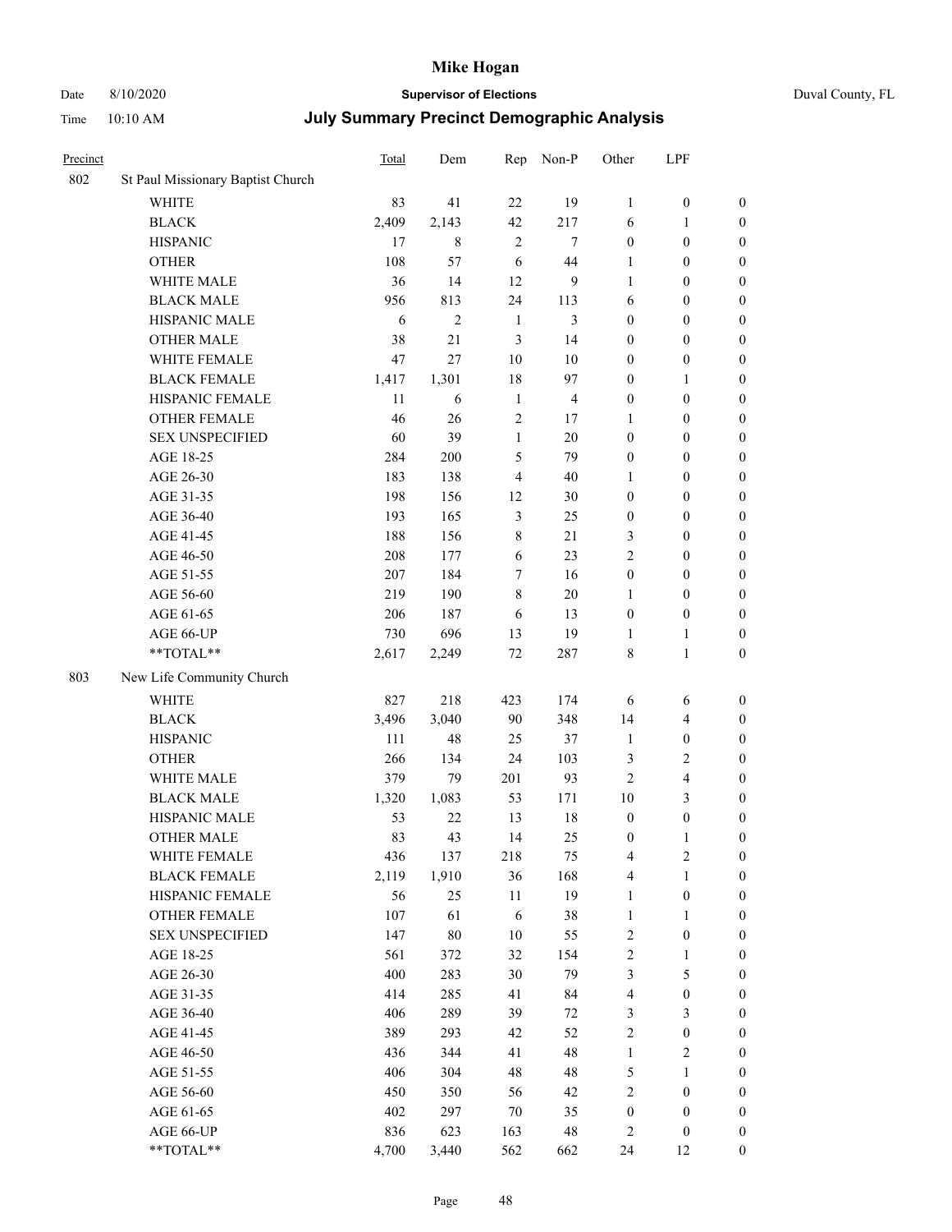# Mike Hogan

Date 8/10/2020 **Supervisor of Elections** Duval County, FL

Time 10:10 AM **July Summary Precinct Demographic Analysis**

| Precinct | | Total | Dem | Rep | Non-P | Other | LPF | |
|---|---|---|---|---|---|---|---|---|
| 802 | St Paul Missionary Baptist Church | | | | | | | |
| | WHITE | 83 | 41 | 22 | 19 | 1 | 0 | 0 |
| | BLACK | 2,409 | 2,143 | 42 | 217 | 6 | 1 | 0 |
| | HISPANIC | 17 | 8 | 2 | 7 | 0 | 0 | 0 |
| | OTHER | 108 | 57 | 6 | 44 | 1 | 0 | 0 |
| | WHITE MALE | 36 | 14 | 12 | 9 | 1 | 0 | 0 |
| | BLACK MALE | 956 | 813 | 24 | 113 | 6 | 0 | 0 |
| | HISPANIC MALE | 6 | 2 | 1 | 3 | 0 | 0 | 0 |
| | OTHER MALE | 38 | 21 | 3 | 14 | 0 | 0 | 0 |
| | WHITE FEMALE | 47 | 27 | 10 | 10 | 0 | 0 | 0 |
| | BLACK FEMALE | 1,417 | 1,301 | 18 | 97 | 0 | 1 | 0 |
| | HISPANIC FEMALE | 11 | 6 | 1 | 4 | 0 | 0 | 0 |
| | OTHER FEMALE | 46 | 26 | 2 | 17 | 1 | 0 | 0 |
| | SEX UNSPECIFIED | 60 | 39 | 1 | 20 | 0 | 0 | 0 |
| | AGE 18-25 | 284 | 200 | 5 | 79 | 0 | 0 | 0 |
| | AGE 26-30 | 183 | 138 | 4 | 40 | 1 | 0 | 0 |
| | AGE 31-35 | 198 | 156 | 12 | 30 | 0 | 0 | 0 |
| | AGE 36-40 | 193 | 165 | 3 | 25 | 0 | 0 | 0 |
| | AGE 41-45 | 188 | 156 | 8 | 21 | 3 | 0 | 0 |
| | AGE 46-50 | 208 | 177 | 6 | 23 | 2 | 0 | 0 |
| | AGE 51-55 | 207 | 184 | 7 | 16 | 0 | 0 | 0 |
| | AGE 56-60 | 219 | 190 | 8 | 20 | 1 | 0 | 0 |
| | AGE 61-65 | 206 | 187 | 6 | 13 | 0 | 0 | 0 |
| | AGE 66-UP | 730 | 696 | 13 | 19 | 1 | 1 | 0 |
| | **TOTAL** | 2,617 | 2,249 | 72 | 287 | 8 | 1 | 0 |
| 803 | New Life Community Church | | | | | | | |
| | WHITE | 827 | 218 | 423 | 174 | 6 | 6 | 0 |
| | BLACK | 3,496 | 3,040 | 90 | 348 | 14 | 4 | 0 |
| | HISPANIC | 111 | 48 | 25 | 37 | 1 | 0 | 0 |
| | OTHER | 266 | 134 | 24 | 103 | 3 | 2 | 0 |
| | WHITE MALE | 379 | 79 | 201 | 93 | 2 | 4 | 0 |
| | BLACK MALE | 1,320 | 1,083 | 53 | 171 | 10 | 3 | 0 |
| | HISPANIC MALE | 53 | 22 | 13 | 18 | 0 | 0 | 0 |
| | OTHER MALE | 83 | 43 | 14 | 25 | 0 | 1 | 0 |
| | WHITE FEMALE | 436 | 137 | 218 | 75 | 4 | 2 | 0 |
| | BLACK FEMALE | 2,119 | 1,910 | 36 | 168 | 4 | 1 | 0 |
| | HISPANIC FEMALE | 56 | 25 | 11 | 19 | 1 | 0 | 0 |
| | OTHER FEMALE | 107 | 61 | 6 | 38 | 1 | 1 | 0 |
| | SEX UNSPECIFIED | 147 | 80 | 10 | 55 | 2 | 0 | 0 |
| | AGE 18-25 | 561 | 372 | 32 | 154 | 2 | 1 | 0 |
| | AGE 26-30 | 400 | 283 | 30 | 79 | 3 | 5 | 0 |
| | AGE 31-35 | 414 | 285 | 41 | 84 | 4 | 0 | 0 |
| | AGE 36-40 | 406 | 289 | 39 | 72 | 3 | 3 | 0 |
| | AGE 41-45 | 389 | 293 | 42 | 52 | 2 | 0 | 0 |
| | AGE 46-50 | 436 | 344 | 41 | 48 | 1 | 2 | 0 |
| | AGE 51-55 | 406 | 304 | 48 | 48 | 5 | 1 | 0 |
| | AGE 56-60 | 450 | 350 | 56 | 42 | 2 | 0 | 0 |
| | AGE 61-65 | 402 | 297 | 70 | 35 | 0 | 0 | 0 |
| | AGE 66-UP | 836 | 623 | 163 | 48 | 2 | 0 | 0 |
| | **TOTAL** | 4,700 | 3,440 | 562 | 662 | 24 | 12 | 0 |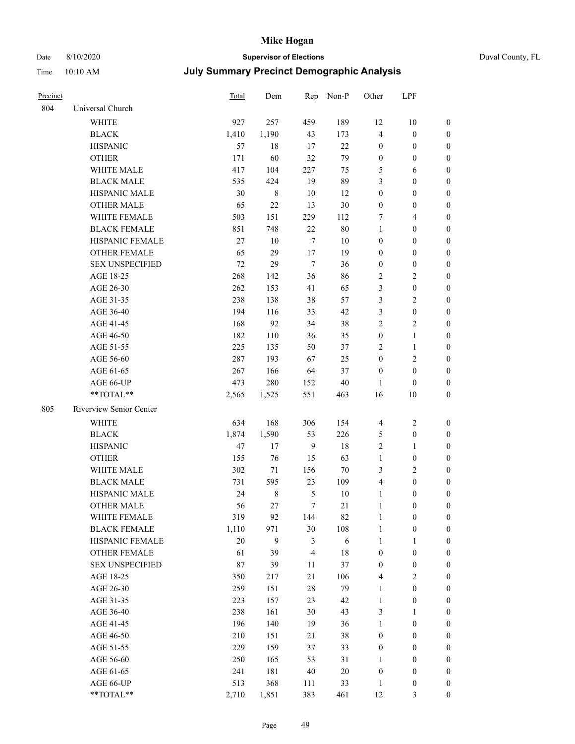# Mike Hogan

Date 8/10/2020 **Supervisor of Elections** Duval County, FL

Time 10:10 AM **July Summary Precinct Demographic Analysis**

| Precinct | | Total | Dem | Rep | Non-P | Other | LPF | |
|---|---|---|---|---|---|---|---|---|
| 804 | Universal Church | | | | | | | |
| | WHITE | 927 | 257 | 459 | 189 | 12 | 10 | 0 |
| | BLACK | 1,410 | 1,190 | 43 | 173 | 4 | 0 | 0 |
| | HISPANIC | 57 | 18 | 17 | 22 | 0 | 0 | 0 |
| | OTHER | 171 | 60 | 32 | 79 | 0 | 0 | 0 |
| | WHITE MALE | 417 | 104 | 227 | 75 | 5 | 6 | 0 |
| | BLACK MALE | 535 | 424 | 19 | 89 | 3 | 0 | 0 |
| | HISPANIC MALE | 30 | 8 | 10 | 12 | 0 | 0 | 0 |
| | OTHER MALE | 65 | 22 | 13 | 30 | 0 | 0 | 0 |
| | WHITE FEMALE | 503 | 151 | 229 | 112 | 7 | 4 | 0 |
| | BLACK FEMALE | 851 | 748 | 22 | 80 | 1 | 0 | 0 |
| | HISPANIC FEMALE | 27 | 10 | 7 | 10 | 0 | 0 | 0 |
| | OTHER FEMALE | 65 | 29 | 17 | 19 | 0 | 0 | 0 |
| | SEX UNSPECIFIED | 72 | 29 | 7 | 36 | 0 | 0 | 0 |
| | AGE 18-25 | 268 | 142 | 36 | 86 | 2 | 2 | 0 |
| | AGE 26-30 | 262 | 153 | 41 | 65 | 3 | 0 | 0 |
| | AGE 31-35 | 238 | 138 | 38 | 57 | 3 | 2 | 0 |
| | AGE 36-40 | 194 | 116 | 33 | 42 | 3 | 0 | 0 |
| | AGE 41-45 | 168 | 92 | 34 | 38 | 2 | 2 | 0 |
| | AGE 46-50 | 182 | 110 | 36 | 35 | 0 | 1 | 0 |
| | AGE 51-55 | 225 | 135 | 50 | 37 | 2 | 1 | 0 |
| | AGE 56-60 | 287 | 193 | 67 | 25 | 0 | 2 | 0 |
| | AGE 61-65 | 267 | 166 | 64 | 37 | 0 | 0 | 0 |
| | AGE 66-UP | 473 | 280 | 152 | 40 | 1 | 0 | 0 |
| | **TOTAL** | 2,565 | 1,525 | 551 | 463 | 16 | 10 | 0 |
| 805 | Riverview Senior Center | | | | | | | |
| | WHITE | 634 | 168 | 306 | 154 | 4 | 2 | 0 |
| | BLACK | 1,874 | 1,590 | 53 | 226 | 5 | 0 | 0 |
| | HISPANIC | 47 | 17 | 9 | 18 | 2 | 1 | 0 |
| | OTHER | 155 | 76 | 15 | 63 | 1 | 0 | 0 |
| | WHITE MALE | 302 | 71 | 156 | 70 | 3 | 2 | 0 |
| | BLACK MALE | 731 | 595 | 23 | 109 | 4 | 0 | 0 |
| | HISPANIC MALE | 24 | 8 | 5 | 10 | 1 | 0 | 0 |
| | OTHER MALE | 56 | 27 | 7 | 21 | 1 | 0 | 0 |
| | WHITE FEMALE | 319 | 92 | 144 | 82 | 1 | 0 | 0 |
| | BLACK FEMALE | 1,110 | 971 | 30 | 108 | 1 | 0 | 0 |
| | HISPANIC FEMALE | 20 | 9 | 3 | 6 | 1 | 1 | 0 |
| | OTHER FEMALE | 61 | 39 | 4 | 18 | 0 | 0 | 0 |
| | SEX UNSPECIFIED | 87 | 39 | 11 | 37 | 0 | 0 | 0 |
| | AGE 18-25 | 350 | 217 | 21 | 106 | 4 | 2 | 0 |
| | AGE 26-30 | 259 | 151 | 28 | 79 | 1 | 0 | 0 |
| | AGE 31-35 | 223 | 157 | 23 | 42 | 1 | 0 | 0 |
| | AGE 36-40 | 238 | 161 | 30 | 43 | 3 | 1 | 0 |
| | AGE 41-45 | 196 | 140 | 19 | 36 | 1 | 0 | 0 |
| | AGE 46-50 | 210 | 151 | 21 | 38 | 0 | 0 | 0 |
| | AGE 51-55 | 229 | 159 | 37 | 33 | 0 | 0 | 0 |
| | AGE 56-60 | 250 | 165 | 53 | 31 | 1 | 0 | 0 |
| | AGE 61-65 | 241 | 181 | 40 | 20 | 0 | 0 | 0 |
| | AGE 66-UP | 513 | 368 | 111 | 33 | 1 | 0 | 0 |
| | **TOTAL** | 2,710 | 1,851 | 383 | 461 | 12 | 3 | 0 |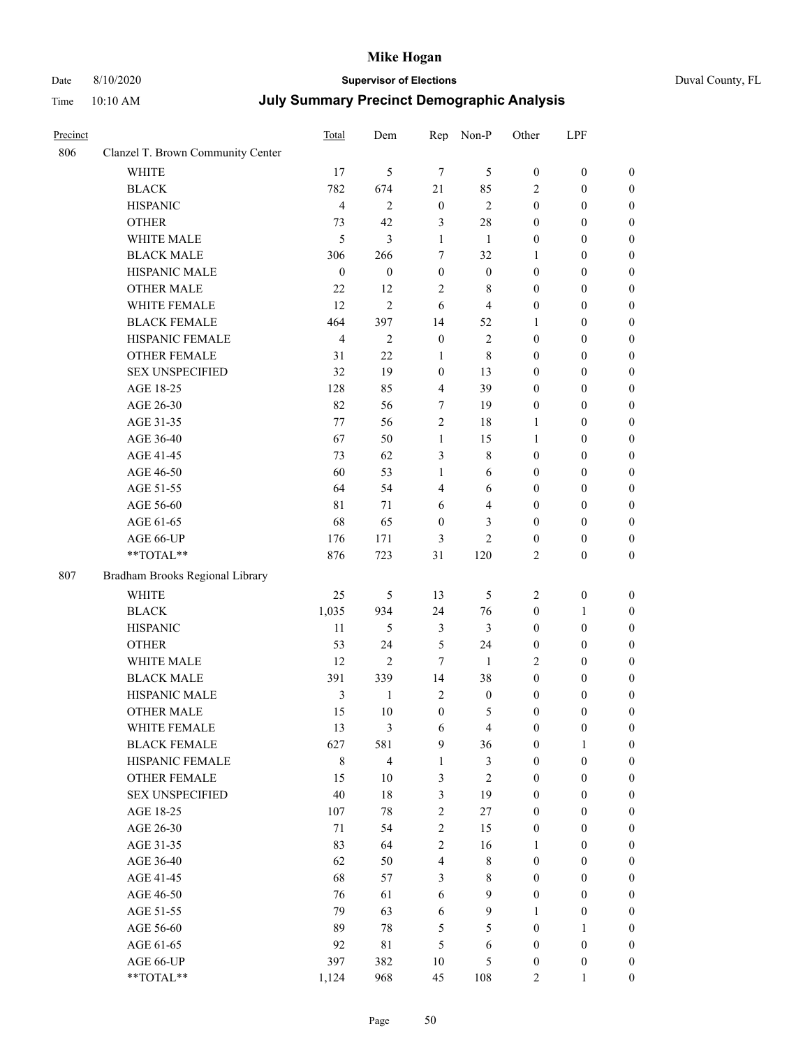# Mike Hogan

Date 8/10/2020 **Supervisor of Elections** Duval County, FL

Time 10:10 AM **July Summary Precinct Demographic Analysis**

| Precinct | | Total | Dem | Rep | Non-P | Other | LPF | |
|---|---|---|---|---|---|---|---|---|
| 806 | Clanzel T. Brown Community Center | | | | | | | |
| | WHITE | 17 | 5 | 7 | 5 | 0 | 0 | 0 |
| | BLACK | 782 | 674 | 21 | 85 | 2 | 0 | 0 |
| | HISPANIC | 4 | 2 | 0 | 2 | 0 | 0 | 0 |
| | OTHER | 73 | 42 | 3 | 28 | 0 | 0 | 0 |
| | WHITE MALE | 5 | 3 | 1 | 1 | 0 | 0 | 0 |
| | BLACK MALE | 306 | 266 | 7 | 32 | 1 | 0 | 0 |
| | HISPANIC MALE | 0 | 0 | 0 | 0 | 0 | 0 | 0 |
| | OTHER MALE | 22 | 12 | 2 | 8 | 0 | 0 | 0 |
| | WHITE FEMALE | 12 | 2 | 6 | 4 | 0 | 0 | 0 |
| | BLACK FEMALE | 464 | 397 | 14 | 52 | 1 | 0 | 0 |
| | HISPANIC FEMALE | 4 | 2 | 0 | 2 | 0 | 0 | 0 |
| | OTHER FEMALE | 31 | 22 | 1 | 8 | 0 | 0 | 0 |
| | SEX UNSPECIFIED | 32 | 19 | 0 | 13 | 0 | 0 | 0 |
| | AGE 18-25 | 128 | 85 | 4 | 39 | 0 | 0 | 0 |
| | AGE 26-30 | 82 | 56 | 7 | 19 | 0 | 0 | 0 |
| | AGE 31-35 | 77 | 56 | 2 | 18 | 1 | 0 | 0 |
| | AGE 36-40 | 67 | 50 | 1 | 15 | 1 | 0 | 0 |
| | AGE 41-45 | 73 | 62 | 3 | 8 | 0 | 0 | 0 |
| | AGE 46-50 | 60 | 53 | 1 | 6 | 0 | 0 | 0 |
| | AGE 51-55 | 64 | 54 | 4 | 6 | 0 | 0 | 0 |
| | AGE 56-60 | 81 | 71 | 6 | 4 | 0 | 0 | 0 |
| | AGE 61-65 | 68 | 65 | 0 | 3 | 0 | 0 | 0 |
| | AGE 66-UP | 176 | 171 | 3 | 2 | 0 | 0 | 0 |
| | **TOTAL** | 876 | 723 | 31 | 120 | 2 | 0 | 0 |
| 807 | Bradham Brooks Regional Library | | | | | | | |
| | WHITE | 25 | 5 | 13 | 5 | 2 | 0 | 0 |
| | BLACK | 1,035 | 934 | 24 | 76 | 0 | 1 | 0 |
| | HISPANIC | 11 | 5 | 3 | 3 | 0 | 0 | 0 |
| | OTHER | 53 | 24 | 5 | 24 | 0 | 0 | 0 |
| | WHITE MALE | 12 | 2 | 7 | 1 | 2 | 0 | 0 |
| | BLACK MALE | 391 | 339 | 14 | 38 | 0 | 0 | 0 |
| | HISPANIC MALE | 3 | 1 | 2 | 0 | 0 | 0 | 0 |
| | OTHER MALE | 15 | 10 | 0 | 5 | 0 | 0 | 0 |
| | WHITE FEMALE | 13 | 3 | 6 | 4 | 0 | 0 | 0 |
| | BLACK FEMALE | 627 | 581 | 9 | 36 | 0 | 1 | 0 |
| | HISPANIC FEMALE | 8 | 4 | 1 | 3 | 0 | 0 | 0 |
| | OTHER FEMALE | 15 | 10 | 3 | 2 | 0 | 0 | 0 |
| | SEX UNSPECIFIED | 40 | 18 | 3 | 19 | 0 | 0 | 0 |
| | AGE 18-25 | 107 | 78 | 2 | 27 | 0 | 0 | 0 |
| | AGE 26-30 | 71 | 54 | 2 | 15 | 0 | 0 | 0 |
| | AGE 31-35 | 83 | 64 | 2 | 16 | 1 | 0 | 0 |
| | AGE 36-40 | 62 | 50 | 4 | 8 | 0 | 0 | 0 |
| | AGE 41-45 | 68 | 57 | 3 | 8 | 0 | 0 | 0 |
| | AGE 46-50 | 76 | 61 | 6 | 9 | 0 | 0 | 0 |
| | AGE 51-55 | 79 | 63 | 6 | 9 | 1 | 0 | 0 |
| | AGE 56-60 | 89 | 78 | 5 | 5 | 0 | 1 | 0 |
| | AGE 61-65 | 92 | 81 | 5 | 6 | 0 | 0 | 0 |
| | AGE 66-UP | 397 | 382 | 10 | 5 | 0 | 0 | 0 |
| | **TOTAL** | 1,124 | 968 | 45 | 108 | 2 | 1 | 0 |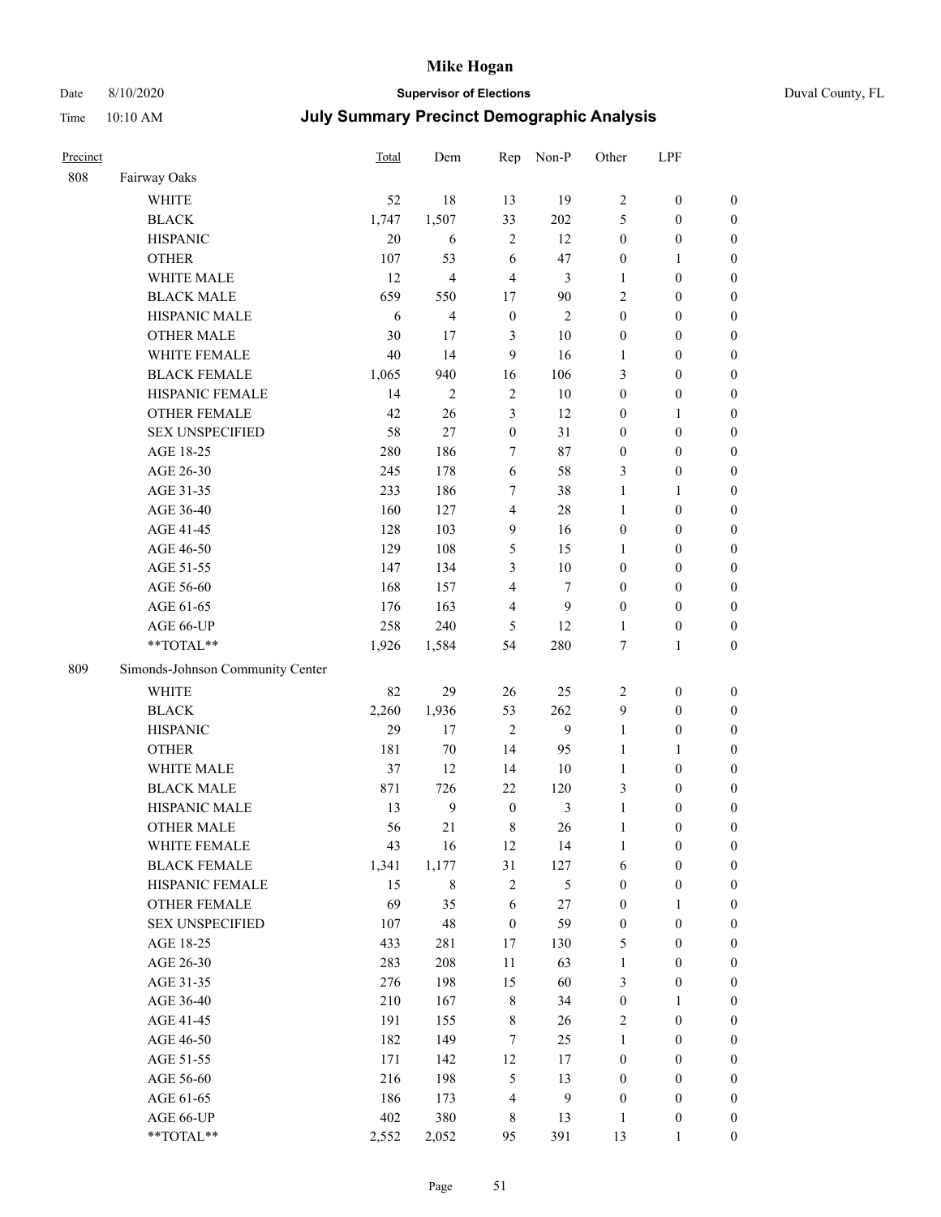# Mike Hogan

Date 8/10/2020 **Supervisor of Elections** Duval County, FL

Time 10:10 AM **July Summary Precinct Demographic Analysis**

| Precinct | | Total | Dem | Rep | Non-P | Other | LPF | |
|---|---|---|---|---|---|---|---|---|
| 808 | Fairway Oaks | | | | | | | |
| | WHITE | 52 | 18 | 13 | 19 | 2 | 0 | 0 |
| | BLACK | 1,747 | 1,507 | 33 | 202 | 5 | 0 | 0 |
| | HISPANIC | 20 | 6 | 2 | 12 | 0 | 0 | 0 |
| | OTHER | 107 | 53 | 6 | 47 | 0 | 1 | 0 |
| | WHITE MALE | 12 | 4 | 4 | 3 | 1 | 0 | 0 |
| | BLACK MALE | 659 | 550 | 17 | 90 | 2 | 0 | 0 |
| | HISPANIC MALE | 6 | 4 | 0 | 2 | 0 | 0 | 0 |
| | OTHER MALE | 30 | 17 | 3 | 10 | 0 | 0 | 0 |
| | WHITE FEMALE | 40 | 14 | 9 | 16 | 1 | 0 | 0 |
| | BLACK FEMALE | 1,065 | 940 | 16 | 106 | 3 | 0 | 0 |
| | HISPANIC FEMALE | 14 | 2 | 2 | 10 | 0 | 0 | 0 |
| | OTHER FEMALE | 42 | 26 | 3 | 12 | 0 | 1 | 0 |
| | SEX UNSPECIFIED | 58 | 27 | 0 | 31 | 0 | 0 | 0 |
| | AGE 18-25 | 280 | 186 | 7 | 87 | 0 | 0 | 0 |
| | AGE 26-30 | 245 | 178 | 6 | 58 | 3 | 0 | 0 |
| | AGE 31-35 | 233 | 186 | 7 | 38 | 1 | 1 | 0 |
| | AGE 36-40 | 160 | 127 | 4 | 28 | 1 | 0 | 0 |
| | AGE 41-45 | 128 | 103 | 9 | 16 | 0 | 0 | 0 |
| | AGE 46-50 | 129 | 108 | 5 | 15 | 1 | 0 | 0 |
| | AGE 51-55 | 147 | 134 | 3 | 10 | 0 | 0 | 0 |
| | AGE 56-60 | 168 | 157 | 4 | 7 | 0 | 0 | 0 |
| | AGE 61-65 | 176 | 163 | 4 | 9 | 0 | 0 | 0 |
| | AGE 66-UP | 258 | 240 | 5 | 12 | 1 | 0 | 0 |
| | **TOTAL** | 1,926 | 1,584 | 54 | 280 | 7 | 1 | 0 |
| 809 | Simonds-Johnson Community Center | | | | | | | |
| | WHITE | 82 | 29 | 26 | 25 | 2 | 0 | 0 |
| | BLACK | 2,260 | 1,936 | 53 | 262 | 9 | 0 | 0 |
| | HISPANIC | 29 | 17 | 2 | 9 | 1 | 0 | 0 |
| | OTHER | 181 | 70 | 14 | 95 | 1 | 1 | 0 |
| | WHITE MALE | 37 | 12 | 14 | 10 | 1 | 0 | 0 |
| | BLACK MALE | 871 | 726 | 22 | 120 | 3 | 0 | 0 |
| | HISPANIC MALE | 13 | 9 | 0 | 3 | 1 | 0 | 0 |
| | OTHER MALE | 56 | 21 | 8 | 26 | 1 | 0 | 0 |
| | WHITE FEMALE | 43 | 16 | 12 | 14 | 1 | 0 | 0 |
| | BLACK FEMALE | 1,341 | 1,177 | 31 | 127 | 6 | 0 | 0 |
| | HISPANIC FEMALE | 15 | 8 | 2 | 5 | 0 | 0 | 0 |
| | OTHER FEMALE | 69 | 35 | 6 | 27 | 0 | 1 | 0 |
| | SEX UNSPECIFIED | 107 | 48 | 0 | 59 | 0 | 0 | 0 |
| | AGE 18-25 | 433 | 281 | 17 | 130 | 5 | 0 | 0 |
| | AGE 26-30 | 283 | 208 | 11 | 63 | 1 | 0 | 0 |
| | AGE 31-35 | 276 | 198 | 15 | 60 | 3 | 0 | 0 |
| | AGE 36-40 | 210 | 167 | 8 | 34 | 0 | 1 | 0 |
| | AGE 41-45 | 191 | 155 | 8 | 26 | 2 | 0 | 0 |
| | AGE 46-50 | 182 | 149 | 7 | 25 | 1 | 0 | 0 |
| | AGE 51-55 | 171 | 142 | 12 | 17 | 0 | 0 | 0 |
| | AGE 56-60 | 216 | 198 | 5 | 13 | 0 | 0 | 0 |
| | AGE 61-65 | 186 | 173 | 4 | 9 | 0 | 0 | 0 |
| | AGE 66-UP | 402 | 380 | 8 | 13 | 1 | 0 | 0 |
| | **TOTAL** | 2,552 | 2,052 | 95 | 391 | 13 | 1 | 0 |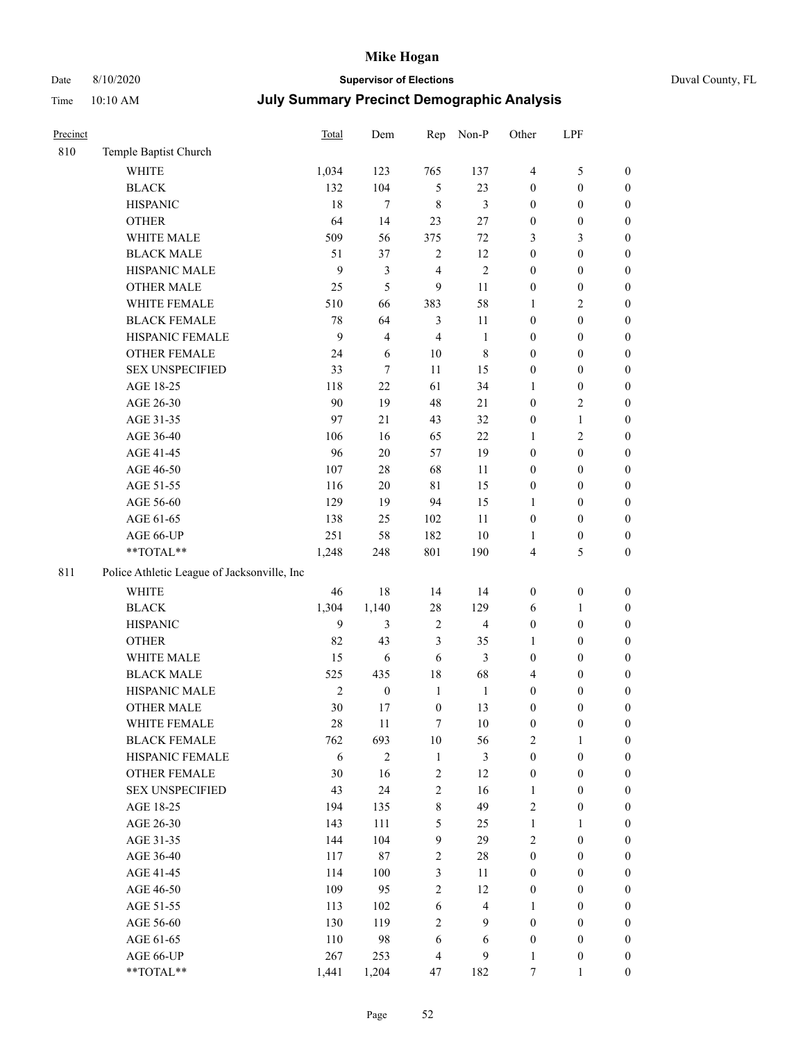# Mike Hogan

Date 8/10/2020 — **Supervisor of Elections** — Duval County, FL

Time 10:10 AM — **July Summary Precinct Demographic Analysis**

| Precinct | | Total | Dem | Rep | Non-P | Other | LPF | |
|---|---|---|---|---|---|---|---|---|
| 810 | Temple Baptist Church | | | | | | | |
| | WHITE | 1,034 | 123 | 765 | 137 | 4 | 5 | 0 |
| | BLACK | 132 | 104 | 5 | 23 | 0 | 0 | 0 |
| | HISPANIC | 18 | 7 | 8 | 3 | 0 | 0 | 0 |
| | OTHER | 64 | 14 | 23 | 27 | 0 | 0 | 0 |
| | WHITE MALE | 509 | 56 | 375 | 72 | 3 | 3 | 0 |
| | BLACK MALE | 51 | 37 | 2 | 12 | 0 | 0 | 0 |
| | HISPANIC MALE | 9 | 3 | 4 | 2 | 0 | 0 | 0 |
| | OTHER MALE | 25 | 5 | 9 | 11 | 0 | 0 | 0 |
| | WHITE FEMALE | 510 | 66 | 383 | 58 | 1 | 2 | 0 |
| | BLACK FEMALE | 78 | 64 | 3 | 11 | 0 | 0 | 0 |
| | HISPANIC FEMALE | 9 | 4 | 4 | 1 | 0 | 0 | 0 |
| | OTHER FEMALE | 24 | 6 | 10 | 8 | 0 | 0 | 0 |
| | SEX UNSPECIFIED | 33 | 7 | 11 | 15 | 0 | 0 | 0 |
| | AGE 18-25 | 118 | 22 | 61 | 34 | 1 | 0 | 0 |
| | AGE 26-30 | 90 | 19 | 48 | 21 | 0 | 2 | 0 |
| | AGE 31-35 | 97 | 21 | 43 | 32 | 0 | 1 | 0 |
| | AGE 36-40 | 106 | 16 | 65 | 22 | 1 | 2 | 0 |
| | AGE 41-45 | 96 | 20 | 57 | 19 | 0 | 0 | 0 |
| | AGE 46-50 | 107 | 28 | 68 | 11 | 0 | 0 | 0 |
| | AGE 51-55 | 116 | 20 | 81 | 15 | 0 | 0 | 0 |
| | AGE 56-60 | 129 | 19 | 94 | 15 | 1 | 0 | 0 |
| | AGE 61-65 | 138 | 25 | 102 | 11 | 0 | 0 | 0 |
| | AGE 66-UP | 251 | 58 | 182 | 10 | 1 | 0 | 0 |
| | **TOTAL** | 1,248 | 248 | 801 | 190 | 4 | 5 | 0 |
| 811 | Police Athletic League of Jacksonville, Inc | | | | | | | |
| | WHITE | 46 | 18 | 14 | 14 | 0 | 0 | 0 |
| | BLACK | 1,304 | 1,140 | 28 | 129 | 6 | 1 | 0 |
| | HISPANIC | 9 | 3 | 2 | 4 | 0 | 0 | 0 |
| | OTHER | 82 | 43 | 3 | 35 | 1 | 0 | 0 |
| | WHITE MALE | 15 | 6 | 6 | 3 | 0 | 0 | 0 |
| | BLACK MALE | 525 | 435 | 18 | 68 | 4 | 0 | 0 |
| | HISPANIC MALE | 2 | 0 | 1 | 1 | 0 | 0 | 0 |
| | OTHER MALE | 30 | 17 | 0 | 13 | 0 | 0 | 0 |
| | WHITE FEMALE | 28 | 11 | 7 | 10 | 0 | 0 | 0 |
| | BLACK FEMALE | 762 | 693 | 10 | 56 | 2 | 1 | 0 |
| | HISPANIC FEMALE | 6 | 2 | 1 | 3 | 0 | 0 | 0 |
| | OTHER FEMALE | 30 | 16 | 2 | 12 | 0 | 0 | 0 |
| | SEX UNSPECIFIED | 43 | 24 | 2 | 16 | 1 | 0 | 0 |
| | AGE 18-25 | 194 | 135 | 8 | 49 | 2 | 0 | 0 |
| | AGE 26-30 | 143 | 111 | 5 | 25 | 1 | 1 | 0 |
| | AGE 31-35 | 144 | 104 | 9 | 29 | 2 | 0 | 0 |
| | AGE 36-40 | 117 | 87 | 2 | 28 | 0 | 0 | 0 |
| | AGE 41-45 | 114 | 100 | 3 | 11 | 0 | 0 | 0 |
| | AGE 46-50 | 109 | 95 | 2 | 12 | 0 | 0 | 0 |
| | AGE 51-55 | 113 | 102 | 6 | 4 | 1 | 0 | 0 |
| | AGE 56-60 | 130 | 119 | 2 | 9 | 0 | 0 | 0 |
| | AGE 61-65 | 110 | 98 | 6 | 6 | 0 | 0 | 0 |
| | AGE 66-UP | 267 | 253 | 4 | 9 | 1 | 0 | 0 |
| | **TOTAL** | 1,441 | 1,204 | 47 | 182 | 7 | 1 | 0 |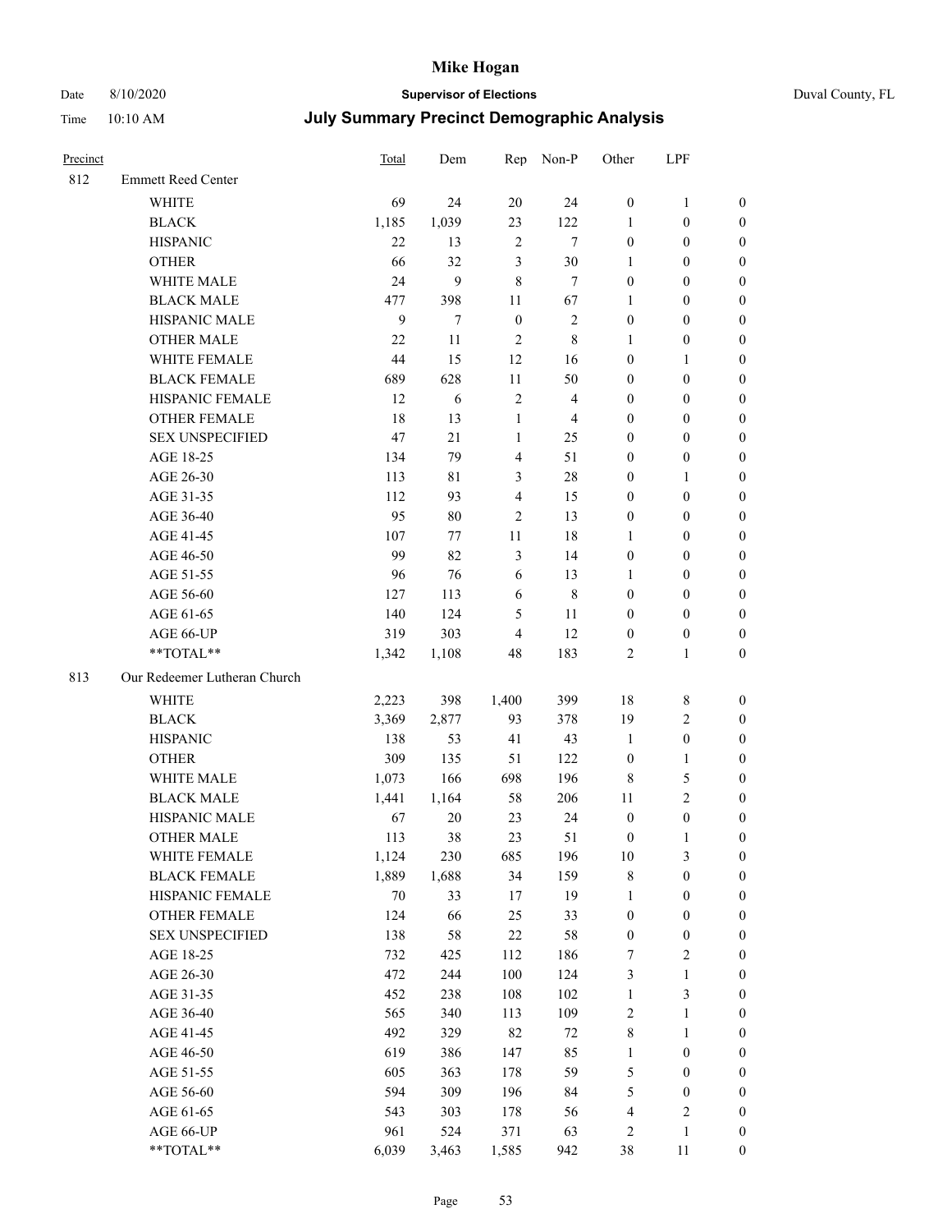# Mike Hogan

Date 8/10/2020 **Supervisor of Elections** Duval County, FL

Time 10:10 AM **July Summary Precinct Demographic Analysis**

| Precinct | | Total | Dem | Rep | Non-P | Other | LPF | |
|---|---|---|---|---|---|---|---|---|
| 812 | Emmett Reed Center | | | | | | | |
| | WHITE | 69 | 24 | 20 | 24 | 0 | 1 | 0 |
| | BLACK | 1,185 | 1,039 | 23 | 122 | 1 | 0 | 0 |
| | HISPANIC | 22 | 13 | 2 | 7 | 0 | 0 | 0 |
| | OTHER | 66 | 32 | 3 | 30 | 1 | 0 | 0 |
| | WHITE MALE | 24 | 9 | 8 | 7 | 0 | 0 | 0 |
| | BLACK MALE | 477 | 398 | 11 | 67 | 1 | 0 | 0 |
| | HISPANIC MALE | 9 | 7 | 0 | 2 | 0 | 0 | 0 |
| | OTHER MALE | 22 | 11 | 2 | 8 | 1 | 0 | 0 |
| | WHITE FEMALE | 44 | 15 | 12 | 16 | 0 | 1 | 0 |
| | BLACK FEMALE | 689 | 628 | 11 | 50 | 0 | 0 | 0 |
| | HISPANIC FEMALE | 12 | 6 | 2 | 4 | 0 | 0 | 0 |
| | OTHER FEMALE | 18 | 13 | 1 | 4 | 0 | 0 | 0 |
| | SEX UNSPECIFIED | 47 | 21 | 1 | 25 | 0 | 0 | 0 |
| | AGE 18-25 | 134 | 79 | 4 | 51 | 0 | 0 | 0 |
| | AGE 26-30 | 113 | 81 | 3 | 28 | 0 | 1 | 0 |
| | AGE 31-35 | 112 | 93 | 4 | 15 | 0 | 0 | 0 |
| | AGE 36-40 | 95 | 80 | 2 | 13 | 0 | 0 | 0 |
| | AGE 41-45 | 107 | 77 | 11 | 18 | 1 | 0 | 0 |
| | AGE 46-50 | 99 | 82 | 3 | 14 | 0 | 0 | 0 |
| | AGE 51-55 | 96 | 76 | 6 | 13 | 1 | 0 | 0 |
| | AGE 56-60 | 127 | 113 | 6 | 8 | 0 | 0 | 0 |
| | AGE 61-65 | 140 | 124 | 5 | 11 | 0 | 0 | 0 |
| | AGE 66-UP | 319 | 303 | 4 | 12 | 0 | 0 | 0 |
| | **TOTAL** | 1,342 | 1,108 | 48 | 183 | 2 | 1 | 0 |
| 813 | Our Redeemer Lutheran Church | | | | | | | |
| | WHITE | 2,223 | 398 | 1,400 | 399 | 18 | 8 | 0 |
| | BLACK | 3,369 | 2,877 | 93 | 378 | 19 | 2 | 0 |
| | HISPANIC | 138 | 53 | 41 | 43 | 1 | 0 | 0 |
| | OTHER | 309 | 135 | 51 | 122 | 0 | 1 | 0 |
| | WHITE MALE | 1,073 | 166 | 698 | 196 | 8 | 5 | 0 |
| | BLACK MALE | 1,441 | 1,164 | 58 | 206 | 11 | 2 | 0 |
| | HISPANIC MALE | 67 | 20 | 23 | 24 | 0 | 0 | 0 |
| | OTHER MALE | 113 | 38 | 23 | 51 | 0 | 1 | 0 |
| | WHITE FEMALE | 1,124 | 230 | 685 | 196 | 10 | 3 | 0 |
| | BLACK FEMALE | 1,889 | 1,688 | 34 | 159 | 8 | 0 | 0 |
| | HISPANIC FEMALE | 70 | 33 | 17 | 19 | 1 | 0 | 0 |
| | OTHER FEMALE | 124 | 66 | 25 | 33 | 0 | 0 | 0 |
| | SEX UNSPECIFIED | 138 | 58 | 22 | 58 | 0 | 0 | 0 |
| | AGE 18-25 | 732 | 425 | 112 | 186 | 7 | 2 | 0 |
| | AGE 26-30 | 472 | 244 | 100 | 124 | 3 | 1 | 0 |
| | AGE 31-35 | 452 | 238 | 108 | 102 | 1 | 3 | 0 |
| | AGE 36-40 | 565 | 340 | 113 | 109 | 2 | 1 | 0 |
| | AGE 41-45 | 492 | 329 | 82 | 72 | 8 | 1 | 0 |
| | AGE 46-50 | 619 | 386 | 147 | 85 | 1 | 0 | 0 |
| | AGE 51-55 | 605 | 363 | 178 | 59 | 5 | 0 | 0 |
| | AGE 56-60 | 594 | 309 | 196 | 84 | 5 | 0 | 0 |
| | AGE 61-65 | 543 | 303 | 178 | 56 | 4 | 2 | 0 |
| | AGE 66-UP | 961 | 524 | 371 | 63 | 2 | 1 | 0 |
| | **TOTAL** | 6,039 | 3,463 | 1,585 | 942 | 38 | 11 | 0 |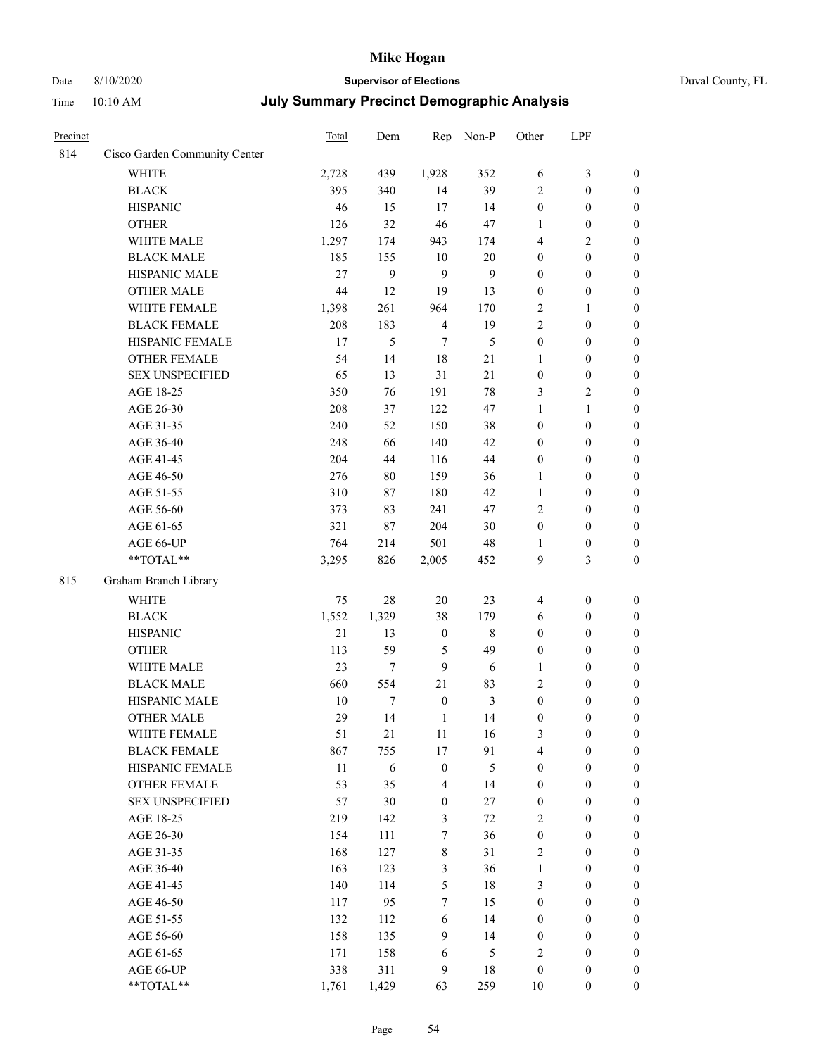# Mike Hogan

Date 8/10/2020 **Supervisor of Elections** Duval County, FL

Time 10:10 AM **July Summary Precinct Demographic Analysis**

| Precinct | | Total | Dem | Rep | Non-P | Other | LPF | |
|---|---|---|---|---|---|---|---|---|
| 814 | Cisco Garden Community Center | | | | | | | |
| | WHITE | 2,728 | 439 | 1,928 | 352 | 6 | 3 | 0 |
| | BLACK | 395 | 340 | 14 | 39 | 2 | 0 | 0 |
| | HISPANIC | 46 | 15 | 17 | 14 | 0 | 0 | 0 |
| | OTHER | 126 | 32 | 46 | 47 | 1 | 0 | 0 |
| | WHITE MALE | 1,297 | 174 | 943 | 174 | 4 | 2 | 0 |
| | BLACK MALE | 185 | 155 | 10 | 20 | 0 | 0 | 0 |
| | HISPANIC MALE | 27 | 9 | 9 | 9 | 0 | 0 | 0 |
| | OTHER MALE | 44 | 12 | 19 | 13 | 0 | 0 | 0 |
| | WHITE FEMALE | 1,398 | 261 | 964 | 170 | 2 | 1 | 0 |
| | BLACK FEMALE | 208 | 183 | 4 | 19 | 2 | 0 | 0 |
| | HISPANIC FEMALE | 17 | 5 | 7 | 5 | 0 | 0 | 0 |
| | OTHER FEMALE | 54 | 14 | 18 | 21 | 1 | 0 | 0 |
| | SEX UNSPECIFIED | 65 | 13 | 31 | 21 | 0 | 0 | 0 |
| | AGE 18-25 | 350 | 76 | 191 | 78 | 3 | 2 | 0 |
| | AGE 26-30 | 208 | 37 | 122 | 47 | 1 | 1 | 0 |
| | AGE 31-35 | 240 | 52 | 150 | 38 | 0 | 0 | 0 |
| | AGE 36-40 | 248 | 66 | 140 | 42 | 0 | 0 | 0 |
| | AGE 41-45 | 204 | 44 | 116 | 44 | 0 | 0 | 0 |
| | AGE 46-50 | 276 | 80 | 159 | 36 | 1 | 0 | 0 |
| | AGE 51-55 | 310 | 87 | 180 | 42 | 1 | 0 | 0 |
| | AGE 56-60 | 373 | 83 | 241 | 47 | 2 | 0 | 0 |
| | AGE 61-65 | 321 | 87 | 204 | 30 | 0 | 0 | 0 |
| | AGE 66-UP | 764 | 214 | 501 | 48 | 1 | 0 | 0 |
| | **TOTAL** | 3,295 | 826 | 2,005 | 452 | 9 | 3 | 0 |
| 815 | Graham Branch Library | | | | | | | |
| | WHITE | 75 | 28 | 20 | 23 | 4 | 0 | 0 |
| | BLACK | 1,552 | 1,329 | 38 | 179 | 6 | 0 | 0 |
| | HISPANIC | 21 | 13 | 0 | 8 | 0 | 0 | 0 |
| | OTHER | 113 | 59 | 5 | 49 | 0 | 0 | 0 |
| | WHITE MALE | 23 | 7 | 9 | 6 | 1 | 0 | 0 |
| | BLACK MALE | 660 | 554 | 21 | 83 | 2 | 0 | 0 |
| | HISPANIC MALE | 10 | 7 | 0 | 3 | 0 | 0 | 0 |
| | OTHER MALE | 29 | 14 | 1 | 14 | 0 | 0 | 0 |
| | WHITE FEMALE | 51 | 21 | 11 | 16 | 3 | 0 | 0 |
| | BLACK FEMALE | 867 | 755 | 17 | 91 | 4 | 0 | 0 |
| | HISPANIC FEMALE | 11 | 6 | 0 | 5 | 0 | 0 | 0 |
| | OTHER FEMALE | 53 | 35 | 4 | 14 | 0 | 0 | 0 |
| | SEX UNSPECIFIED | 57 | 30 | 0 | 27 | 0 | 0 | 0 |
| | AGE 18-25 | 219 | 142 | 3 | 72 | 2 | 0 | 0 |
| | AGE 26-30 | 154 | 111 | 7 | 36 | 0 | 0 | 0 |
| | AGE 31-35 | 168 | 127 | 8 | 31 | 2 | 0 | 0 |
| | AGE 36-40 | 163 | 123 | 3 | 36 | 1 | 0 | 0 |
| | AGE 41-45 | 140 | 114 | 5 | 18 | 3 | 0 | 0 |
| | AGE 46-50 | 117 | 95 | 7 | 15 | 0 | 0 | 0 |
| | AGE 51-55 | 132 | 112 | 6 | 14 | 0 | 0 | 0 |
| | AGE 56-60 | 158 | 135 | 9 | 14 | 0 | 0 | 0 |
| | AGE 61-65 | 171 | 158 | 6 | 5 | 2 | 0 | 0 |
| | AGE 66-UP | 338 | 311 | 9 | 18 | 0 | 0 | 0 |
| | **TOTAL** | 1,761 | 1,429 | 63 | 259 | 10 | 0 | 0 |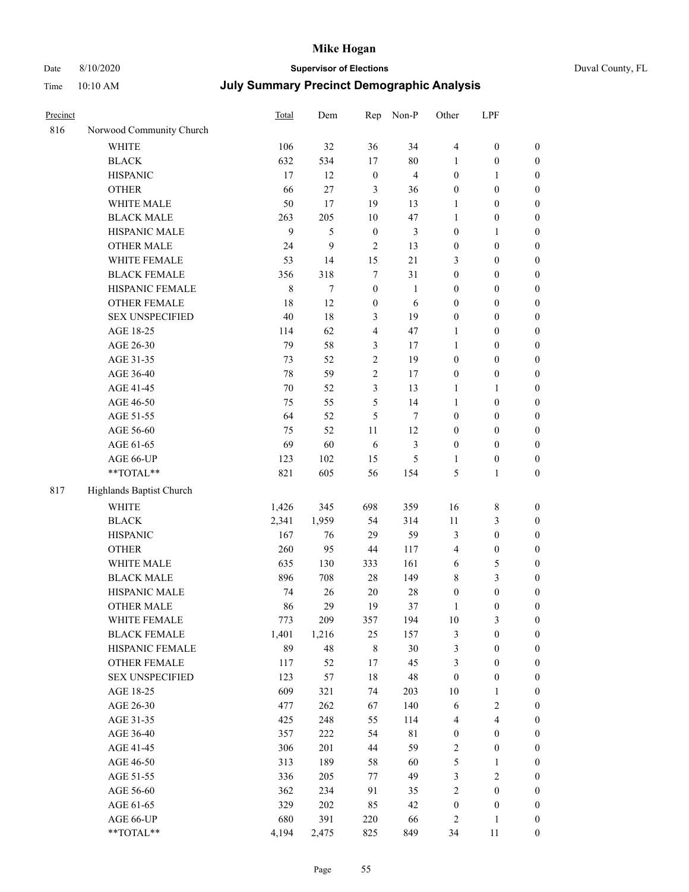# Mike Hogan

Date 8/10/2020 **Supervisor of Elections** Duval County, FL

Time 10:10 AM **July Summary Precinct Demographic Analysis**

| Precinct | | Total | Dem | Rep | Non-P | Other | LPF | |
|---|---|---|---|---|---|---|---|---|
| 816 | Norwood Community Church | | | | | | | |
| | WHITE | 106 | 32 | 36 | 34 | 4 | 0 | 0 |
| | BLACK | 632 | 534 | 17 | 80 | 1 | 0 | 0 |
| | HISPANIC | 17 | 12 | 0 | 4 | 0 | 1 | 0 |
| | OTHER | 66 | 27 | 3 | 36 | 0 | 0 | 0 |
| | WHITE MALE | 50 | 17 | 19 | 13 | 1 | 0 | 0 |
| | BLACK MALE | 263 | 205 | 10 | 47 | 1 | 0 | 0 |
| | HISPANIC MALE | 9 | 5 | 0 | 3 | 0 | 1 | 0 |
| | OTHER MALE | 24 | 9 | 2 | 13 | 0 | 0 | 0 |
| | WHITE FEMALE | 53 | 14 | 15 | 21 | 3 | 0 | 0 |
| | BLACK FEMALE | 356 | 318 | 7 | 31 | 0 | 0 | 0 |
| | HISPANIC FEMALE | 8 | 7 | 0 | 1 | 0 | 0 | 0 |
| | OTHER FEMALE | 18 | 12 | 0 | 6 | 0 | 0 | 0 |
| | SEX UNSPECIFIED | 40 | 18 | 3 | 19 | 0 | 0 | 0 |
| | AGE 18-25 | 114 | 62 | 4 | 47 | 1 | 0 | 0 |
| | AGE 26-30 | 79 | 58 | 3 | 17 | 1 | 0 | 0 |
| | AGE 31-35 | 73 | 52 | 2 | 19 | 0 | 0 | 0 |
| | AGE 36-40 | 78 | 59 | 2 | 17 | 0 | 0 | 0 |
| | AGE 41-45 | 70 | 52 | 3 | 13 | 1 | 1 | 0 |
| | AGE 46-50 | 75 | 55 | 5 | 14 | 1 | 0 | 0 |
| | AGE 51-55 | 64 | 52 | 5 | 7 | 0 | 0 | 0 |
| | AGE 56-60 | 75 | 52 | 11 | 12 | 0 | 0 | 0 |
| | AGE 61-65 | 69 | 60 | 6 | 3 | 0 | 0 | 0 |
| | AGE 66-UP | 123 | 102 | 15 | 5 | 1 | 0 | 0 |
| | **TOTAL** | 821 | 605 | 56 | 154 | 5 | 1 | 0 |
| 817 | Highlands Baptist Church | | | | | | | |
| | WHITE | 1,426 | 345 | 698 | 359 | 16 | 8 | 0 |
| | BLACK | 2,341 | 1,959 | 54 | 314 | 11 | 3 | 0 |
| | HISPANIC | 167 | 76 | 29 | 59 | 3 | 0 | 0 |
| | OTHER | 260 | 95 | 44 | 117 | 4 | 0 | 0 |
| | WHITE MALE | 635 | 130 | 333 | 161 | 6 | 5 | 0 |
| | BLACK MALE | 896 | 708 | 28 | 149 | 8 | 3 | 0 |
| | HISPANIC MALE | 74 | 26 | 20 | 28 | 0 | 0 | 0 |
| | OTHER MALE | 86 | 29 | 19 | 37 | 1 | 0 | 0 |
| | WHITE FEMALE | 773 | 209 | 357 | 194 | 10 | 3 | 0 |
| | BLACK FEMALE | 1,401 | 1,216 | 25 | 157 | 3 | 0 | 0 |
| | HISPANIC FEMALE | 89 | 48 | 8 | 30 | 3 | 0 | 0 |
| | OTHER FEMALE | 117 | 52 | 17 | 45 | 3 | 0 | 0 |
| | SEX UNSPECIFIED | 123 | 57 | 18 | 48 | 0 | 0 | 0 |
| | AGE 18-25 | 609 | 321 | 74 | 203 | 10 | 1 | 0 |
| | AGE 26-30 | 477 | 262 | 67 | 140 | 6 | 2 | 0 |
| | AGE 31-35 | 425 | 248 | 55 | 114 | 4 | 4 | 0 |
| | AGE 36-40 | 357 | 222 | 54 | 81 | 0 | 0 | 0 |
| | AGE 41-45 | 306 | 201 | 44 | 59 | 2 | 0 | 0 |
| | AGE 46-50 | 313 | 189 | 58 | 60 | 5 | 1 | 0 |
| | AGE 51-55 | 336 | 205 | 77 | 49 | 3 | 2 | 0 |
| | AGE 56-60 | 362 | 234 | 91 | 35 | 2 | 0 | 0 |
| | AGE 61-65 | 329 | 202 | 85 | 42 | 0 | 0 | 0 |
| | AGE 66-UP | 680 | 391 | 220 | 66 | 2 | 1 | 0 |
| | **TOTAL** | 4,194 | 2,475 | 825 | 849 | 34 | 11 | 0 |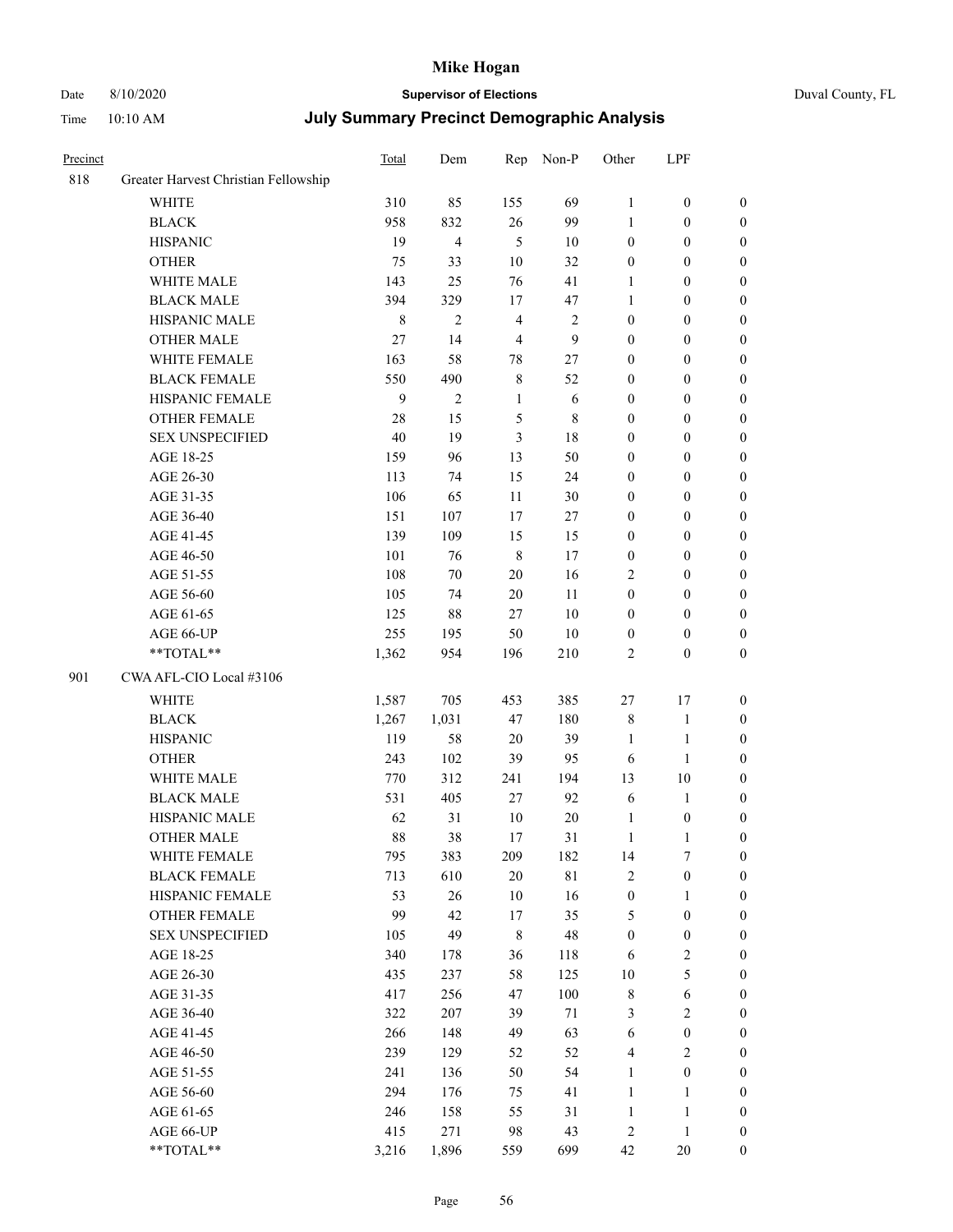# Mike Hogan

Date 8/10/2020 **Supervisor of Elections** Duval County, FL

Time 10:10 AM **July Summary Precinct Demographic Analysis**

| Precinct | | Total | Dem | Rep | Non-P | Other | LPF | |
|---|---|---|---|---|---|---|---|---|
| 818 | Greater Harvest Christian Fellowship | | | | | | | |
| | WHITE | 310 | 85 | 155 | 69 | 1 | 0 | 0 |
| | BLACK | 958 | 832 | 26 | 99 | 1 | 0 | 0 |
| | HISPANIC | 19 | 4 | 5 | 10 | 0 | 0 | 0 |
| | OTHER | 75 | 33 | 10 | 32 | 0 | 0 | 0 |
| | WHITE MALE | 143 | 25 | 76 | 41 | 1 | 0 | 0 |
| | BLACK MALE | 394 | 329 | 17 | 47 | 1 | 0 | 0 |
| | HISPANIC MALE | 8 | 2 | 4 | 2 | 0 | 0 | 0 |
| | OTHER MALE | 27 | 14 | 4 | 9 | 0 | 0 | 0 |
| | WHITE FEMALE | 163 | 58 | 78 | 27 | 0 | 0 | 0 |
| | BLACK FEMALE | 550 | 490 | 8 | 52 | 0 | 0 | 0 |
| | HISPANIC FEMALE | 9 | 2 | 1 | 6 | 0 | 0 | 0 |
| | OTHER FEMALE | 28 | 15 | 5 | 8 | 0 | 0 | 0 |
| | SEX UNSPECIFIED | 40 | 19 | 3 | 18 | 0 | 0 | 0 |
| | AGE 18-25 | 159 | 96 | 13 | 50 | 0 | 0 | 0 |
| | AGE 26-30 | 113 | 74 | 15 | 24 | 0 | 0 | 0 |
| | AGE 31-35 | 106 | 65 | 11 | 30 | 0 | 0 | 0 |
| | AGE 36-40 | 151 | 107 | 17 | 27 | 0 | 0 | 0 |
| | AGE 41-45 | 139 | 109 | 15 | 15 | 0 | 0 | 0 |
| | AGE 46-50 | 101 | 76 | 8 | 17 | 0 | 0 | 0 |
| | AGE 51-55 | 108 | 70 | 20 | 16 | 2 | 0 | 0 |
| | AGE 56-60 | 105 | 74 | 20 | 11 | 0 | 0 | 0 |
| | AGE 61-65 | 125 | 88 | 27 | 10 | 0 | 0 | 0 |
| | AGE 66-UP | 255 | 195 | 50 | 10 | 0 | 0 | 0 |
| | **TOTAL** | 1,362 | 954 | 196 | 210 | 2 | 0 | 0 |
| 901 | CWA AFL-CIO Local #3106 | | | | | | | |
| | WHITE | 1,587 | 705 | 453 | 385 | 27 | 17 | 0 |
| | BLACK | 1,267 | 1,031 | 47 | 180 | 8 | 1 | 0 |
| | HISPANIC | 119 | 58 | 20 | 39 | 1 | 1 | 0 |
| | OTHER | 243 | 102 | 39 | 95 | 6 | 1 | 0 |
| | WHITE MALE | 770 | 312 | 241 | 194 | 13 | 10 | 0 |
| | BLACK MALE | 531 | 405 | 27 | 92 | 6 | 1 | 0 |
| | HISPANIC MALE | 62 | 31 | 10 | 20 | 1 | 0 | 0 |
| | OTHER MALE | 88 | 38 | 17 | 31 | 1 | 1 | 0 |
| | WHITE FEMALE | 795 | 383 | 209 | 182 | 14 | 7 | 0 |
| | BLACK FEMALE | 713 | 610 | 20 | 81 | 2 | 0 | 0 |
| | HISPANIC FEMALE | 53 | 26 | 10 | 16 | 0 | 1 | 0 |
| | OTHER FEMALE | 99 | 42 | 17 | 35 | 5 | 0 | 0 |
| | SEX UNSPECIFIED | 105 | 49 | 8 | 48 | 0 | 0 | 0 |
| | AGE 18-25 | 340 | 178 | 36 | 118 | 6 | 2 | 0 |
| | AGE 26-30 | 435 | 237 | 58 | 125 | 10 | 5 | 0 |
| | AGE 31-35 | 417 | 256 | 47 | 100 | 8 | 6 | 0 |
| | AGE 36-40 | 322 | 207 | 39 | 71 | 3 | 2 | 0 |
| | AGE 41-45 | 266 | 148 | 49 | 63 | 6 | 0 | 0 |
| | AGE 46-50 | 239 | 129 | 52 | 52 | 4 | 2 | 0 |
| | AGE 51-55 | 241 | 136 | 50 | 54 | 1 | 0 | 0 |
| | AGE 56-60 | 294 | 176 | 75 | 41 | 1 | 1 | 0 |
| | AGE 61-65 | 246 | 158 | 55 | 31 | 1 | 1 | 0 |
| | AGE 66-UP | 415 | 271 | 98 | 43 | 2 | 1 | 0 |
| | **TOTAL** | 3,216 | 1,896 | 559 | 699 | 42 | 20 | 0 |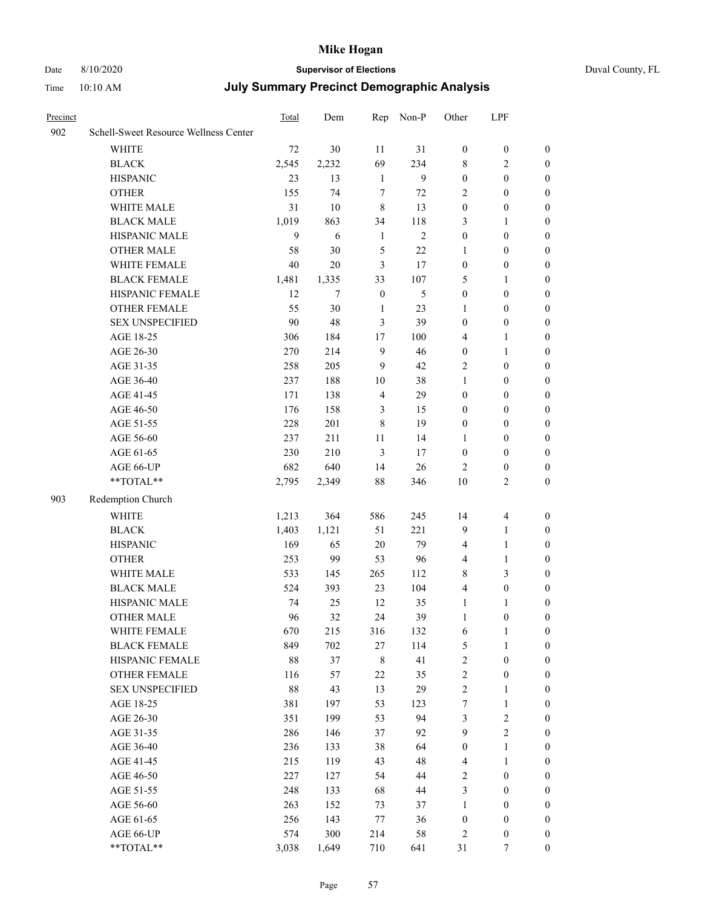# Mike Hogan

Date 8/10/2020 **Supervisor of Elections** Duval County, FL

Time 10:10 AM **July Summary Precinct Demographic Analysis**

| Precinct | | Total | Dem | Rep | Non-P | Other | LPF | |
|---|---|---|---|---|---|---|---|---|
| 902 | Schell-Sweet Resource Wellness Center | | | | | | | |
| | WHITE | 72 | 30 | 11 | 31 | 0 | 0 | 0 |
| | BLACK | 2,545 | 2,232 | 69 | 234 | 8 | 2 | 0 |
| | HISPANIC | 23 | 13 | 1 | 9 | 0 | 0 | 0 |
| | OTHER | 155 | 74 | 7 | 72 | 2 | 0 | 0 |
| | WHITE MALE | 31 | 10 | 8 | 13 | 0 | 0 | 0 |
| | BLACK MALE | 1,019 | 863 | 34 | 118 | 3 | 1 | 0 |
| | HISPANIC MALE | 9 | 6 | 1 | 2 | 0 | 0 | 0 |
| | OTHER MALE | 58 | 30 | 5 | 22 | 1 | 0 | 0 |
| | WHITE FEMALE | 40 | 20 | 3 | 17 | 0 | 0 | 0 |
| | BLACK FEMALE | 1,481 | 1,335 | 33 | 107 | 5 | 1 | 0 |
| | HISPANIC FEMALE | 12 | 7 | 0 | 5 | 0 | 0 | 0 |
| | OTHER FEMALE | 55 | 30 | 1 | 23 | 1 | 0 | 0 |
| | SEX UNSPECIFIED | 90 | 48 | 3 | 39 | 0 | 0 | 0 |
| | AGE 18-25 | 306 | 184 | 17 | 100 | 4 | 1 | 0 |
| | AGE 26-30 | 270 | 214 | 9 | 46 | 0 | 1 | 0 |
| | AGE 31-35 | 258 | 205 | 9 | 42 | 2 | 0 | 0 |
| | AGE 36-40 | 237 | 188 | 10 | 38 | 1 | 0 | 0 |
| | AGE 41-45 | 171 | 138 | 4 | 29 | 0 | 0 | 0 |
| | AGE 46-50 | 176 | 158 | 3 | 15 | 0 | 0 | 0 |
| | AGE 51-55 | 228 | 201 | 8 | 19 | 0 | 0 | 0 |
| | AGE 56-60 | 237 | 211 | 11 | 14 | 1 | 0 | 0 |
| | AGE 61-65 | 230 | 210 | 3 | 17 | 0 | 0 | 0 |
| | AGE 66-UP | 682 | 640 | 14 | 26 | 2 | 0 | 0 |
| | **TOTAL** | 2,795 | 2,349 | 88 | 346 | 10 | 2 | 0 |
| 903 | Redemption Church | | | | | | | |
| | WHITE | 1,213 | 364 | 586 | 245 | 14 | 4 | 0 |
| | BLACK | 1,403 | 1,121 | 51 | 221 | 9 | 1 | 0 |
| | HISPANIC | 169 | 65 | 20 | 79 | 4 | 1 | 0 |
| | OTHER | 253 | 99 | 53 | 96 | 4 | 1 | 0 |
| | WHITE MALE | 533 | 145 | 265 | 112 | 8 | 3 | 0 |
| | BLACK MALE | 524 | 393 | 23 | 104 | 4 | 0 | 0 |
| | HISPANIC MALE | 74 | 25 | 12 | 35 | 1 | 1 | 0 |
| | OTHER MALE | 96 | 32 | 24 | 39 | 1 | 0 | 0 |
| | WHITE FEMALE | 670 | 215 | 316 | 132 | 6 | 1 | 0 |
| | BLACK FEMALE | 849 | 702 | 27 | 114 | 5 | 1 | 0 |
| | HISPANIC FEMALE | 88 | 37 | 8 | 41 | 2 | 0 | 0 |
| | OTHER FEMALE | 116 | 57 | 22 | 35 | 2 | 0 | 0 |
| | SEX UNSPECIFIED | 88 | 43 | 13 | 29 | 2 | 1 | 0 |
| | AGE 18-25 | 381 | 197 | 53 | 123 | 7 | 1 | 0 |
| | AGE 26-30 | 351 | 199 | 53 | 94 | 3 | 2 | 0 |
| | AGE 31-35 | 286 | 146 | 37 | 92 | 9 | 2 | 0 |
| | AGE 36-40 | 236 | 133 | 38 | 64 | 0 | 1 | 0 |
| | AGE 41-45 | 215 | 119 | 43 | 48 | 4 | 1 | 0 |
| | AGE 46-50 | 227 | 127 | 54 | 44 | 2 | 0 | 0 |
| | AGE 51-55 | 248 | 133 | 68 | 44 | 3 | 0 | 0 |
| | AGE 56-60 | 263 | 152 | 73 | 37 | 1 | 0 | 0 |
| | AGE 61-65 | 256 | 143 | 77 | 36 | 0 | 0 | 0 |
| | AGE 66-UP | 574 | 300 | 214 | 58 | 2 | 0 | 0 |
| | **TOTAL** | 3,038 | 1,649 | 710 | 641 | 31 | 7 | 0 |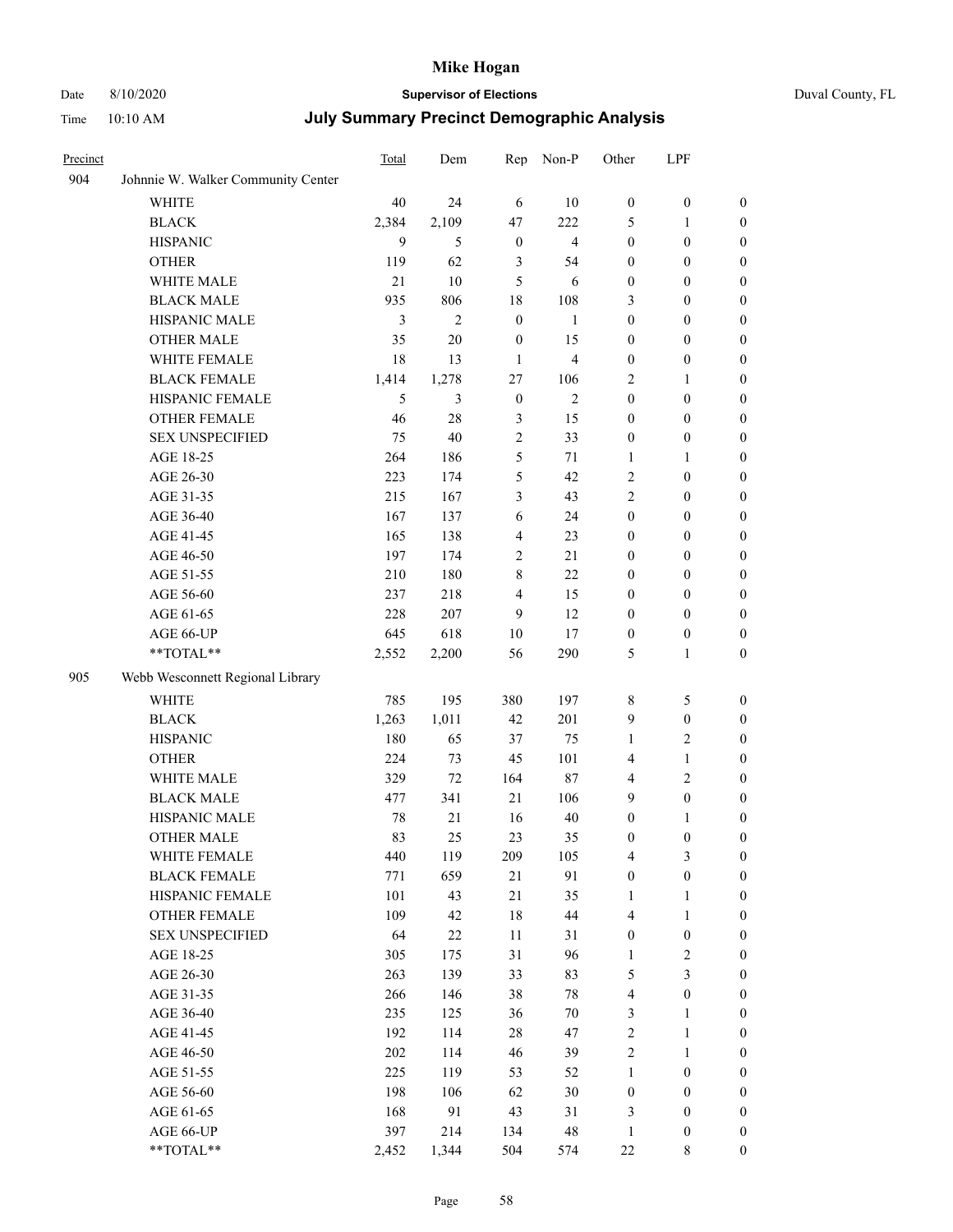# Mike Hogan

Date 8/10/2020 **Supervisor of Elections** Duval County, FL

Time 10:10 AM **July Summary Precinct Demographic Analysis**

| Precinct | | Total | Dem | Rep | Non-P | Other | LPF | |
|---|---|---|---|---|---|---|---|---|
| 904 | Johnnie W. Walker Community Center | | | | | | | |
| | WHITE | 40 | 24 | 6 | 10 | 0 | 0 | 0 |
| | BLACK | 2,384 | 2,109 | 47 | 222 | 5 | 1 | 0 |
| | HISPANIC | 9 | 5 | 0 | 4 | 0 | 0 | 0 |
| | OTHER | 119 | 62 | 3 | 54 | 0 | 0 | 0 |
| | WHITE MALE | 21 | 10 | 5 | 6 | 0 | 0 | 0 |
| | BLACK MALE | 935 | 806 | 18 | 108 | 3 | 0 | 0 |
| | HISPANIC MALE | 3 | 2 | 0 | 1 | 0 | 0 | 0 |
| | OTHER MALE | 35 | 20 | 0 | 15 | 0 | 0 | 0 |
| | WHITE FEMALE | 18 | 13 | 1 | 4 | 0 | 0 | 0 |
| | BLACK FEMALE | 1,414 | 1,278 | 27 | 106 | 2 | 1 | 0 |
| | HISPANIC FEMALE | 5 | 3 | 0 | 2 | 0 | 0 | 0 |
| | OTHER FEMALE | 46 | 28 | 3 | 15 | 0 | 0 | 0 |
| | SEX UNSPECIFIED | 75 | 40 | 2 | 33 | 0 | 0 | 0 |
| | AGE 18-25 | 264 | 186 | 5 | 71 | 1 | 1 | 0 |
| | AGE 26-30 | 223 | 174 | 5 | 42 | 2 | 0 | 0 |
| | AGE 31-35 | 215 | 167 | 3 | 43 | 2 | 0 | 0 |
| | AGE 36-40 | 167 | 137 | 6 | 24 | 0 | 0 | 0 |
| | AGE 41-45 | 165 | 138 | 4 | 23 | 0 | 0 | 0 |
| | AGE 46-50 | 197 | 174 | 2 | 21 | 0 | 0 | 0 |
| | AGE 51-55 | 210 | 180 | 8 | 22 | 0 | 0 | 0 |
| | AGE 56-60 | 237 | 218 | 4 | 15 | 0 | 0 | 0 |
| | AGE 61-65 | 228 | 207 | 9 | 12 | 0 | 0 | 0 |
| | AGE 66-UP | 645 | 618 | 10 | 17 | 0 | 0 | 0 |
| | **TOTAL** | 2,552 | 2,200 | 56 | 290 | 5 | 1 | 0 |
| 905 | Webb Wesconnett Regional Library | | | | | | | |
| | WHITE | 785 | 195 | 380 | 197 | 8 | 5 | 0 |
| | BLACK | 1,263 | 1,011 | 42 | 201 | 9 | 0 | 0 |
| | HISPANIC | 180 | 65 | 37 | 75 | 1 | 2 | 0 |
| | OTHER | 224 | 73 | 45 | 101 | 4 | 1 | 0 |
| | WHITE MALE | 329 | 72 | 164 | 87 | 4 | 2 | 0 |
| | BLACK MALE | 477 | 341 | 21 | 106 | 9 | 0 | 0 |
| | HISPANIC MALE | 78 | 21 | 16 | 40 | 0 | 1 | 0 |
| | OTHER MALE | 83 | 25 | 23 | 35 | 0 | 0 | 0 |
| | WHITE FEMALE | 440 | 119 | 209 | 105 | 4 | 3 | 0 |
| | BLACK FEMALE | 771 | 659 | 21 | 91 | 0 | 0 | 0 |
| | HISPANIC FEMALE | 101 | 43 | 21 | 35 | 1 | 1 | 0 |
| | OTHER FEMALE | 109 | 42 | 18 | 44 | 4 | 1 | 0 |
| | SEX UNSPECIFIED | 64 | 22 | 11 | 31 | 0 | 0 | 0 |
| | AGE 18-25 | 305 | 175 | 31 | 96 | 1 | 2 | 0 |
| | AGE 26-30 | 263 | 139 | 33 | 83 | 5 | 3 | 0 |
| | AGE 31-35 | 266 | 146 | 38 | 78 | 4 | 0 | 0 |
| | AGE 36-40 | 235 | 125 | 36 | 70 | 3 | 1 | 0 |
| | AGE 41-45 | 192 | 114 | 28 | 47 | 2 | 1 | 0 |
| | AGE 46-50 | 202 | 114 | 46 | 39 | 2 | 1 | 0 |
| | AGE 51-55 | 225 | 119 | 53 | 52 | 1 | 0 | 0 |
| | AGE 56-60 | 198 | 106 | 62 | 30 | 0 | 0 | 0 |
| | AGE 61-65 | 168 | 91 | 43 | 31 | 3 | 0 | 0 |
| | AGE 66-UP | 397 | 214 | 134 | 48 | 1 | 0 | 0 |
| | **TOTAL** | 2,452 | 1,344 | 504 | 574 | 22 | 8 | 0 |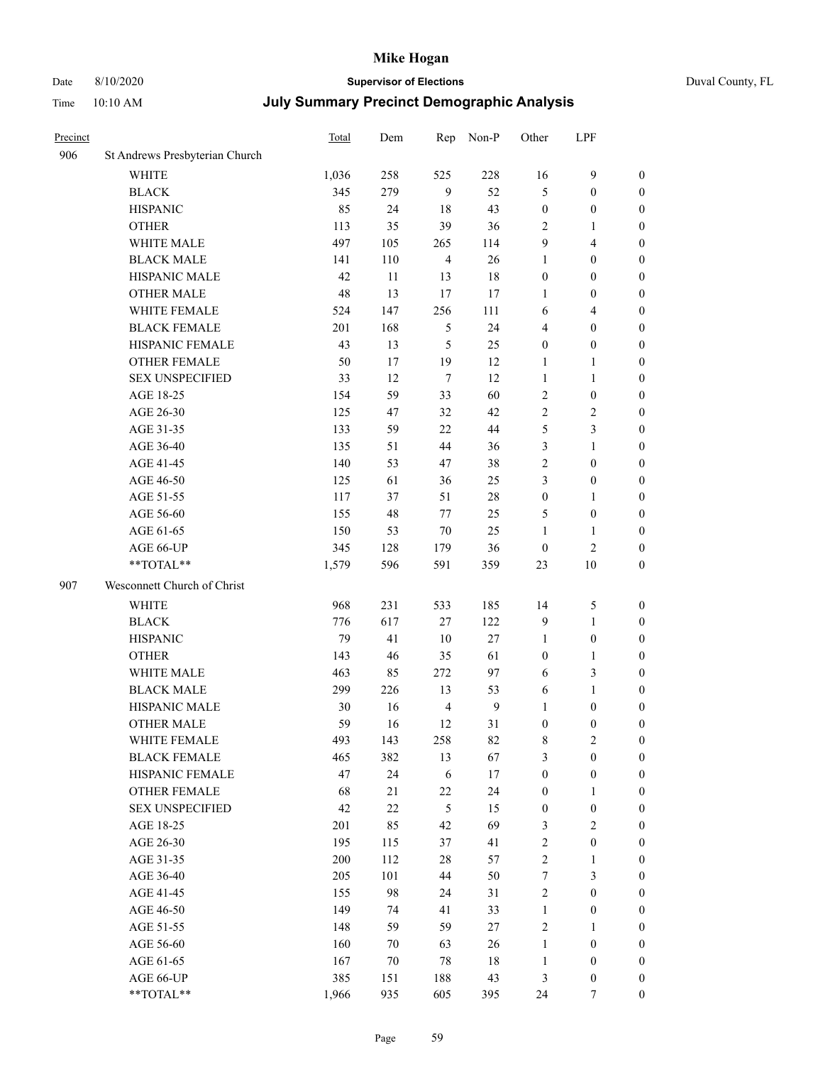# Mike Hogan

Date 8/10/2020 **Supervisor of Elections** Duval County, FL

Time 10:10 AM **July Summary Precinct Demographic Analysis**

| Precinct | | Total | Dem | Rep | Non-P | Other | LPF | |
|---|---|---|---|---|---|---|---|---|
| 906 | St Andrews Presbyterian Church | | | | | | | |
| | WHITE | 1,036 | 258 | 525 | 228 | 16 | 9 | 0 |
| | BLACK | 345 | 279 | 9 | 52 | 5 | 0 | 0 |
| | HISPANIC | 85 | 24 | 18 | 43 | 0 | 0 | 0 |
| | OTHER | 113 | 35 | 39 | 36 | 2 | 1 | 0 |
| | WHITE MALE | 497 | 105 | 265 | 114 | 9 | 4 | 0 |
| | BLACK MALE | 141 | 110 | 4 | 26 | 1 | 0 | 0 |
| | HISPANIC MALE | 42 | 11 | 13 | 18 | 0 | 0 | 0 |
| | OTHER MALE | 48 | 13 | 17 | 17 | 1 | 0 | 0 |
| | WHITE FEMALE | 524 | 147 | 256 | 111 | 6 | 4 | 0 |
| | BLACK FEMALE | 201 | 168 | 5 | 24 | 4 | 0 | 0 |
| | HISPANIC FEMALE | 43 | 13 | 5 | 25 | 0 | 0 | 0 |
| | OTHER FEMALE | 50 | 17 | 19 | 12 | 1 | 1 | 0 |
| | SEX UNSPECIFIED | 33 | 12 | 7 | 12 | 1 | 1 | 0 |
| | AGE 18-25 | 154 | 59 | 33 | 60 | 2 | 0 | 0 |
| | AGE 26-30 | 125 | 47 | 32 | 42 | 2 | 2 | 0 |
| | AGE 31-35 | 133 | 59 | 22 | 44 | 5 | 3 | 0 |
| | AGE 36-40 | 135 | 51 | 44 | 36 | 3 | 1 | 0 |
| | AGE 41-45 | 140 | 53 | 47 | 38 | 2 | 0 | 0 |
| | AGE 46-50 | 125 | 61 | 36 | 25 | 3 | 0 | 0 |
| | AGE 51-55 | 117 | 37 | 51 | 28 | 0 | 1 | 0 |
| | AGE 56-60 | 155 | 48 | 77 | 25 | 5 | 0 | 0 |
| | AGE 61-65 | 150 | 53 | 70 | 25 | 1 | 1 | 0 |
| | AGE 66-UP | 345 | 128 | 179 | 36 | 0 | 2 | 0 |
| | **TOTAL** | 1,579 | 596 | 591 | 359 | 23 | 10 | 0 |
| 907 | Wesconnett Church of Christ | | | | | | | |
| | WHITE | 968 | 231 | 533 | 185 | 14 | 5 | 0 |
| | BLACK | 776 | 617 | 27 | 122 | 9 | 1 | 0 |
| | HISPANIC | 79 | 41 | 10 | 27 | 1 | 0 | 0 |
| | OTHER | 143 | 46 | 35 | 61 | 0 | 1 | 0 |
| | WHITE MALE | 463 | 85 | 272 | 97 | 6 | 3 | 0 |
| | BLACK MALE | 299 | 226 | 13 | 53 | 6 | 1 | 0 |
| | HISPANIC MALE | 30 | 16 | 4 | 9 | 1 | 0 | 0 |
| | OTHER MALE | 59 | 16 | 12 | 31 | 0 | 0 | 0 |
| | WHITE FEMALE | 493 | 143 | 258 | 82 | 8 | 2 | 0 |
| | BLACK FEMALE | 465 | 382 | 13 | 67 | 3 | 0 | 0 |
| | HISPANIC FEMALE | 47 | 24 | 6 | 17 | 0 | 0 | 0 |
| | OTHER FEMALE | 68 | 21 | 22 | 24 | 0 | 1 | 0 |
| | SEX UNSPECIFIED | 42 | 22 | 5 | 15 | 0 | 0 | 0 |
| | AGE 18-25 | 201 | 85 | 42 | 69 | 3 | 2 | 0 |
| | AGE 26-30 | 195 | 115 | 37 | 41 | 2 | 0 | 0 |
| | AGE 31-35 | 200 | 112 | 28 | 57 | 2 | 1 | 0 |
| | AGE 36-40 | 205 | 101 | 44 | 50 | 7 | 3 | 0 |
| | AGE 41-45 | 155 | 98 | 24 | 31 | 2 | 0 | 0 |
| | AGE 46-50 | 149 | 74 | 41 | 33 | 1 | 0 | 0 |
| | AGE 51-55 | 148 | 59 | 59 | 27 | 2 | 1 | 0 |
| | AGE 56-60 | 160 | 70 | 63 | 26 | 1 | 0 | 0 |
| | AGE 61-65 | 167 | 70 | 78 | 18 | 1 | 0 | 0 |
| | AGE 66-UP | 385 | 151 | 188 | 43 | 3 | 0 | 0 |
| | **TOTAL** | 1,966 | 935 | 605 | 395 | 24 | 7 | 0 |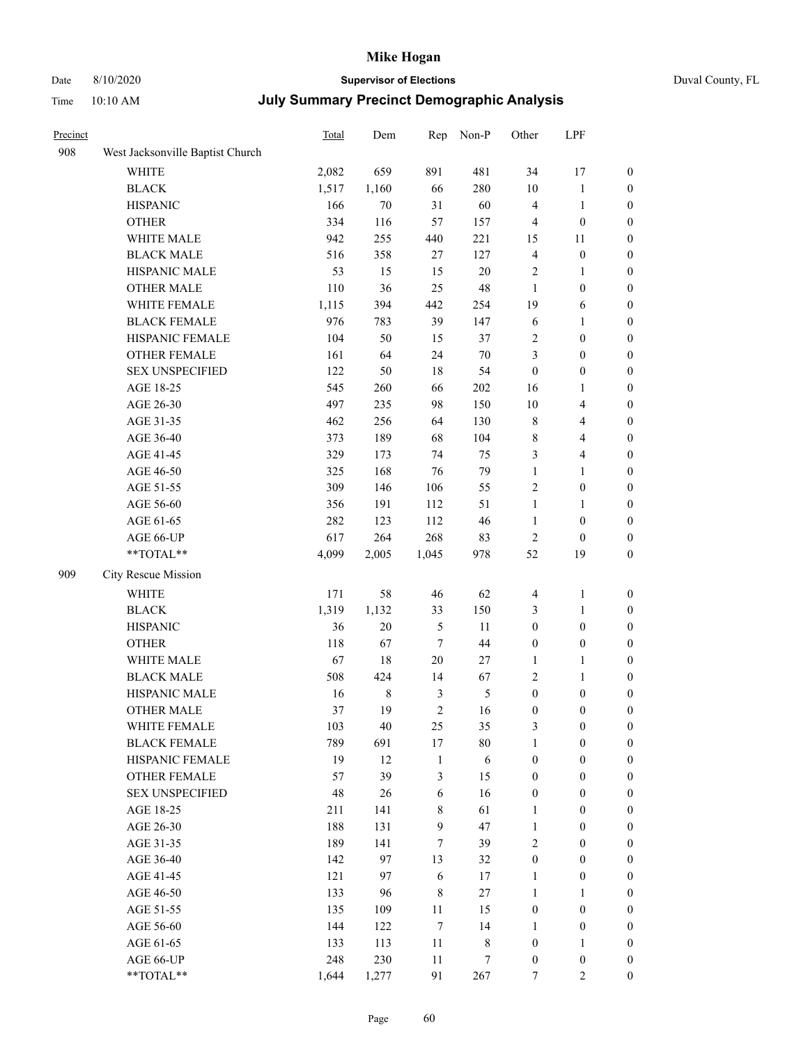| Precinct | | Total | Dem | Rep | Non-P | Other | LPF | |
|---|---|---|---|---|---|---|---|---|
| 908 | West Jacksonville Baptist Church | | | | | | | |
| | WHITE | 2,082 | 659 | 891 | 481 | 34 | 17 | 0 |
| | BLACK | 1,517 | 1,160 | 66 | 280 | 10 | 1 | 0 |
| | HISPANIC | 166 | 70 | 31 | 60 | 4 | 1 | 0 |
| | OTHER | 334 | 116 | 57 | 157 | 4 | 0 | 0 |
| | WHITE MALE | 942 | 255 | 440 | 221 | 15 | 11 | 0 |
| | BLACK MALE | 516 | 358 | 27 | 127 | 4 | 0 | 0 |
| | HISPANIC MALE | 53 | 15 | 15 | 20 | 2 | 1 | 0 |
| | OTHER MALE | 110 | 36 | 25 | 48 | 1 | 0 | 0 |
| | WHITE FEMALE | 1,115 | 394 | 442 | 254 | 19 | 6 | 0 |
| | BLACK FEMALE | 976 | 783 | 39 | 147 | 6 | 1 | 0 |
| | HISPANIC FEMALE | 104 | 50 | 15 | 37 | 2 | 0 | 0 |
| | OTHER FEMALE | 161 | 64 | 24 | 70 | 3 | 0 | 0 |
| | SEX UNSPECIFIED | 122 | 50 | 18 | 54 | 0 | 0 | 0 |
| | AGE 18-25 | 545 | 260 | 66 | 202 | 16 | 1 | 0 |
| | AGE 26-30 | 497 | 235 | 98 | 150 | 10 | 4 | 0 |
| | AGE 31-35 | 462 | 256 | 64 | 130 | 8 | 4 | 0 |
| | AGE 36-40 | 373 | 189 | 68 | 104 | 8 | 4 | 0 |
| | AGE 41-45 | 329 | 173 | 74 | 75 | 3 | 4 | 0 |
| | AGE 46-50 | 325 | 168 | 76 | 79 | 1 | 1 | 0 |
| | AGE 51-55 | 309 | 146 | 106 | 55 | 2 | 0 | 0 |
| | AGE 56-60 | 356 | 191 | 112 | 51 | 1 | 1 | 0 |
| | AGE 61-65 | 282 | 123 | 112 | 46 | 1 | 0 | 0 |
| | AGE 66-UP | 617 | 264 | 268 | 83 | 2 | 0 | 0 |
| | **TOTAL** | 4,099 | 2,005 | 1,045 | 978 | 52 | 19 | 0 |
| 909 | City Rescue Mission | | | | | | | |
| | WHITE | 171 | 58 | 46 | 62 | 4 | 1 | 0 |
| | BLACK | 1,319 | 1,132 | 33 | 150 | 3 | 1 | 0 |
| | HISPANIC | 36 | 20 | 5 | 11 | 0 | 0 | 0 |
| | OTHER | 118 | 67 | 7 | 44 | 0 | 0 | 0 |
| | WHITE MALE | 67 | 18 | 20 | 27 | 1 | 1 | 0 |
| | BLACK MALE | 508 | 424 | 14 | 67 | 2 | 1 | 0 |
| | HISPANIC MALE | 16 | 8 | 3 | 5 | 0 | 0 | 0 |
| | OTHER MALE | 37 | 19 | 2 | 16 | 0 | 0 | 0 |
| | WHITE FEMALE | 103 | 40 | 25 | 35 | 3 | 0 | 0 |
| | BLACK FEMALE | 789 | 691 | 17 | 80 | 1 | 0 | 0 |
| | HISPANIC FEMALE | 19 | 12 | 1 | 6 | 0 | 0 | 0 |
| | OTHER FEMALE | 57 | 39 | 3 | 15 | 0 | 0 | 0 |
| | SEX UNSPECIFIED | 48 | 26 | 6 | 16 | 0 | 0 | 0 |
| | AGE 18-25 | 211 | 141 | 8 | 61 | 1 | 0 | 0 |
| | AGE 26-30 | 188 | 131 | 9 | 47 | 1 | 0 | 0 |
| | AGE 31-35 | 189 | 141 | 7 | 39 | 2 | 0 | 0 |
| | AGE 36-40 | 142 | 97 | 13 | 32 | 0 | 0 | 0 |
| | AGE 41-45 | 121 | 97 | 6 | 17 | 1 | 0 | 0 |
| | AGE 46-50 | 133 | 96 | 8 | 27 | 1 | 1 | 0 |
| | AGE 51-55 | 135 | 109 | 11 | 15 | 0 | 0 | 0 |
| | AGE 56-60 | 144 | 122 | 7 | 14 | 1 | 0 | 0 |
| | AGE 61-65 | 133 | 113 | 11 | 8 | 0 | 1 | 0 |
| | AGE 66-UP | 248 | 230 | 11 | 7 | 0 | 0 | 0 |
| | **TOTAL** | 1,644 | 1,277 | 91 | 267 | 7 | 2 | 0 |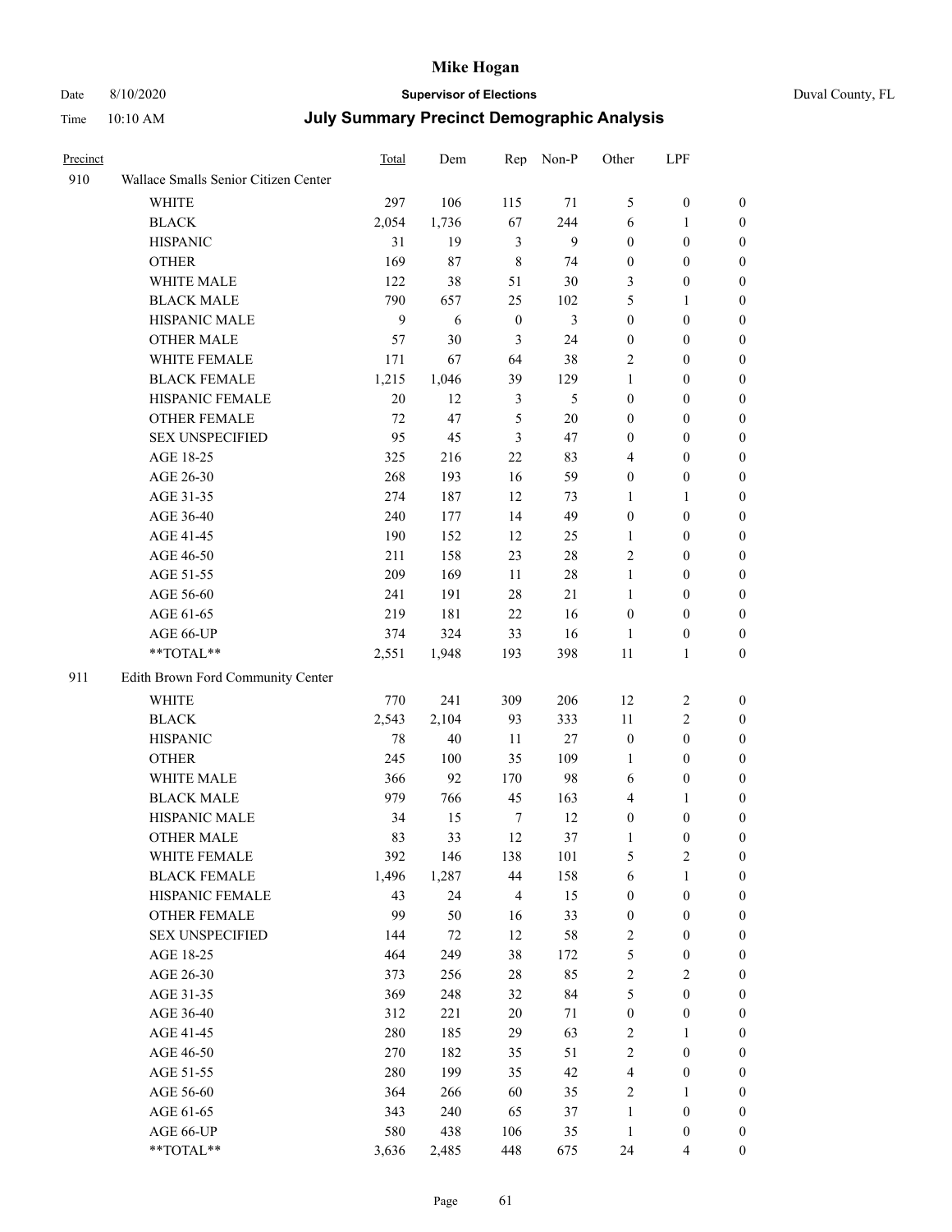# Mike Hogan

Date 8/10/2020 **Supervisor of Elections** Duval County, FL

Time 10:10 AM **July Summary Precinct Demographic Analysis**

| Precinct | | Total | Dem | Rep | Non-P | Other | LPF | |
|---|---|---|---|---|---|---|---|---|
| 910 | Wallace Smalls Senior Citizen Center | | | | | | | |
| | WHITE | 297 | 106 | 115 | 71 | 5 | 0 | 0 |
| | BLACK | 2,054 | 1,736 | 67 | 244 | 6 | 1 | 0 |
| | HISPANIC | 31 | 19 | 3 | 9 | 0 | 0 | 0 |
| | OTHER | 169 | 87 | 8 | 74 | 0 | 0 | 0 |
| | WHITE MALE | 122 | 38 | 51 | 30 | 3 | 0 | 0 |
| | BLACK MALE | 790 | 657 | 25 | 102 | 5 | 1 | 0 |
| | HISPANIC MALE | 9 | 6 | 0 | 3 | 0 | 0 | 0 |
| | OTHER MALE | 57 | 30 | 3 | 24 | 0 | 0 | 0 |
| | WHITE FEMALE | 171 | 67 | 64 | 38 | 2 | 0 | 0 |
| | BLACK FEMALE | 1,215 | 1,046 | 39 | 129 | 1 | 0 | 0 |
| | HISPANIC FEMALE | 20 | 12 | 3 | 5 | 0 | 0 | 0 |
| | OTHER FEMALE | 72 | 47 | 5 | 20 | 0 | 0 | 0 |
| | SEX UNSPECIFIED | 95 | 45 | 3 | 47 | 0 | 0 | 0 |
| | AGE 18-25 | 325 | 216 | 22 | 83 | 4 | 0 | 0 |
| | AGE 26-30 | 268 | 193 | 16 | 59 | 0 | 0 | 0 |
| | AGE 31-35 | 274 | 187 | 12 | 73 | 1 | 1 | 0 |
| | AGE 36-40 | 240 | 177 | 14 | 49 | 0 | 0 | 0 |
| | AGE 41-45 | 190 | 152 | 12 | 25 | 1 | 0 | 0 |
| | AGE 46-50 | 211 | 158 | 23 | 28 | 2 | 0 | 0 |
| | AGE 51-55 | 209 | 169 | 11 | 28 | 1 | 0 | 0 |
| | AGE 56-60 | 241 | 191 | 28 | 21 | 1 | 0 | 0 |
| | AGE 61-65 | 219 | 181 | 22 | 16 | 0 | 0 | 0 |
| | AGE 66-UP | 374 | 324 | 33 | 16 | 1 | 0 | 0 |
| | **TOTAL** | 2,551 | 1,948 | 193 | 398 | 11 | 1 | 0 |
| 911 | Edith Brown Ford Community Center | | | | | | | |
| | WHITE | 770 | 241 | 309 | 206 | 12 | 2 | 0 |
| | BLACK | 2,543 | 2,104 | 93 | 333 | 11 | 2 | 0 |
| | HISPANIC | 78 | 40 | 11 | 27 | 0 | 0 | 0 |
| | OTHER | 245 | 100 | 35 | 109 | 1 | 0 | 0 |
| | WHITE MALE | 366 | 92 | 170 | 98 | 6 | 0 | 0 |
| | BLACK MALE | 979 | 766 | 45 | 163 | 4 | 1 | 0 |
| | HISPANIC MALE | 34 | 15 | 7 | 12 | 0 | 0 | 0 |
| | OTHER MALE | 83 | 33 | 12 | 37 | 1 | 0 | 0 |
| | WHITE FEMALE | 392 | 146 | 138 | 101 | 5 | 2 | 0 |
| | BLACK FEMALE | 1,496 | 1,287 | 44 | 158 | 6 | 1 | 0 |
| | HISPANIC FEMALE | 43 | 24 | 4 | 15 | 0 | 0 | 0 |
| | OTHER FEMALE | 99 | 50 | 16 | 33 | 0 | 0 | 0 |
| | SEX UNSPECIFIED | 144 | 72 | 12 | 58 | 2 | 0 | 0 |
| | AGE 18-25 | 464 | 249 | 38 | 172 | 5 | 0 | 0 |
| | AGE 26-30 | 373 | 256 | 28 | 85 | 2 | 2 | 0 |
| | AGE 31-35 | 369 | 248 | 32 | 84 | 5 | 0 | 0 |
| | AGE 36-40 | 312 | 221 | 20 | 71 | 0 | 0 | 0 |
| | AGE 41-45 | 280 | 185 | 29 | 63 | 2 | 1 | 0 |
| | AGE 46-50 | 270 | 182 | 35 | 51 | 2 | 0 | 0 |
| | AGE 51-55 | 280 | 199 | 35 | 42 | 4 | 0 | 0 |
| | AGE 56-60 | 364 | 266 | 60 | 35 | 2 | 1 | 0 |
| | AGE 61-65 | 343 | 240 | 65 | 37 | 1 | 0 | 0 |
| | AGE 66-UP | 580 | 438 | 106 | 35 | 1 | 0 | 0 |
| | **TOTAL** | 3,636 | 2,485 | 448 | 675 | 24 | 4 | 0 |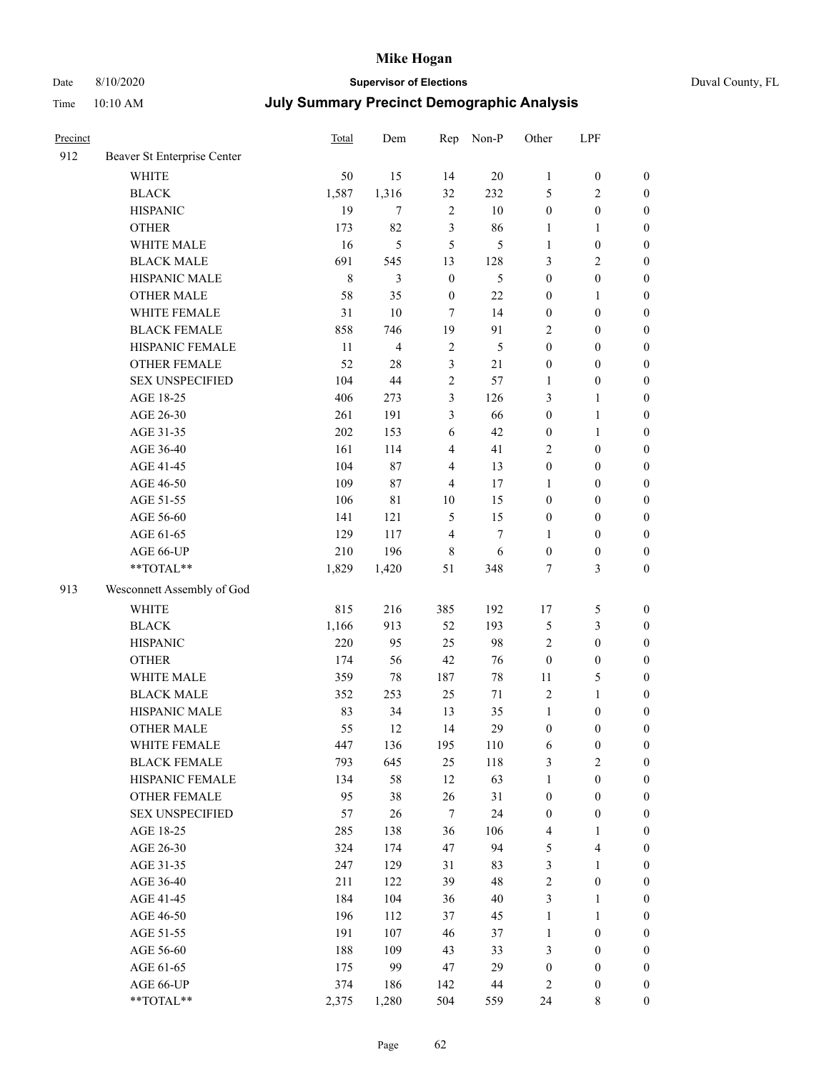# Mike Hogan

Date 8/10/2020 **Supervisor of Elections** Duval County, FL

Time 10:10 AM **July Summary Precinct Demographic Analysis**

| Precinct | | Total | Dem | Rep | Non-P | Other | LPF | |
|---|---|---|---|---|---|---|---|---|
| 912 | Beaver St Enterprise Center | | | | | | | |
| | WHITE | 50 | 15 | 14 | 20 | 1 | 0 | 0 |
| | BLACK | 1,587 | 1,316 | 32 | 232 | 5 | 2 | 0 |
| | HISPANIC | 19 | 7 | 2 | 10 | 0 | 0 | 0 |
| | OTHER | 173 | 82 | 3 | 86 | 1 | 1 | 0 |
| | WHITE MALE | 16 | 5 | 5 | 5 | 1 | 0 | 0 |
| | BLACK MALE | 691 | 545 | 13 | 128 | 3 | 2 | 0 |
| | HISPANIC MALE | 8 | 3 | 0 | 5 | 0 | 0 | 0 |
| | OTHER MALE | 58 | 35 | 0 | 22 | 0 | 1 | 0 |
| | WHITE FEMALE | 31 | 10 | 7 | 14 | 0 | 0 | 0 |
| | BLACK FEMALE | 858 | 746 | 19 | 91 | 2 | 0 | 0 |
| | HISPANIC FEMALE | 11 | 4 | 2 | 5 | 0 | 0 | 0 |
| | OTHER FEMALE | 52 | 28 | 3 | 21 | 0 | 0 | 0 |
| | SEX UNSPECIFIED | 104 | 44 | 2 | 57 | 1 | 0 | 0 |
| | AGE 18-25 | 406 | 273 | 3 | 126 | 3 | 1 | 0 |
| | AGE 26-30 | 261 | 191 | 3 | 66 | 0 | 1 | 0 |
| | AGE 31-35 | 202 | 153 | 6 | 42 | 0 | 1 | 0 |
| | AGE 36-40 | 161 | 114 | 4 | 41 | 2 | 0 | 0 |
| | AGE 41-45 | 104 | 87 | 4 | 13 | 0 | 0 | 0 |
| | AGE 46-50 | 109 | 87 | 4 | 17 | 1 | 0 | 0 |
| | AGE 51-55 | 106 | 81 | 10 | 15 | 0 | 0 | 0 |
| | AGE 56-60 | 141 | 121 | 5 | 15 | 0 | 0 | 0 |
| | AGE 61-65 | 129 | 117 | 4 | 7 | 1 | 0 | 0 |
| | AGE 66-UP | 210 | 196 | 8 | 6 | 0 | 0 | 0 |
| | **TOTAL** | 1,829 | 1,420 | 51 | 348 | 7 | 3 | 0 |
| 913 | Wesconnett Assembly of God | | | | | | | |
| | WHITE | 815 | 216 | 385 | 192 | 17 | 5 | 0 |
| | BLACK | 1,166 | 913 | 52 | 193 | 5 | 3 | 0 |
| | HISPANIC | 220 | 95 | 25 | 98 | 2 | 0 | 0 |
| | OTHER | 174 | 56 | 42 | 76 | 0 | 0 | 0 |
| | WHITE MALE | 359 | 78 | 187 | 78 | 11 | 5 | 0 |
| | BLACK MALE | 352 | 253 | 25 | 71 | 2 | 1 | 0 |
| | HISPANIC MALE | 83 | 34 | 13 | 35 | 1 | 0 | 0 |
| | OTHER MALE | 55 | 12 | 14 | 29 | 0 | 0 | 0 |
| | WHITE FEMALE | 447 | 136 | 195 | 110 | 6 | 0 | 0 |
| | BLACK FEMALE | 793 | 645 | 25 | 118 | 3 | 2 | 0 |
| | HISPANIC FEMALE | 134 | 58 | 12 | 63 | 1 | 0 | 0 |
| | OTHER FEMALE | 95 | 38 | 26 | 31 | 0 | 0 | 0 |
| | SEX UNSPECIFIED | 57 | 26 | 7 | 24 | 0 | 0 | 0 |
| | AGE 18-25 | 285 | 138 | 36 | 106 | 4 | 1 | 0 |
| | AGE 26-30 | 324 | 174 | 47 | 94 | 5 | 4 | 0 |
| | AGE 31-35 | 247 | 129 | 31 | 83 | 3 | 1 | 0 |
| | AGE 36-40 | 211 | 122 | 39 | 48 | 2 | 0 | 0 |
| | AGE 41-45 | 184 | 104 | 36 | 40 | 3 | 1 | 0 |
| | AGE 46-50 | 196 | 112 | 37 | 45 | 1 | 1 | 0 |
| | AGE 51-55 | 191 | 107 | 46 | 37 | 1 | 0 | 0 |
| | AGE 56-60 | 188 | 109 | 43 | 33 | 3 | 0 | 0 |
| | AGE 61-65 | 175 | 99 | 47 | 29 | 0 | 0 | 0 |
| | AGE 66-UP | 374 | 186 | 142 | 44 | 2 | 0 | 0 |
| | **TOTAL** | 2,375 | 1,280 | 504 | 559 | 24 | 8 | 0 |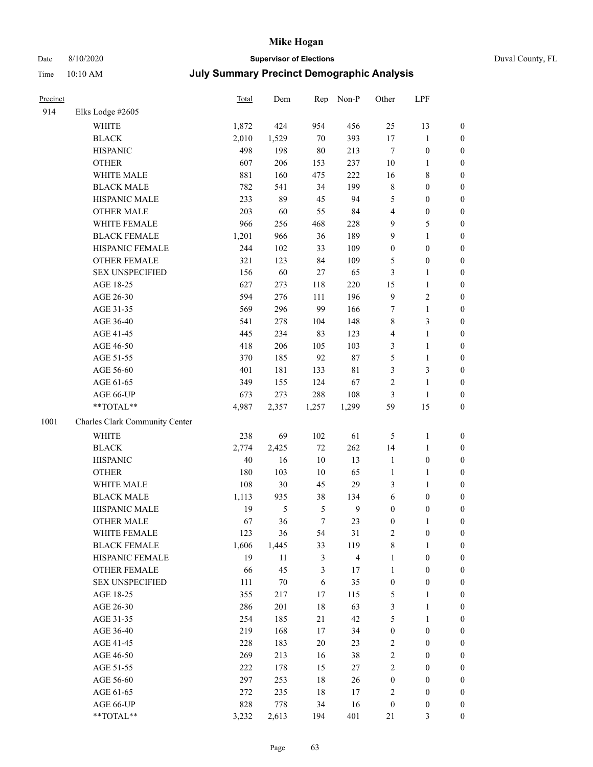# Mike Hogan

Date 8/10/2020 **Supervisor of Elections** Duval County, FL

Time 10:10 AM **July Summary Precinct Demographic Analysis**

| Precinct | | Total | Dem | Rep | Non-P | Other | LPF | |
|---|---|---|---|---|---|---|---|---|
| 914 | Elks Lodge #2605 | | | | | | | |
| | WHITE | 1,872 | 424 | 954 | 456 | 25 | 13 | 0 |
| | BLACK | 2,010 | 1,529 | 70 | 393 | 17 | 1 | 0 |
| | HISPANIC | 498 | 198 | 80 | 213 | 7 | 0 | 0 |
| | OTHER | 607 | 206 | 153 | 237 | 10 | 1 | 0 |
| | WHITE MALE | 881 | 160 | 475 | 222 | 16 | 8 | 0 |
| | BLACK MALE | 782 | 541 | 34 | 199 | 8 | 0 | 0 |
| | HISPANIC MALE | 233 | 89 | 45 | 94 | 5 | 0 | 0 |
| | OTHER MALE | 203 | 60 | 55 | 84 | 4 | 0 | 0 |
| | WHITE FEMALE | 966 | 256 | 468 | 228 | 9 | 5 | 0 |
| | BLACK FEMALE | 1,201 | 966 | 36 | 189 | 9 | 1 | 0 |
| | HISPANIC FEMALE | 244 | 102 | 33 | 109 | 0 | 0 | 0 |
| | OTHER FEMALE | 321 | 123 | 84 | 109 | 5 | 0 | 0 |
| | SEX UNSPECIFIED | 156 | 60 | 27 | 65 | 3 | 1 | 0 |
| | AGE 18-25 | 627 | 273 | 118 | 220 | 15 | 1 | 0 |
| | AGE 26-30 | 594 | 276 | 111 | 196 | 9 | 2 | 0 |
| | AGE 31-35 | 569 | 296 | 99 | 166 | 7 | 1 | 0 |
| | AGE 36-40 | 541 | 278 | 104 | 148 | 8 | 3 | 0 |
| | AGE 41-45 | 445 | 234 | 83 | 123 | 4 | 1 | 0 |
| | AGE 46-50 | 418 | 206 | 105 | 103 | 3 | 1 | 0 |
| | AGE 51-55 | 370 | 185 | 92 | 87 | 5 | 1 | 0 |
| | AGE 56-60 | 401 | 181 | 133 | 81 | 3 | 3 | 0 |
| | AGE 61-65 | 349 | 155 | 124 | 67 | 2 | 1 | 0 |
| | AGE 66-UP | 673 | 273 | 288 | 108 | 3 | 1 | 0 |
| | **TOTAL** | 4,987 | 2,357 | 1,257 | 1,299 | 59 | 15 | 0 |
| 1001 | Charles Clark Community Center | | | | | | | |
| | WHITE | 238 | 69 | 102 | 61 | 5 | 1 | 0 |
| | BLACK | 2,774 | 2,425 | 72 | 262 | 14 | 1 | 0 |
| | HISPANIC | 40 | 16 | 10 | 13 | 1 | 0 | 0 |
| | OTHER | 180 | 103 | 10 | 65 | 1 | 1 | 0 |
| | WHITE MALE | 108 | 30 | 45 | 29 | 3 | 1 | 0 |
| | BLACK MALE | 1,113 | 935 | 38 | 134 | 6 | 0 | 0 |
| | HISPANIC MALE | 19 | 5 | 5 | 9 | 0 | 0 | 0 |
| | OTHER MALE | 67 | 36 | 7 | 23 | 0 | 1 | 0 |
| | WHITE FEMALE | 123 | 36 | 54 | 31 | 2 | 0 | 0 |
| | BLACK FEMALE | 1,606 | 1,445 | 33 | 119 | 8 | 1 | 0 |
| | HISPANIC FEMALE | 19 | 11 | 3 | 4 | 1 | 0 | 0 |
| | OTHER FEMALE | 66 | 45 | 3 | 17 | 1 | 0 | 0 |
| | SEX UNSPECIFIED | 111 | 70 | 6 | 35 | 0 | 0 | 0 |
| | AGE 18-25 | 355 | 217 | 17 | 115 | 5 | 1 | 0 |
| | AGE 26-30 | 286 | 201 | 18 | 63 | 3 | 1 | 0 |
| | AGE 31-35 | 254 | 185 | 21 | 42 | 5 | 1 | 0 |
| | AGE 36-40 | 219 | 168 | 17 | 34 | 0 | 0 | 0 |
| | AGE 41-45 | 228 | 183 | 20 | 23 | 2 | 0 | 0 |
| | AGE 46-50 | 269 | 213 | 16 | 38 | 2 | 0 | 0 |
| | AGE 51-55 | 222 | 178 | 15 | 27 | 2 | 0 | 0 |
| | AGE 56-60 | 297 | 253 | 18 | 26 | 0 | 0 | 0 |
| | AGE 61-65 | 272 | 235 | 18 | 17 | 2 | 0 | 0 |
| | AGE 66-UP | 828 | 778 | 34 | 16 | 0 | 0 | 0 |
| | **TOTAL** | 3,232 | 2,613 | 194 | 401 | 21 | 3 | 0 |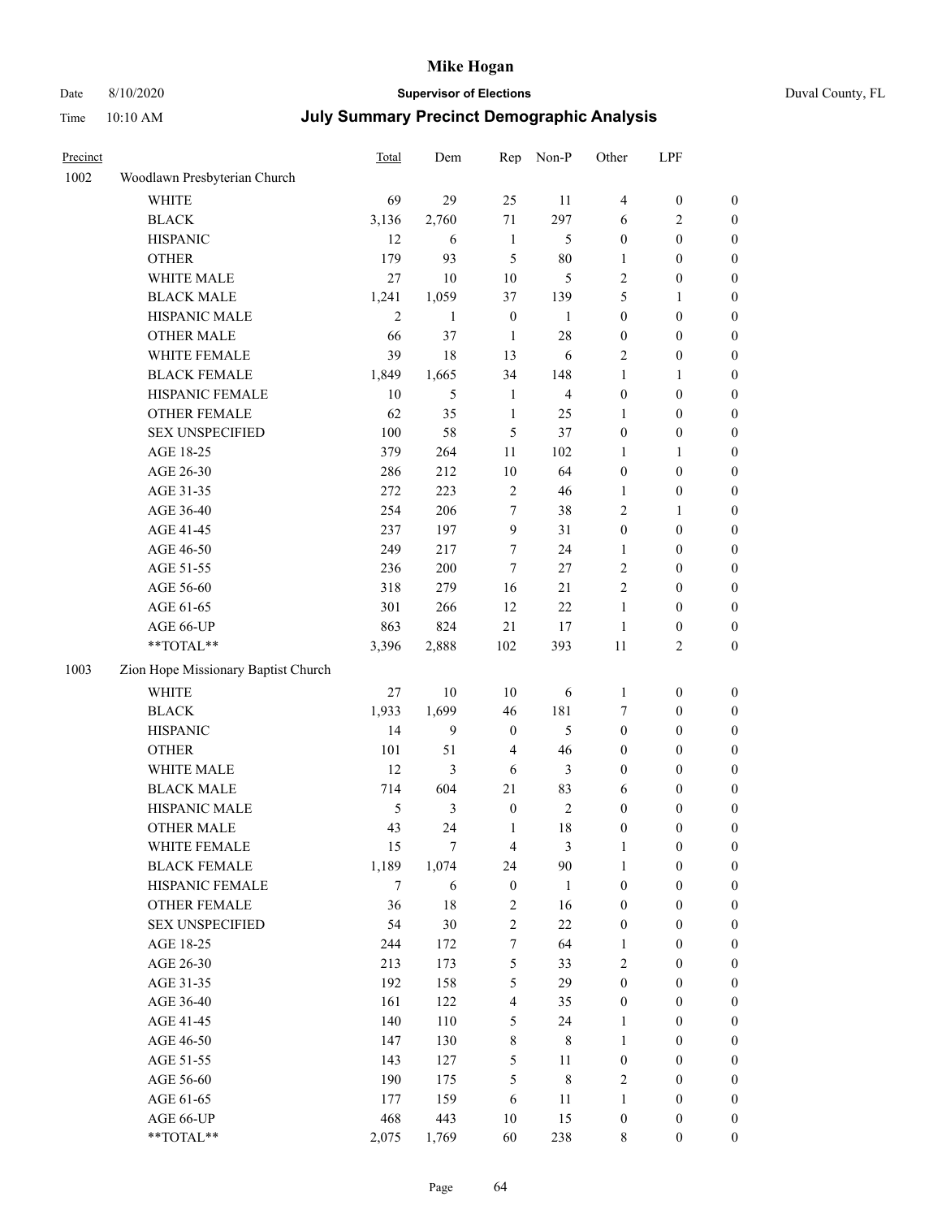# Mike Hogan

Date 8/10/2020 **Supervisor of Elections** Duval County, FL

Time 10:10 AM **July Summary Precinct Demographic Analysis**

| Precinct | | Total | Dem | Rep | Non-P | Other | LPF | |
|---|---|---|---|---|---|---|---|---|
| 1002 | Woodlawn Presbyterian Church | | | | | | | |
| | WHITE | 69 | 29 | 25 | 11 | 4 | 0 | 0 |
| | BLACK | 3,136 | 2,760 | 71 | 297 | 6 | 2 | 0 |
| | HISPANIC | 12 | 6 | 1 | 5 | 0 | 0 | 0 |
| | OTHER | 179 | 93 | 5 | 80 | 1 | 0 | 0 |
| | WHITE MALE | 27 | 10 | 10 | 5 | 2 | 0 | 0 |
| | BLACK MALE | 1,241 | 1,059 | 37 | 139 | 5 | 1 | 0 |
| | HISPANIC MALE | 2 | 1 | 0 | 1 | 0 | 0 | 0 |
| | OTHER MALE | 66 | 37 | 1 | 28 | 0 | 0 | 0 |
| | WHITE FEMALE | 39 | 18 | 13 | 6 | 2 | 0 | 0 |
| | BLACK FEMALE | 1,849 | 1,665 | 34 | 148 | 1 | 1 | 0 |
| | HISPANIC FEMALE | 10 | 5 | 1 | 4 | 0 | 0 | 0 |
| | OTHER FEMALE | 62 | 35 | 1 | 25 | 1 | 0 | 0 |
| | SEX UNSPECIFIED | 100 | 58 | 5 | 37 | 0 | 0 | 0 |
| | AGE 18-25 | 379 | 264 | 11 | 102 | 1 | 1 | 0 |
| | AGE 26-30 | 286 | 212 | 10 | 64 | 0 | 0 | 0 |
| | AGE 31-35 | 272 | 223 | 2 | 46 | 1 | 0 | 0 |
| | AGE 36-40 | 254 | 206 | 7 | 38 | 2 | 1 | 0 |
| | AGE 41-45 | 237 | 197 | 9 | 31 | 0 | 0 | 0 |
| | AGE 46-50 | 249 | 217 | 7 | 24 | 1 | 0 | 0 |
| | AGE 51-55 | 236 | 200 | 7 | 27 | 2 | 0 | 0 |
| | AGE 56-60 | 318 | 279 | 16 | 21 | 2 | 0 | 0 |
| | AGE 61-65 | 301 | 266 | 12 | 22 | 1 | 0 | 0 |
| | AGE 66-UP | 863 | 824 | 21 | 17 | 1 | 0 | 0 |
| | **TOTAL** | 3,396 | 2,888 | 102 | 393 | 11 | 2 | 0 |
| 1003 | Zion Hope Missionary Baptist Church | | | | | | | |
| | WHITE | 27 | 10 | 10 | 6 | 1 | 0 | 0 |
| | BLACK | 1,933 | 1,699 | 46 | 181 | 7 | 0 | 0 |
| | HISPANIC | 14 | 9 | 0 | 5 | 0 | 0 | 0 |
| | OTHER | 101 | 51 | 4 | 46 | 0 | 0 | 0 |
| | WHITE MALE | 12 | 3 | 6 | 3 | 0 | 0 | 0 |
| | BLACK MALE | 714 | 604 | 21 | 83 | 6 | 0 | 0 |
| | HISPANIC MALE | 5 | 3 | 0 | 2 | 0 | 0 | 0 |
| | OTHER MALE | 43 | 24 | 1 | 18 | 0 | 0 | 0 |
| | WHITE FEMALE | 15 | 7 | 4 | 3 | 1 | 0 | 0 |
| | BLACK FEMALE | 1,189 | 1,074 | 24 | 90 | 1 | 0 | 0 |
| | HISPANIC FEMALE | 7 | 6 | 0 | 1 | 0 | 0 | 0 |
| | OTHER FEMALE | 36 | 18 | 2 | 16 | 0 | 0 | 0 |
| | SEX UNSPECIFIED | 54 | 30 | 2 | 22 | 0 | 0 | 0 |
| | AGE 18-25 | 244 | 172 | 7 | 64 | 1 | 0 | 0 |
| | AGE 26-30 | 213 | 173 | 5 | 33 | 2 | 0 | 0 |
| | AGE 31-35 | 192 | 158 | 5 | 29 | 0 | 0 | 0 |
| | AGE 36-40 | 161 | 122 | 4 | 35 | 0 | 0 | 0 |
| | AGE 41-45 | 140 | 110 | 5 | 24 | 1 | 0 | 0 |
| | AGE 46-50 | 147 | 130 | 8 | 8 | 1 | 0 | 0 |
| | AGE 51-55 | 143 | 127 | 5 | 11 | 0 | 0 | 0 |
| | AGE 56-60 | 190 | 175 | 5 | 8 | 2 | 0 | 0 |
| | AGE 61-65 | 177 | 159 | 6 | 11 | 1 | 0 | 0 |
| | AGE 66-UP | 468 | 443 | 10 | 15 | 0 | 0 | 0 |
| | **TOTAL** | 2,075 | 1,769 | 60 | 238 | 8 | 0 | 0 |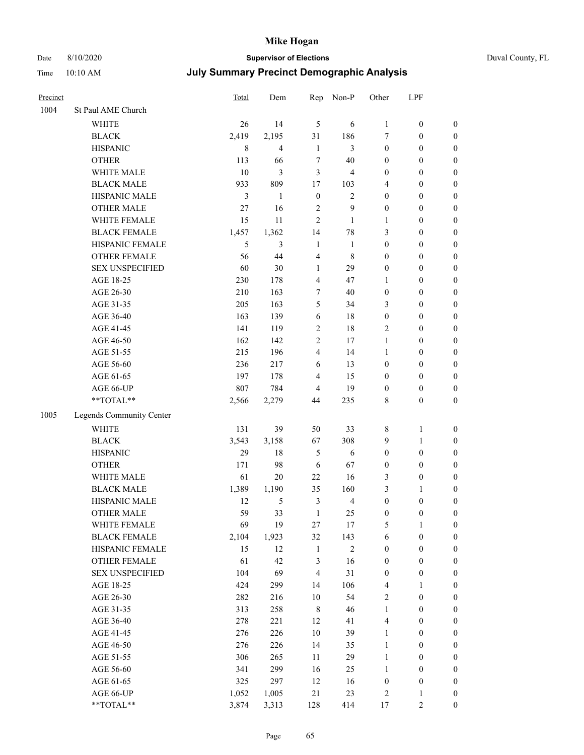# Mike Hogan

Date 8/10/2020 **Supervisor of Elections** Duval County, FL

Time 10:10 AM **July Summary Precinct Demographic Analysis**

| Precinct | | Total | Dem | Rep | Non-P | Other | LPF | |
|---|---|---|---|---|---|---|---|---|
| 1004 | St Paul AME Church | | | | | | | |
| | WHITE | 26 | 14 | 5 | 6 | 1 | 0 | 0 |
| | BLACK | 2,419 | 2,195 | 31 | 186 | 7 | 0 | 0 |
| | HISPANIC | 8 | 4 | 1 | 3 | 0 | 0 | 0 |
| | OTHER | 113 | 66 | 7 | 40 | 0 | 0 | 0 |
| | WHITE MALE | 10 | 3 | 3 | 4 | 0 | 0 | 0 |
| | BLACK MALE | 933 | 809 | 17 | 103 | 4 | 0 | 0 |
| | HISPANIC MALE | 3 | 1 | 0 | 2 | 0 | 0 | 0 |
| | OTHER MALE | 27 | 16 | 2 | 9 | 0 | 0 | 0 |
| | WHITE FEMALE | 15 | 11 | 2 | 1 | 1 | 0 | 0 |
| | BLACK FEMALE | 1,457 | 1,362 | 14 | 78 | 3 | 0 | 0 |
| | HISPANIC FEMALE | 5 | 3 | 1 | 1 | 0 | 0 | 0 |
| | OTHER FEMALE | 56 | 44 | 4 | 8 | 0 | 0 | 0 |
| | SEX UNSPECIFIED | 60 | 30 | 1 | 29 | 0 | 0 | 0 |
| | AGE 18-25 | 230 | 178 | 4 | 47 | 1 | 0 | 0 |
| | AGE 26-30 | 210 | 163 | 7 | 40 | 0 | 0 | 0 |
| | AGE 31-35 | 205 | 163 | 5 | 34 | 3 | 0 | 0 |
| | AGE 36-40 | 163 | 139 | 6 | 18 | 0 | 0 | 0 |
| | AGE 41-45 | 141 | 119 | 2 | 18 | 2 | 0 | 0 |
| | AGE 46-50 | 162 | 142 | 2 | 17 | 1 | 0 | 0 |
| | AGE 51-55 | 215 | 196 | 4 | 14 | 1 | 0 | 0 |
| | AGE 56-60 | 236 | 217 | 6 | 13 | 0 | 0 | 0 |
| | AGE 61-65 | 197 | 178 | 4 | 15 | 0 | 0 | 0 |
| | AGE 66-UP | 807 | 784 | 4 | 19 | 0 | 0 | 0 |
| | **TOTAL** | 2,566 | 2,279 | 44 | 235 | 8 | 0 | 0 |
| 1005 | Legends Community Center | | | | | | | |
| | WHITE | 131 | 39 | 50 | 33 | 8 | 1 | 0 |
| | BLACK | 3,543 | 3,158 | 67 | 308 | 9 | 1 | 0 |
| | HISPANIC | 29 | 18 | 5 | 6 | 0 | 0 | 0 |
| | OTHER | 171 | 98 | 6 | 67 | 0 | 0 | 0 |
| | WHITE MALE | 61 | 20 | 22 | 16 | 3 | 0 | 0 |
| | BLACK MALE | 1,389 | 1,190 | 35 | 160 | 3 | 1 | 0 |
| | HISPANIC MALE | 12 | 5 | 3 | 4 | 0 | 0 | 0 |
| | OTHER MALE | 59 | 33 | 1 | 25 | 0 | 0 | 0 |
| | WHITE FEMALE | 69 | 19 | 27 | 17 | 5 | 1 | 0 |
| | BLACK FEMALE | 2,104 | 1,923 | 32 | 143 | 6 | 0 | 0 |
| | HISPANIC FEMALE | 15 | 12 | 1 | 2 | 0 | 0 | 0 |
| | OTHER FEMALE | 61 | 42 | 3 | 16 | 0 | 0 | 0 |
| | SEX UNSPECIFIED | 104 | 69 | 4 | 31 | 0 | 0 | 0 |
| | AGE 18-25 | 424 | 299 | 14 | 106 | 4 | 1 | 0 |
| | AGE 26-30 | 282 | 216 | 10 | 54 | 2 | 0 | 0 |
| | AGE 31-35 | 313 | 258 | 8 | 46 | 1 | 0 | 0 |
| | AGE 36-40 | 278 | 221 | 12 | 41 | 4 | 0 | 0 |
| | AGE 41-45 | 276 | 226 | 10 | 39 | 1 | 0 | 0 |
| | AGE 46-50 | 276 | 226 | 14 | 35 | 1 | 0 | 0 |
| | AGE 51-55 | 306 | 265 | 11 | 29 | 1 | 0 | 0 |
| | AGE 56-60 | 341 | 299 | 16 | 25 | 1 | 0 | 0 |
| | AGE 61-65 | 325 | 297 | 12 | 16 | 0 | 0 | 0 |
| | AGE 66-UP | 1,052 | 1,005 | 21 | 23 | 2 | 1 | 0 |
| | **TOTAL** | 3,874 | 3,313 | 128 | 414 | 17 | 2 | 0 |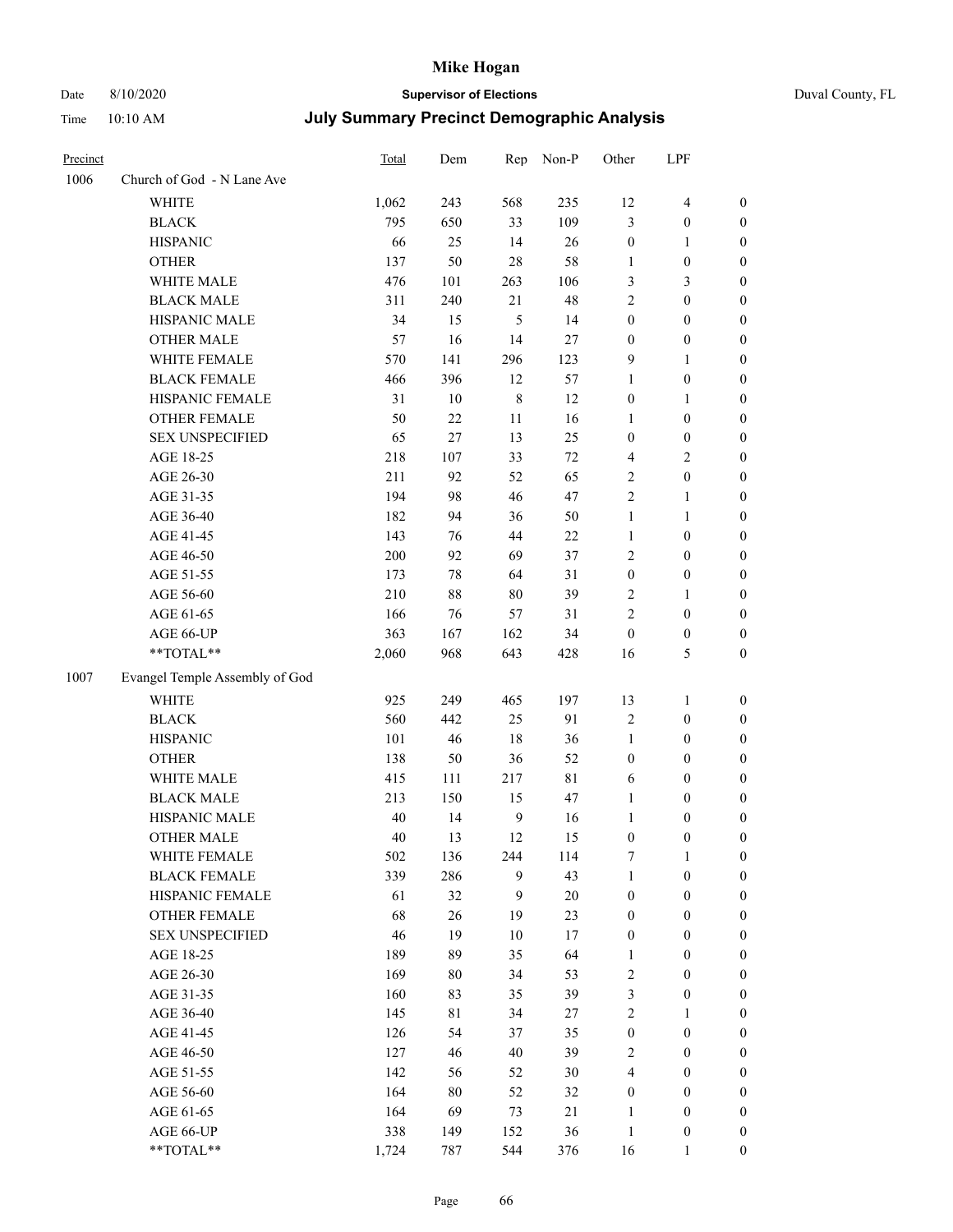# Mike Hogan

Date 8/10/2020 **Supervisor of Elections** Duval County, FL

Time 10:10 AM **July Summary Precinct Demographic Analysis**

| Precinct | | Total | Dem | Rep | Non-P | Other | LPF | |
|---|---|---|---|---|---|---|---|---|
| 1006 | Church of God - N Lane Ave | | | | | | | |
| | WHITE | 1,062 | 243 | 568 | 235 | 12 | 4 | 0 |
| | BLACK | 795 | 650 | 33 | 109 | 3 | 0 | 0 |
| | HISPANIC | 66 | 25 | 14 | 26 | 0 | 1 | 0 |
| | OTHER | 137 | 50 | 28 | 58 | 1 | 0 | 0 |
| | WHITE MALE | 476 | 101 | 263 | 106 | 3 | 3 | 0 |
| | BLACK MALE | 311 | 240 | 21 | 48 | 2 | 0 | 0 |
| | HISPANIC MALE | 34 | 15 | 5 | 14 | 0 | 0 | 0 |
| | OTHER MALE | 57 | 16 | 14 | 27 | 0 | 0 | 0 |
| | WHITE FEMALE | 570 | 141 | 296 | 123 | 9 | 1 | 0 |
| | BLACK FEMALE | 466 | 396 | 12 | 57 | 1 | 0 | 0 |
| | HISPANIC FEMALE | 31 | 10 | 8 | 12 | 0 | 1 | 0 |
| | OTHER FEMALE | 50 | 22 | 11 | 16 | 1 | 0 | 0 |
| | SEX UNSPECIFIED | 65 | 27 | 13 | 25 | 0 | 0 | 0 |
| | AGE 18-25 | 218 | 107 | 33 | 72 | 4 | 2 | 0 |
| | AGE 26-30 | 211 | 92 | 52 | 65 | 2 | 0 | 0 |
| | AGE 31-35 | 194 | 98 | 46 | 47 | 2 | 1 | 0 |
| | AGE 36-40 | 182 | 94 | 36 | 50 | 1 | 1 | 0 |
| | AGE 41-45 | 143 | 76 | 44 | 22 | 1 | 0 | 0 |
| | AGE 46-50 | 200 | 92 | 69 | 37 | 2 | 0 | 0 |
| | AGE 51-55 | 173 | 78 | 64 | 31 | 0 | 0 | 0 |
| | AGE 56-60 | 210 | 88 | 80 | 39 | 2 | 1 | 0 |
| | AGE 61-65 | 166 | 76 | 57 | 31 | 2 | 0 | 0 |
| | AGE 66-UP | 363 | 167 | 162 | 34 | 0 | 0 | 0 |
| | **TOTAL** | 2,060 | 968 | 643 | 428 | 16 | 5 | 0 |
| 1007 | Evangel Temple Assembly of God | | | | | | | |
| | WHITE | 925 | 249 | 465 | 197 | 13 | 1 | 0 |
| | BLACK | 560 | 442 | 25 | 91 | 2 | 0 | 0 |
| | HISPANIC | 101 | 46 | 18 | 36 | 1 | 0 | 0 |
| | OTHER | 138 | 50 | 36 | 52 | 0 | 0 | 0 |
| | WHITE MALE | 415 | 111 | 217 | 81 | 6 | 0 | 0 |
| | BLACK MALE | 213 | 150 | 15 | 47 | 1 | 0 | 0 |
| | HISPANIC MALE | 40 | 14 | 9 | 16 | 1 | 0 | 0 |
| | OTHER MALE | 40 | 13 | 12 | 15 | 0 | 0 | 0 |
| | WHITE FEMALE | 502 | 136 | 244 | 114 | 7 | 1 | 0 |
| | BLACK FEMALE | 339 | 286 | 9 | 43 | 1 | 0 | 0 |
| | HISPANIC FEMALE | 61 | 32 | 9 | 20 | 0 | 0 | 0 |
| | OTHER FEMALE | 68 | 26 | 19 | 23 | 0 | 0 | 0 |
| | SEX UNSPECIFIED | 46 | 19 | 10 | 17 | 0 | 0 | 0 |
| | AGE 18-25 | 189 | 89 | 35 | 64 | 1 | 0 | 0 |
| | AGE 26-30 | 169 | 80 | 34 | 53 | 2 | 0 | 0 |
| | AGE 31-35 | 160 | 83 | 35 | 39 | 3 | 0 | 0 |
| | AGE 36-40 | 145 | 81 | 34 | 27 | 2 | 1 | 0 |
| | AGE 41-45 | 126 | 54 | 37 | 35 | 0 | 0 | 0 |
| | AGE 46-50 | 127 | 46 | 40 | 39 | 2 | 0 | 0 |
| | AGE 51-55 | 142 | 56 | 52 | 30 | 4 | 0 | 0 |
| | AGE 56-60 | 164 | 80 | 52 | 32 | 0 | 0 | 0 |
| | AGE 61-65 | 164 | 69 | 73 | 21 | 1 | 0 | 0 |
| | AGE 66-UP | 338 | 149 | 152 | 36 | 1 | 0 | 0 |
| | **TOTAL** | 1,724 | 787 | 544 | 376 | 16 | 1 | 0 |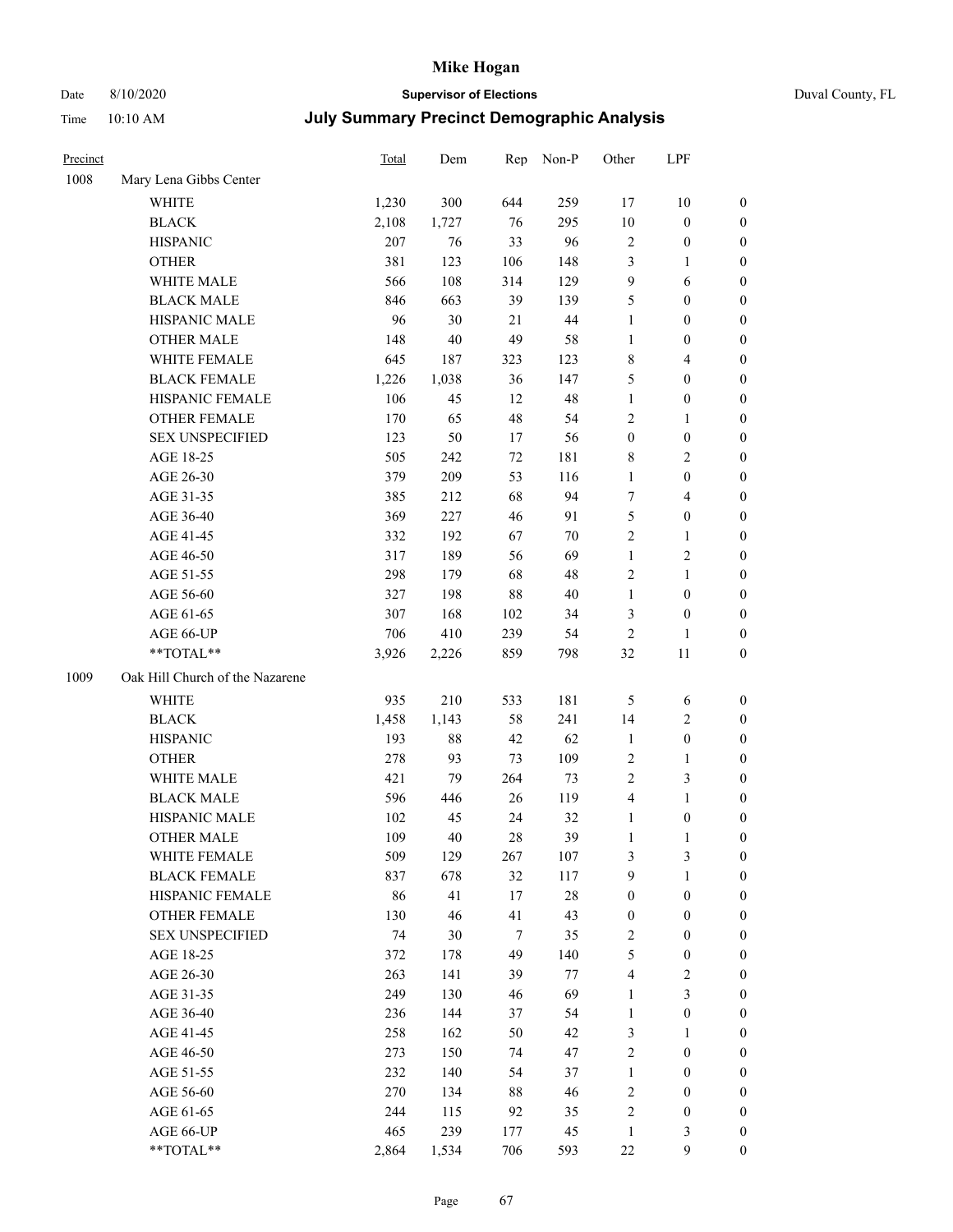# Mike Hogan

Date 8/10/2020 | **Supervisor of Elections** | Duval County, FL

Time 10:10 AM | **July Summary Precinct Demographic Analysis**

| Precinct | | Total | Dem | Rep | Non-P | Other | LPF | |
|---|---|---|---|---|---|---|---|---|
| 1008 | Mary Lena Gibbs Center | | | | | | | |
| | WHITE | 1,230 | 300 | 644 | 259 | 17 | 10 | 0 |
| | BLACK | 2,108 | 1,727 | 76 | 295 | 10 | 0 | 0 |
| | HISPANIC | 207 | 76 | 33 | 96 | 2 | 0 | 0 |
| | OTHER | 381 | 123 | 106 | 148 | 3 | 1 | 0 |
| | WHITE MALE | 566 | 108 | 314 | 129 | 9 | 6 | 0 |
| | BLACK MALE | 846 | 663 | 39 | 139 | 5 | 0 | 0 |
| | HISPANIC MALE | 96 | 30 | 21 | 44 | 1 | 0 | 0 |
| | OTHER MALE | 148 | 40 | 49 | 58 | 1 | 0 | 0 |
| | WHITE FEMALE | 645 | 187 | 323 | 123 | 8 | 4 | 0 |
| | BLACK FEMALE | 1,226 | 1,038 | 36 | 147 | 5 | 0 | 0 |
| | HISPANIC FEMALE | 106 | 45 | 12 | 48 | 1 | 0 | 0 |
| | OTHER FEMALE | 170 | 65 | 48 | 54 | 2 | 1 | 0 |
| | SEX UNSPECIFIED | 123 | 50 | 17 | 56 | 0 | 0 | 0 |
| | AGE 18-25 | 505 | 242 | 72 | 181 | 8 | 2 | 0 |
| | AGE 26-30 | 379 | 209 | 53 | 116 | 1 | 0 | 0 |
| | AGE 31-35 | 385 | 212 | 68 | 94 | 7 | 4 | 0 |
| | AGE 36-40 | 369 | 227 | 46 | 91 | 5 | 0 | 0 |
| | AGE 41-45 | 332 | 192 | 67 | 70 | 2 | 1 | 0 |
| | AGE 46-50 | 317 | 189 | 56 | 69 | 1 | 2 | 0 |
| | AGE 51-55 | 298 | 179 | 68 | 48 | 2 | 1 | 0 |
| | AGE 56-60 | 327 | 198 | 88 | 40 | 1 | 0 | 0 |
| | AGE 61-65 | 307 | 168 | 102 | 34 | 3 | 0 | 0 |
| | AGE 66-UP | 706 | 410 | 239 | 54 | 2 | 1 | 0 |
| | **TOTAL** | 3,926 | 2,226 | 859 | 798 | 32 | 11 | 0 |
| 1009 | Oak Hill Church of the Nazarene | | | | | | | |
| | WHITE | 935 | 210 | 533 | 181 | 5 | 6 | 0 |
| | BLACK | 1,458 | 1,143 | 58 | 241 | 14 | 2 | 0 |
| | HISPANIC | 193 | 88 | 42 | 62 | 1 | 0 | 0 |
| | OTHER | 278 | 93 | 73 | 109 | 2 | 1 | 0 |
| | WHITE MALE | 421 | 79 | 264 | 73 | 2 | 3 | 0 |
| | BLACK MALE | 596 | 446 | 26 | 119 | 4 | 1 | 0 |
| | HISPANIC MALE | 102 | 45 | 24 | 32 | 1 | 0 | 0 |
| | OTHER MALE | 109 | 40 | 28 | 39 | 1 | 1 | 0 |
| | WHITE FEMALE | 509 | 129 | 267 | 107 | 3 | 3 | 0 |
| | BLACK FEMALE | 837 | 678 | 32 | 117 | 9 | 1 | 0 |
| | HISPANIC FEMALE | 86 | 41 | 17 | 28 | 0 | 0 | 0 |
| | OTHER FEMALE | 130 | 46 | 41 | 43 | 0 | 0 | 0 |
| | SEX UNSPECIFIED | 74 | 30 | 7 | 35 | 2 | 0 | 0 |
| | AGE 18-25 | 372 | 178 | 49 | 140 | 5 | 0 | 0 |
| | AGE 26-30 | 263 | 141 | 39 | 77 | 4 | 2 | 0 |
| | AGE 31-35 | 249 | 130 | 46 | 69 | 1 | 3 | 0 |
| | AGE 36-40 | 236 | 144 | 37 | 54 | 1 | 0 | 0 |
| | AGE 41-45 | 258 | 162 | 50 | 42 | 3 | 1 | 0 |
| | AGE 46-50 | 273 | 150 | 74 | 47 | 2 | 0 | 0 |
| | AGE 51-55 | 232 | 140 | 54 | 37 | 1 | 0 | 0 |
| | AGE 56-60 | 270 | 134 | 88 | 46 | 2 | 0 | 0 |
| | AGE 61-65 | 244 | 115 | 92 | 35 | 2 | 0 | 0 |
| | AGE 66-UP | 465 | 239 | 177 | 45 | 1 | 3 | 0 |
| | **TOTAL** | 2,864 | 1,534 | 706 | 593 | 22 | 9 | 0 |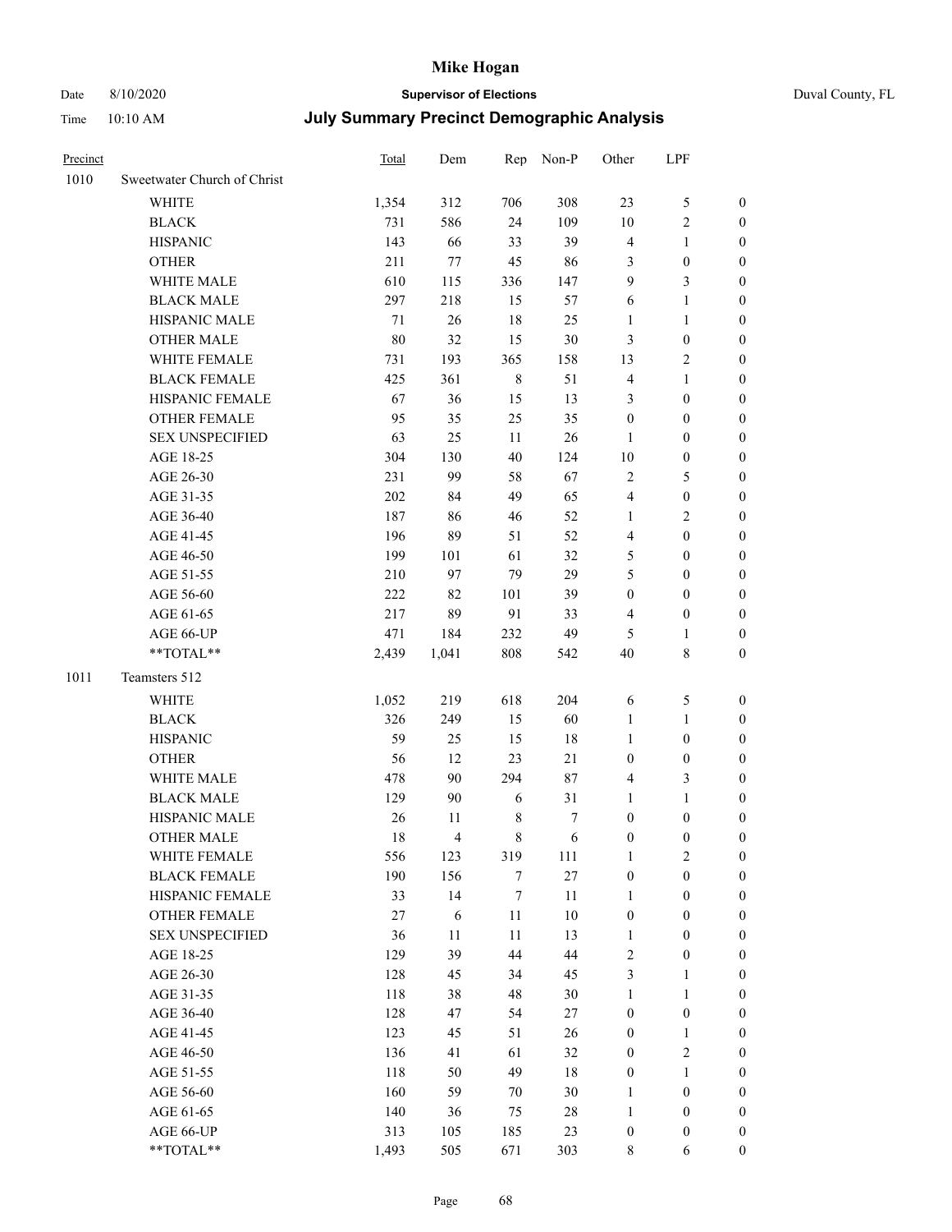# Mike Hogan

Date 8/10/2020 **Supervisor of Elections** Duval County, FL

Time 10:10 AM **July Summary Precinct Demographic Analysis**

| Precinct | | Total | Dem | Rep | Non-P | Other | LPF | |
|---|---|---|---|---|---|---|---|---|
| 1010 | Sweetwater Church of Christ | | | | | | | |
| | WHITE | 1,354 | 312 | 706 | 308 | 23 | 5 | 0 |
| | BLACK | 731 | 586 | 24 | 109 | 10 | 2 | 0 |
| | HISPANIC | 143 | 66 | 33 | 39 | 4 | 1 | 0 |
| | OTHER | 211 | 77 | 45 | 86 | 3 | 0 | 0 |
| | WHITE MALE | 610 | 115 | 336 | 147 | 9 | 3 | 0 |
| | BLACK MALE | 297 | 218 | 15 | 57 | 6 | 1 | 0 |
| | HISPANIC MALE | 71 | 26 | 18 | 25 | 1 | 1 | 0 |
| | OTHER MALE | 80 | 32 | 15 | 30 | 3 | 0 | 0 |
| | WHITE FEMALE | 731 | 193 | 365 | 158 | 13 | 2 | 0 |
| | BLACK FEMALE | 425 | 361 | 8 | 51 | 4 | 1 | 0 |
| | HISPANIC FEMALE | 67 | 36 | 15 | 13 | 3 | 0 | 0 |
| | OTHER FEMALE | 95 | 35 | 25 | 35 | 0 | 0 | 0 |
| | SEX UNSPECIFIED | 63 | 25 | 11 | 26 | 1 | 0 | 0 |
| | AGE 18-25 | 304 | 130 | 40 | 124 | 10 | 0 | 0 |
| | AGE 26-30 | 231 | 99 | 58 | 67 | 2 | 5 | 0 |
| | AGE 31-35 | 202 | 84 | 49 | 65 | 4 | 0 | 0 |
| | AGE 36-40 | 187 | 86 | 46 | 52 | 1 | 2 | 0 |
| | AGE 41-45 | 196 | 89 | 51 | 52 | 4 | 0 | 0 |
| | AGE 46-50 | 199 | 101 | 61 | 32 | 5 | 0 | 0 |
| | AGE 51-55 | 210 | 97 | 79 | 29 | 5 | 0 | 0 |
| | AGE 56-60 | 222 | 82 | 101 | 39 | 0 | 0 | 0 |
| | AGE 61-65 | 217 | 89 | 91 | 33 | 4 | 0 | 0 |
| | AGE 66-UP | 471 | 184 | 232 | 49 | 5 | 1 | 0 |
| | **TOTAL** | 2,439 | 1,041 | 808 | 542 | 40 | 8 | 0 |
| 1011 | Teamsters 512 | | | | | | | |
| | WHITE | 1,052 | 219 | 618 | 204 | 6 | 5 | 0 |
| | BLACK | 326 | 249 | 15 | 60 | 1 | 1 | 0 |
| | HISPANIC | 59 | 25 | 15 | 18 | 1 | 0 | 0 |
| | OTHER | 56 | 12 | 23 | 21 | 0 | 0 | 0 |
| | WHITE MALE | 478 | 90 | 294 | 87 | 4 | 3 | 0 |
| | BLACK MALE | 129 | 90 | 6 | 31 | 1 | 1 | 0 |
| | HISPANIC MALE | 26 | 11 | 8 | 7 | 0 | 0 | 0 |
| | OTHER MALE | 18 | 4 | 8 | 6 | 0 | 0 | 0 |
| | WHITE FEMALE | 556 | 123 | 319 | 111 | 1 | 2 | 0 |
| | BLACK FEMALE | 190 | 156 | 7 | 27 | 0 | 0 | 0 |
| | HISPANIC FEMALE | 33 | 14 | 7 | 11 | 1 | 0 | 0 |
| | OTHER FEMALE | 27 | 6 | 11 | 10 | 0 | 0 | 0 |
| | SEX UNSPECIFIED | 36 | 11 | 11 | 13 | 1 | 0 | 0 |
| | AGE 18-25 | 129 | 39 | 44 | 44 | 2 | 0 | 0 |
| | AGE 26-30 | 128 | 45 | 34 | 45 | 3 | 1 | 0 |
| | AGE 31-35 | 118 | 38 | 48 | 30 | 1 | 1 | 0 |
| | AGE 36-40 | 128 | 47 | 54 | 27 | 0 | 0 | 0 |
| | AGE 41-45 | 123 | 45 | 51 | 26 | 0 | 1 | 0 |
| | AGE 46-50 | 136 | 41 | 61 | 32 | 0 | 2 | 0 |
| | AGE 51-55 | 118 | 50 | 49 | 18 | 0 | 1 | 0 |
| | AGE 56-60 | 160 | 59 | 70 | 30 | 1 | 0 | 0 |
| | AGE 61-65 | 140 | 36 | 75 | 28 | 1 | 0 | 0 |
| | AGE 66-UP | 313 | 105 | 185 | 23 | 0 | 0 | 0 |
| | **TOTAL** | 1,493 | 505 | 671 | 303 | 8 | 6 | 0 |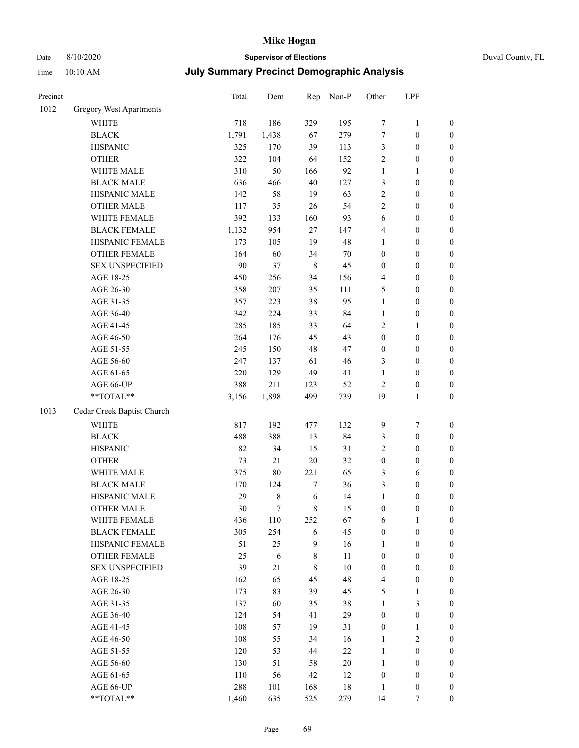# Mike Hogan

Date 8/10/2020 **Supervisor of Elections** Duval County, FL

Time 10:10 AM **July Summary Precinct Demographic Analysis**

| Precinct | | Total | Dem | Rep | Non-P | Other | LPF | |
|---|---|---|---|---|---|---|---|---|
| 1012 | Gregory West Apartments | | | | | | | |
| | WHITE | 718 | 186 | 329 | 195 | 7 | 1 | 0 |
| | BLACK | 1,791 | 1,438 | 67 | 279 | 7 | 0 | 0 |
| | HISPANIC | 325 | 170 | 39 | 113 | 3 | 0 | 0 |
| | OTHER | 322 | 104 | 64 | 152 | 2 | 0 | 0 |
| | WHITE MALE | 310 | 50 | 166 | 92 | 1 | 1 | 0 |
| | BLACK MALE | 636 | 466 | 40 | 127 | 3 | 0 | 0 |
| | HISPANIC MALE | 142 | 58 | 19 | 63 | 2 | 0 | 0 |
| | OTHER MALE | 117 | 35 | 26 | 54 | 2 | 0 | 0 |
| | WHITE FEMALE | 392 | 133 | 160 | 93 | 6 | 0 | 0 |
| | BLACK FEMALE | 1,132 | 954 | 27 | 147 | 4 | 0 | 0 |
| | HISPANIC FEMALE | 173 | 105 | 19 | 48 | 1 | 0 | 0 |
| | OTHER FEMALE | 164 | 60 | 34 | 70 | 0 | 0 | 0 |
| | SEX UNSPECIFIED | 90 | 37 | 8 | 45 | 0 | 0 | 0 |
| | AGE 18-25 | 450 | 256 | 34 | 156 | 4 | 0 | 0 |
| | AGE 26-30 | 358 | 207 | 35 | 111 | 5 | 0 | 0 |
| | AGE 31-35 | 357 | 223 | 38 | 95 | 1 | 0 | 0 |
| | AGE 36-40 | 342 | 224 | 33 | 84 | 1 | 0 | 0 |
| | AGE 41-45 | 285 | 185 | 33 | 64 | 2 | 1 | 0 |
| | AGE 46-50 | 264 | 176 | 45 | 43 | 0 | 0 | 0 |
| | AGE 51-55 | 245 | 150 | 48 | 47 | 0 | 0 | 0 |
| | AGE 56-60 | 247 | 137 | 61 | 46 | 3 | 0 | 0 |
| | AGE 61-65 | 220 | 129 | 49 | 41 | 1 | 0 | 0 |
| | AGE 66-UP | 388 | 211 | 123 | 52 | 2 | 0 | 0 |
| | **TOTAL** | 3,156 | 1,898 | 499 | 739 | 19 | 1 | 0 |
| 1013 | Cedar Creek Baptist Church | | | | | | | |
| | WHITE | 817 | 192 | 477 | 132 | 9 | 7 | 0 |
| | BLACK | 488 | 388 | 13 | 84 | 3 | 0 | 0 |
| | HISPANIC | 82 | 34 | 15 | 31 | 2 | 0 | 0 |
| | OTHER | 73 | 21 | 20 | 32 | 0 | 0 | 0 |
| | WHITE MALE | 375 | 80 | 221 | 65 | 3 | 6 | 0 |
| | BLACK MALE | 170 | 124 | 7 | 36 | 3 | 0 | 0 |
| | HISPANIC MALE | 29 | 8 | 6 | 14 | 1 | 0 | 0 |
| | OTHER MALE | 30 | 7 | 8 | 15 | 0 | 0 | 0 |
| | WHITE FEMALE | 436 | 110 | 252 | 67 | 6 | 1 | 0 |
| | BLACK FEMALE | 305 | 254 | 6 | 45 | 0 | 0 | 0 |
| | HISPANIC FEMALE | 51 | 25 | 9 | 16 | 1 | 0 | 0 |
| | OTHER FEMALE | 25 | 6 | 8 | 11 | 0 | 0 | 0 |
| | SEX UNSPECIFIED | 39 | 21 | 8 | 10 | 0 | 0 | 0 |
| | AGE 18-25 | 162 | 65 | 45 | 48 | 4 | 0 | 0 |
| | AGE 26-30 | 173 | 83 | 39 | 45 | 5 | 1 | 0 |
| | AGE 31-35 | 137 | 60 | 35 | 38 | 1 | 3 | 0 |
| | AGE 36-40 | 124 | 54 | 41 | 29 | 0 | 0 | 0 |
| | AGE 41-45 | 108 | 57 | 19 | 31 | 0 | 1 | 0 |
| | AGE 46-50 | 108 | 55 | 34 | 16 | 1 | 2 | 0 |
| | AGE 51-55 | 120 | 53 | 44 | 22 | 1 | 0 | 0 |
| | AGE 56-60 | 130 | 51 | 58 | 20 | 1 | 0 | 0 |
| | AGE 61-65 | 110 | 56 | 42 | 12 | 0 | 0 | 0 |
| | AGE 66-UP | 288 | 101 | 168 | 18 | 1 | 0 | 0 |
| | **TOTAL** | 1,460 | 635 | 525 | 279 | 14 | 7 | 0 |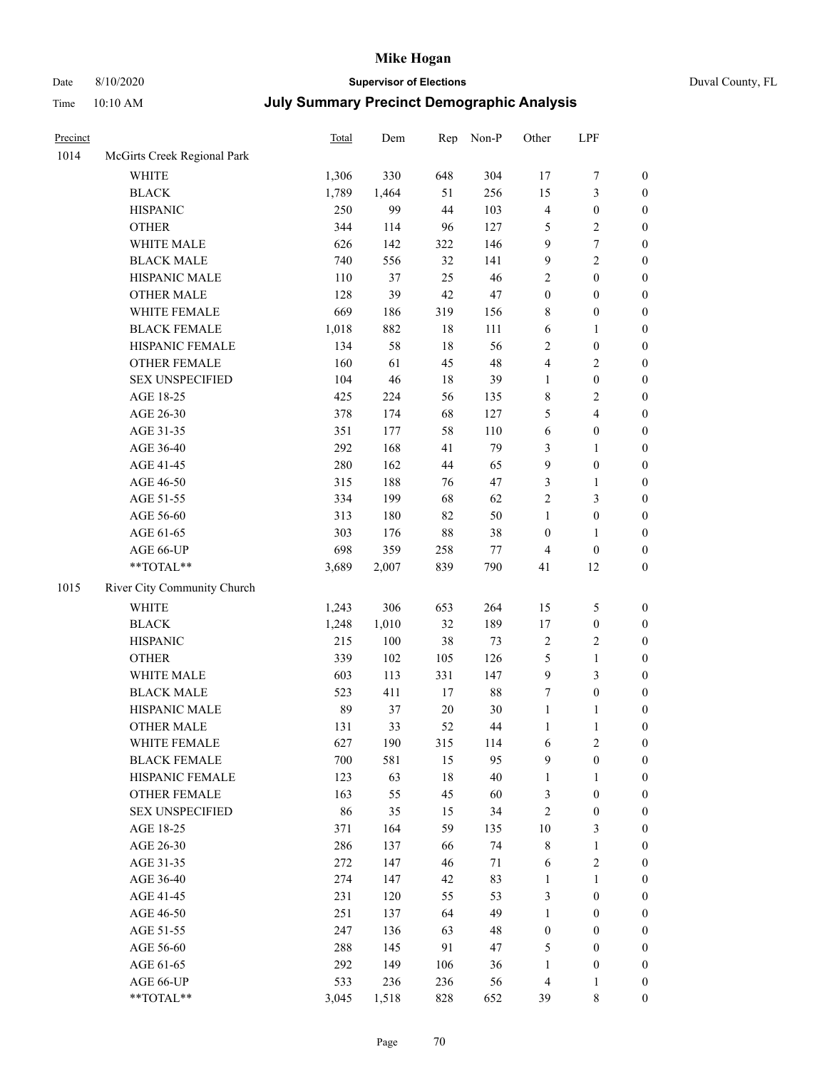# Mike Hogan

Date 8/10/2020 | **Supervisor of Elections** | Duval County, FL

Time 10:10 AM | **July Summary Precinct Demographic Analysis**

| Precinct | | Total | Dem | Rep | Non-P | Other | LPF | |
|---|---|---|---|---|---|---|---|---|
| 1014 | McGirts Creek Regional Park | | | | | | | |
| | WHITE | 1,306 | 330 | 648 | 304 | 17 | 7 | 0 |
| | BLACK | 1,789 | 1,464 | 51 | 256 | 15 | 3 | 0 |
| | HISPANIC | 250 | 99 | 44 | 103 | 4 | 0 | 0 |
| | OTHER | 344 | 114 | 96 | 127 | 5 | 2 | 0 |
| | WHITE MALE | 626 | 142 | 322 | 146 | 9 | 7 | 0 |
| | BLACK MALE | 740 | 556 | 32 | 141 | 9 | 2 | 0 |
| | HISPANIC MALE | 110 | 37 | 25 | 46 | 2 | 0 | 0 |
| | OTHER MALE | 128 | 39 | 42 | 47 | 0 | 0 | 0 |
| | WHITE FEMALE | 669 | 186 | 319 | 156 | 8 | 0 | 0 |
| | BLACK FEMALE | 1,018 | 882 | 18 | 111 | 6 | 1 | 0 |
| | HISPANIC FEMALE | 134 | 58 | 18 | 56 | 2 | 0 | 0 |
| | OTHER FEMALE | 160 | 61 | 45 | 48 | 4 | 2 | 0 |
| | SEX UNSPECIFIED | 104 | 46 | 18 | 39 | 1 | 0 | 0 |
| | AGE 18-25 | 425 | 224 | 56 | 135 | 8 | 2 | 0 |
| | AGE 26-30 | 378 | 174 | 68 | 127 | 5 | 4 | 0 |
| | AGE 31-35 | 351 | 177 | 58 | 110 | 6 | 0 | 0 |
| | AGE 36-40 | 292 | 168 | 41 | 79 | 3 | 1 | 0 |
| | AGE 41-45 | 280 | 162 | 44 | 65 | 9 | 0 | 0 |
| | AGE 46-50 | 315 | 188 | 76 | 47 | 3 | 1 | 0 |
| | AGE 51-55 | 334 | 199 | 68 | 62 | 2 | 3 | 0 |
| | AGE 56-60 | 313 | 180 | 82 | 50 | 1 | 0 | 0 |
| | AGE 61-65 | 303 | 176 | 88 | 38 | 0 | 1 | 0 |
| | AGE 66-UP | 698 | 359 | 258 | 77 | 4 | 0 | 0 |
| | **TOTAL** | 3,689 | 2,007 | 839 | 790 | 41 | 12 | 0 |
| 1015 | River City Community Church | | | | | | | |
| | WHITE | 1,243 | 306 | 653 | 264 | 15 | 5 | 0 |
| | BLACK | 1,248 | 1,010 | 32 | 189 | 17 | 0 | 0 |
| | HISPANIC | 215 | 100 | 38 | 73 | 2 | 2 | 0 |
| | OTHER | 339 | 102 | 105 | 126 | 5 | 1 | 0 |
| | WHITE MALE | 603 | 113 | 331 | 147 | 9 | 3 | 0 |
| | BLACK MALE | 523 | 411 | 17 | 88 | 7 | 0 | 0 |
| | HISPANIC MALE | 89 | 37 | 20 | 30 | 1 | 1 | 0 |
| | OTHER MALE | 131 | 33 | 52 | 44 | 1 | 1 | 0 |
| | WHITE FEMALE | 627 | 190 | 315 | 114 | 6 | 2 | 0 |
| | BLACK FEMALE | 700 | 581 | 15 | 95 | 9 | 0 | 0 |
| | HISPANIC FEMALE | 123 | 63 | 18 | 40 | 1 | 1 | 0 |
| | OTHER FEMALE | 163 | 55 | 45 | 60 | 3 | 0 | 0 |
| | SEX UNSPECIFIED | 86 | 35 | 15 | 34 | 2 | 0 | 0 |
| | AGE 18-25 | 371 | 164 | 59 | 135 | 10 | 3 | 0 |
| | AGE 26-30 | 286 | 137 | 66 | 74 | 8 | 1 | 0 |
| | AGE 31-35 | 272 | 147 | 46 | 71 | 6 | 2 | 0 |
| | AGE 36-40 | 274 | 147 | 42 | 83 | 1 | 1 | 0 |
| | AGE 41-45 | 231 | 120 | 55 | 53 | 3 | 0 | 0 |
| | AGE 46-50 | 251 | 137 | 64 | 49 | 1 | 0 | 0 |
| | AGE 51-55 | 247 | 136 | 63 | 48 | 0 | 0 | 0 |
| | AGE 56-60 | 288 | 145 | 91 | 47 | 5 | 0 | 0 |
| | AGE 61-65 | 292 | 149 | 106 | 36 | 1 | 0 | 0 |
| | AGE 66-UP | 533 | 236 | 236 | 56 | 4 | 1 | 0 |
| | **TOTAL** | 3,045 | 1,518 | 828 | 652 | 39 | 8 | 0 |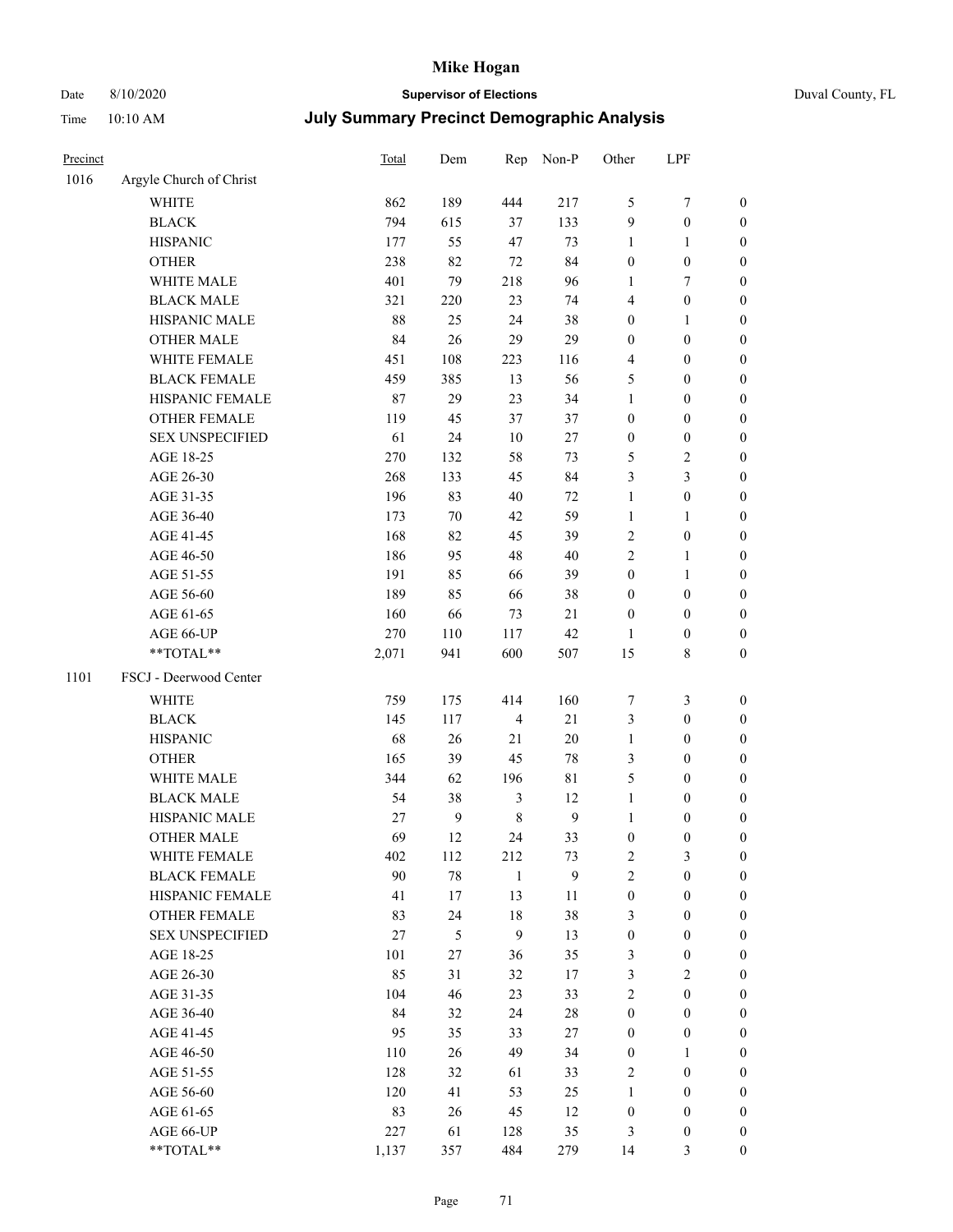# Mike Hogan

Date 8/10/2020 **Supervisor of Elections** Duval County, FL

Time 10:10 AM **July Summary Precinct Demographic Analysis**

| Precinct | | Total | Dem | Rep | Non-P | Other | LPF | |
|---|---|---|---|---|---|---|---|---|
| 1016 | Argyle Church of Christ | | | | | | | |
| | WHITE | 862 | 189 | 444 | 217 | 5 | 7 | 0 |
| | BLACK | 794 | 615 | 37 | 133 | 9 | 0 | 0 |
| | HISPANIC | 177 | 55 | 47 | 73 | 1 | 1 | 0 |
| | OTHER | 238 | 82 | 72 | 84 | 0 | 0 | 0 |
| | WHITE MALE | 401 | 79 | 218 | 96 | 1 | 7 | 0 |
| | BLACK MALE | 321 | 220 | 23 | 74 | 4 | 0 | 0 |
| | HISPANIC MALE | 88 | 25 | 24 | 38 | 0 | 1 | 0 |
| | OTHER MALE | 84 | 26 | 29 | 29 | 0 | 0 | 0 |
| | WHITE FEMALE | 451 | 108 | 223 | 116 | 4 | 0 | 0 |
| | BLACK FEMALE | 459 | 385 | 13 | 56 | 5 | 0 | 0 |
| | HISPANIC FEMALE | 87 | 29 | 23 | 34 | 1 | 0 | 0 |
| | OTHER FEMALE | 119 | 45 | 37 | 37 | 0 | 0 | 0 |
| | SEX UNSPECIFIED | 61 | 24 | 10 | 27 | 0 | 0 | 0 |
| | AGE 18-25 | 270 | 132 | 58 | 73 | 5 | 2 | 0 |
| | AGE 26-30 | 268 | 133 | 45 | 84 | 3 | 3 | 0 |
| | AGE 31-35 | 196 | 83 | 40 | 72 | 1 | 0 | 0 |
| | AGE 36-40 | 173 | 70 | 42 | 59 | 1 | 1 | 0 |
| | AGE 41-45 | 168 | 82 | 45 | 39 | 2 | 0 | 0 |
| | AGE 46-50 | 186 | 95 | 48 | 40 | 2 | 1 | 0 |
| | AGE 51-55 | 191 | 85 | 66 | 39 | 0 | 1 | 0 |
| | AGE 56-60 | 189 | 85 | 66 | 38 | 0 | 0 | 0 |
| | AGE 61-65 | 160 | 66 | 73 | 21 | 0 | 0 | 0 |
| | AGE 66-UP | 270 | 110 | 117 | 42 | 1 | 0 | 0 |
| | **TOTAL** | 2,071 | 941 | 600 | 507 | 15 | 8 | 0 |
| 1101 | FSCJ - Deerwood Center | | | | | | | |
| | WHITE | 759 | 175 | 414 | 160 | 7 | 3 | 0 |
| | BLACK | 145 | 117 | 4 | 21 | 3 | 0 | 0 |
| | HISPANIC | 68 | 26 | 21 | 20 | 1 | 0 | 0 |
| | OTHER | 165 | 39 | 45 | 78 | 3 | 0 | 0 |
| | WHITE MALE | 344 | 62 | 196 | 81 | 5 | 0 | 0 |
| | BLACK MALE | 54 | 38 | 3 | 12 | 1 | 0 | 0 |
| | HISPANIC MALE | 27 | 9 | 8 | 9 | 1 | 0 | 0 |
| | OTHER MALE | 69 | 12 | 24 | 33 | 0 | 0 | 0 |
| | WHITE FEMALE | 402 | 112 | 212 | 73 | 2 | 3 | 0 |
| | BLACK FEMALE | 90 | 78 | 1 | 9 | 2 | 0 | 0 |
| | HISPANIC FEMALE | 41 | 17 | 13 | 11 | 0 | 0 | 0 |
| | OTHER FEMALE | 83 | 24 | 18 | 38 | 3 | 0 | 0 |
| | SEX UNSPECIFIED | 27 | 5 | 9 | 13 | 0 | 0 | 0 |
| | AGE 18-25 | 101 | 27 | 36 | 35 | 3 | 0 | 0 |
| | AGE 26-30 | 85 | 31 | 32 | 17 | 3 | 2 | 0 |
| | AGE 31-35 | 104 | 46 | 23 | 33 | 2 | 0 | 0 |
| | AGE 36-40 | 84 | 32 | 24 | 28 | 0 | 0 | 0 |
| | AGE 41-45 | 95 | 35 | 33 | 27 | 0 | 0 | 0 |
| | AGE 46-50 | 110 | 26 | 49 | 34 | 0 | 1 | 0 |
| | AGE 51-55 | 128 | 32 | 61 | 33 | 2 | 0 | 0 |
| | AGE 56-60 | 120 | 41 | 53 | 25 | 1 | 0 | 0 |
| | AGE 61-65 | 83 | 26 | 45 | 12 | 0 | 0 | 0 |
| | AGE 66-UP | 227 | 61 | 128 | 35 | 3 | 0 | 0 |
| | **TOTAL** | 1,137 | 357 | 484 | 279 | 14 | 3 | 0 |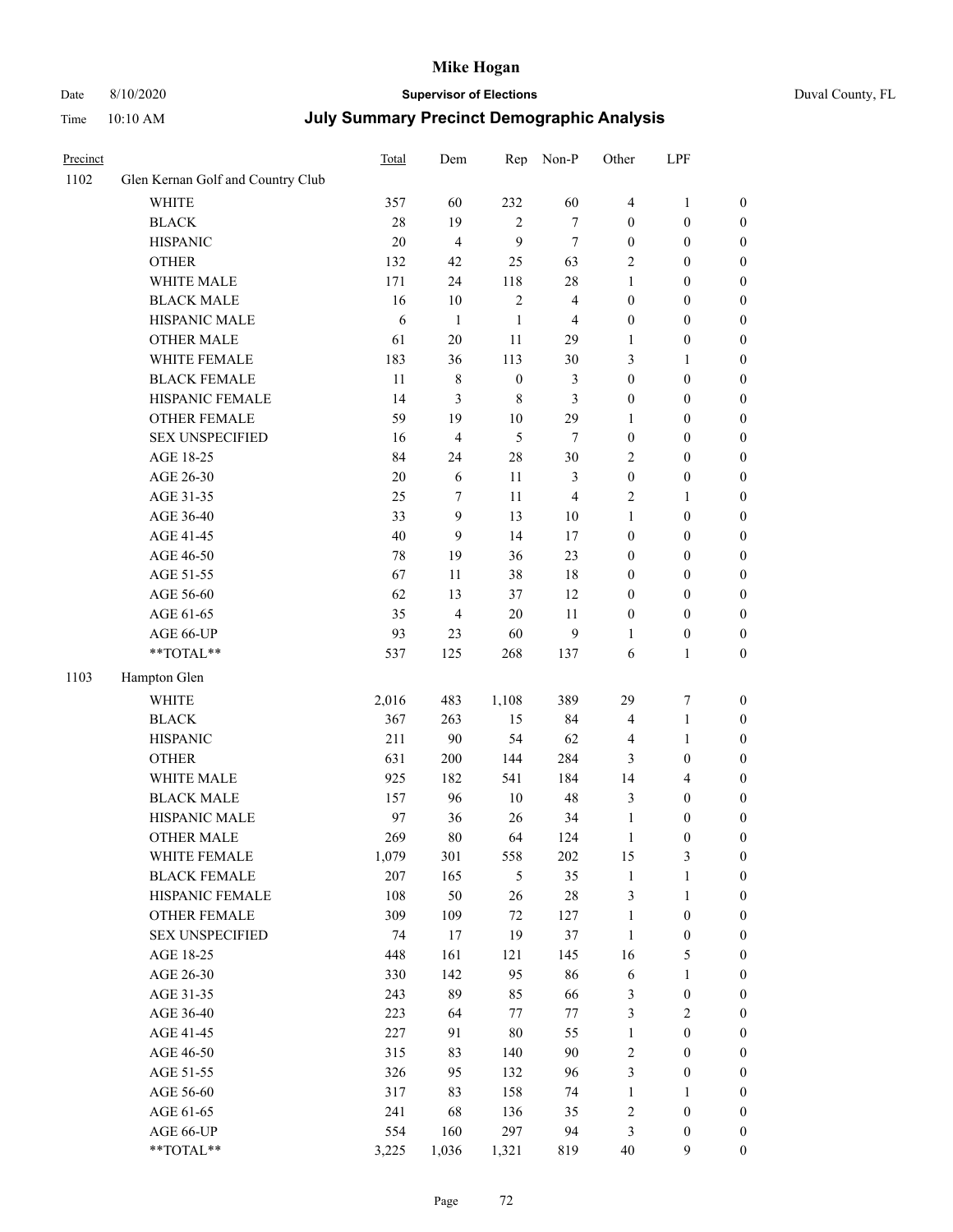# Mike Hogan

Date 8/10/2020 **Supervisor of Elections** Duval County, FL

Time 10:10 AM **July Summary Precinct Demographic Analysis**

| Precinct | | Total | Dem | Rep | Non-P | Other | LPF | |
|---|---|---|---|---|---|---|---|---|
| 1102 | Glen Kernan Golf and Country Club | | | | | | | |
| | WHITE | 357 | 60 | 232 | 60 | 4 | 1 | 0 |
| | BLACK | 28 | 19 | 2 | 7 | 0 | 0 | 0 |
| | HISPANIC | 20 | 4 | 9 | 7 | 0 | 0 | 0 |
| | OTHER | 132 | 42 | 25 | 63 | 2 | 0 | 0 |
| | WHITE MALE | 171 | 24 | 118 | 28 | 1 | 0 | 0 |
| | BLACK MALE | 16 | 10 | 2 | 4 | 0 | 0 | 0 |
| | HISPANIC MALE | 6 | 1 | 1 | 4 | 0 | 0 | 0 |
| | OTHER MALE | 61 | 20 | 11 | 29 | 1 | 0 | 0 |
| | WHITE FEMALE | 183 | 36 | 113 | 30 | 3 | 1 | 0 |
| | BLACK FEMALE | 11 | 8 | 0 | 3 | 0 | 0 | 0 |
| | HISPANIC FEMALE | 14 | 3 | 8 | 3 | 0 | 0 | 0 |
| | OTHER FEMALE | 59 | 19 | 10 | 29 | 1 | 0 | 0 |
| | SEX UNSPECIFIED | 16 | 4 | 5 | 7 | 0 | 0 | 0 |
| | AGE 18-25 | 84 | 24 | 28 | 30 | 2 | 0 | 0 |
| | AGE 26-30 | 20 | 6 | 11 | 3 | 0 | 0 | 0 |
| | AGE 31-35 | 25 | 7 | 11 | 4 | 2 | 1 | 0 |
| | AGE 36-40 | 33 | 9 | 13 | 10 | 1 | 0 | 0 |
| | AGE 41-45 | 40 | 9 | 14 | 17 | 0 | 0 | 0 |
| | AGE 46-50 | 78 | 19 | 36 | 23 | 0 | 0 | 0 |
| | AGE 51-55 | 67 | 11 | 38 | 18 | 0 | 0 | 0 |
| | AGE 56-60 | 62 | 13 | 37 | 12 | 0 | 0 | 0 |
| | AGE 61-65 | 35 | 4 | 20 | 11 | 0 | 0 | 0 |
| | AGE 66-UP | 93 | 23 | 60 | 9 | 1 | 0 | 0 |
| | **TOTAL** | 537 | 125 | 268 | 137 | 6 | 1 | 0 |
| 1103 | Hampton Glen | | | | | | | |
| | WHITE | 2,016 | 483 | 1,108 | 389 | 29 | 7 | 0 |
| | BLACK | 367 | 263 | 15 | 84 | 4 | 1 | 0 |
| | HISPANIC | 211 | 90 | 54 | 62 | 4 | 1 | 0 |
| | OTHER | 631 | 200 | 144 | 284 | 3 | 0 | 0 |
| | WHITE MALE | 925 | 182 | 541 | 184 | 14 | 4 | 0 |
| | BLACK MALE | 157 | 96 | 10 | 48 | 3 | 0 | 0 |
| | HISPANIC MALE | 97 | 36 | 26 | 34 | 1 | 0 | 0 |
| | OTHER MALE | 269 | 80 | 64 | 124 | 1 | 0 | 0 |
| | WHITE FEMALE | 1,079 | 301 | 558 | 202 | 15 | 3 | 0 |
| | BLACK FEMALE | 207 | 165 | 5 | 35 | 1 | 1 | 0 |
| | HISPANIC FEMALE | 108 | 50 | 26 | 28 | 3 | 1 | 0 |
| | OTHER FEMALE | 309 | 109 | 72 | 127 | 1 | 0 | 0 |
| | SEX UNSPECIFIED | 74 | 17 | 19 | 37 | 1 | 0 | 0 |
| | AGE 18-25 | 448 | 161 | 121 | 145 | 16 | 5 | 0 |
| | AGE 26-30 | 330 | 142 | 95 | 86 | 6 | 1 | 0 |
| | AGE 31-35 | 243 | 89 | 85 | 66 | 3 | 0 | 0 |
| | AGE 36-40 | 223 | 64 | 77 | 77 | 3 | 2 | 0 |
| | AGE 41-45 | 227 | 91 | 80 | 55 | 1 | 0 | 0 |
| | AGE 46-50 | 315 | 83 | 140 | 90 | 2 | 0 | 0 |
| | AGE 51-55 | 326 | 95 | 132 | 96 | 3 | 0 | 0 |
| | AGE 56-60 | 317 | 83 | 158 | 74 | 1 | 1 | 0 |
| | AGE 61-65 | 241 | 68 | 136 | 35 | 2 | 0 | 0 |
| | AGE 66-UP | 554 | 160 | 297 | 94 | 3 | 0 | 0 |
| | **TOTAL** | 3,225 | 1,036 | 1,321 | 819 | 40 | 9 | 0 |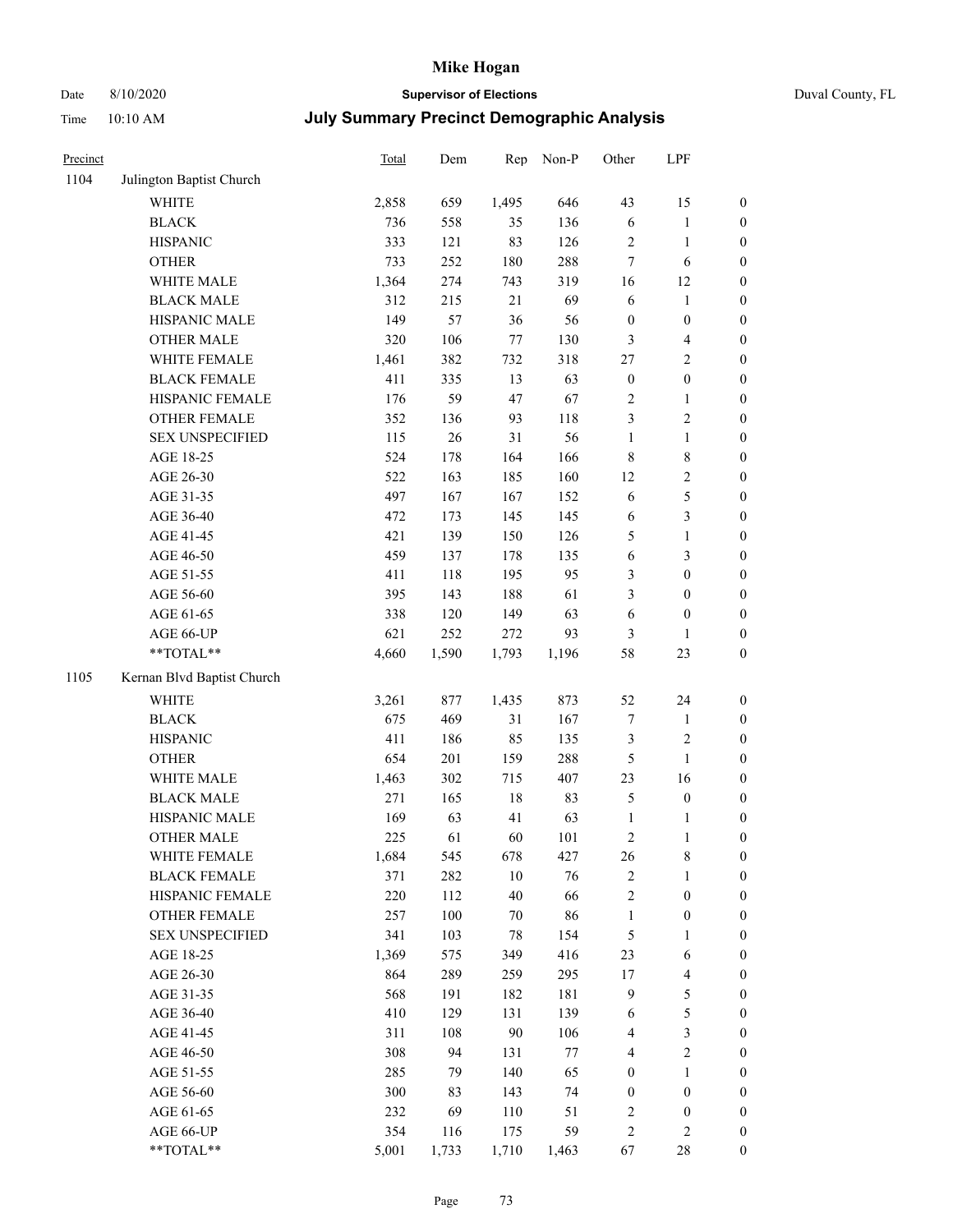# Mike Hogan

Date 8/10/2020 **Supervisor of Elections** Duval County, FL

Time 10:10 AM **July Summary Precinct Demographic Analysis**

| Precinct | | Total | Dem | Rep | Non-P | Other | LPF | |
|---|---|---|---|---|---|---|---|---|
| 1104 | Julington Baptist Church | | | | | | | |
| | WHITE | 2,858 | 659 | 1,495 | 646 | 43 | 15 | 0 |
| | BLACK | 736 | 558 | 35 | 136 | 6 | 1 | 0 |
| | HISPANIC | 333 | 121 | 83 | 126 | 2 | 1 | 0 |
| | OTHER | 733 | 252 | 180 | 288 | 7 | 6 | 0 |
| | WHITE MALE | 1,364 | 274 | 743 | 319 | 16 | 12 | 0 |
| | BLACK MALE | 312 | 215 | 21 | 69 | 6 | 1 | 0 |
| | HISPANIC MALE | 149 | 57 | 36 | 56 | 0 | 0 | 0 |
| | OTHER MALE | 320 | 106 | 77 | 130 | 3 | 4 | 0 |
| | WHITE FEMALE | 1,461 | 382 | 732 | 318 | 27 | 2 | 0 |
| | BLACK FEMALE | 411 | 335 | 13 | 63 | 0 | 0 | 0 |
| | HISPANIC FEMALE | 176 | 59 | 47 | 67 | 2 | 1 | 0 |
| | OTHER FEMALE | 352 | 136 | 93 | 118 | 3 | 2 | 0 |
| | SEX UNSPECIFIED | 115 | 26 | 31 | 56 | 1 | 1 | 0 |
| | AGE 18-25 | 524 | 178 | 164 | 166 | 8 | 8 | 0 |
| | AGE 26-30 | 522 | 163 | 185 | 160 | 12 | 2 | 0 |
| | AGE 31-35 | 497 | 167 | 167 | 152 | 6 | 5 | 0 |
| | AGE 36-40 | 472 | 173 | 145 | 145 | 6 | 3 | 0 |
| | AGE 41-45 | 421 | 139 | 150 | 126 | 5 | 1 | 0 |
| | AGE 46-50 | 459 | 137 | 178 | 135 | 6 | 3 | 0 |
| | AGE 51-55 | 411 | 118 | 195 | 95 | 3 | 0 | 0 |
| | AGE 56-60 | 395 | 143 | 188 | 61 | 3 | 0 | 0 |
| | AGE 61-65 | 338 | 120 | 149 | 63 | 6 | 0 | 0 |
| | AGE 66-UP | 621 | 252 | 272 | 93 | 3 | 1 | 0 |
| | **TOTAL** | 4,660 | 1,590 | 1,793 | 1,196 | 58 | 23 | 0 |
| 1105 | Kernan Blvd Baptist Church | | | | | | | |
| | WHITE | 3,261 | 877 | 1,435 | 873 | 52 | 24 | 0 |
| | BLACK | 675 | 469 | 31 | 167 | 7 | 1 | 0 |
| | HISPANIC | 411 | 186 | 85 | 135 | 3 | 2 | 0 |
| | OTHER | 654 | 201 | 159 | 288 | 5 | 1 | 0 |
| | WHITE MALE | 1,463 | 302 | 715 | 407 | 23 | 16 | 0 |
| | BLACK MALE | 271 | 165 | 18 | 83 | 5 | 0 | 0 |
| | HISPANIC MALE | 169 | 63 | 41 | 63 | 1 | 1 | 0 |
| | OTHER MALE | 225 | 61 | 60 | 101 | 2 | 1 | 0 |
| | WHITE FEMALE | 1,684 | 545 | 678 | 427 | 26 | 8 | 0 |
| | BLACK FEMALE | 371 | 282 | 10 | 76 | 2 | 1 | 0 |
| | HISPANIC FEMALE | 220 | 112 | 40 | 66 | 2 | 0 | 0 |
| | OTHER FEMALE | 257 | 100 | 70 | 86 | 1 | 0 | 0 |
| | SEX UNSPECIFIED | 341 | 103 | 78 | 154 | 5 | 1 | 0 |
| | AGE 18-25 | 1,369 | 575 | 349 | 416 | 23 | 6 | 0 |
| | AGE 26-30 | 864 | 289 | 259 | 295 | 17 | 4 | 0 |
| | AGE 31-35 | 568 | 191 | 182 | 181 | 9 | 5 | 0 |
| | AGE 36-40 | 410 | 129 | 131 | 139 | 6 | 5 | 0 |
| | AGE 41-45 | 311 | 108 | 90 | 106 | 4 | 3 | 0 |
| | AGE 46-50 | 308 | 94 | 131 | 77 | 4 | 2 | 0 |
| | AGE 51-55 | 285 | 79 | 140 | 65 | 0 | 1 | 0 |
| | AGE 56-60 | 300 | 83 | 143 | 74 | 0 | 0 | 0 |
| | AGE 61-65 | 232 | 69 | 110 | 51 | 2 | 0 | 0 |
| | AGE 66-UP | 354 | 116 | 175 | 59 | 2 | 2 | 0 |
| | **TOTAL** | 5,001 | 1,733 | 1,710 | 1,463 | 67 | 28 | 0 |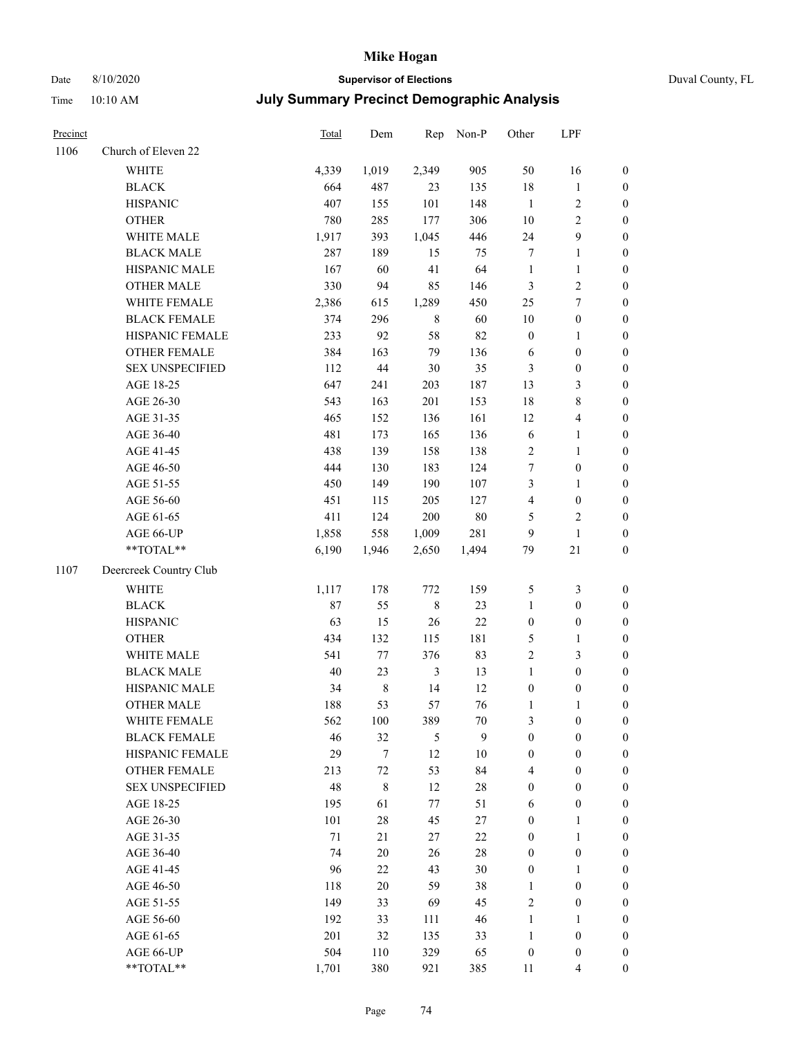# Mike Hogan

Date 8/10/2020 **Supervisor of Elections** Duval County, FL

Time 10:10 AM **July Summary Precinct Demographic Analysis**

| Precinct | | Total | Dem | Rep | Non-P | Other | LPF | |
|---|---|---|---|---|---|---|---|---|
| 1106 | Church of Eleven 22 | | | | | | | |
| | WHITE | 4,339 | 1,019 | 2,349 | 905 | 50 | 16 | 0 |
| | BLACK | 664 | 487 | 23 | 135 | 18 | 1 | 0 |
| | HISPANIC | 407 | 155 | 101 | 148 | 1 | 2 | 0 |
| | OTHER | 780 | 285 | 177 | 306 | 10 | 2 | 0 |
| | WHITE MALE | 1,917 | 393 | 1,045 | 446 | 24 | 9 | 0 |
| | BLACK MALE | 287 | 189 | 15 | 75 | 7 | 1 | 0 |
| | HISPANIC MALE | 167 | 60 | 41 | 64 | 1 | 1 | 0 |
| | OTHER MALE | 330 | 94 | 85 | 146 | 3 | 2 | 0 |
| | WHITE FEMALE | 2,386 | 615 | 1,289 | 450 | 25 | 7 | 0 |
| | BLACK FEMALE | 374 | 296 | 8 | 60 | 10 | 0 | 0 |
| | HISPANIC FEMALE | 233 | 92 | 58 | 82 | 0 | 1 | 0 |
| | OTHER FEMALE | 384 | 163 | 79 | 136 | 6 | 0 | 0 |
| | SEX UNSPECIFIED | 112 | 44 | 30 | 35 | 3 | 0 | 0 |
| | AGE 18-25 | 647 | 241 | 203 | 187 | 13 | 3 | 0 |
| | AGE 26-30 | 543 | 163 | 201 | 153 | 18 | 8 | 0 |
| | AGE 31-35 | 465 | 152 | 136 | 161 | 12 | 4 | 0 |
| | AGE 36-40 | 481 | 173 | 165 | 136 | 6 | 1 | 0 |
| | AGE 41-45 | 438 | 139 | 158 | 138 | 2 | 1 | 0 |
| | AGE 46-50 | 444 | 130 | 183 | 124 | 7 | 0 | 0 |
| | AGE 51-55 | 450 | 149 | 190 | 107 | 3 | 1 | 0 |
| | AGE 56-60 | 451 | 115 | 205 | 127 | 4 | 0 | 0 |
| | AGE 61-65 | 411 | 124 | 200 | 80 | 5 | 2 | 0 |
| | AGE 66-UP | 1,858 | 558 | 1,009 | 281 | 9 | 1 | 0 |
| | **TOTAL** | 6,190 | 1,946 | 2,650 | 1,494 | 79 | 21 | 0 |
| 1107 | Deercreek Country Club | | | | | | | |
| | WHITE | 1,117 | 178 | 772 | 159 | 5 | 3 | 0 |
| | BLACK | 87 | 55 | 8 | 23 | 1 | 0 | 0 |
| | HISPANIC | 63 | 15 | 26 | 22 | 0 | 0 | 0 |
| | OTHER | 434 | 132 | 115 | 181 | 5 | 1 | 0 |
| | WHITE MALE | 541 | 77 | 376 | 83 | 2 | 3 | 0 |
| | BLACK MALE | 40 | 23 | 3 | 13 | 1 | 0 | 0 |
| | HISPANIC MALE | 34 | 8 | 14 | 12 | 0 | 0 | 0 |
| | OTHER MALE | 188 | 53 | 57 | 76 | 1 | 1 | 0 |
| | WHITE FEMALE | 562 | 100 | 389 | 70 | 3 | 0 | 0 |
| | BLACK FEMALE | 46 | 32 | 5 | 9 | 0 | 0 | 0 |
| | HISPANIC FEMALE | 29 | 7 | 12 | 10 | 0 | 0 | 0 |
| | OTHER FEMALE | 213 | 72 | 53 | 84 | 4 | 0 | 0 |
| | SEX UNSPECIFIED | 48 | 8 | 12 | 28 | 0 | 0 | 0 |
| | AGE 18-25 | 195 | 61 | 77 | 51 | 6 | 0 | 0 |
| | AGE 26-30 | 101 | 28 | 45 | 27 | 0 | 1 | 0 |
| | AGE 31-35 | 71 | 21 | 27 | 22 | 0 | 1 | 0 |
| | AGE 36-40 | 74 | 20 | 26 | 28 | 0 | 0 | 0 |
| | AGE 41-45 | 96 | 22 | 43 | 30 | 0 | 1 | 0 |
| | AGE 46-50 | 118 | 20 | 59 | 38 | 1 | 0 | 0 |
| | AGE 51-55 | 149 | 33 | 69 | 45 | 2 | 0 | 0 |
| | AGE 56-60 | 192 | 33 | 111 | 46 | 1 | 1 | 0 |
| | AGE 61-65 | 201 | 32 | 135 | 33 | 1 | 0 | 0 |
| | AGE 66-UP | 504 | 110 | 329 | 65 | 0 | 0 | 0 |
| | **TOTAL** | 1,701 | 380 | 921 | 385 | 11 | 4 | 0 |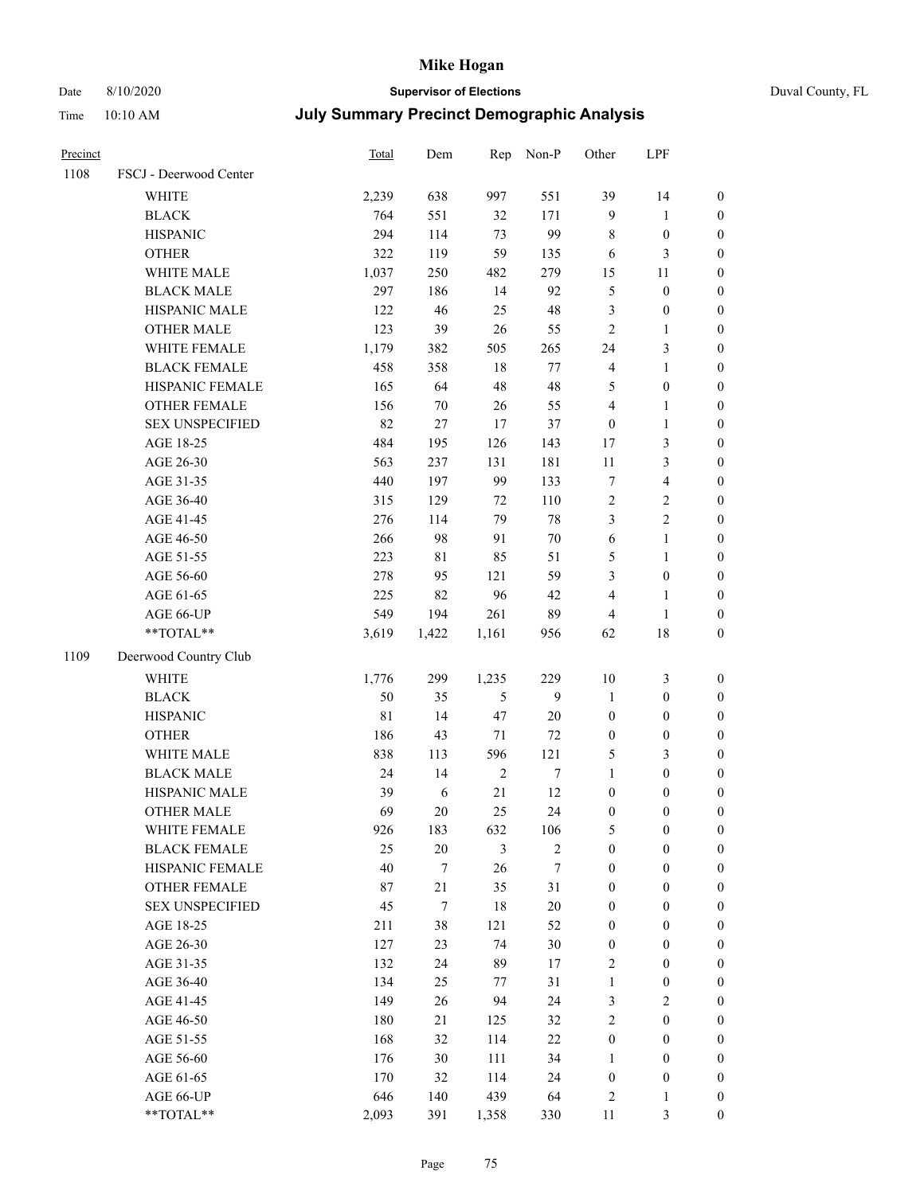# Mike Hogan

Date 8/10/2020 **Supervisor of Elections** Duval County, FL

Time 10:10 AM **July Summary Precinct Demographic Analysis**

| Precinct | | Total | Dem | Rep | Non-P | Other | LPF | |
|---|---|---|---|---|---|---|---|---|
| 1108 | FSCJ - Deerwood Center | | | | | | | |
| | WHITE | 2,239 | 638 | 997 | 551 | 39 | 14 | 0 |
| | BLACK | 764 | 551 | 32 | 171 | 9 | 1 | 0 |
| | HISPANIC | 294 | 114 | 73 | 99 | 8 | 0 | 0 |
| | OTHER | 322 | 119 | 59 | 135 | 6 | 3 | 0 |
| | WHITE MALE | 1,037 | 250 | 482 | 279 | 15 | 11 | 0 |
| | BLACK MALE | 297 | 186 | 14 | 92 | 5 | 0 | 0 |
| | HISPANIC MALE | 122 | 46 | 25 | 48 | 3 | 0 | 0 |
| | OTHER MALE | 123 | 39 | 26 | 55 | 2 | 1 | 0 |
| | WHITE FEMALE | 1,179 | 382 | 505 | 265 | 24 | 3 | 0 |
| | BLACK FEMALE | 458 | 358 | 18 | 77 | 4 | 1 | 0 |
| | HISPANIC FEMALE | 165 | 64 | 48 | 48 | 5 | 0 | 0 |
| | OTHER FEMALE | 156 | 70 | 26 | 55 | 4 | 1 | 0 |
| | SEX UNSPECIFIED | 82 | 27 | 17 | 37 | 0 | 1 | 0 |
| | AGE 18-25 | 484 | 195 | 126 | 143 | 17 | 3 | 0 |
| | AGE 26-30 | 563 | 237 | 131 | 181 | 11 | 3 | 0 |
| | AGE 31-35 | 440 | 197 | 99 | 133 | 7 | 4 | 0 |
| | AGE 36-40 | 315 | 129 | 72 | 110 | 2 | 2 | 0 |
| | AGE 41-45 | 276 | 114 | 79 | 78 | 3 | 2 | 0 |
| | AGE 46-50 | 266 | 98 | 91 | 70 | 6 | 1 | 0 |
| | AGE 51-55 | 223 | 81 | 85 | 51 | 5 | 1 | 0 |
| | AGE 56-60 | 278 | 95 | 121 | 59 | 3 | 0 | 0 |
| | AGE 61-65 | 225 | 82 | 96 | 42 | 4 | 1 | 0 |
| | AGE 66-UP | 549 | 194 | 261 | 89 | 4 | 1 | 0 |
| | **TOTAL** | 3,619 | 1,422 | 1,161 | 956 | 62 | 18 | 0 |
| 1109 | Deerwood Country Club | | | | | | | |
| | WHITE | 1,776 | 299 | 1,235 | 229 | 10 | 3 | 0 |
| | BLACK | 50 | 35 | 5 | 9 | 1 | 0 | 0 |
| | HISPANIC | 81 | 14 | 47 | 20 | 0 | 0 | 0 |
| | OTHER | 186 | 43 | 71 | 72 | 0 | 0 | 0 |
| | WHITE MALE | 838 | 113 | 596 | 121 | 5 | 3 | 0 |
| | BLACK MALE | 24 | 14 | 2 | 7 | 1 | 0 | 0 |
| | HISPANIC MALE | 39 | 6 | 21 | 12 | 0 | 0 | 0 |
| | OTHER MALE | 69 | 20 | 25 | 24 | 0 | 0 | 0 |
| | WHITE FEMALE | 926 | 183 | 632 | 106 | 5 | 0 | 0 |
| | BLACK FEMALE | 25 | 20 | 3 | 2 | 0 | 0 | 0 |
| | HISPANIC FEMALE | 40 | 7 | 26 | 7 | 0 | 0 | 0 |
| | OTHER FEMALE | 87 | 21 | 35 | 31 | 0 | 0 | 0 |
| | SEX UNSPECIFIED | 45 | 7 | 18 | 20 | 0 | 0 | 0 |
| | AGE 18-25 | 211 | 38 | 121 | 52 | 0 | 0 | 0 |
| | AGE 26-30 | 127 | 23 | 74 | 30 | 0 | 0 | 0 |
| | AGE 31-35 | 132 | 24 | 89 | 17 | 2 | 0 | 0 |
| | AGE 36-40 | 134 | 25 | 77 | 31 | 1 | 0 | 0 |
| | AGE 41-45 | 149 | 26 | 94 | 24 | 3 | 2 | 0 |
| | AGE 46-50 | 180 | 21 | 125 | 32 | 2 | 0 | 0 |
| | AGE 51-55 | 168 | 32 | 114 | 22 | 0 | 0 | 0 |
| | AGE 56-60 | 176 | 30 | 111 | 34 | 1 | 0 | 0 |
| | AGE 61-65 | 170 | 32 | 114 | 24 | 0 | 0 | 0 |
| | AGE 66-UP | 646 | 140 | 439 | 64 | 2 | 1 | 0 |
| | **TOTAL** | 2,093 | 391 | 1,358 | 330 | 11 | 3 | 0 |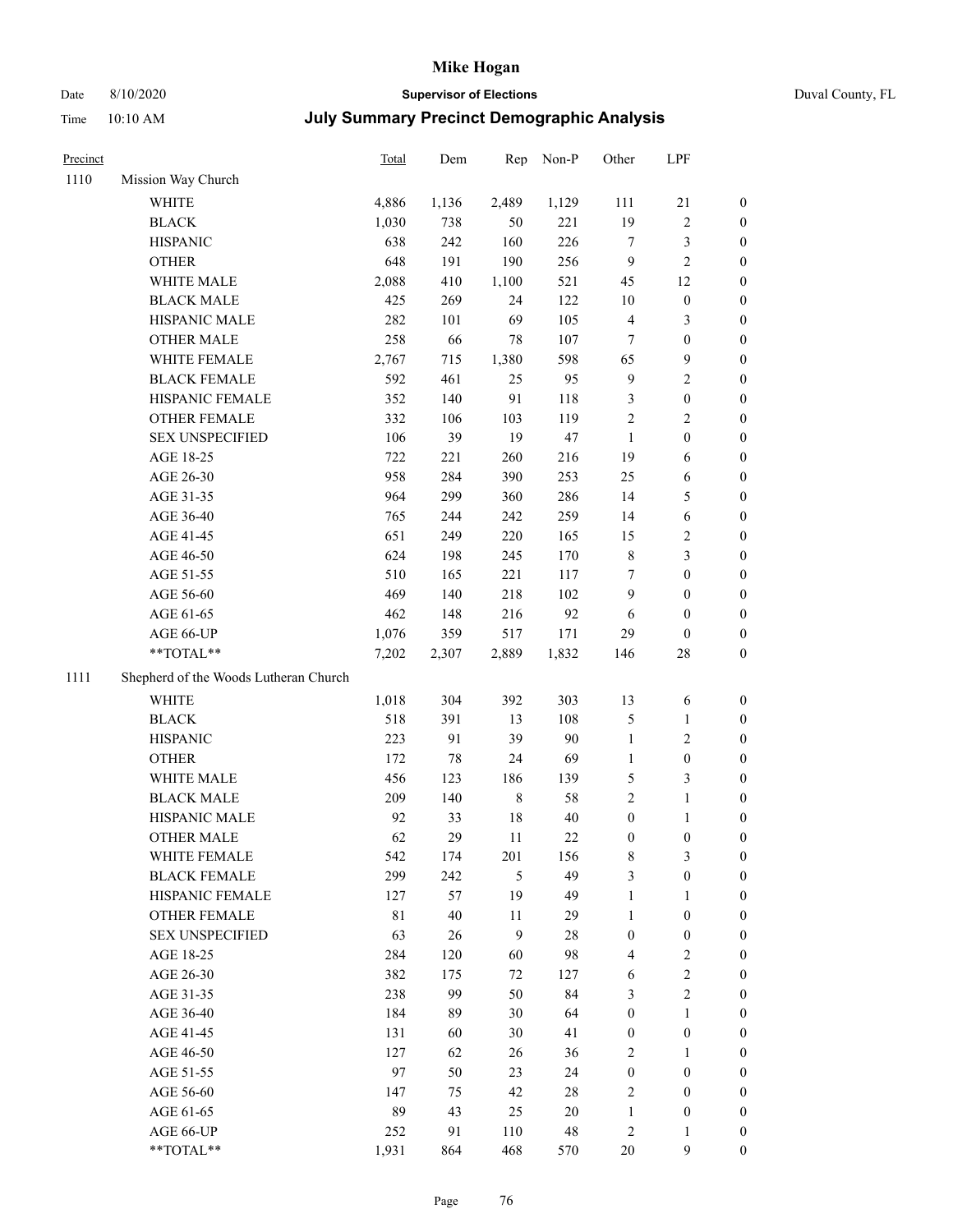# Mike Hogan

Date 8/10/2020 **Supervisor of Elections** Duval County, FL

Time 10:10 AM **July Summary Precinct Demographic Analysis**

| Precinct | | Total | Dem | Rep | Non-P | Other | LPF | |
|---|---|---|---|---|---|---|---|---|
| 1110 | Mission Way Church | | | | | | | |
| | WHITE | 4,886 | 1,136 | 2,489 | 1,129 | 111 | 21 | 0 |
| | BLACK | 1,030 | 738 | 50 | 221 | 19 | 2 | 0 |
| | HISPANIC | 638 | 242 | 160 | 226 | 7 | 3 | 0 |
| | OTHER | 648 | 191 | 190 | 256 | 9 | 2 | 0 |
| | WHITE MALE | 2,088 | 410 | 1,100 | 521 | 45 | 12 | 0 |
| | BLACK MALE | 425 | 269 | 24 | 122 | 10 | 0 | 0 |
| | HISPANIC MALE | 282 | 101 | 69 | 105 | 4 | 3 | 0 |
| | OTHER MALE | 258 | 66 | 78 | 107 | 7 | 0 | 0 |
| | WHITE FEMALE | 2,767 | 715 | 1,380 | 598 | 65 | 9 | 0 |
| | BLACK FEMALE | 592 | 461 | 25 | 95 | 9 | 2 | 0 |
| | HISPANIC FEMALE | 352 | 140 | 91 | 118 | 3 | 0 | 0 |
| | OTHER FEMALE | 332 | 106 | 103 | 119 | 2 | 2 | 0 |
| | SEX UNSPECIFIED | 106 | 39 | 19 | 47 | 1 | 0 | 0 |
| | AGE 18-25 | 722 | 221 | 260 | 216 | 19 | 6 | 0 |
| | AGE 26-30 | 958 | 284 | 390 | 253 | 25 | 6 | 0 |
| | AGE 31-35 | 964 | 299 | 360 | 286 | 14 | 5 | 0 |
| | AGE 36-40 | 765 | 244 | 242 | 259 | 14 | 6 | 0 |
| | AGE 41-45 | 651 | 249 | 220 | 165 | 15 | 2 | 0 |
| | AGE 46-50 | 624 | 198 | 245 | 170 | 8 | 3 | 0 |
| | AGE 51-55 | 510 | 165 | 221 | 117 | 7 | 0 | 0 |
| | AGE 56-60 | 469 | 140 | 218 | 102 | 9 | 0 | 0 |
| | AGE 61-65 | 462 | 148 | 216 | 92 | 6 | 0 | 0 |
| | AGE 66-UP | 1,076 | 359 | 517 | 171 | 29 | 0 | 0 |
| | **TOTAL** | 7,202 | 2,307 | 2,889 | 1,832 | 146 | 28 | 0 |
| 1111 | Shepherd of the Woods Lutheran Church | | | | | | | |
| | WHITE | 1,018 | 304 | 392 | 303 | 13 | 6 | 0 |
| | BLACK | 518 | 391 | 13 | 108 | 5 | 1 | 0 |
| | HISPANIC | 223 | 91 | 39 | 90 | 1 | 2 | 0 |
| | OTHER | 172 | 78 | 24 | 69 | 1 | 0 | 0 |
| | WHITE MALE | 456 | 123 | 186 | 139 | 5 | 3 | 0 |
| | BLACK MALE | 209 | 140 | 8 | 58 | 2 | 1 | 0 |
| | HISPANIC MALE | 92 | 33 | 18 | 40 | 0 | 1 | 0 |
| | OTHER MALE | 62 | 29 | 11 | 22 | 0 | 0 | 0 |
| | WHITE FEMALE | 542 | 174 | 201 | 156 | 8 | 3 | 0 |
| | BLACK FEMALE | 299 | 242 | 5 | 49 | 3 | 0 | 0 |
| | HISPANIC FEMALE | 127 | 57 | 19 | 49 | 1 | 1 | 0 |
| | OTHER FEMALE | 81 | 40 | 11 | 29 | 1 | 0 | 0 |
| | SEX UNSPECIFIED | 63 | 26 | 9 | 28 | 0 | 0 | 0 |
| | AGE 18-25 | 284 | 120 | 60 | 98 | 4 | 2 | 0 |
| | AGE 26-30 | 382 | 175 | 72 | 127 | 6 | 2 | 0 |
| | AGE 31-35 | 238 | 99 | 50 | 84 | 3 | 2 | 0 |
| | AGE 36-40 | 184 | 89 | 30 | 64 | 0 | 1 | 0 |
| | AGE 41-45 | 131 | 60 | 30 | 41 | 0 | 0 | 0 |
| | AGE 46-50 | 127 | 62 | 26 | 36 | 2 | 1 | 0 |
| | AGE 51-55 | 97 | 50 | 23 | 24 | 0 | 0 | 0 |
| | AGE 56-60 | 147 | 75 | 42 | 28 | 2 | 0 | 0 |
| | AGE 61-65 | 89 | 43 | 25 | 20 | 1 | 0 | 0 |
| | AGE 66-UP | 252 | 91 | 110 | 48 | 2 | 1 | 0 |
| | **TOTAL** | 1,931 | 864 | 468 | 570 | 20 | 9 | 0 |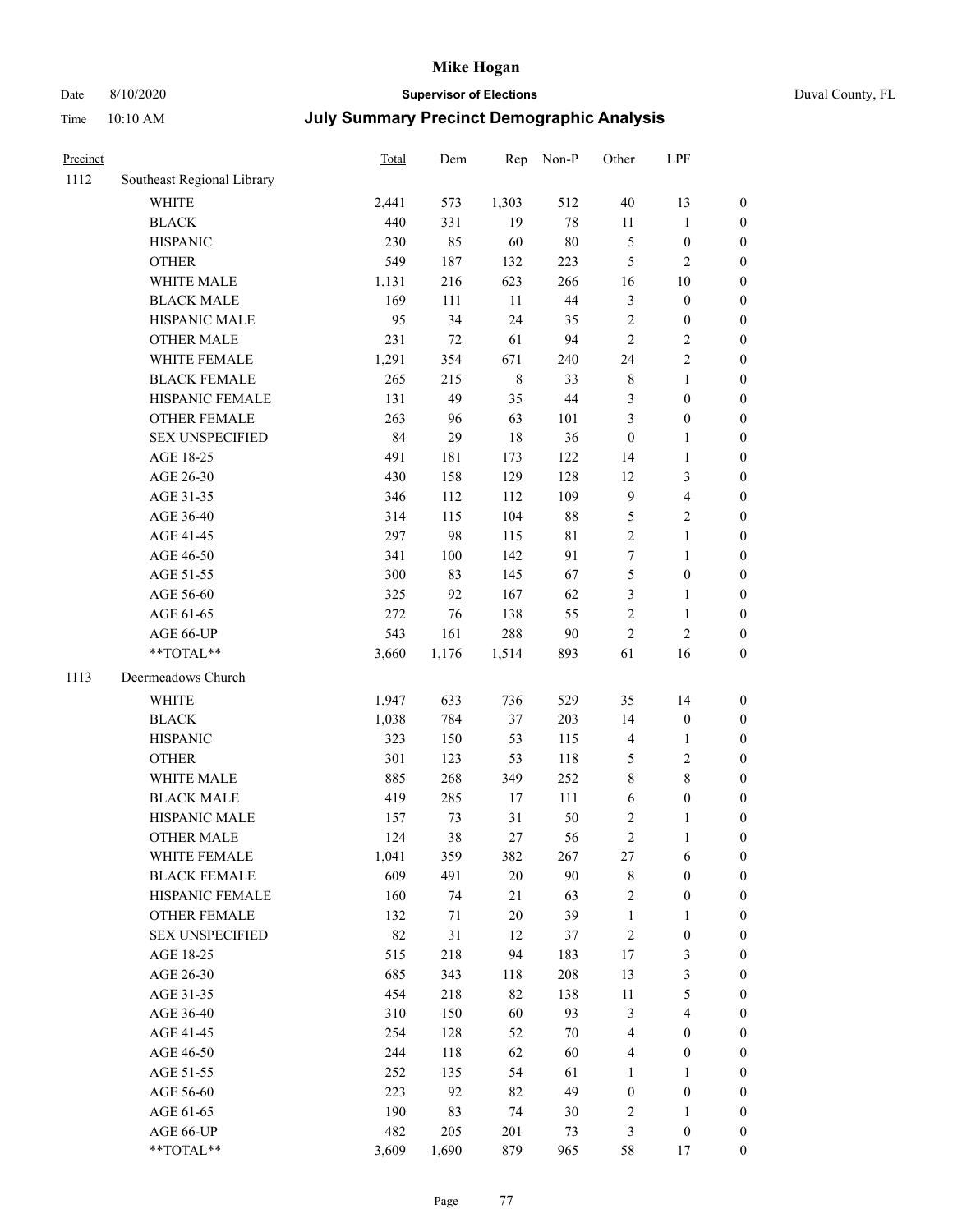# Mike Hogan

Date 8/10/2020 **Supervisor of Elections** Duval County, FL

Time 10:10 AM **July Summary Precinct Demographic Analysis**

| Precinct | | Total | Dem | Rep | Non-P | Other | LPF | |
|---|---|---|---|---|---|---|---|---|
| 1112 | Southeast Regional Library | | | | | | | |
| | WHITE | 2,441 | 573 | 1,303 | 512 | 40 | 13 | 0 |
| | BLACK | 440 | 331 | 19 | 78 | 11 | 1 | 0 |
| | HISPANIC | 230 | 85 | 60 | 80 | 5 | 0 | 0 |
| | OTHER | 549 | 187 | 132 | 223 | 5 | 2 | 0 |
| | WHITE MALE | 1,131 | 216 | 623 | 266 | 16 | 10 | 0 |
| | BLACK MALE | 169 | 111 | 11 | 44 | 3 | 0 | 0 |
| | HISPANIC MALE | 95 | 34 | 24 | 35 | 2 | 0 | 0 |
| | OTHER MALE | 231 | 72 | 61 | 94 | 2 | 2 | 0 |
| | WHITE FEMALE | 1,291 | 354 | 671 | 240 | 24 | 2 | 0 |
| | BLACK FEMALE | 265 | 215 | 8 | 33 | 8 | 1 | 0 |
| | HISPANIC FEMALE | 131 | 49 | 35 | 44 | 3 | 0 | 0 |
| | OTHER FEMALE | 263 | 96 | 63 | 101 | 3 | 0 | 0 |
| | SEX UNSPECIFIED | 84 | 29 | 18 | 36 | 0 | 1 | 0 |
| | AGE 18-25 | 491 | 181 | 173 | 122 | 14 | 1 | 0 |
| | AGE 26-30 | 430 | 158 | 129 | 128 | 12 | 3 | 0 |
| | AGE 31-35 | 346 | 112 | 112 | 109 | 9 | 4 | 0 |
| | AGE 36-40 | 314 | 115 | 104 | 88 | 5 | 2 | 0 |
| | AGE 41-45 | 297 | 98 | 115 | 81 | 2 | 1 | 0 |
| | AGE 46-50 | 341 | 100 | 142 | 91 | 7 | 1 | 0 |
| | AGE 51-55 | 300 | 83 | 145 | 67 | 5 | 0 | 0 |
| | AGE 56-60 | 325 | 92 | 167 | 62 | 3 | 1 | 0 |
| | AGE 61-65 | 272 | 76 | 138 | 55 | 2 | 1 | 0 |
| | AGE 66-UP | 543 | 161 | 288 | 90 | 2 | 2 | 0 |
| | **TOTAL** | 3,660 | 1,176 | 1,514 | 893 | 61 | 16 | 0 |
| 1113 | Deermeadows Church | | | | | | | |
| | WHITE | 1,947 | 633 | 736 | 529 | 35 | 14 | 0 |
| | BLACK | 1,038 | 784 | 37 | 203 | 14 | 0 | 0 |
| | HISPANIC | 323 | 150 | 53 | 115 | 4 | 1 | 0 |
| | OTHER | 301 | 123 | 53 | 118 | 5 | 2 | 0 |
| | WHITE MALE | 885 | 268 | 349 | 252 | 8 | 8 | 0 |
| | BLACK MALE | 419 | 285 | 17 | 111 | 6 | 0 | 0 |
| | HISPANIC MALE | 157 | 73 | 31 | 50 | 2 | 1 | 0 |
| | OTHER MALE | 124 | 38 | 27 | 56 | 2 | 1 | 0 |
| | WHITE FEMALE | 1,041 | 359 | 382 | 267 | 27 | 6 | 0 |
| | BLACK FEMALE | 609 | 491 | 20 | 90 | 8 | 0 | 0 |
| | HISPANIC FEMALE | 160 | 74 | 21 | 63 | 2 | 0 | 0 |
| | OTHER FEMALE | 132 | 71 | 20 | 39 | 1 | 1 | 0 |
| | SEX UNSPECIFIED | 82 | 31 | 12 | 37 | 2 | 0 | 0 |
| | AGE 18-25 | 515 | 218 | 94 | 183 | 17 | 3 | 0 |
| | AGE 26-30 | 685 | 343 | 118 | 208 | 13 | 3 | 0 |
| | AGE 31-35 | 454 | 218 | 82 | 138 | 11 | 5 | 0 |
| | AGE 36-40 | 310 | 150 | 60 | 93 | 3 | 4 | 0 |
| | AGE 41-45 | 254 | 128 | 52 | 70 | 4 | 0 | 0 |
| | AGE 46-50 | 244 | 118 | 62 | 60 | 4 | 0 | 0 |
| | AGE 51-55 | 252 | 135 | 54 | 61 | 1 | 1 | 0 |
| | AGE 56-60 | 223 | 92 | 82 | 49 | 0 | 0 | 0 |
| | AGE 61-65 | 190 | 83 | 74 | 30 | 2 | 1 | 0 |
| | AGE 66-UP | 482 | 205 | 201 | 73 | 3 | 0 | 0 |
| | **TOTAL** | 3,609 | 1,690 | 879 | 965 | 58 | 17 | 0 |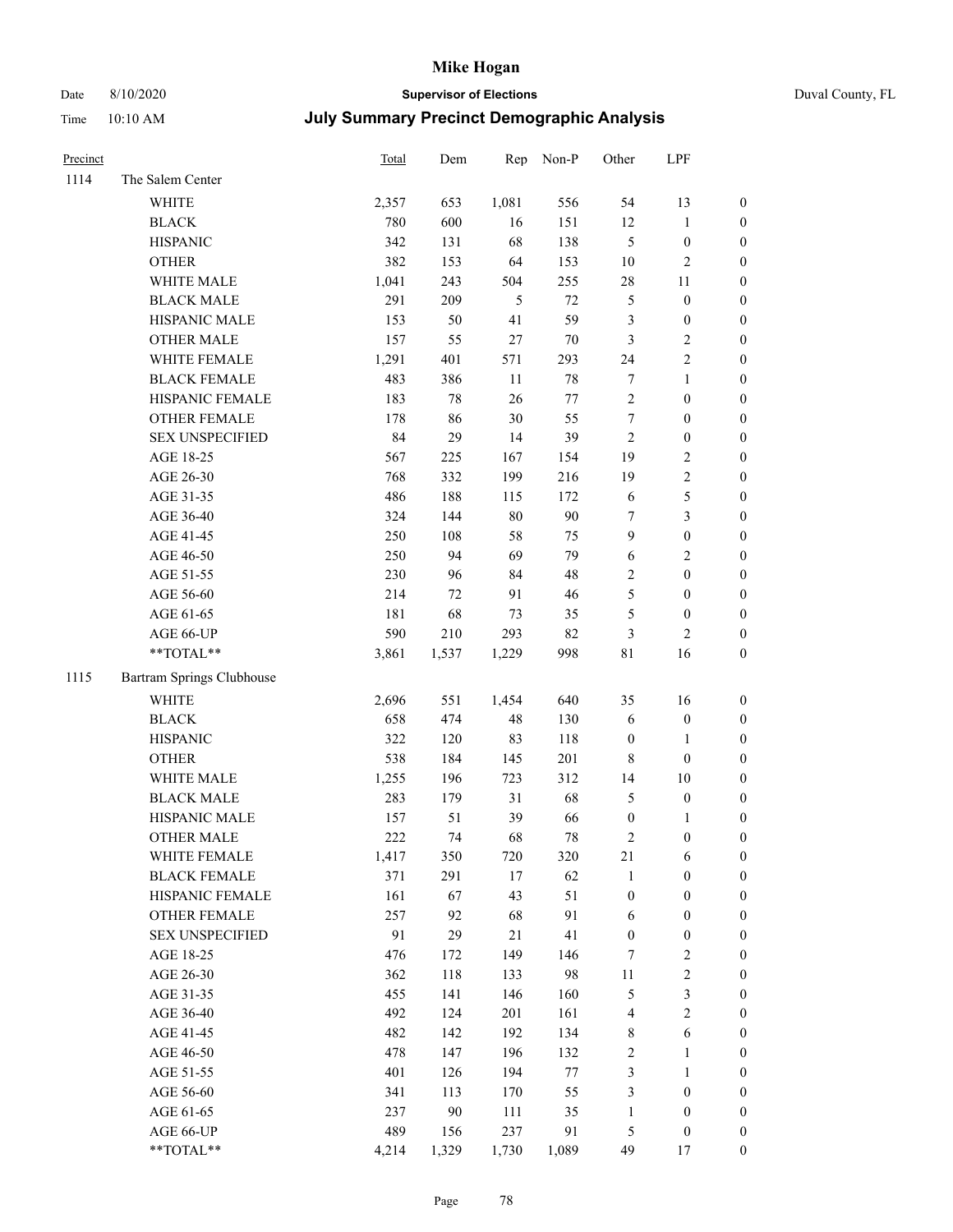# Mike Hogan

Date 8/10/2020 | **Supervisor of Elections** | Duval County, FL

Time 10:10 AM | **July Summary Precinct Demographic Analysis**

| Precinct | | Total | Dem | Rep | Non-P | Other | LPF | |
|---|---|---|---|---|---|---|---|---|
| 1114 | The Salem Center | | | | | | | |
| | WHITE | 2,357 | 653 | 1,081 | 556 | 54 | 13 | 0 |
| | BLACK | 780 | 600 | 16 | 151 | 12 | 1 | 0 |
| | HISPANIC | 342 | 131 | 68 | 138 | 5 | 0 | 0 |
| | OTHER | 382 | 153 | 64 | 153 | 10 | 2 | 0 |
| | WHITE MALE | 1,041 | 243 | 504 | 255 | 28 | 11 | 0 |
| | BLACK MALE | 291 | 209 | 5 | 72 | 5 | 0 | 0 |
| | HISPANIC MALE | 153 | 50 | 41 | 59 | 3 | 0 | 0 |
| | OTHER MALE | 157 | 55 | 27 | 70 | 3 | 2 | 0 |
| | WHITE FEMALE | 1,291 | 401 | 571 | 293 | 24 | 2 | 0 |
| | BLACK FEMALE | 483 | 386 | 11 | 78 | 7 | 1 | 0 |
| | HISPANIC FEMALE | 183 | 78 | 26 | 77 | 2 | 0 | 0 |
| | OTHER FEMALE | 178 | 86 | 30 | 55 | 7 | 0 | 0 |
| | SEX UNSPECIFIED | 84 | 29 | 14 | 39 | 2 | 0 | 0 |
| | AGE 18-25 | 567 | 225 | 167 | 154 | 19 | 2 | 0 |
| | AGE 26-30 | 768 | 332 | 199 | 216 | 19 | 2 | 0 |
| | AGE 31-35 | 486 | 188 | 115 | 172 | 6 | 5 | 0 |
| | AGE 36-40 | 324 | 144 | 80 | 90 | 7 | 3 | 0 |
| | AGE 41-45 | 250 | 108 | 58 | 75 | 9 | 0 | 0 |
| | AGE 46-50 | 250 | 94 | 69 | 79 | 6 | 2 | 0 |
| | AGE 51-55 | 230 | 96 | 84 | 48 | 2 | 0 | 0 |
| | AGE 56-60 | 214 | 72 | 91 | 46 | 5 | 0 | 0 |
| | AGE 61-65 | 181 | 68 | 73 | 35 | 5 | 0 | 0 |
| | AGE 66-UP | 590 | 210 | 293 | 82 | 3 | 2 | 0 |
| | **TOTAL** | 3,861 | 1,537 | 1,229 | 998 | 81 | 16 | 0 |
| 1115 | Bartram Springs Clubhouse | | | | | | | |
| | WHITE | 2,696 | 551 | 1,454 | 640 | 35 | 16 | 0 |
| | BLACK | 658 | 474 | 48 | 130 | 6 | 0 | 0 |
| | HISPANIC | 322 | 120 | 83 | 118 | 0 | 1 | 0 |
| | OTHER | 538 | 184 | 145 | 201 | 8 | 0 | 0 |
| | WHITE MALE | 1,255 | 196 | 723 | 312 | 14 | 10 | 0 |
| | BLACK MALE | 283 | 179 | 31 | 68 | 5 | 0 | 0 |
| | HISPANIC MALE | 157 | 51 | 39 | 66 | 0 | 1 | 0 |
| | OTHER MALE | 222 | 74 | 68 | 78 | 2 | 0 | 0 |
| | WHITE FEMALE | 1,417 | 350 | 720 | 320 | 21 | 6 | 0 |
| | BLACK FEMALE | 371 | 291 | 17 | 62 | 1 | 0 | 0 |
| | HISPANIC FEMALE | 161 | 67 | 43 | 51 | 0 | 0 | 0 |
| | OTHER FEMALE | 257 | 92 | 68 | 91 | 6 | 0 | 0 |
| | SEX UNSPECIFIED | 91 | 29 | 21 | 41 | 0 | 0 | 0 |
| | AGE 18-25 | 476 | 172 | 149 | 146 | 7 | 2 | 0 |
| | AGE 26-30 | 362 | 118 | 133 | 98 | 11 | 2 | 0 |
| | AGE 31-35 | 455 | 141 | 146 | 160 | 5 | 3 | 0 |
| | AGE 36-40 | 492 | 124 | 201 | 161 | 4 | 2 | 0 |
| | AGE 41-45 | 482 | 142 | 192 | 134 | 8 | 6 | 0 |
| | AGE 46-50 | 478 | 147 | 196 | 132 | 2 | 1 | 0 |
| | AGE 51-55 | 401 | 126 | 194 | 77 | 3 | 1 | 0 |
| | AGE 56-60 | 341 | 113 | 170 | 55 | 3 | 0 | 0 |
| | AGE 61-65 | 237 | 90 | 111 | 35 | 1 | 0 | 0 |
| | AGE 66-UP | 489 | 156 | 237 | 91 | 5 | 0 | 0 |
| | **TOTAL** | 4,214 | 1,329 | 1,730 | 1,089 | 49 | 17 | 0 |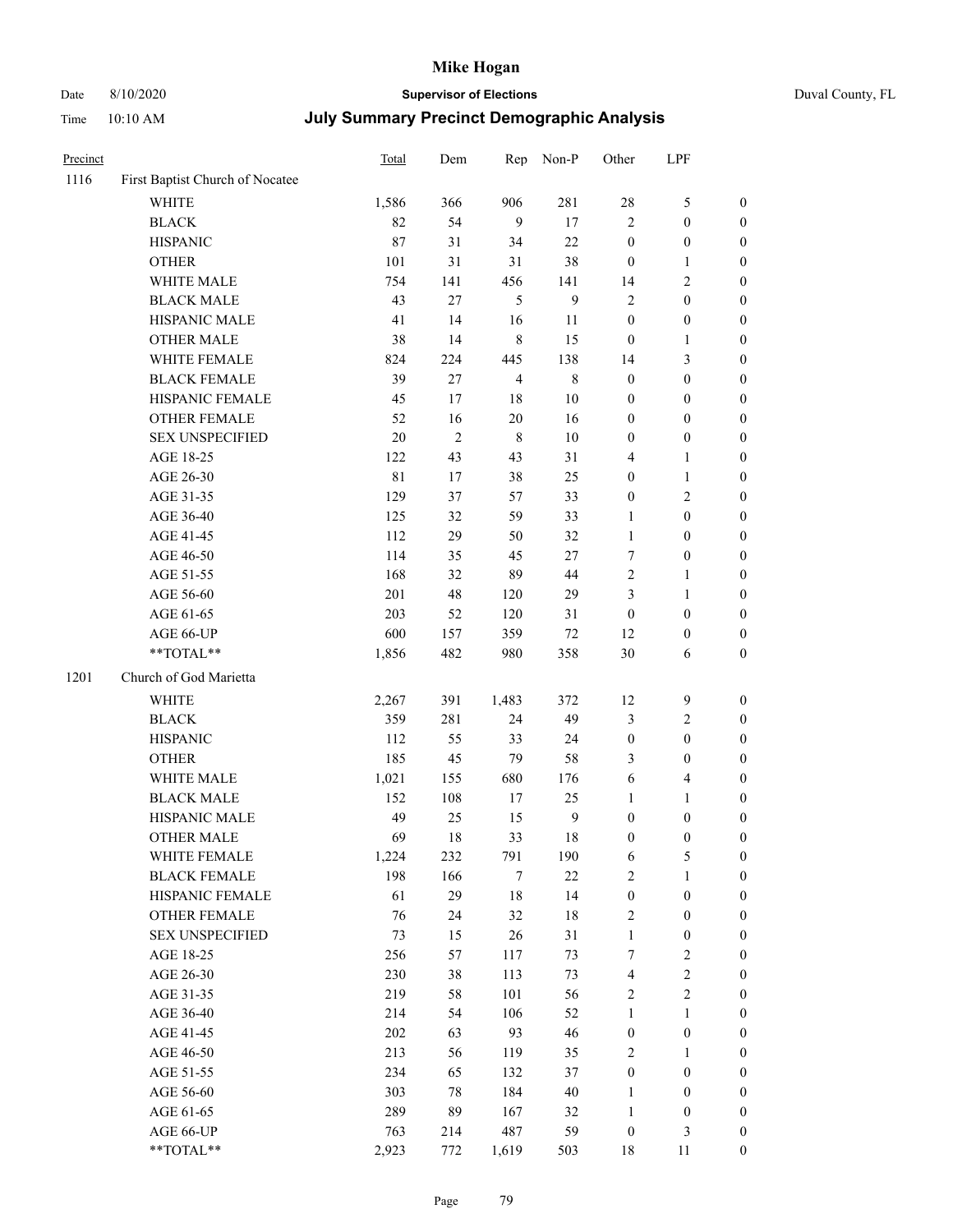# Mike Hogan

Date 8/10/2020 **Supervisor of Elections** Duval County, FL

Time 10:10 AM **July Summary Precinct Demographic Analysis**

| Precinct | | Total | Dem | Rep | Non-P | Other | LPF | |
|---|---|---|---|---|---|---|---|---|
| 1116 | First Baptist Church of Nocatee | | | | | | | |
| | WHITE | 1,586 | 366 | 906 | 281 | 28 | 5 | 0 |
| | BLACK | 82 | 54 | 9 | 17 | 2 | 0 | 0 |
| | HISPANIC | 87 | 31 | 34 | 22 | 0 | 0 | 0 |
| | OTHER | 101 | 31 | 31 | 38 | 0 | 1 | 0 |
| | WHITE MALE | 754 | 141 | 456 | 141 | 14 | 2 | 0 |
| | BLACK MALE | 43 | 27 | 5 | 9 | 2 | 0 | 0 |
| | HISPANIC MALE | 41 | 14 | 16 | 11 | 0 | 0 | 0 |
| | OTHER MALE | 38 | 14 | 8 | 15 | 0 | 1 | 0 |
| | WHITE FEMALE | 824 | 224 | 445 | 138 | 14 | 3 | 0 |
| | BLACK FEMALE | 39 | 27 | 4 | 8 | 0 | 0 | 0 |
| | HISPANIC FEMALE | 45 | 17 | 18 | 10 | 0 | 0 | 0 |
| | OTHER FEMALE | 52 | 16 | 20 | 16 | 0 | 0 | 0 |
| | SEX UNSPECIFIED | 20 | 2 | 8 | 10 | 0 | 0 | 0 |
| | AGE 18-25 | 122 | 43 | 43 | 31 | 4 | 1 | 0 |
| | AGE 26-30 | 81 | 17 | 38 | 25 | 0 | 1 | 0 |
| | AGE 31-35 | 129 | 37 | 57 | 33 | 0 | 2 | 0 |
| | AGE 36-40 | 125 | 32 | 59 | 33 | 1 | 0 | 0 |
| | AGE 41-45 | 112 | 29 | 50 | 32 | 1 | 0 | 0 |
| | AGE 46-50 | 114 | 35 | 45 | 27 | 7 | 0 | 0 |
| | AGE 51-55 | 168 | 32 | 89 | 44 | 2 | 1 | 0 |
| | AGE 56-60 | 201 | 48 | 120 | 29 | 3 | 1 | 0 |
| | AGE 61-65 | 203 | 52 | 120 | 31 | 0 | 0 | 0 |
| | AGE 66-UP | 600 | 157 | 359 | 72 | 12 | 0 | 0 |
| | **TOTAL** | 1,856 | 482 | 980 | 358 | 30 | 6 | 0 |
| 1201 | Church of God Marietta | | | | | | | |
| | WHITE | 2,267 | 391 | 1,483 | 372 | 12 | 9 | 0 |
| | BLACK | 359 | 281 | 24 | 49 | 3 | 2 | 0 |
| | HISPANIC | 112 | 55 | 33 | 24 | 0 | 0 | 0 |
| | OTHER | 185 | 45 | 79 | 58 | 3 | 0 | 0 |
| | WHITE MALE | 1,021 | 155 | 680 | 176 | 6 | 4 | 0 |
| | BLACK MALE | 152 | 108 | 17 | 25 | 1 | 1 | 0 |
| | HISPANIC MALE | 49 | 25 | 15 | 9 | 0 | 0 | 0 |
| | OTHER MALE | 69 | 18 | 33 | 18 | 0 | 0 | 0 |
| | WHITE FEMALE | 1,224 | 232 | 791 | 190 | 6 | 5 | 0 |
| | BLACK FEMALE | 198 | 166 | 7 | 22 | 2 | 1 | 0 |
| | HISPANIC FEMALE | 61 | 29 | 18 | 14 | 0 | 0 | 0 |
| | OTHER FEMALE | 76 | 24 | 32 | 18 | 2 | 0 | 0 |
| | SEX UNSPECIFIED | 73 | 15 | 26 | 31 | 1 | 0 | 0 |
| | AGE 18-25 | 256 | 57 | 117 | 73 | 7 | 2 | 0 |
| | AGE 26-30 | 230 | 38 | 113 | 73 | 4 | 2 | 0 |
| | AGE 31-35 | 219 | 58 | 101 | 56 | 2 | 2 | 0 |
| | AGE 36-40 | 214 | 54 | 106 | 52 | 1 | 1 | 0 |
| | AGE 41-45 | 202 | 63 | 93 | 46 | 0 | 0 | 0 |
| | AGE 46-50 | 213 | 56 | 119 | 35 | 2 | 1 | 0 |
| | AGE 51-55 | 234 | 65 | 132 | 37 | 0 | 0 | 0 |
| | AGE 56-60 | 303 | 78 | 184 | 40 | 1 | 0 | 0 |
| | AGE 61-65 | 289 | 89 | 167 | 32 | 1 | 0 | 0 |
| | AGE 66-UP | 763 | 214 | 487 | 59 | 0 | 3 | 0 |
| | **TOTAL** | 2,923 | 772 | 1,619 | 503 | 18 | 11 | 0 |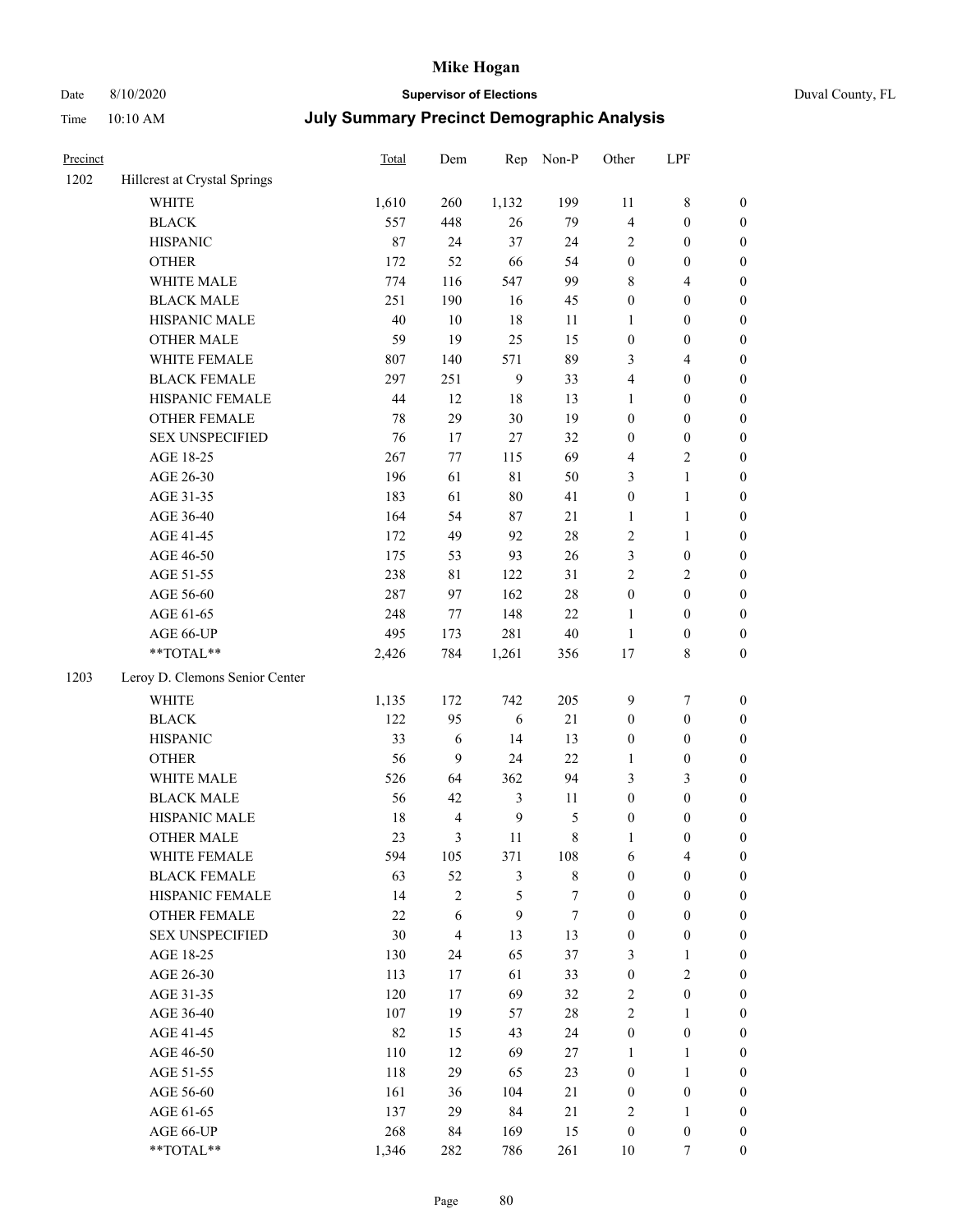| Precinct | | Total | Dem | Rep | Non-P | Other | LPF | |
|---|---|---|---|---|---|---|---|---|
| 1202 | Hillcrest at Crystal Springs | | | | | | | |
| | WHITE | 1,610 | 260 | 1,132 | 199 | 11 | 8 | 0 |
| | BLACK | 557 | 448 | 26 | 79 | 4 | 0 | 0 |
| | HISPANIC | 87 | 24 | 37 | 24 | 2 | 0 | 0 |
| | OTHER | 172 | 52 | 66 | 54 | 0 | 0 | 0 |
| | WHITE MALE | 774 | 116 | 547 | 99 | 8 | 4 | 0 |
| | BLACK MALE | 251 | 190 | 16 | 45 | 0 | 0 | 0 |
| | HISPANIC MALE | 40 | 10 | 18 | 11 | 1 | 0 | 0 |
| | OTHER MALE | 59 | 19 | 25 | 15 | 0 | 0 | 0 |
| | WHITE FEMALE | 807 | 140 | 571 | 89 | 3 | 4 | 0 |
| | BLACK FEMALE | 297 | 251 | 9 | 33 | 4 | 0 | 0 |
| | HISPANIC FEMALE | 44 | 12 | 18 | 13 | 1 | 0 | 0 |
| | OTHER FEMALE | 78 | 29 | 30 | 19 | 0 | 0 | 0 |
| | SEX UNSPECIFIED | 76 | 17 | 27 | 32 | 0 | 0 | 0 |
| | AGE 18-25 | 267 | 77 | 115 | 69 | 4 | 2 | 0 |
| | AGE 26-30 | 196 | 61 | 81 | 50 | 3 | 1 | 0 |
| | AGE 31-35 | 183 | 61 | 80 | 41 | 0 | 1 | 0 |
| | AGE 36-40 | 164 | 54 | 87 | 21 | 1 | 1 | 0 |
| | AGE 41-45 | 172 | 49 | 92 | 28 | 2 | 1 | 0 |
| | AGE 46-50 | 175 | 53 | 93 | 26 | 3 | 0 | 0 |
| | AGE 51-55 | 238 | 81 | 122 | 31 | 2 | 2 | 0 |
| | AGE 56-60 | 287 | 97 | 162 | 28 | 0 | 0 | 0 |
| | AGE 61-65 | 248 | 77 | 148 | 22 | 1 | 0 | 0 |
| | AGE 66-UP | 495 | 173 | 281 | 40 | 1 | 0 | 0 |
| | **TOTAL** | 2,426 | 784 | 1,261 | 356 | 17 | 8 | 0 |
| 1203 | Leroy D. Clemons Senior Center | | | | | | | |
| | WHITE | 1,135 | 172 | 742 | 205 | 9 | 7 | 0 |
| | BLACK | 122 | 95 | 6 | 21 | 0 | 0 | 0 |
| | HISPANIC | 33 | 6 | 14 | 13 | 0 | 0 | 0 |
| | OTHER | 56 | 9 | 24 | 22 | 1 | 0 | 0 |
| | WHITE MALE | 526 | 64 | 362 | 94 | 3 | 3 | 0 |
| | BLACK MALE | 56 | 42 | 3 | 11 | 0 | 0 | 0 |
| | HISPANIC MALE | 18 | 4 | 9 | 5 | 0 | 0 | 0 |
| | OTHER MALE | 23 | 3 | 11 | 8 | 1 | 0 | 0 |
| | WHITE FEMALE | 594 | 105 | 371 | 108 | 6 | 4 | 0 |
| | BLACK FEMALE | 63 | 52 | 3 | 8 | 0 | 0 | 0 |
| | HISPANIC FEMALE | 14 | 2 | 5 | 7 | 0 | 0 | 0 |
| | OTHER FEMALE | 22 | 6 | 9 | 7 | 0 | 0 | 0 |
| | SEX UNSPECIFIED | 30 | 4 | 13 | 13 | 0 | 0 | 0 |
| | AGE 18-25 | 130 | 24 | 65 | 37 | 3 | 1 | 0 |
| | AGE 26-30 | 113 | 17 | 61 | 33 | 0 | 2 | 0 |
| | AGE 31-35 | 120 | 17 | 69 | 32 | 2 | 0 | 0 |
| | AGE 36-40 | 107 | 19 | 57 | 28 | 2 | 1 | 0 |
| | AGE 41-45 | 82 | 15 | 43 | 24 | 0 | 0 | 0 |
| | AGE 46-50 | 110 | 12 | 69 | 27 | 1 | 1 | 0 |
| | AGE 51-55 | 118 | 29 | 65 | 23 | 0 | 1 | 0 |
| | AGE 56-60 | 161 | 36 | 104 | 21 | 0 | 0 | 0 |
| | AGE 61-65 | 137 | 29 | 84 | 21 | 2 | 1 | 0 |
| | AGE 66-UP | 268 | 84 | 169 | 15 | 0 | 0 | 0 |
| | **TOTAL** | 1,346 | 282 | 786 | 261 | 10 | 7 | 0 |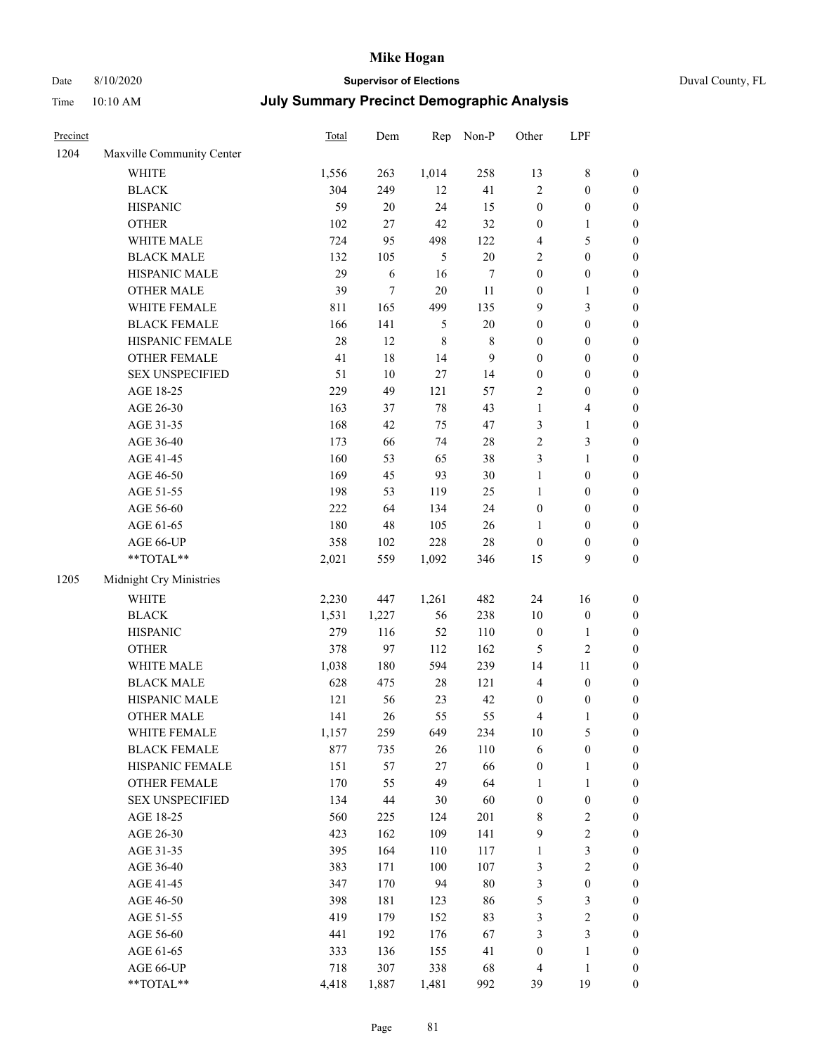# Mike Hogan

Date 8/10/2020 **Supervisor of Elections** Duval County, FL

Time 10:10 AM **July Summary Precinct Demographic Analysis**

| Precinct | | Total | Dem | Rep | Non-P | Other | LPF | |
|---|---|---|---|---|---|---|---|---|
| 1204 | Maxville Community Center | | | | | | | |
| | WHITE | 1,556 | 263 | 1,014 | 258 | 13 | 8 | 0 |
| | BLACK | 304 | 249 | 12 | 41 | 2 | 0 | 0 |
| | HISPANIC | 59 | 20 | 24 | 15 | 0 | 0 | 0 |
| | OTHER | 102 | 27 | 42 | 32 | 0 | 1 | 0 |
| | WHITE MALE | 724 | 95 | 498 | 122 | 4 | 5 | 0 |
| | BLACK MALE | 132 | 105 | 5 | 20 | 2 | 0 | 0 |
| | HISPANIC MALE | 29 | 6 | 16 | 7 | 0 | 0 | 0 |
| | OTHER MALE | 39 | 7 | 20 | 11 | 0 | 1 | 0 |
| | WHITE FEMALE | 811 | 165 | 499 | 135 | 9 | 3 | 0 |
| | BLACK FEMALE | 166 | 141 | 5 | 20 | 0 | 0 | 0 |
| | HISPANIC FEMALE | 28 | 12 | 8 | 8 | 0 | 0 | 0 |
| | OTHER FEMALE | 41 | 18 | 14 | 9 | 0 | 0 | 0 |
| | SEX UNSPECIFIED | 51 | 10 | 27 | 14 | 0 | 0 | 0 |
| | AGE 18-25 | 229 | 49 | 121 | 57 | 2 | 0 | 0 |
| | AGE 26-30 | 163 | 37 | 78 | 43 | 1 | 4 | 0 |
| | AGE 31-35 | 168 | 42 | 75 | 47 | 3 | 1 | 0 |
| | AGE 36-40 | 173 | 66 | 74 | 28 | 2 | 3 | 0 |
| | AGE 41-45 | 160 | 53 | 65 | 38 | 3 | 1 | 0 |
| | AGE 46-50 | 169 | 45 | 93 | 30 | 1 | 0 | 0 |
| | AGE 51-55 | 198 | 53 | 119 | 25 | 1 | 0 | 0 |
| | AGE 56-60 | 222 | 64 | 134 | 24 | 0 | 0 | 0 |
| | AGE 61-65 | 180 | 48 | 105 | 26 | 1 | 0 | 0 |
| | AGE 66-UP | 358 | 102 | 228 | 28 | 0 | 0 | 0 |
| | **TOTAL** | 2,021 | 559 | 1,092 | 346 | 15 | 9 | 0 |
| 1205 | Midnight Cry Ministries | | | | | | | |
| | WHITE | 2,230 | 447 | 1,261 | 482 | 24 | 16 | 0 |
| | BLACK | 1,531 | 1,227 | 56 | 238 | 10 | 0 | 0 |
| | HISPANIC | 279 | 116 | 52 | 110 | 0 | 1 | 0 |
| | OTHER | 378 | 97 | 112 | 162 | 5 | 2 | 0 |
| | WHITE MALE | 1,038 | 180 | 594 | 239 | 14 | 11 | 0 |
| | BLACK MALE | 628 | 475 | 28 | 121 | 4 | 0 | 0 |
| | HISPANIC MALE | 121 | 56 | 23 | 42 | 0 | 0 | 0 |
| | OTHER MALE | 141 | 26 | 55 | 55 | 4 | 1 | 0 |
| | WHITE FEMALE | 1,157 | 259 | 649 | 234 | 10 | 5 | 0 |
| | BLACK FEMALE | 877 | 735 | 26 | 110 | 6 | 0 | 0 |
| | HISPANIC FEMALE | 151 | 57 | 27 | 66 | 0 | 1 | 0 |
| | OTHER FEMALE | 170 | 55 | 49 | 64 | 1 | 1 | 0 |
| | SEX UNSPECIFIED | 134 | 44 | 30 | 60 | 0 | 0 | 0 |
| | AGE 18-25 | 560 | 225 | 124 | 201 | 8 | 2 | 0 |
| | AGE 26-30 | 423 | 162 | 109 | 141 | 9 | 2 | 0 |
| | AGE 31-35 | 395 | 164 | 110 | 117 | 1 | 3 | 0 |
| | AGE 36-40 | 383 | 171 | 100 | 107 | 3 | 2 | 0 |
| | AGE 41-45 | 347 | 170 | 94 | 80 | 3 | 0 | 0 |
| | AGE 46-50 | 398 | 181 | 123 | 86 | 5 | 3 | 0 |
| | AGE 51-55 | 419 | 179 | 152 | 83 | 3 | 2 | 0 |
| | AGE 56-60 | 441 | 192 | 176 | 67 | 3 | 3 | 0 |
| | AGE 61-65 | 333 | 136 | 155 | 41 | 0 | 1 | 0 |
| | AGE 66-UP | 718 | 307 | 338 | 68 | 4 | 1 | 0 |
| | **TOTAL** | 4,418 | 1,887 | 1,481 | 992 | 39 | 19 | 0 |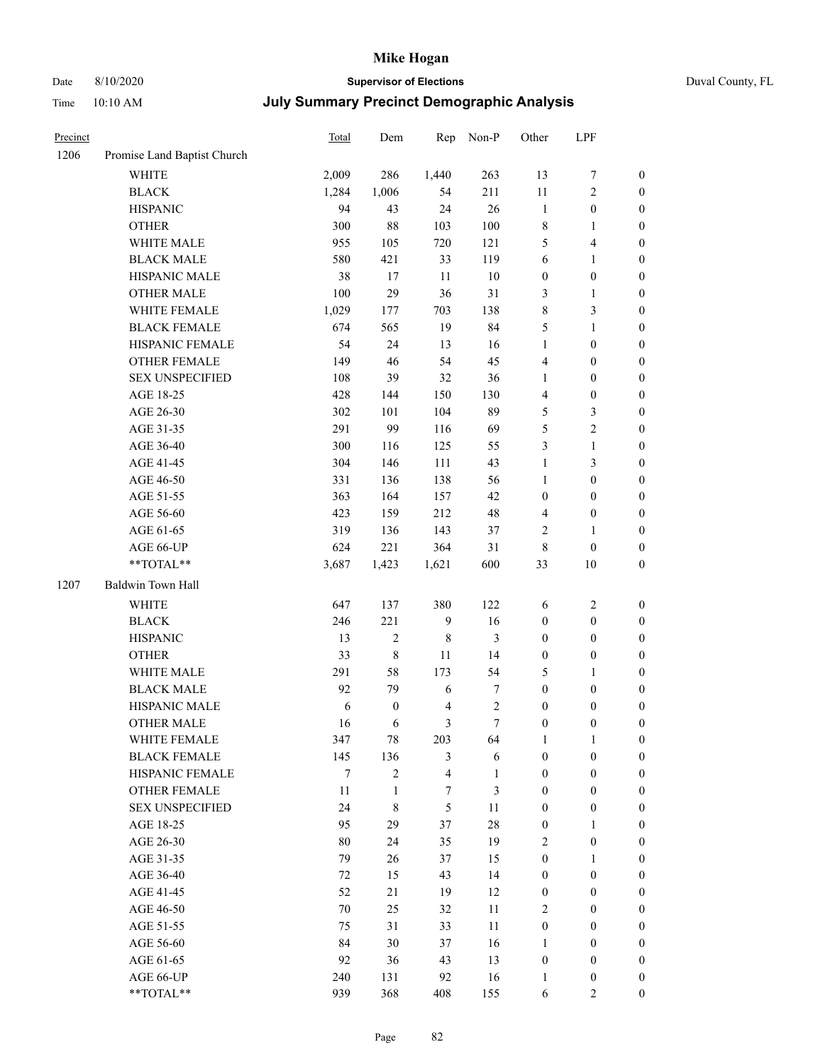# Mike Hogan

Date 8/10/2020 **Supervisor of Elections** Duval County, FL

Time 10:10 AM **July Summary Precinct Demographic Analysis**

| Precinct | | Total | Dem | Rep | Non-P | Other | LPF | |
|---|---|---|---|---|---|---|---|---|
| 1206 | Promise Land Baptist Church | | | | | | | |
| | WHITE | 2,009 | 286 | 1,440 | 263 | 13 | 7 | 0 |
| | BLACK | 1,284 | 1,006 | 54 | 211 | 11 | 2 | 0 |
| | HISPANIC | 94 | 43 | 24 | 26 | 1 | 0 | 0 |
| | OTHER | 300 | 88 | 103 | 100 | 8 | 1 | 0 |
| | WHITE MALE | 955 | 105 | 720 | 121 | 5 | 4 | 0 |
| | BLACK MALE | 580 | 421 | 33 | 119 | 6 | 1 | 0 |
| | HISPANIC MALE | 38 | 17 | 11 | 10 | 0 | 0 | 0 |
| | OTHER MALE | 100 | 29 | 36 | 31 | 3 | 1 | 0 |
| | WHITE FEMALE | 1,029 | 177 | 703 | 138 | 8 | 3 | 0 |
| | BLACK FEMALE | 674 | 565 | 19 | 84 | 5 | 1 | 0 |
| | HISPANIC FEMALE | 54 | 24 | 13 | 16 | 1 | 0 | 0 |
| | OTHER FEMALE | 149 | 46 | 54 | 45 | 4 | 0 | 0 |
| | SEX UNSPECIFIED | 108 | 39 | 32 | 36 | 1 | 0 | 0 |
| | AGE 18-25 | 428 | 144 | 150 | 130 | 4 | 0 | 0 |
| | AGE 26-30 | 302 | 101 | 104 | 89 | 5 | 3 | 0 |
| | AGE 31-35 | 291 | 99 | 116 | 69 | 5 | 2 | 0 |
| | AGE 36-40 | 300 | 116 | 125 | 55 | 3 | 1 | 0 |
| | AGE 41-45 | 304 | 146 | 111 | 43 | 1 | 3 | 0 |
| | AGE 46-50 | 331 | 136 | 138 | 56 | 1 | 0 | 0 |
| | AGE 51-55 | 363 | 164 | 157 | 42 | 0 | 0 | 0 |
| | AGE 56-60 | 423 | 159 | 212 | 48 | 4 | 0 | 0 |
| | AGE 61-65 | 319 | 136 | 143 | 37 | 2 | 1 | 0 |
| | AGE 66-UP | 624 | 221 | 364 | 31 | 8 | 0 | 0 |
| | **TOTAL** | 3,687 | 1,423 | 1,621 | 600 | 33 | 10 | 0 |
| 1207 | Baldwin Town Hall | | | | | | | |
| | WHITE | 647 | 137 | 380 | 122 | 6 | 2 | 0 |
| | BLACK | 246 | 221 | 9 | 16 | 0 | 0 | 0 |
| | HISPANIC | 13 | 2 | 8 | 3 | 0 | 0 | 0 |
| | OTHER | 33 | 8 | 11 | 14 | 0 | 0 | 0 |
| | WHITE MALE | 291 | 58 | 173 | 54 | 5 | 1 | 0 |
| | BLACK MALE | 92 | 79 | 6 | 7 | 0 | 0 | 0 |
| | HISPANIC MALE | 6 | 0 | 4 | 2 | 0 | 0 | 0 |
| | OTHER MALE | 16 | 6 | 3 | 7 | 0 | 0 | 0 |
| | WHITE FEMALE | 347 | 78 | 203 | 64 | 1 | 1 | 0 |
| | BLACK FEMALE | 145 | 136 | 3 | 6 | 0 | 0 | 0 |
| | HISPANIC FEMALE | 7 | 2 | 4 | 1 | 0 | 0 | 0 |
| | OTHER FEMALE | 11 | 1 | 7 | 3 | 0 | 0 | 0 |
| | SEX UNSPECIFIED | 24 | 8 | 5 | 11 | 0 | 0 | 0 |
| | AGE 18-25 | 95 | 29 | 37 | 28 | 0 | 1 | 0 |
| | AGE 26-30 | 80 | 24 | 35 | 19 | 2 | 0 | 0 |
| | AGE 31-35 | 79 | 26 | 37 | 15 | 0 | 1 | 0 |
| | AGE 36-40 | 72 | 15 | 43 | 14 | 0 | 0 | 0 |
| | AGE 41-45 | 52 | 21 | 19 | 12 | 0 | 0 | 0 |
| | AGE 46-50 | 70 | 25 | 32 | 11 | 2 | 0 | 0 |
| | AGE 51-55 | 75 | 31 | 33 | 11 | 0 | 0 | 0 |
| | AGE 56-60 | 84 | 30 | 37 | 16 | 1 | 0 | 0 |
| | AGE 61-65 | 92 | 36 | 43 | 13 | 0 | 0 | 0 |
| | AGE 66-UP | 240 | 131 | 92 | 16 | 1 | 0 | 0 |
| | **TOTAL** | 939 | 368 | 408 | 155 | 6 | 2 | 0 |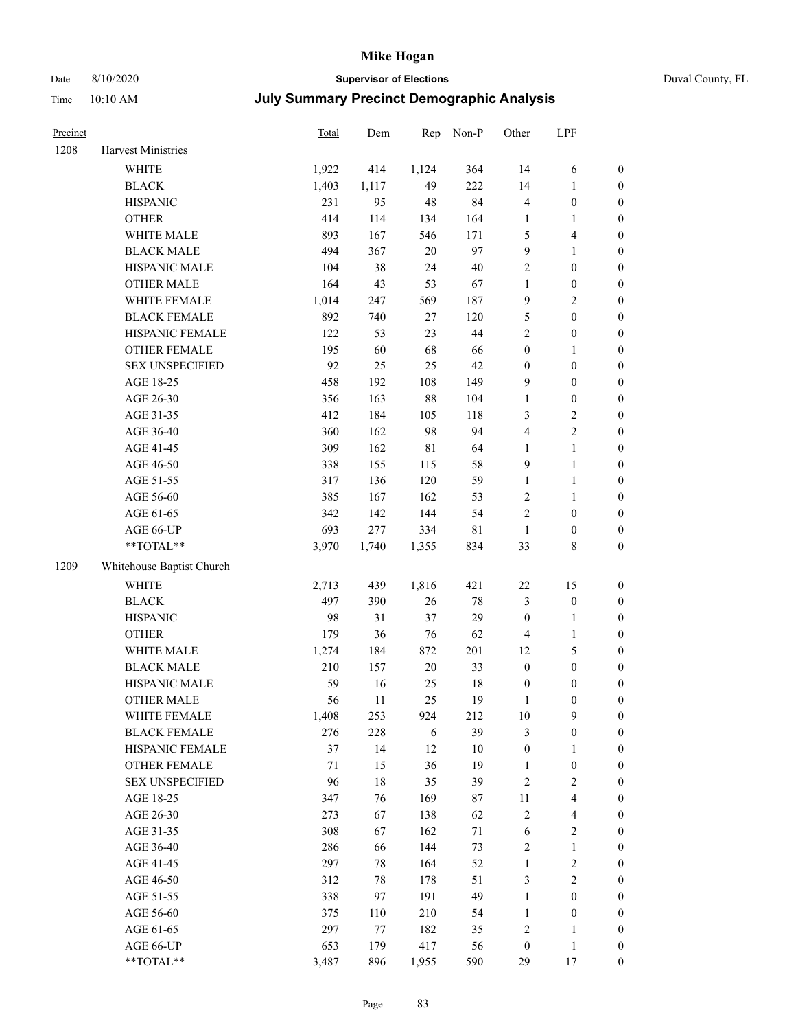# Mike Hogan

Date 8/10/2020 — **Supervisor of Elections** — Duval County, FL

Time 10:10 AM — **July Summary Precinct Demographic Analysis**

| Precinct | | Total | Dem | Rep | Non-P | Other | LPF | |
|---|---|---|---|---|---|---|---|---|
| 1208 | Harvest Ministries | | | | | | | |
| | WHITE | 1,922 | 414 | 1,124 | 364 | 14 | 6 | 0 |
| | BLACK | 1,403 | 1,117 | 49 | 222 | 14 | 1 | 0 |
| | HISPANIC | 231 | 95 | 48 | 84 | 4 | 0 | 0 |
| | OTHER | 414 | 114 | 134 | 164 | 1 | 1 | 0 |
| | WHITE MALE | 893 | 167 | 546 | 171 | 5 | 4 | 0 |
| | BLACK MALE | 494 | 367 | 20 | 97 | 9 | 1 | 0 |
| | HISPANIC MALE | 104 | 38 | 24 | 40 | 2 | 0 | 0 |
| | OTHER MALE | 164 | 43 | 53 | 67 | 1 | 0 | 0 |
| | WHITE FEMALE | 1,014 | 247 | 569 | 187 | 9 | 2 | 0 |
| | BLACK FEMALE | 892 | 740 | 27 | 120 | 5 | 0 | 0 |
| | HISPANIC FEMALE | 122 | 53 | 23 | 44 | 2 | 0 | 0 |
| | OTHER FEMALE | 195 | 60 | 68 | 66 | 0 | 1 | 0 |
| | SEX UNSPECIFIED | 92 | 25 | 25 | 42 | 0 | 0 | 0 |
| | AGE 18-25 | 458 | 192 | 108 | 149 | 9 | 0 | 0 |
| | AGE 26-30 | 356 | 163 | 88 | 104 | 1 | 0 | 0 |
| | AGE 31-35 | 412 | 184 | 105 | 118 | 3 | 2 | 0 |
| | AGE 36-40 | 360 | 162 | 98 | 94 | 4 | 2 | 0 |
| | AGE 41-45 | 309 | 162 | 81 | 64 | 1 | 1 | 0 |
| | AGE 46-50 | 338 | 155 | 115 | 58 | 9 | 1 | 0 |
| | AGE 51-55 | 317 | 136 | 120 | 59 | 1 | 1 | 0 |
| | AGE 56-60 | 385 | 167 | 162 | 53 | 2 | 1 | 0 |
| | AGE 61-65 | 342 | 142 | 144 | 54 | 2 | 0 | 0 |
| | AGE 66-UP | 693 | 277 | 334 | 81 | 1 | 0 | 0 |
| | **TOTAL** | 3,970 | 1,740 | 1,355 | 834 | 33 | 8 | 0 |
| 1209 | Whitehouse Baptist Church | | | | | | | |
| | WHITE | 2,713 | 439 | 1,816 | 421 | 22 | 15 | 0 |
| | BLACK | 497 | 390 | 26 | 78 | 3 | 0 | 0 |
| | HISPANIC | 98 | 31 | 37 | 29 | 0 | 1 | 0 |
| | OTHER | 179 | 36 | 76 | 62 | 4 | 1 | 0 |
| | WHITE MALE | 1,274 | 184 | 872 | 201 | 12 | 5 | 0 |
| | BLACK MALE | 210 | 157 | 20 | 33 | 0 | 0 | 0 |
| | HISPANIC MALE | 59 | 16 | 25 | 18 | 0 | 0 | 0 |
| | OTHER MALE | 56 | 11 | 25 | 19 | 1 | 0 | 0 |
| | WHITE FEMALE | 1,408 | 253 | 924 | 212 | 10 | 9 | 0 |
| | BLACK FEMALE | 276 | 228 | 6 | 39 | 3 | 0 | 0 |
| | HISPANIC FEMALE | 37 | 14 | 12 | 10 | 0 | 1 | 0 |
| | OTHER FEMALE | 71 | 15 | 36 | 19 | 1 | 0 | 0 |
| | SEX UNSPECIFIED | 96 | 18 | 35 | 39 | 2 | 2 | 0 |
| | AGE 18-25 | 347 | 76 | 169 | 87 | 11 | 4 | 0 |
| | AGE 26-30 | 273 | 67 | 138 | 62 | 2 | 4 | 0 |
| | AGE 31-35 | 308 | 67 | 162 | 71 | 6 | 2 | 0 |
| | AGE 36-40 | 286 | 66 | 144 | 73 | 2 | 1 | 0 |
| | AGE 41-45 | 297 | 78 | 164 | 52 | 1 | 2 | 0 |
| | AGE 46-50 | 312 | 78 | 178 | 51 | 3 | 2 | 0 |
| | AGE 51-55 | 338 | 97 | 191 | 49 | 1 | 0 | 0 |
| | AGE 56-60 | 375 | 110 | 210 | 54 | 1 | 0 | 0 |
| | AGE 61-65 | 297 | 77 | 182 | 35 | 2 | 1 | 0 |
| | AGE 66-UP | 653 | 179 | 417 | 56 | 0 | 1 | 0 |
| | **TOTAL** | 3,487 | 896 | 1,955 | 590 | 29 | 17 | 0 |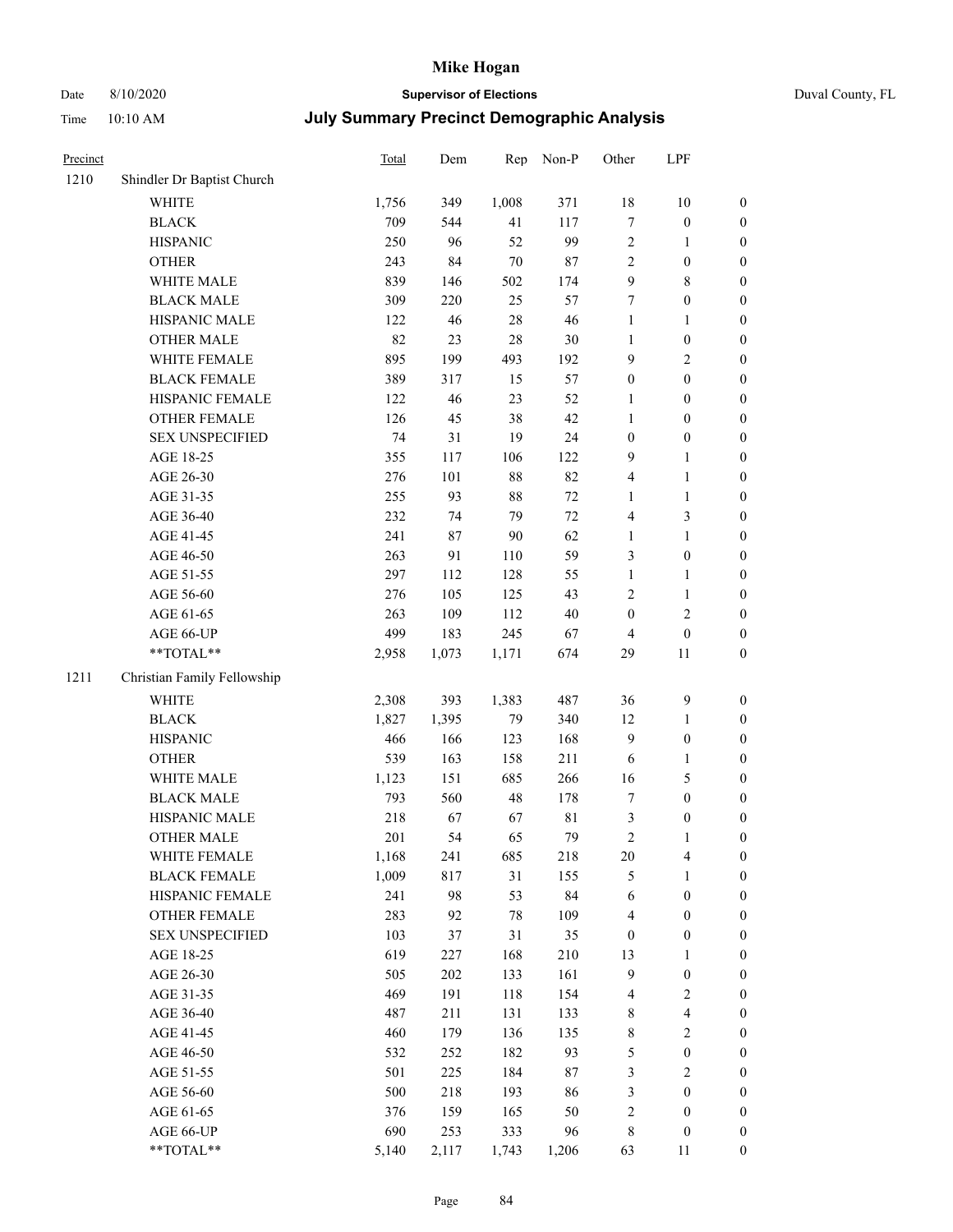# Mike Hogan

Date 8/10/2020 **Supervisor of Elections** Duval County, FL

Time 10:10 AM **July Summary Precinct Demographic Analysis**

| Precinct | | Total | Dem | Rep | Non-P | Other | LPF | |
|---|---|---|---|---|---|---|---|---|
| 1210 | Shindler Dr Baptist Church | | | | | | | |
| | WHITE | 1,756 | 349 | 1,008 | 371 | 18 | 10 | 0 |
| | BLACK | 709 | 544 | 41 | 117 | 7 | 0 | 0 |
| | HISPANIC | 250 | 96 | 52 | 99 | 2 | 1 | 0 |
| | OTHER | 243 | 84 | 70 | 87 | 2 | 0 | 0 |
| | WHITE MALE | 839 | 146 | 502 | 174 | 9 | 8 | 0 |
| | BLACK MALE | 309 | 220 | 25 | 57 | 7 | 0 | 0 |
| | HISPANIC MALE | 122 | 46 | 28 | 46 | 1 | 1 | 0 |
| | OTHER MALE | 82 | 23 | 28 | 30 | 1 | 0 | 0 |
| | WHITE FEMALE | 895 | 199 | 493 | 192 | 9 | 2 | 0 |
| | BLACK FEMALE | 389 | 317 | 15 | 57 | 0 | 0 | 0 |
| | HISPANIC FEMALE | 122 | 46 | 23 | 52 | 1 | 0 | 0 |
| | OTHER FEMALE | 126 | 45 | 38 | 42 | 1 | 0 | 0 |
| | SEX UNSPECIFIED | 74 | 31 | 19 | 24 | 0 | 0 | 0 |
| | AGE 18-25 | 355 | 117 | 106 | 122 | 9 | 1 | 0 |
| | AGE 26-30 | 276 | 101 | 88 | 82 | 4 | 1 | 0 |
| | AGE 31-35 | 255 | 93 | 88 | 72 | 1 | 1 | 0 |
| | AGE 36-40 | 232 | 74 | 79 | 72 | 4 | 3 | 0 |
| | AGE 41-45 | 241 | 87 | 90 | 62 | 1 | 1 | 0 |
| | AGE 46-50 | 263 | 91 | 110 | 59 | 3 | 0 | 0 |
| | AGE 51-55 | 297 | 112 | 128 | 55 | 1 | 1 | 0 |
| | AGE 56-60 | 276 | 105 | 125 | 43 | 2 | 1 | 0 |
| | AGE 61-65 | 263 | 109 | 112 | 40 | 0 | 2 | 0 |
| | AGE 66-UP | 499 | 183 | 245 | 67 | 4 | 0 | 0 |
| | **TOTAL** | 2,958 | 1,073 | 1,171 | 674 | 29 | 11 | 0 |
| 1211 | Christian Family Fellowship | | | | | | | |
| | WHITE | 2,308 | 393 | 1,383 | 487 | 36 | 9 | 0 |
| | BLACK | 1,827 | 1,395 | 79 | 340 | 12 | 1 | 0 |
| | HISPANIC | 466 | 166 | 123 | 168 | 9 | 0 | 0 |
| | OTHER | 539 | 163 | 158 | 211 | 6 | 1 | 0 |
| | WHITE MALE | 1,123 | 151 | 685 | 266 | 16 | 5 | 0 |
| | BLACK MALE | 793 | 560 | 48 | 178 | 7 | 0 | 0 |
| | HISPANIC MALE | 218 | 67 | 67 | 81 | 3 | 0 | 0 |
| | OTHER MALE | 201 | 54 | 65 | 79 | 2 | 1 | 0 |
| | WHITE FEMALE | 1,168 | 241 | 685 | 218 | 20 | 4 | 0 |
| | BLACK FEMALE | 1,009 | 817 | 31 | 155 | 5 | 1 | 0 |
| | HISPANIC FEMALE | 241 | 98 | 53 | 84 | 6 | 0 | 0 |
| | OTHER FEMALE | 283 | 92 | 78 | 109 | 4 | 0 | 0 |
| | SEX UNSPECIFIED | 103 | 37 | 31 | 35 | 0 | 0 | 0 |
| | AGE 18-25 | 619 | 227 | 168 | 210 | 13 | 1 | 0 |
| | AGE 26-30 | 505 | 202 | 133 | 161 | 9 | 0 | 0 |
| | AGE 31-35 | 469 | 191 | 118 | 154 | 4 | 2 | 0 |
| | AGE 36-40 | 487 | 211 | 131 | 133 | 8 | 4 | 0 |
| | AGE 41-45 | 460 | 179 | 136 | 135 | 8 | 2 | 0 |
| | AGE 46-50 | 532 | 252 | 182 | 93 | 5 | 0 | 0 |
| | AGE 51-55 | 501 | 225 | 184 | 87 | 3 | 2 | 0 |
| | AGE 56-60 | 500 | 218 | 193 | 86 | 3 | 0 | 0 |
| | AGE 61-65 | 376 | 159 | 165 | 50 | 2 | 0 | 0 |
| | AGE 66-UP | 690 | 253 | 333 | 96 | 8 | 0 | 0 |
| | **TOTAL** | 5,140 | 2,117 | 1,743 | 1,206 | 63 | 11 | 0 |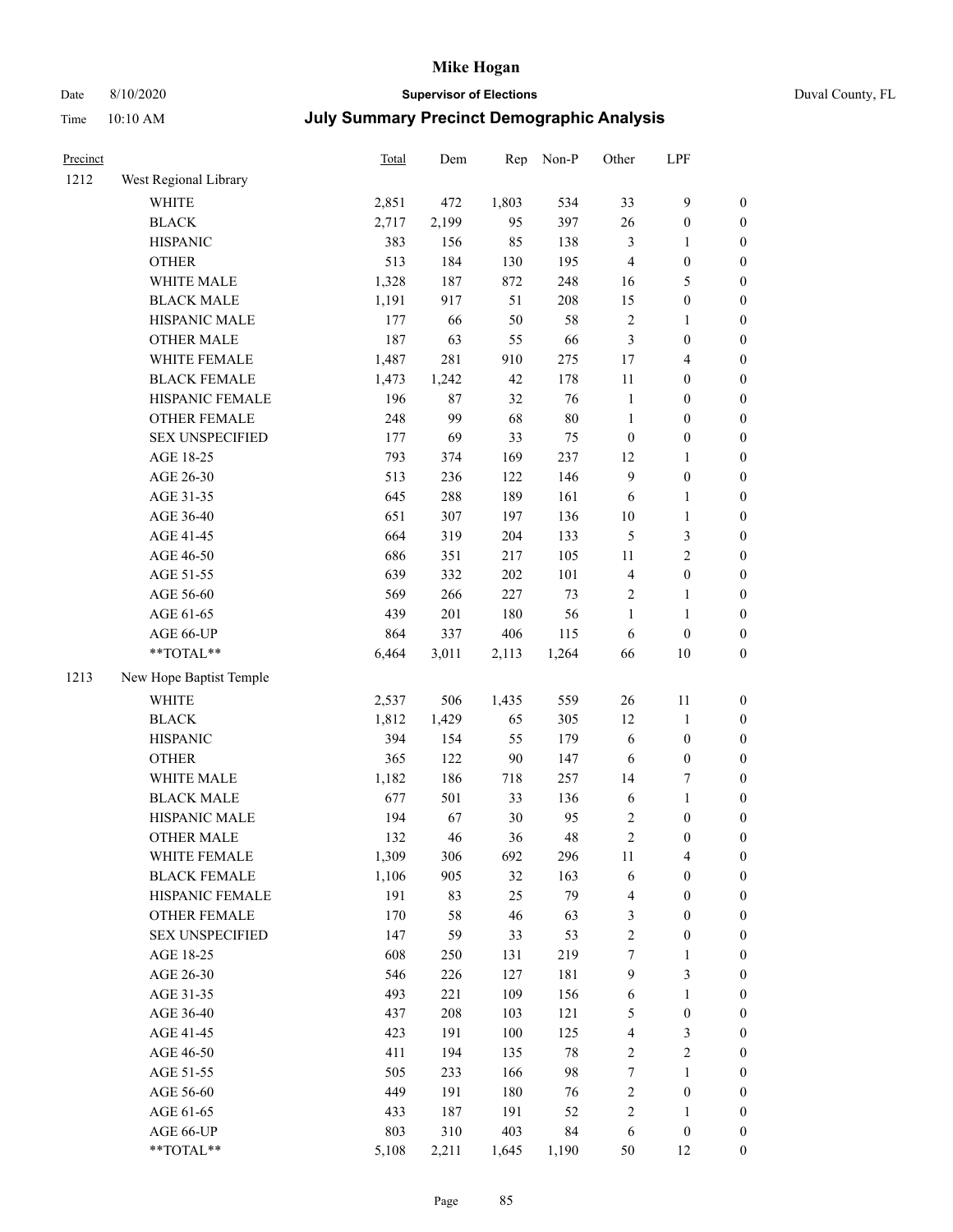# Mike Hogan

Date 8/10/2020 | **Supervisor of Elections** | Duval County, FL

Time 10:10 AM | **July Summary Precinct Demographic Analysis**

| Precinct | | Total | Dem | Rep | Non-P | Other | LPF | |
|---|---|---|---|---|---|---|---|---|
| 1212 | West Regional Library | | | | | | | |
| | WHITE | 2,851 | 472 | 1,803 | 534 | 33 | 9 | 0 |
| | BLACK | 2,717 | 2,199 | 95 | 397 | 26 | 0 | 0 |
| | HISPANIC | 383 | 156 | 85 | 138 | 3 | 1 | 0 |
| | OTHER | 513 | 184 | 130 | 195 | 4 | 0 | 0 |
| | WHITE MALE | 1,328 | 187 | 872 | 248 | 16 | 5 | 0 |
| | BLACK MALE | 1,191 | 917 | 51 | 208 | 15 | 0 | 0 |
| | HISPANIC MALE | 177 | 66 | 50 | 58 | 2 | 1 | 0 |
| | OTHER MALE | 187 | 63 | 55 | 66 | 3 | 0 | 0 |
| | WHITE FEMALE | 1,487 | 281 | 910 | 275 | 17 | 4 | 0 |
| | BLACK FEMALE | 1,473 | 1,242 | 42 | 178 | 11 | 0 | 0 |
| | HISPANIC FEMALE | 196 | 87 | 32 | 76 | 1 | 0 | 0 |
| | OTHER FEMALE | 248 | 99 | 68 | 80 | 1 | 0 | 0 |
| | SEX UNSPECIFIED | 177 | 69 | 33 | 75 | 0 | 0 | 0 |
| | AGE 18-25 | 793 | 374 | 169 | 237 | 12 | 1 | 0 |
| | AGE 26-30 | 513 | 236 | 122 | 146 | 9 | 0 | 0 |
| | AGE 31-35 | 645 | 288 | 189 | 161 | 6 | 1 | 0 |
| | AGE 36-40 | 651 | 307 | 197 | 136 | 10 | 1 | 0 |
| | AGE 41-45 | 664 | 319 | 204 | 133 | 5 | 3 | 0 |
| | AGE 46-50 | 686 | 351 | 217 | 105 | 11 | 2 | 0 |
| | AGE 51-55 | 639 | 332 | 202 | 101 | 4 | 0 | 0 |
| | AGE 56-60 | 569 | 266 | 227 | 73 | 2 | 1 | 0 |
| | AGE 61-65 | 439 | 201 | 180 | 56 | 1 | 1 | 0 |
| | AGE 66-UP | 864 | 337 | 406 | 115 | 6 | 0 | 0 |
| | **TOTAL** | 6,464 | 3,011 | 2,113 | 1,264 | 66 | 10 | 0 |
| 1213 | New Hope Baptist Temple | | | | | | | |
| | WHITE | 2,537 | 506 | 1,435 | 559 | 26 | 11 | 0 |
| | BLACK | 1,812 | 1,429 | 65 | 305 | 12 | 1 | 0 |
| | HISPANIC | 394 | 154 | 55 | 179 | 6 | 0 | 0 |
| | OTHER | 365 | 122 | 90 | 147 | 6 | 0 | 0 |
| | WHITE MALE | 1,182 | 186 | 718 | 257 | 14 | 7 | 0 |
| | BLACK MALE | 677 | 501 | 33 | 136 | 6 | 1 | 0 |
| | HISPANIC MALE | 194 | 67 | 30 | 95 | 2 | 0 | 0 |
| | OTHER MALE | 132 | 46 | 36 | 48 | 2 | 0 | 0 |
| | WHITE FEMALE | 1,309 | 306 | 692 | 296 | 11 | 4 | 0 |
| | BLACK FEMALE | 1,106 | 905 | 32 | 163 | 6 | 0 | 0 |
| | HISPANIC FEMALE | 191 | 83 | 25 | 79 | 4 | 0 | 0 |
| | OTHER FEMALE | 170 | 58 | 46 | 63 | 3 | 0 | 0 |
| | SEX UNSPECIFIED | 147 | 59 | 33 | 53 | 2 | 0 | 0 |
| | AGE 18-25 | 608 | 250 | 131 | 219 | 7 | 1 | 0 |
| | AGE 26-30 | 546 | 226 | 127 | 181 | 9 | 3 | 0 |
| | AGE 31-35 | 493 | 221 | 109 | 156 | 6 | 1 | 0 |
| | AGE 36-40 | 437 | 208 | 103 | 121 | 5 | 0 | 0 |
| | AGE 41-45 | 423 | 191 | 100 | 125 | 4 | 3 | 0 |
| | AGE 46-50 | 411 | 194 | 135 | 78 | 2 | 2 | 0 |
| | AGE 51-55 | 505 | 233 | 166 | 98 | 7 | 1 | 0 |
| | AGE 56-60 | 449 | 191 | 180 | 76 | 2 | 0 | 0 |
| | AGE 61-65 | 433 | 187 | 191 | 52 | 2 | 1 | 0 |
| | AGE 66-UP | 803 | 310 | 403 | 84 | 6 | 0 | 0 |
| | **TOTAL** | 5,108 | 2,211 | 1,645 | 1,190 | 50 | 12 | 0 |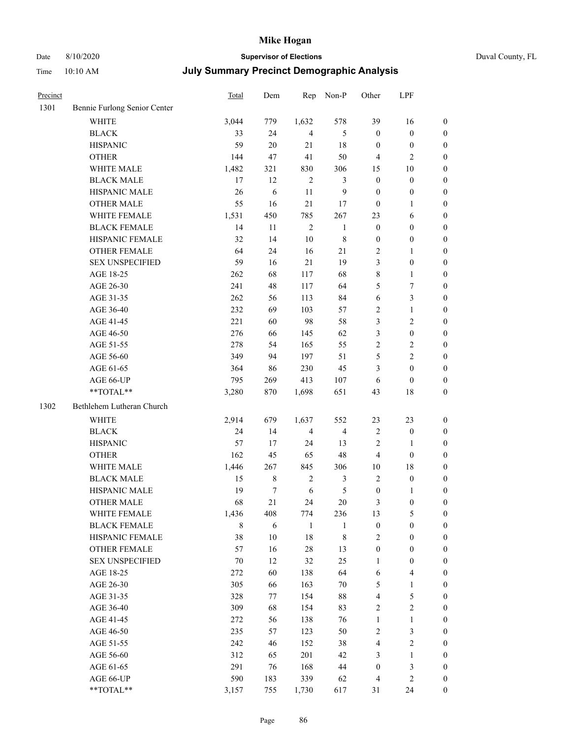# Mike Hogan

Date 8/10/2020 **Supervisor of Elections** Duval County, FL

Time 10:10 AM **July Summary Precinct Demographic Analysis**

| Precinct | | Total | Dem | Rep | Non-P | Other | LPF | |
|---|---|---|---|---|---|---|---|---|
| 1301 | Bennie Furlong Senior Center | | | | | | | |
| | WHITE | 3,044 | 779 | 1,632 | 578 | 39 | 16 | 0 |
| | BLACK | 33 | 24 | 4 | 5 | 0 | 0 | 0 |
| | HISPANIC | 59 | 20 | 21 | 18 | 0 | 0 | 0 |
| | OTHER | 144 | 47 | 41 | 50 | 4 | 2 | 0 |
| | WHITE MALE | 1,482 | 321 | 830 | 306 | 15 | 10 | 0 |
| | BLACK MALE | 17 | 12 | 2 | 3 | 0 | 0 | 0 |
| | HISPANIC MALE | 26 | 6 | 11 | 9 | 0 | 0 | 0 |
| | OTHER MALE | 55 | 16 | 21 | 17 | 0 | 1 | 0 |
| | WHITE FEMALE | 1,531 | 450 | 785 | 267 | 23 | 6 | 0 |
| | BLACK FEMALE | 14 | 11 | 2 | 1 | 0 | 0 | 0 |
| | HISPANIC FEMALE | 32 | 14 | 10 | 8 | 0 | 0 | 0 |
| | OTHER FEMALE | 64 | 24 | 16 | 21 | 2 | 1 | 0 |
| | SEX UNSPECIFIED | 59 | 16 | 21 | 19 | 3 | 0 | 0 |
| | AGE 18-25 | 262 | 68 | 117 | 68 | 8 | 1 | 0 |
| | AGE 26-30 | 241 | 48 | 117 | 64 | 5 | 7 | 0 |
| | AGE 31-35 | 262 | 56 | 113 | 84 | 6 | 3 | 0 |
| | AGE 36-40 | 232 | 69 | 103 | 57 | 2 | 1 | 0 |
| | AGE 41-45 | 221 | 60 | 98 | 58 | 3 | 2 | 0 |
| | AGE 46-50 | 276 | 66 | 145 | 62 | 3 | 0 | 0 |
| | AGE 51-55 | 278 | 54 | 165 | 55 | 2 | 2 | 0 |
| | AGE 56-60 | 349 | 94 | 197 | 51 | 5 | 2 | 0 |
| | AGE 61-65 | 364 | 86 | 230 | 45 | 3 | 0 | 0 |
| | AGE 66-UP | 795 | 269 | 413 | 107 | 6 | 0 | 0 |
| | **TOTAL** | 3,280 | 870 | 1,698 | 651 | 43 | 18 | 0 |
| 1302 | Bethlehem Lutheran Church | | | | | | | |
| | WHITE | 2,914 | 679 | 1,637 | 552 | 23 | 23 | 0 |
| | BLACK | 24 | 14 | 4 | 4 | 2 | 0 | 0 |
| | HISPANIC | 57 | 17 | 24 | 13 | 2 | 1 | 0 |
| | OTHER | 162 | 45 | 65 | 48 | 4 | 0 | 0 |
| | WHITE MALE | 1,446 | 267 | 845 | 306 | 10 | 18 | 0 |
| | BLACK MALE | 15 | 8 | 2 | 3 | 2 | 0 | 0 |
| | HISPANIC MALE | 19 | 7 | 6 | 5 | 0 | 1 | 0 |
| | OTHER MALE | 68 | 21 | 24 | 20 | 3 | 0 | 0 |
| | WHITE FEMALE | 1,436 | 408 | 774 | 236 | 13 | 5 | 0 |
| | BLACK FEMALE | 8 | 6 | 1 | 1 | 0 | 0 | 0 |
| | HISPANIC FEMALE | 38 | 10 | 18 | 8 | 2 | 0 | 0 |
| | OTHER FEMALE | 57 | 16 | 28 | 13 | 0 | 0 | 0 |
| | SEX UNSPECIFIED | 70 | 12 | 32 | 25 | 1 | 0 | 0 |
| | AGE 18-25 | 272 | 60 | 138 | 64 | 6 | 4 | 0 |
| | AGE 26-30 | 305 | 66 | 163 | 70 | 5 | 1 | 0 |
| | AGE 31-35 | 328 | 77 | 154 | 88 | 4 | 5 | 0 |
| | AGE 36-40 | 309 | 68 | 154 | 83 | 2 | 2 | 0 |
| | AGE 41-45 | 272 | 56 | 138 | 76 | 1 | 1 | 0 |
| | AGE 46-50 | 235 | 57 | 123 | 50 | 2 | 3 | 0 |
| | AGE 51-55 | 242 | 46 | 152 | 38 | 4 | 2 | 0 |
| | AGE 56-60 | 312 | 65 | 201 | 42 | 3 | 1 | 0 |
| | AGE 61-65 | 291 | 76 | 168 | 44 | 0 | 3 | 0 |
| | AGE 66-UP | 590 | 183 | 339 | 62 | 4 | 2 | 0 |
| | **TOTAL** | 3,157 | 755 | 1,730 | 617 | 31 | 24 | 0 |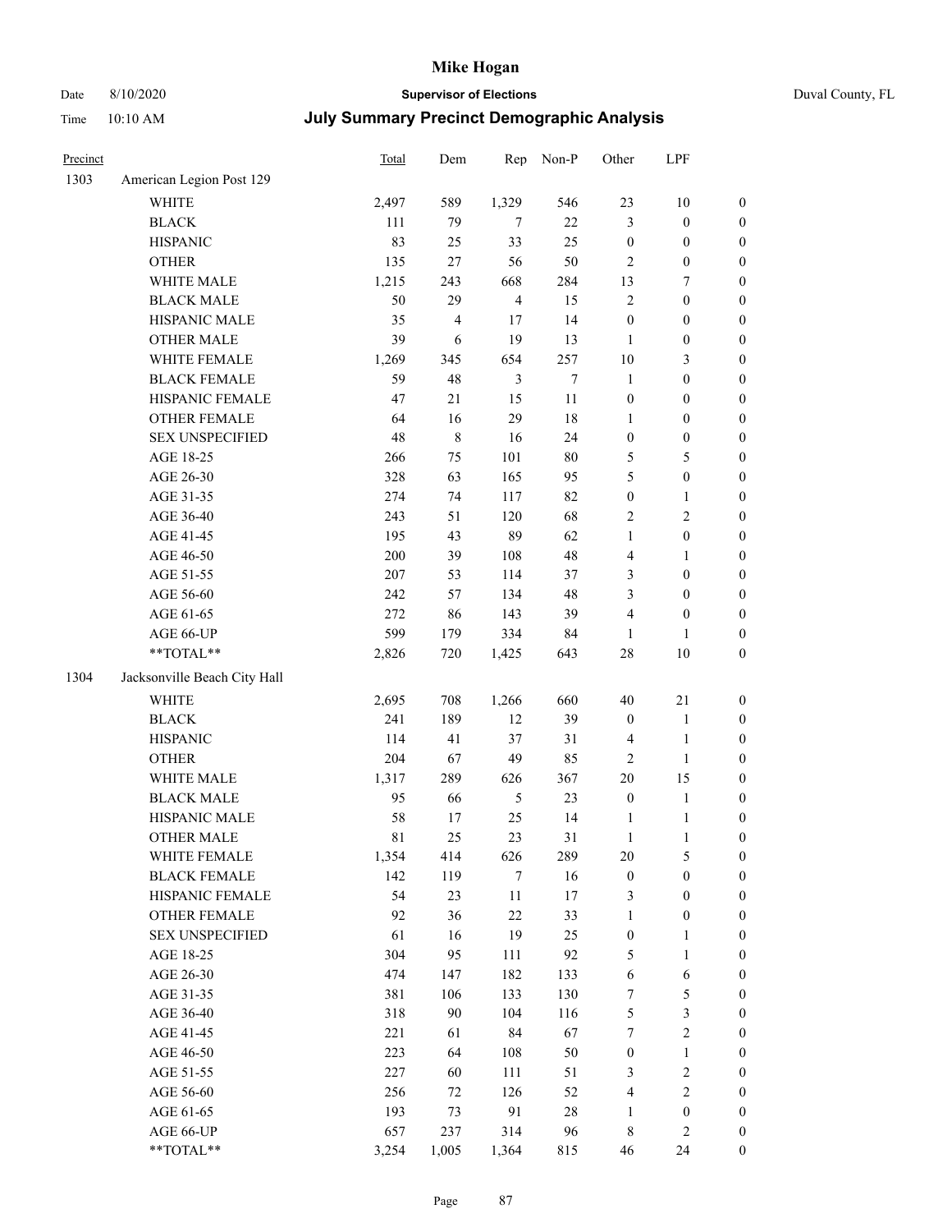# Mike Hogan

Date 8/10/2020 **Supervisor of Elections** Duval County, FL

Time 10:10 AM **July Summary Precinct Demographic Analysis**

| Precinct | | Total | Dem | Rep | Non-P | Other | LPF | |
|---|---|---|---|---|---|---|---|---|
| 1303 | American Legion Post 129 | | | | | | | |
| | WHITE | 2,497 | 589 | 1,329 | 546 | 23 | 10 | 0 |
| | BLACK | 111 | 79 | 7 | 22 | 3 | 0 | 0 |
| | HISPANIC | 83 | 25 | 33 | 25 | 0 | 0 | 0 |
| | OTHER | 135 | 27 | 56 | 50 | 2 | 0 | 0 |
| | WHITE MALE | 1,215 | 243 | 668 | 284 | 13 | 7 | 0 |
| | BLACK MALE | 50 | 29 | 4 | 15 | 2 | 0 | 0 |
| | HISPANIC MALE | 35 | 4 | 17 | 14 | 0 | 0 | 0 |
| | OTHER MALE | 39 | 6 | 19 | 13 | 1 | 0 | 0 |
| | WHITE FEMALE | 1,269 | 345 | 654 | 257 | 10 | 3 | 0 |
| | BLACK FEMALE | 59 | 48 | 3 | 7 | 1 | 0 | 0 |
| | HISPANIC FEMALE | 47 | 21 | 15 | 11 | 0 | 0 | 0 |
| | OTHER FEMALE | 64 | 16 | 29 | 18 | 1 | 0 | 0 |
| | SEX UNSPECIFIED | 48 | 8 | 16 | 24 | 0 | 0 | 0 |
| | AGE 18-25 | 266 | 75 | 101 | 80 | 5 | 5 | 0 |
| | AGE 26-30 | 328 | 63 | 165 | 95 | 5 | 0 | 0 |
| | AGE 31-35 | 274 | 74 | 117 | 82 | 0 | 1 | 0 |
| | AGE 36-40 | 243 | 51 | 120 | 68 | 2 | 2 | 0 |
| | AGE 41-45 | 195 | 43 | 89 | 62 | 1 | 0 | 0 |
| | AGE 46-50 | 200 | 39 | 108 | 48 | 4 | 1 | 0 |
| | AGE 51-55 | 207 | 53 | 114 | 37 | 3 | 0 | 0 |
| | AGE 56-60 | 242 | 57 | 134 | 48 | 3 | 0 | 0 |
| | AGE 61-65 | 272 | 86 | 143 | 39 | 4 | 0 | 0 |
| | AGE 66-UP | 599 | 179 | 334 | 84 | 1 | 1 | 0 |
| | **TOTAL** | 2,826 | 720 | 1,425 | 643 | 28 | 10 | 0 |
| 1304 | Jacksonville Beach City Hall | | | | | | | |
| | WHITE | 2,695 | 708 | 1,266 | 660 | 40 | 21 | 0 |
| | BLACK | 241 | 189 | 12 | 39 | 0 | 1 | 0 |
| | HISPANIC | 114 | 41 | 37 | 31 | 4 | 1 | 0 |
| | OTHER | 204 | 67 | 49 | 85 | 2 | 1 | 0 |
| | WHITE MALE | 1,317 | 289 | 626 | 367 | 20 | 15 | 0 |
| | BLACK MALE | 95 | 66 | 5 | 23 | 0 | 1 | 0 |
| | HISPANIC MALE | 58 | 17 | 25 | 14 | 1 | 1 | 0 |
| | OTHER MALE | 81 | 25 | 23 | 31 | 1 | 1 | 0 |
| | WHITE FEMALE | 1,354 | 414 | 626 | 289 | 20 | 5 | 0 |
| | BLACK FEMALE | 142 | 119 | 7 | 16 | 0 | 0 | 0 |
| | HISPANIC FEMALE | 54 | 23 | 11 | 17 | 3 | 0 | 0 |
| | OTHER FEMALE | 92 | 36 | 22 | 33 | 1 | 0 | 0 |
| | SEX UNSPECIFIED | 61 | 16 | 19 | 25 | 0 | 1 | 0 |
| | AGE 18-25 | 304 | 95 | 111 | 92 | 5 | 1 | 0 |
| | AGE 26-30 | 474 | 147 | 182 | 133 | 6 | 6 | 0 |
| | AGE 31-35 | 381 | 106 | 133 | 130 | 7 | 5 | 0 |
| | AGE 36-40 | 318 | 90 | 104 | 116 | 5 | 3 | 0 |
| | AGE 41-45 | 221 | 61 | 84 | 67 | 7 | 2 | 0 |
| | AGE 46-50 | 223 | 64 | 108 | 50 | 0 | 1 | 0 |
| | AGE 51-55 | 227 | 60 | 111 | 51 | 3 | 2 | 0 |
| | AGE 56-60 | 256 | 72 | 126 | 52 | 4 | 2 | 0 |
| | AGE 61-65 | 193 | 73 | 91 | 28 | 1 | 0 | 0 |
| | AGE 66-UP | 657 | 237 | 314 | 96 | 8 | 2 | 0 |
| | **TOTAL** | 3,254 | 1,005 | 1,364 | 815 | 46 | 24 | 0 |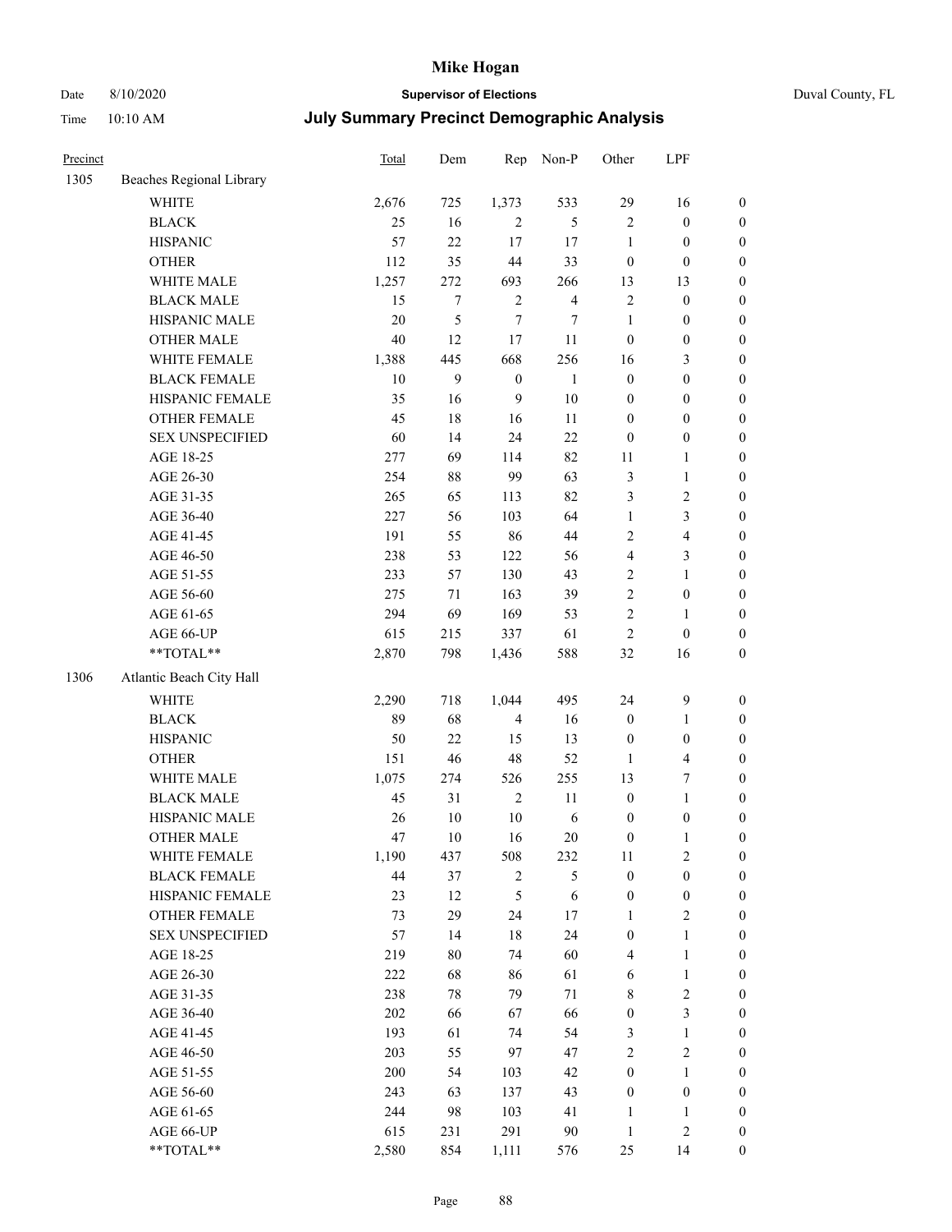# Mike Hogan

Date 8/10/2020 **Supervisor of Elections** Duval County, FL

Time 10:10 AM **July Summary Precinct Demographic Analysis**

| Precinct | | Total | Dem | Rep | Non-P | Other | LPF | |
|---|---|---|---|---|---|---|---|---|
| 1305 | Beaches Regional Library | | | | | | | |
| | WHITE | 2,676 | 725 | 1,373 | 533 | 29 | 16 | 0 |
| | BLACK | 25 | 16 | 2 | 5 | 2 | 0 | 0 |
| | HISPANIC | 57 | 22 | 17 | 17 | 1 | 0 | 0 |
| | OTHER | 112 | 35 | 44 | 33 | 0 | 0 | 0 |
| | WHITE MALE | 1,257 | 272 | 693 | 266 | 13 | 13 | 0 |
| | BLACK MALE | 15 | 7 | 2 | 4 | 2 | 0 | 0 |
| | HISPANIC MALE | 20 | 5 | 7 | 7 | 1 | 0 | 0 |
| | OTHER MALE | 40 | 12 | 17 | 11 | 0 | 0 | 0 |
| | WHITE FEMALE | 1,388 | 445 | 668 | 256 | 16 | 3 | 0 |
| | BLACK FEMALE | 10 | 9 | 0 | 1 | 0 | 0 | 0 |
| | HISPANIC FEMALE | 35 | 16 | 9 | 10 | 0 | 0 | 0 |
| | OTHER FEMALE | 45 | 18 | 16 | 11 | 0 | 0 | 0 |
| | SEX UNSPECIFIED | 60 | 14 | 24 | 22 | 0 | 0 | 0 |
| | AGE 18-25 | 277 | 69 | 114 | 82 | 11 | 1 | 0 |
| | AGE 26-30 | 254 | 88 | 99 | 63 | 3 | 1 | 0 |
| | AGE 31-35 | 265 | 65 | 113 | 82 | 3 | 2 | 0 |
| | AGE 36-40 | 227 | 56 | 103 | 64 | 1 | 3 | 0 |
| | AGE 41-45 | 191 | 55 | 86 | 44 | 2 | 4 | 0 |
| | AGE 46-50 | 238 | 53 | 122 | 56 | 4 | 3 | 0 |
| | AGE 51-55 | 233 | 57 | 130 | 43 | 2 | 1 | 0 |
| | AGE 56-60 | 275 | 71 | 163 | 39 | 2 | 0 | 0 |
| | AGE 61-65 | 294 | 69 | 169 | 53 | 2 | 1 | 0 |
| | AGE 66-UP | 615 | 215 | 337 | 61 | 2 | 0 | 0 |
| | **TOTAL** | 2,870 | 798 | 1,436 | 588 | 32 | 16 | 0 |
| 1306 | Atlantic Beach City Hall | | | | | | | |
| | WHITE | 2,290 | 718 | 1,044 | 495 | 24 | 9 | 0 |
| | BLACK | 89 | 68 | 4 | 16 | 0 | 1 | 0 |
| | HISPANIC | 50 | 22 | 15 | 13 | 0 | 0 | 0 |
| | OTHER | 151 | 46 | 48 | 52 | 1 | 4 | 0 |
| | WHITE MALE | 1,075 | 274 | 526 | 255 | 13 | 7 | 0 |
| | BLACK MALE | 45 | 31 | 2 | 11 | 0 | 1 | 0 |
| | HISPANIC MALE | 26 | 10 | 10 | 6 | 0 | 0 | 0 |
| | OTHER MALE | 47 | 10 | 16 | 20 | 0 | 1 | 0 |
| | WHITE FEMALE | 1,190 | 437 | 508 | 232 | 11 | 2 | 0 |
| | BLACK FEMALE | 44 | 37 | 2 | 5 | 0 | 0 | 0 |
| | HISPANIC FEMALE | 23 | 12 | 5 | 6 | 0 | 0 | 0 |
| | OTHER FEMALE | 73 | 29 | 24 | 17 | 1 | 2 | 0 |
| | SEX UNSPECIFIED | 57 | 14 | 18 | 24 | 0 | 1 | 0 |
| | AGE 18-25 | 219 | 80 | 74 | 60 | 4 | 1 | 0 |
| | AGE 26-30 | 222 | 68 | 86 | 61 | 6 | 1 | 0 |
| | AGE 31-35 | 238 | 78 | 79 | 71 | 8 | 2 | 0 |
| | AGE 36-40 | 202 | 66 | 67 | 66 | 0 | 3 | 0 |
| | AGE 41-45 | 193 | 61 | 74 | 54 | 3 | 1 | 0 |
| | AGE 46-50 | 203 | 55 | 97 | 47 | 2 | 2 | 0 |
| | AGE 51-55 | 200 | 54 | 103 | 42 | 0 | 1 | 0 |
| | AGE 56-60 | 243 | 63 | 137 | 43 | 0 | 0 | 0 |
| | AGE 61-65 | 244 | 98 | 103 | 41 | 1 | 1 | 0 |
| | AGE 66-UP | 615 | 231 | 291 | 90 | 1 | 2 | 0 |
| | **TOTAL** | 2,580 | 854 | 1,111 | 576 | 25 | 14 | 0 |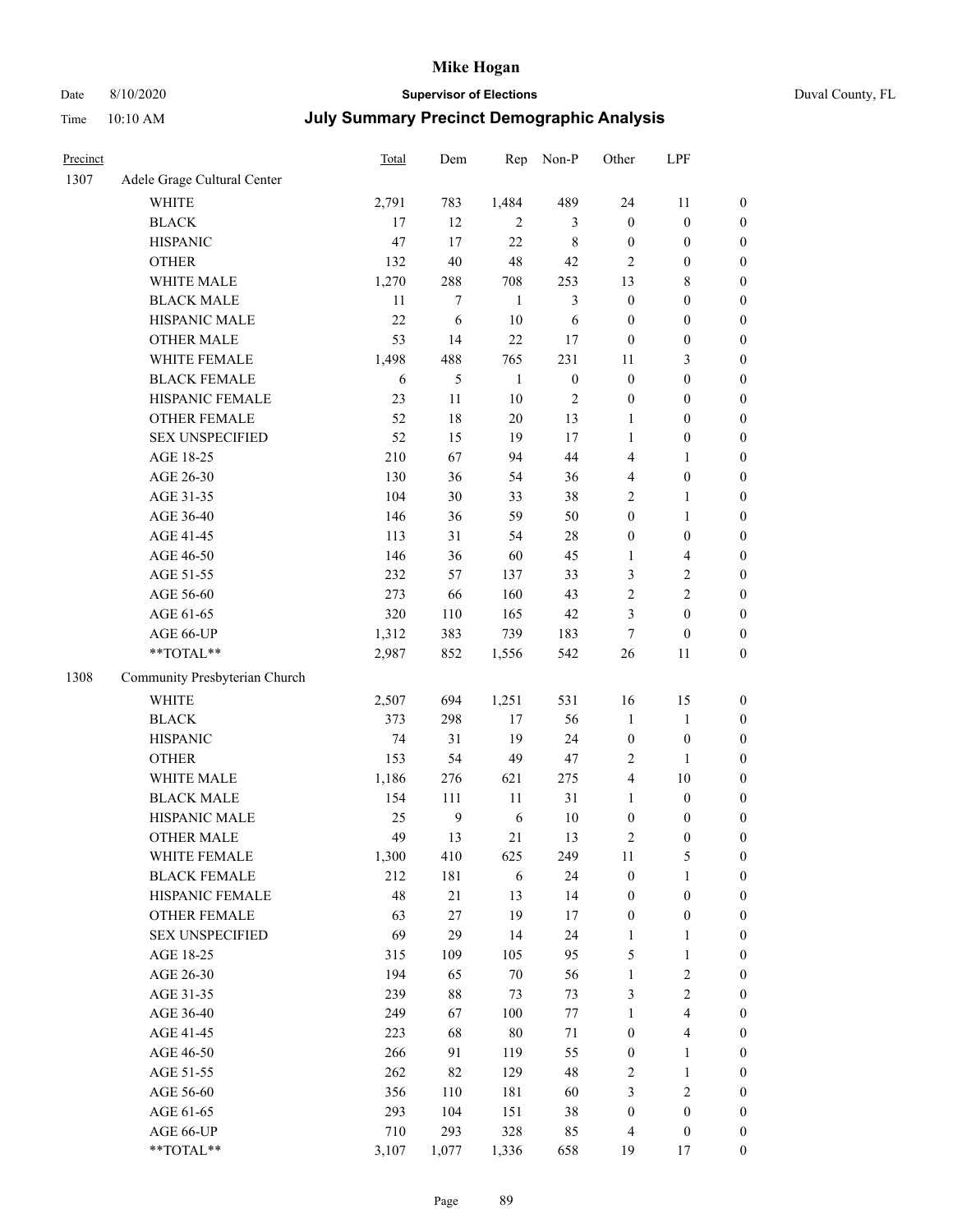# Mike Hogan

**Supervisor of Elections**

Duval County, FL

Date 8/10/2020

Time 10:10 AM

## July Summary Precinct Demographic Analysis

| Precinct | | Total | Dem | Rep | Non-P | Other | LPF | |
|---|---|---|---|---|---|---|---|---|
| 1307 | Adele Grage Cultural Center | | | | | | | |
| | WHITE | 2,791 | 783 | 1,484 | 489 | 24 | 11 | 0 |
| | BLACK | 17 | 12 | 2 | 3 | 0 | 0 | 0 |
| | HISPANIC | 47 | 17 | 22 | 8 | 0 | 0 | 0 |
| | OTHER | 132 | 40 | 48 | 42 | 2 | 0 | 0 |
| | WHITE MALE | 1,270 | 288 | 708 | 253 | 13 | 8 | 0 |
| | BLACK MALE | 11 | 7 | 1 | 3 | 0 | 0 | 0 |
| | HISPANIC MALE | 22 | 6 | 10 | 6 | 0 | 0 | 0 |
| | OTHER MALE | 53 | 14 | 22 | 17 | 0 | 0 | 0 |
| | WHITE FEMALE | 1,498 | 488 | 765 | 231 | 11 | 3 | 0 |
| | BLACK FEMALE | 6 | 5 | 1 | 0 | 0 | 0 | 0 |
| | HISPANIC FEMALE | 23 | 11 | 10 | 2 | 0 | 0 | 0 |
| | OTHER FEMALE | 52 | 18 | 20 | 13 | 1 | 0 | 0 |
| | SEX UNSPECIFIED | 52 | 15 | 19 | 17 | 1 | 0 | 0 |
| | AGE 18-25 | 210 | 67 | 94 | 44 | 4 | 1 | 0 |
| | AGE 26-30 | 130 | 36 | 54 | 36 | 4 | 0 | 0 |
| | AGE 31-35 | 104 | 30 | 33 | 38 | 2 | 1 | 0 |
| | AGE 36-40 | 146 | 36 | 59 | 50 | 0 | 1 | 0 |
| | AGE 41-45 | 113 | 31 | 54 | 28 | 0 | 0 | 0 |
| | AGE 46-50 | 146 | 36 | 60 | 45 | 1 | 4 | 0 |
| | AGE 51-55 | 232 | 57 | 137 | 33 | 3 | 2 | 0 |
| | AGE 56-60 | 273 | 66 | 160 | 43 | 2 | 2 | 0 |
| | AGE 61-65 | 320 | 110 | 165 | 42 | 3 | 0 | 0 |
| | AGE 66-UP | 1,312 | 383 | 739 | 183 | 7 | 0 | 0 |
| | **TOTAL** | 2,987 | 852 | 1,556 | 542 | 26 | 11 | 0 |
| 1308 | Community Presbyterian Church | | | | | | | |
| | WHITE | 2,507 | 694 | 1,251 | 531 | 16 | 15 | 0 |
| | BLACK | 373 | 298 | 17 | 56 | 1 | 1 | 0 |
| | HISPANIC | 74 | 31 | 19 | 24 | 0 | 0 | 0 |
| | OTHER | 153 | 54 | 49 | 47 | 2 | 1 | 0 |
| | WHITE MALE | 1,186 | 276 | 621 | 275 | 4 | 10 | 0 |
| | BLACK MALE | 154 | 111 | 11 | 31 | 1 | 0 | 0 |
| | HISPANIC MALE | 25 | 9 | 6 | 10 | 0 | 0 | 0 |
| | OTHER MALE | 49 | 13 | 21 | 13 | 2 | 0 | 0 |
| | WHITE FEMALE | 1,300 | 410 | 625 | 249 | 11 | 5 | 0 |
| | BLACK FEMALE | 212 | 181 | 6 | 24 | 0 | 1 | 0 |
| | HISPANIC FEMALE | 48 | 21 | 13 | 14 | 0 | 0 | 0 |
| | OTHER FEMALE | 63 | 27 | 19 | 17 | 0 | 0 | 0 |
| | SEX UNSPECIFIED | 69 | 29 | 14 | 24 | 1 | 1 | 0 |
| | AGE 18-25 | 315 | 109 | 105 | 95 | 5 | 1 | 0 |
| | AGE 26-30 | 194 | 65 | 70 | 56 | 1 | 2 | 0 |
| | AGE 31-35 | 239 | 88 | 73 | 73 | 3 | 2 | 0 |
| | AGE 36-40 | 249 | 67 | 100 | 77 | 1 | 4 | 0 |
| | AGE 41-45 | 223 | 68 | 80 | 71 | 0 | 4 | 0 |
| | AGE 46-50 | 266 | 91 | 119 | 55 | 0 | 1 | 0 |
| | AGE 51-55 | 262 | 82 | 129 | 48 | 2 | 1 | 0 |
| | AGE 56-60 | 356 | 110 | 181 | 60 | 3 | 2 | 0 |
| | AGE 61-65 | 293 | 104 | 151 | 38 | 0 | 0 | 0 |
| | AGE 66-UP | 710 | 293 | 328 | 85 | 4 | 0 | 0 |
| | **TOTAL** | 3,107 | 1,077 | 1,336 | 658 | 19 | 17 | 0 |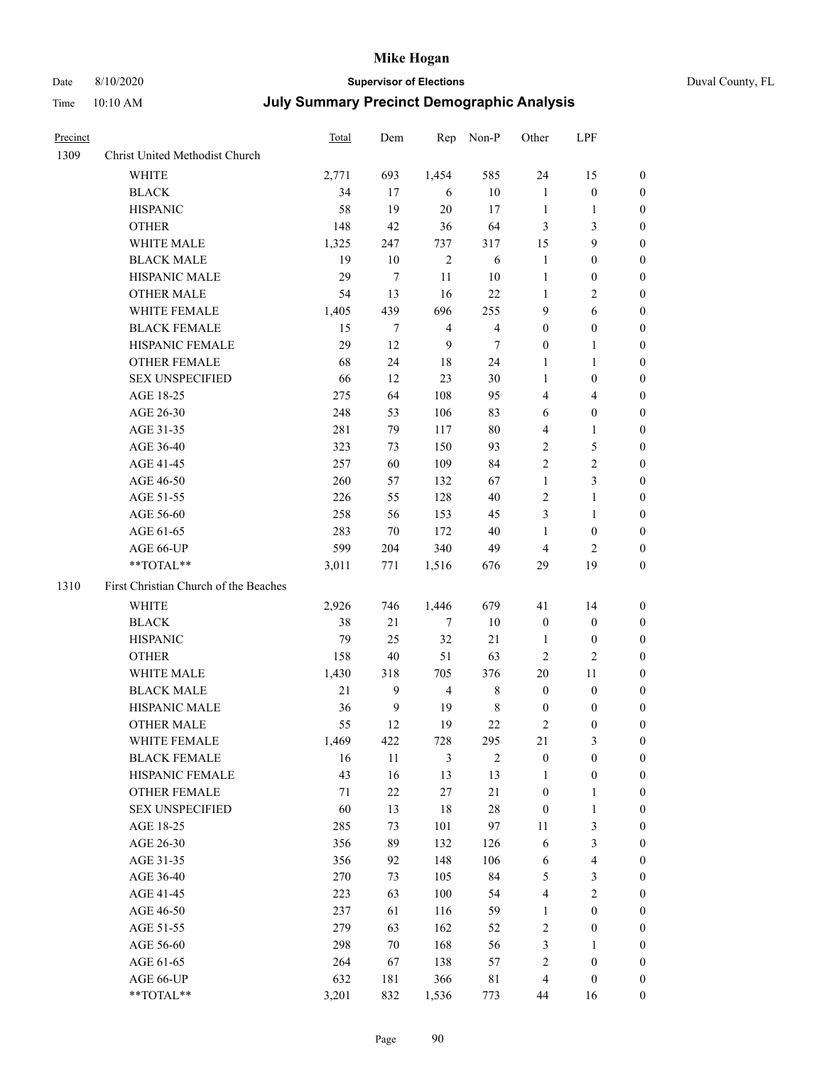| Precinct | | Total | Dem | Rep | Non-P | Other | LPF | |
|---|---|---|---|---|---|---|---|---|
| 1309 | Christ United Methodist Church | | | | | | | |
| | WHITE | 2,771 | 693 | 1,454 | 585 | 24 | 15 | 0 |
| | BLACK | 34 | 17 | 6 | 10 | 1 | 0 | 0 |
| | HISPANIC | 58 | 19 | 20 | 17 | 1 | 1 | 0 |
| | OTHER | 148 | 42 | 36 | 64 | 3 | 3 | 0 |
| | WHITE MALE | 1,325 | 247 | 737 | 317 | 15 | 9 | 0 |
| | BLACK MALE | 19 | 10 | 2 | 6 | 1 | 0 | 0 |
| | HISPANIC MALE | 29 | 7 | 11 | 10 | 1 | 0 | 0 |
| | OTHER MALE | 54 | 13 | 16 | 22 | 1 | 2 | 0 |
| | WHITE FEMALE | 1,405 | 439 | 696 | 255 | 9 | 6 | 0 |
| | BLACK FEMALE | 15 | 7 | 4 | 4 | 0 | 0 | 0 |
| | HISPANIC FEMALE | 29 | 12 | 9 | 7 | 0 | 1 | 0 |
| | OTHER FEMALE | 68 | 24 | 18 | 24 | 1 | 1 | 0 |
| | SEX UNSPECIFIED | 66 | 12 | 23 | 30 | 1 | 0 | 0 |
| | AGE 18-25 | 275 | 64 | 108 | 95 | 4 | 4 | 0 |
| | AGE 26-30 | 248 | 53 | 106 | 83 | 6 | 0 | 0 |
| | AGE 31-35 | 281 | 79 | 117 | 80 | 4 | 1 | 0 |
| | AGE 36-40 | 323 | 73 | 150 | 93 | 2 | 5 | 0 |
| | AGE 41-45 | 257 | 60 | 109 | 84 | 2 | 2 | 0 |
| | AGE 46-50 | 260 | 57 | 132 | 67 | 1 | 3 | 0 |
| | AGE 51-55 | 226 | 55 | 128 | 40 | 2 | 1 | 0 |
| | AGE 56-60 | 258 | 56 | 153 | 45 | 3 | 1 | 0 |
| | AGE 61-65 | 283 | 70 | 172 | 40 | 1 | 0 | 0 |
| | AGE 66-UP | 599 | 204 | 340 | 49 | 4 | 2 | 0 |
| | **TOTAL** | 3,011 | 771 | 1,516 | 676 | 29 | 19 | 0 |
| 1310 | First Christian Church of the Beaches | | | | | | | |
| | WHITE | 2,926 | 746 | 1,446 | 679 | 41 | 14 | 0 |
| | BLACK | 38 | 21 | 7 | 10 | 0 | 0 | 0 |
| | HISPANIC | 79 | 25 | 32 | 21 | 1 | 0 | 0 |
| | OTHER | 158 | 40 | 51 | 63 | 2 | 2 | 0 |
| | WHITE MALE | 1,430 | 318 | 705 | 376 | 20 | 11 | 0 |
| | BLACK MALE | 21 | 9 | 4 | 8 | 0 | 0 | 0 |
| | HISPANIC MALE | 36 | 9 | 19 | 8 | 0 | 0 | 0 |
| | OTHER MALE | 55 | 12 | 19 | 22 | 2 | 0 | 0 |
| | WHITE FEMALE | 1,469 | 422 | 728 | 295 | 21 | 3 | 0 |
| | BLACK FEMALE | 16 | 11 | 3 | 2 | 0 | 0 | 0 |
| | HISPANIC FEMALE | 43 | 16 | 13 | 13 | 1 | 0 | 0 |
| | OTHER FEMALE | 71 | 22 | 27 | 21 | 0 | 1 | 0 |
| | SEX UNSPECIFIED | 60 | 13 | 18 | 28 | 0 | 1 | 0 |
| | AGE 18-25 | 285 | 73 | 101 | 97 | 11 | 3 | 0 |
| | AGE 26-30 | 356 | 89 | 132 | 126 | 6 | 3 | 0 |
| | AGE 31-35 | 356 | 92 | 148 | 106 | 6 | 4 | 0 |
| | AGE 36-40 | 270 | 73 | 105 | 84 | 5 | 3 | 0 |
| | AGE 41-45 | 223 | 63 | 100 | 54 | 4 | 2 | 0 |
| | AGE 46-50 | 237 | 61 | 116 | 59 | 1 | 0 | 0 |
| | AGE 51-55 | 279 | 63 | 162 | 52 | 2 | 0 | 0 |
| | AGE 56-60 | 298 | 70 | 168 | 56 | 3 | 1 | 0 |
| | AGE 61-65 | 264 | 67 | 138 | 57 | 2 | 0 | 0 |
| | AGE 66-UP | 632 | 181 | 366 | 81 | 4 | 0 | 0 |
| | **TOTAL** | 3,201 | 832 | 1,536 | 773 | 44 | 16 | 0 |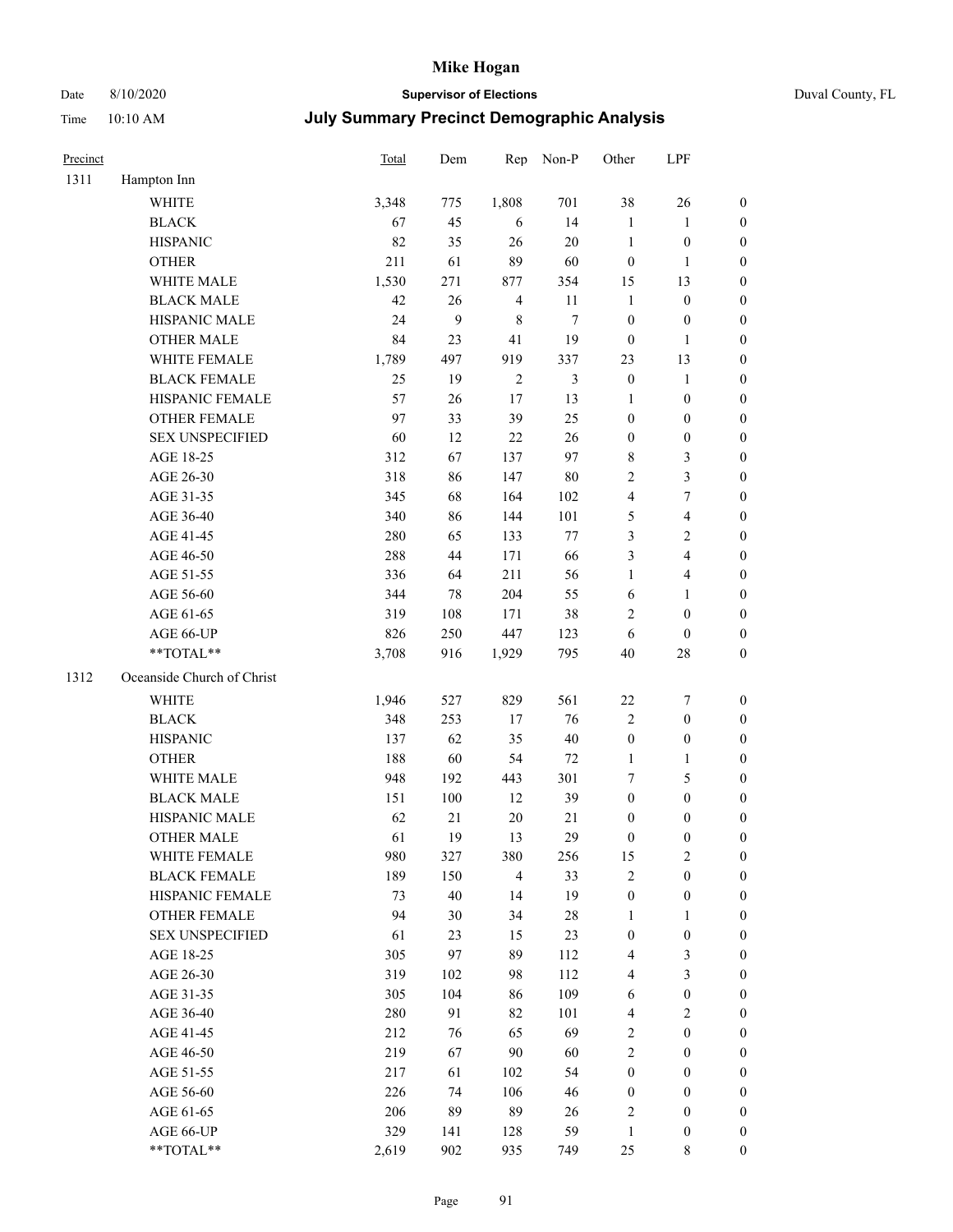# Mike Hogan

Date 8/10/2020 **Supervisor of Elections** Duval County, FL

Time 10:10 AM **July Summary Precinct Demographic Analysis**

| Precinct | | Total | Dem | Rep | Non-P | Other | LPF | |
|---|---|---|---|---|---|---|---|---|
| 1311 | Hampton Inn | | | | | | | |
| | WHITE | 3,348 | 775 | 1,808 | 701 | 38 | 26 | 0 |
| | BLACK | 67 | 45 | 6 | 14 | 1 | 1 | 0 |
| | HISPANIC | 82 | 35 | 26 | 20 | 1 | 0 | 0 |
| | OTHER | 211 | 61 | 89 | 60 | 0 | 1 | 0 |
| | WHITE MALE | 1,530 | 271 | 877 | 354 | 15 | 13 | 0 |
| | BLACK MALE | 42 | 26 | 4 | 11 | 1 | 0 | 0 |
| | HISPANIC MALE | 24 | 9 | 8 | 7 | 0 | 0 | 0 |
| | OTHER MALE | 84 | 23 | 41 | 19 | 0 | 1 | 0 |
| | WHITE FEMALE | 1,789 | 497 | 919 | 337 | 23 | 13 | 0 |
| | BLACK FEMALE | 25 | 19 | 2 | 3 | 0 | 1 | 0 |
| | HISPANIC FEMALE | 57 | 26 | 17 | 13 | 1 | 0 | 0 |
| | OTHER FEMALE | 97 | 33 | 39 | 25 | 0 | 0 | 0 |
| | SEX UNSPECIFIED | 60 | 12 | 22 | 26 | 0 | 0 | 0 |
| | AGE 18-25 | 312 | 67 | 137 | 97 | 8 | 3 | 0 |
| | AGE 26-30 | 318 | 86 | 147 | 80 | 2 | 3 | 0 |
| | AGE 31-35 | 345 | 68 | 164 | 102 | 4 | 7 | 0 |
| | AGE 36-40 | 340 | 86 | 144 | 101 | 5 | 4 | 0 |
| | AGE 41-45 | 280 | 65 | 133 | 77 | 3 | 2 | 0 |
| | AGE 46-50 | 288 | 44 | 171 | 66 | 3 | 4 | 0 |
| | AGE 51-55 | 336 | 64 | 211 | 56 | 1 | 4 | 0 |
| | AGE 56-60 | 344 | 78 | 204 | 55 | 6 | 1 | 0 |
| | AGE 61-65 | 319 | 108 | 171 | 38 | 2 | 0 | 0 |
| | AGE 66-UP | 826 | 250 | 447 | 123 | 6 | 0 | 0 |
| | **TOTAL** | 3,708 | 916 | 1,929 | 795 | 40 | 28 | 0 |
| 1312 | Oceanside Church of Christ | | | | | | | |
| | WHITE | 1,946 | 527 | 829 | 561 | 22 | 7 | 0 |
| | BLACK | 348 | 253 | 17 | 76 | 2 | 0 | 0 |
| | HISPANIC | 137 | 62 | 35 | 40 | 0 | 0 | 0 |
| | OTHER | 188 | 60 | 54 | 72 | 1 | 1 | 0 |
| | WHITE MALE | 948 | 192 | 443 | 301 | 7 | 5 | 0 |
| | BLACK MALE | 151 | 100 | 12 | 39 | 0 | 0 | 0 |
| | HISPANIC MALE | 62 | 21 | 20 | 21 | 0 | 0 | 0 |
| | OTHER MALE | 61 | 19 | 13 | 29 | 0 | 0 | 0 |
| | WHITE FEMALE | 980 | 327 | 380 | 256 | 15 | 2 | 0 |
| | BLACK FEMALE | 189 | 150 | 4 | 33 | 2 | 0 | 0 |
| | HISPANIC FEMALE | 73 | 40 | 14 | 19 | 0 | 0 | 0 |
| | OTHER FEMALE | 94 | 30 | 34 | 28 | 1 | 1 | 0 |
| | SEX UNSPECIFIED | 61 | 23 | 15 | 23 | 0 | 0 | 0 |
| | AGE 18-25 | 305 | 97 | 89 | 112 | 4 | 3 | 0 |
| | AGE 26-30 | 319 | 102 | 98 | 112 | 4 | 3 | 0 |
| | AGE 31-35 | 305 | 104 | 86 | 109 | 6 | 0 | 0 |
| | AGE 36-40 | 280 | 91 | 82 | 101 | 4 | 2 | 0 |
| | AGE 41-45 | 212 | 76 | 65 | 69 | 2 | 0 | 0 |
| | AGE 46-50 | 219 | 67 | 90 | 60 | 2 | 0 | 0 |
| | AGE 51-55 | 217 | 61 | 102 | 54 | 0 | 0 | 0 |
| | AGE 56-60 | 226 | 74 | 106 | 46 | 0 | 0 | 0 |
| | AGE 61-65 | 206 | 89 | 89 | 26 | 2 | 0 | 0 |
| | AGE 66-UP | 329 | 141 | 128 | 59 | 1 | 0 | 0 |
| | **TOTAL** | 2,619 | 902 | 935 | 749 | 25 | 8 | 0 |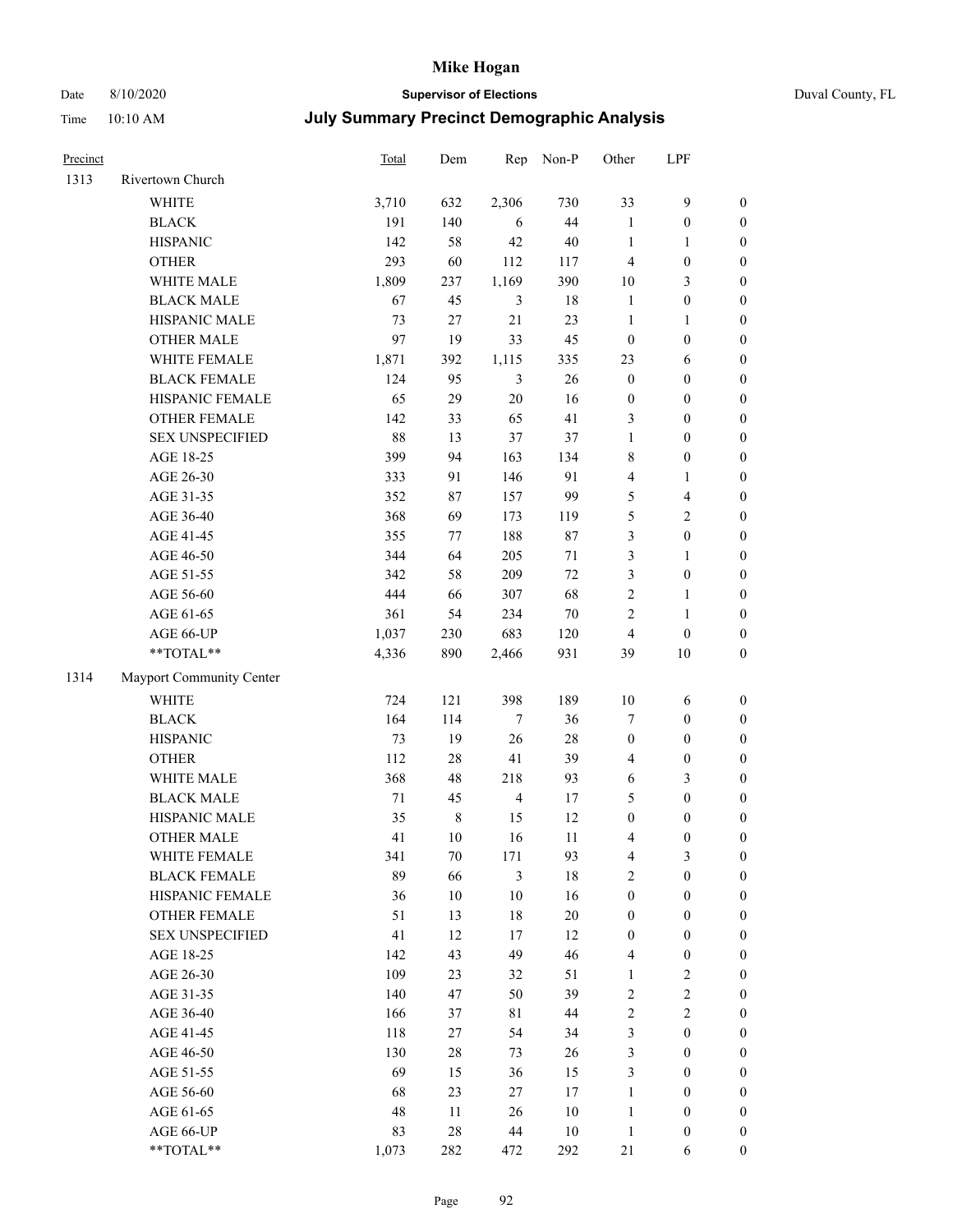| Precinct | | Total | Dem | Rep | Non-P | Other | LPF | |
|---|---|---|---|---|---|---|---|---|
| 1313 | Rivertown Church | | | | | | | |
| | WHITE | 3,710 | 632 | 2,306 | 730 | 33 | 9 | 0 |
| | BLACK | 191 | 140 | 6 | 44 | 1 | 0 | 0 |
| | HISPANIC | 142 | 58 | 42 | 40 | 1 | 1 | 0 |
| | OTHER | 293 | 60 | 112 | 117 | 4 | 0 | 0 |
| | WHITE MALE | 1,809 | 237 | 1,169 | 390 | 10 | 3 | 0 |
| | BLACK MALE | 67 | 45 | 3 | 18 | 1 | 0 | 0 |
| | HISPANIC MALE | 73 | 27 | 21 | 23 | 1 | 1 | 0 |
| | OTHER MALE | 97 | 19 | 33 | 45 | 0 | 0 | 0 |
| | WHITE FEMALE | 1,871 | 392 | 1,115 | 335 | 23 | 6 | 0 |
| | BLACK FEMALE | 124 | 95 | 3 | 26 | 0 | 0 | 0 |
| | HISPANIC FEMALE | 65 | 29 | 20 | 16 | 0 | 0 | 0 |
| | OTHER FEMALE | 142 | 33 | 65 | 41 | 3 | 0 | 0 |
| | SEX UNSPECIFIED | 88 | 13 | 37 | 37 | 1 | 0 | 0 |
| | AGE 18-25 | 399 | 94 | 163 | 134 | 8 | 0 | 0 |
| | AGE 26-30 | 333 | 91 | 146 | 91 | 4 | 1 | 0 |
| | AGE 31-35 | 352 | 87 | 157 | 99 | 5 | 4 | 0 |
| | AGE 36-40 | 368 | 69 | 173 | 119 | 5 | 2 | 0 |
| | AGE 41-45 | 355 | 77 | 188 | 87 | 3 | 0 | 0 |
| | AGE 46-50 | 344 | 64 | 205 | 71 | 3 | 1 | 0 |
| | AGE 51-55 | 342 | 58 | 209 | 72 | 3 | 0 | 0 |
| | AGE 56-60 | 444 | 66 | 307 | 68 | 2 | 1 | 0 |
| | AGE 61-65 | 361 | 54 | 234 | 70 | 2 | 1 | 0 |
| | AGE 66-UP | 1,037 | 230 | 683 | 120 | 4 | 0 | 0 |
| | **TOTAL** | 4,336 | 890 | 2,466 | 931 | 39 | 10 | 0 |
| 1314 | Mayport Community Center | | | | | | | |
| | WHITE | 724 | 121 | 398 | 189 | 10 | 6 | 0 |
| | BLACK | 164 | 114 | 7 | 36 | 7 | 0 | 0 |
| | HISPANIC | 73 | 19 | 26 | 28 | 0 | 0 | 0 |
| | OTHER | 112 | 28 | 41 | 39 | 4 | 0 | 0 |
| | WHITE MALE | 368 | 48 | 218 | 93 | 6 | 3 | 0 |
| | BLACK MALE | 71 | 45 | 4 | 17 | 5 | 0 | 0 |
| | HISPANIC MALE | 35 | 8 | 15 | 12 | 0 | 0 | 0 |
| | OTHER MALE | 41 | 10 | 16 | 11 | 4 | 0 | 0 |
| | WHITE FEMALE | 341 | 70 | 171 | 93 | 4 | 3 | 0 |
| | BLACK FEMALE | 89 | 66 | 3 | 18 | 2 | 0 | 0 |
| | HISPANIC FEMALE | 36 | 10 | 10 | 16 | 0 | 0 | 0 |
| | OTHER FEMALE | 51 | 13 | 18 | 20 | 0 | 0 | 0 |
| | SEX UNSPECIFIED | 41 | 12 | 17 | 12 | 0 | 0 | 0 |
| | AGE 18-25 | 142 | 43 | 49 | 46 | 4 | 0 | 0 |
| | AGE 26-30 | 109 | 23 | 32 | 51 | 1 | 2 | 0 |
| | AGE 31-35 | 140 | 47 | 50 | 39 | 2 | 2 | 0 |
| | AGE 36-40 | 166 | 37 | 81 | 44 | 2 | 2 | 0 |
| | AGE 41-45 | 118 | 27 | 54 | 34 | 3 | 0 | 0 |
| | AGE 46-50 | 130 | 28 | 73 | 26 | 3 | 0 | 0 |
| | AGE 51-55 | 69 | 15 | 36 | 15 | 3 | 0 | 0 |
| | AGE 56-60 | 68 | 23 | 27 | 17 | 1 | 0 | 0 |
| | AGE 61-65 | 48 | 11 | 26 | 10 | 1 | 0 | 0 |
| | AGE 66-UP | 83 | 28 | 44 | 10 | 1 | 0 | 0 |
| | **TOTAL** | 1,073 | 282 | 472 | 292 | 21 | 6 | 0 |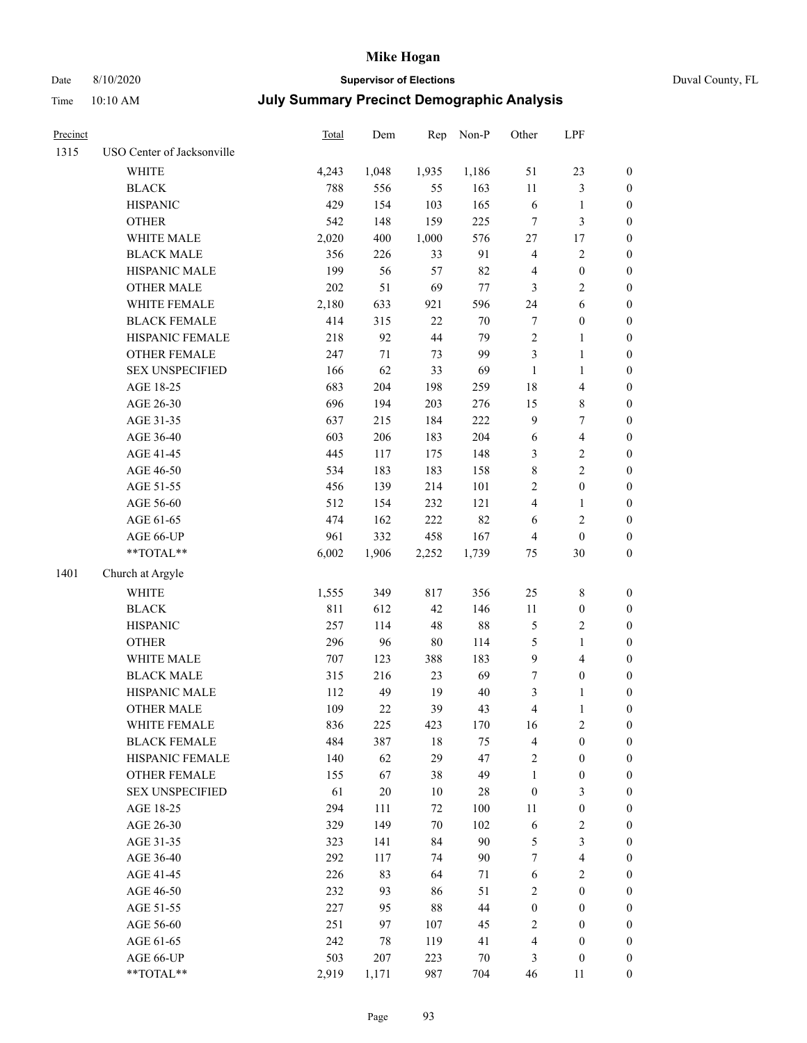| Precinct | | Total | Dem | Rep | Non-P | Other | LPF | |
|---|---|---|---|---|---|---|---|---|
| 1315 | USO Center of Jacksonville | | | | | | | |
| | WHITE | 4,243 | 1,048 | 1,935 | 1,186 | 51 | 23 | 0 |
| | BLACK | 788 | 556 | 55 | 163 | 11 | 3 | 0 |
| | HISPANIC | 429 | 154 | 103 | 165 | 6 | 1 | 0 |
| | OTHER | 542 | 148 | 159 | 225 | 7 | 3 | 0 |
| | WHITE MALE | 2,020 | 400 | 1,000 | 576 | 27 | 17 | 0 |
| | BLACK MALE | 356 | 226 | 33 | 91 | 4 | 2 | 0 |
| | HISPANIC MALE | 199 | 56 | 57 | 82 | 4 | 0 | 0 |
| | OTHER MALE | 202 | 51 | 69 | 77 | 3 | 2 | 0 |
| | WHITE FEMALE | 2,180 | 633 | 921 | 596 | 24 | 6 | 0 |
| | BLACK FEMALE | 414 | 315 | 22 | 70 | 7 | 0 | 0 |
| | HISPANIC FEMALE | 218 | 92 | 44 | 79 | 2 | 1 | 0 |
| | OTHER FEMALE | 247 | 71 | 73 | 99 | 3 | 1 | 0 |
| | SEX UNSPECIFIED | 166 | 62 | 33 | 69 | 1 | 1 | 0 |
| | AGE 18-25 | 683 | 204 | 198 | 259 | 18 | 4 | 0 |
| | AGE 26-30 | 696 | 194 | 203 | 276 | 15 | 8 | 0 |
| | AGE 31-35 | 637 | 215 | 184 | 222 | 9 | 7 | 0 |
| | AGE 36-40 | 603 | 206 | 183 | 204 | 6 | 4 | 0 |
| | AGE 41-45 | 445 | 117 | 175 | 148 | 3 | 2 | 0 |
| | AGE 46-50 | 534 | 183 | 183 | 158 | 8 | 2 | 0 |
| | AGE 51-55 | 456 | 139 | 214 | 101 | 2 | 0 | 0 |
| | AGE 56-60 | 512 | 154 | 232 | 121 | 4 | 1 | 0 |
| | AGE 61-65 | 474 | 162 | 222 | 82 | 6 | 2 | 0 |
| | AGE 66-UP | 961 | 332 | 458 | 167 | 4 | 0 | 0 |
| | **TOTAL** | 6,002 | 1,906 | 2,252 | 1,739 | 75 | 30 | 0 |
| 1401 | Church at Argyle | | | | | | | |
| | WHITE | 1,555 | 349 | 817 | 356 | 25 | 8 | 0 |
| | BLACK | 811 | 612 | 42 | 146 | 11 | 0 | 0 |
| | HISPANIC | 257 | 114 | 48 | 88 | 5 | 2 | 0 |
| | OTHER | 296 | 96 | 80 | 114 | 5 | 1 | 0 |
| | WHITE MALE | 707 | 123 | 388 | 183 | 9 | 4 | 0 |
| | BLACK MALE | 315 | 216 | 23 | 69 | 7 | 0 | 0 |
| | HISPANIC MALE | 112 | 49 | 19 | 40 | 3 | 1 | 0 |
| | OTHER MALE | 109 | 22 | 39 | 43 | 4 | 1 | 0 |
| | WHITE FEMALE | 836 | 225 | 423 | 170 | 16 | 2 | 0 |
| | BLACK FEMALE | 484 | 387 | 18 | 75 | 4 | 0 | 0 |
| | HISPANIC FEMALE | 140 | 62 | 29 | 47 | 2 | 0 | 0 |
| | OTHER FEMALE | 155 | 67 | 38 | 49 | 1 | 0 | 0 |
| | SEX UNSPECIFIED | 61 | 20 | 10 | 28 | 0 | 3 | 0 |
| | AGE 18-25 | 294 | 111 | 72 | 100 | 11 | 0 | 0 |
| | AGE 26-30 | 329 | 149 | 70 | 102 | 6 | 2 | 0 |
| | AGE 31-35 | 323 | 141 | 84 | 90 | 5 | 3 | 0 |
| | AGE 36-40 | 292 | 117 | 74 | 90 | 7 | 4 | 0 |
| | AGE 41-45 | 226 | 83 | 64 | 71 | 6 | 2 | 0 |
| | AGE 46-50 | 232 | 93 | 86 | 51 | 2 | 0 | 0 |
| | AGE 51-55 | 227 | 95 | 88 | 44 | 0 | 0 | 0 |
| | AGE 56-60 | 251 | 97 | 107 | 45 | 2 | 0 | 0 |
| | AGE 61-65 | 242 | 78 | 119 | 41 | 4 | 0 | 0 |
| | AGE 66-UP | 503 | 207 | 223 | 70 | 3 | 0 | 0 |
| | **TOTAL** | 2,919 | 1,171 | 987 | 704 | 46 | 11 | 0 |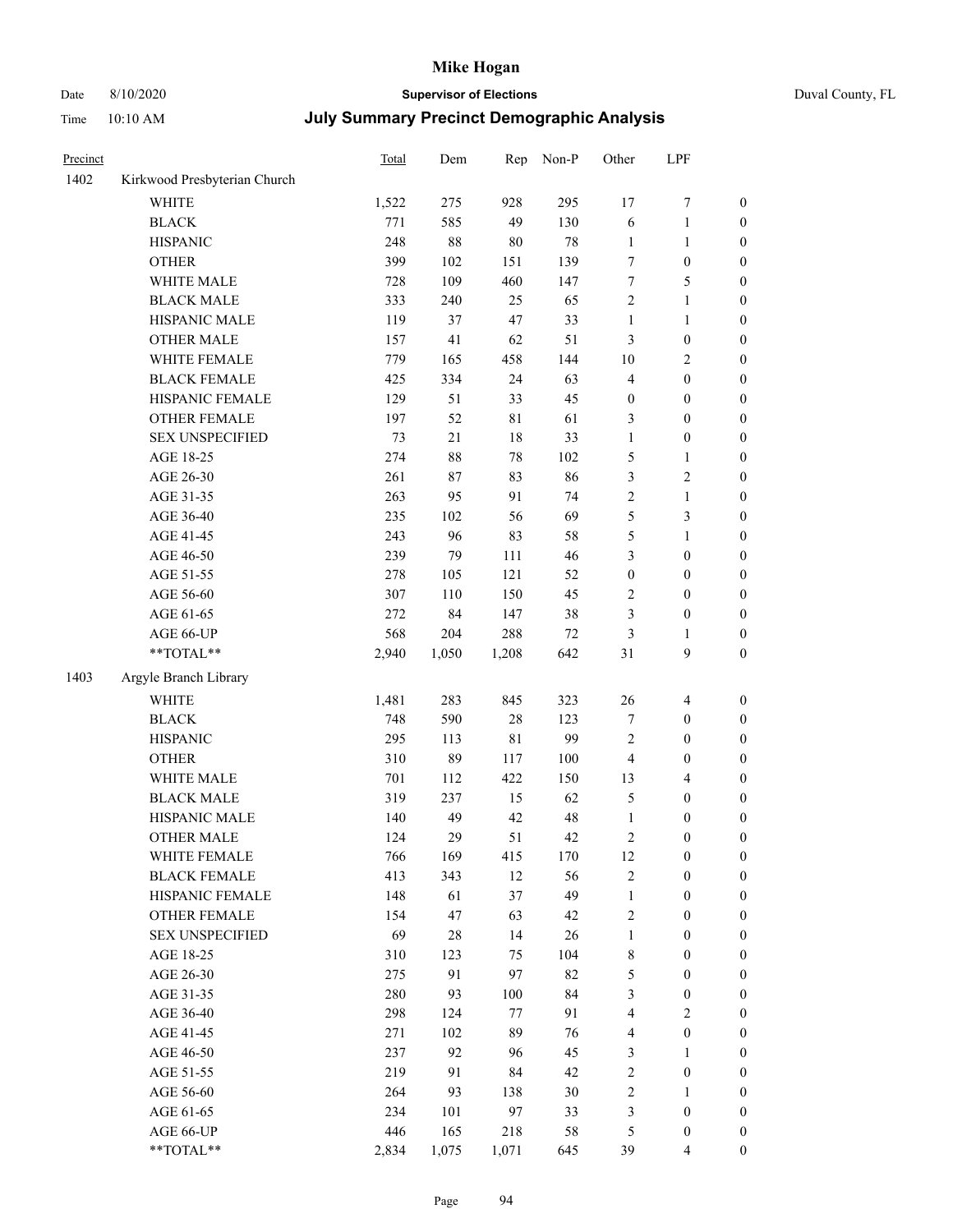# Mike Hogan

Date 8/10/2020 **Supervisor of Elections** Duval County, FL

Time 10:10 AM **July Summary Precinct Demographic Analysis**

| Precinct | | Total | Dem | Rep | Non-P | Other | LPF | |
|---|---|---|---|---|---|---|---|---|
| 1402 | Kirkwood Presbyterian Church | | | | | | | |
| | WHITE | 1,522 | 275 | 928 | 295 | 17 | 7 | 0 |
| | BLACK | 771 | 585 | 49 | 130 | 6 | 1 | 0 |
| | HISPANIC | 248 | 88 | 80 | 78 | 1 | 1 | 0 |
| | OTHER | 399 | 102 | 151 | 139 | 7 | 0 | 0 |
| | WHITE MALE | 728 | 109 | 460 | 147 | 7 | 5 | 0 |
| | BLACK MALE | 333 | 240 | 25 | 65 | 2 | 1 | 0 |
| | HISPANIC MALE | 119 | 37 | 47 | 33 | 1 | 1 | 0 |
| | OTHER MALE | 157 | 41 | 62 | 51 | 3 | 0 | 0 |
| | WHITE FEMALE | 779 | 165 | 458 | 144 | 10 | 2 | 0 |
| | BLACK FEMALE | 425 | 334 | 24 | 63 | 4 | 0 | 0 |
| | HISPANIC FEMALE | 129 | 51 | 33 | 45 | 0 | 0 | 0 |
| | OTHER FEMALE | 197 | 52 | 81 | 61 | 3 | 0 | 0 |
| | SEX UNSPECIFIED | 73 | 21 | 18 | 33 | 1 | 0 | 0 |
| | AGE 18-25 | 274 | 88 | 78 | 102 | 5 | 1 | 0 |
| | AGE 26-30 | 261 | 87 | 83 | 86 | 3 | 2 | 0 |
| | AGE 31-35 | 263 | 95 | 91 | 74 | 2 | 1 | 0 |
| | AGE 36-40 | 235 | 102 | 56 | 69 | 5 | 3 | 0 |
| | AGE 41-45 | 243 | 96 | 83 | 58 | 5 | 1 | 0 |
| | AGE 46-50 | 239 | 79 | 111 | 46 | 3 | 0 | 0 |
| | AGE 51-55 | 278 | 105 | 121 | 52 | 0 | 0 | 0 |
| | AGE 56-60 | 307 | 110 | 150 | 45 | 2 | 0 | 0 |
| | AGE 61-65 | 272 | 84 | 147 | 38 | 3 | 0 | 0 |
| | AGE 66-UP | 568 | 204 | 288 | 72 | 3 | 1 | 0 |
| | **TOTAL** | 2,940 | 1,050 | 1,208 | 642 | 31 | 9 | 0 |
| 1403 | Argyle Branch Library | | | | | | | |
| | WHITE | 1,481 | 283 | 845 | 323 | 26 | 4 | 0 |
| | BLACK | 748 | 590 | 28 | 123 | 7 | 0 | 0 |
| | HISPANIC | 295 | 113 | 81 | 99 | 2 | 0 | 0 |
| | OTHER | 310 | 89 | 117 | 100 | 4 | 0 | 0 |
| | WHITE MALE | 701 | 112 | 422 | 150 | 13 | 4 | 0 |
| | BLACK MALE | 319 | 237 | 15 | 62 | 5 | 0 | 0 |
| | HISPANIC MALE | 140 | 49 | 42 | 48 | 1 | 0 | 0 |
| | OTHER MALE | 124 | 29 | 51 | 42 | 2 | 0 | 0 |
| | WHITE FEMALE | 766 | 169 | 415 | 170 | 12 | 0 | 0 |
| | BLACK FEMALE | 413 | 343 | 12 | 56 | 2 | 0 | 0 |
| | HISPANIC FEMALE | 148 | 61 | 37 | 49 | 1 | 0 | 0 |
| | OTHER FEMALE | 154 | 47 | 63 | 42 | 2 | 0 | 0 |
| | SEX UNSPECIFIED | 69 | 28 | 14 | 26 | 1 | 0 | 0 |
| | AGE 18-25 | 310 | 123 | 75 | 104 | 8 | 0 | 0 |
| | AGE 26-30 | 275 | 91 | 97 | 82 | 5 | 0 | 0 |
| | AGE 31-35 | 280 | 93 | 100 | 84 | 3 | 0 | 0 |
| | AGE 36-40 | 298 | 124 | 77 | 91 | 4 | 2 | 0 |
| | AGE 41-45 | 271 | 102 | 89 | 76 | 4 | 0 | 0 |
| | AGE 46-50 | 237 | 92 | 96 | 45 | 3 | 1 | 0 |
| | AGE 51-55 | 219 | 91 | 84 | 42 | 2 | 0 | 0 |
| | AGE 56-60 | 264 | 93 | 138 | 30 | 2 | 1 | 0 |
| | AGE 61-65 | 234 | 101 | 97 | 33 | 3 | 0 | 0 |
| | AGE 66-UP | 446 | 165 | 218 | 58 | 5 | 0 | 0 |
| | **TOTAL** | 2,834 | 1,075 | 1,071 | 645 | 39 | 4 | 0 |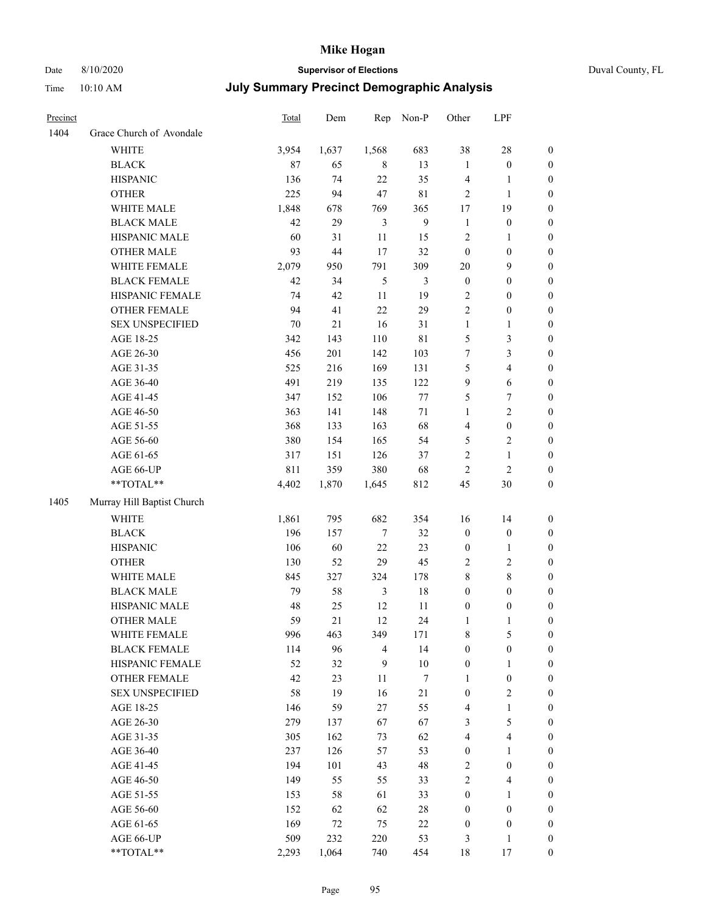# Mike Hogan

Date 8/10/2020 **Supervisor of Elections** Duval County, FL

Time 10:10 AM **July Summary Precinct Demographic Analysis**

| Precinct | | Total | Dem | Rep | Non-P | Other | LPF | |
|---|---|---|---|---|---|---|---|---|
| 1404 | Grace Church of Avondale | | | | | | | |
| | WHITE | 3,954 | 1,637 | 1,568 | 683 | 38 | 28 | 0 |
| | BLACK | 87 | 65 | 8 | 13 | 1 | 0 | 0 |
| | HISPANIC | 136 | 74 | 22 | 35 | 4 | 1 | 0 |
| | OTHER | 225 | 94 | 47 | 81 | 2 | 1 | 0 |
| | WHITE MALE | 1,848 | 678 | 769 | 365 | 17 | 19 | 0 |
| | BLACK MALE | 42 | 29 | 3 | 9 | 1 | 0 | 0 |
| | HISPANIC MALE | 60 | 31 | 11 | 15 | 2 | 1 | 0 |
| | OTHER MALE | 93 | 44 | 17 | 32 | 0 | 0 | 0 |
| | WHITE FEMALE | 2,079 | 950 | 791 | 309 | 20 | 9 | 0 |
| | BLACK FEMALE | 42 | 34 | 5 | 3 | 0 | 0 | 0 |
| | HISPANIC FEMALE | 74 | 42 | 11 | 19 | 2 | 0 | 0 |
| | OTHER FEMALE | 94 | 41 | 22 | 29 | 2 | 0 | 0 |
| | SEX UNSPECIFIED | 70 | 21 | 16 | 31 | 1 | 1 | 0 |
| | AGE 18-25 | 342 | 143 | 110 | 81 | 5 | 3 | 0 |
| | AGE 26-30 | 456 | 201 | 142 | 103 | 7 | 3 | 0 |
| | AGE 31-35 | 525 | 216 | 169 | 131 | 5 | 4 | 0 |
| | AGE 36-40 | 491 | 219 | 135 | 122 | 9 | 6 | 0 |
| | AGE 41-45 | 347 | 152 | 106 | 77 | 5 | 7 | 0 |
| | AGE 46-50 | 363 | 141 | 148 | 71 | 1 | 2 | 0 |
| | AGE 51-55 | 368 | 133 | 163 | 68 | 4 | 0 | 0 |
| | AGE 56-60 | 380 | 154 | 165 | 54 | 5 | 2 | 0 |
| | AGE 61-65 | 317 | 151 | 126 | 37 | 2 | 1 | 0 |
| | AGE 66-UP | 811 | 359 | 380 | 68 | 2 | 2 | 0 |
| | **TOTAL** | 4,402 | 1,870 | 1,645 | 812 | 45 | 30 | 0 |
| 1405 | Murray Hill Baptist Church | | | | | | | |
| | WHITE | 1,861 | 795 | 682 | 354 | 16 | 14 | 0 |
| | BLACK | 196 | 157 | 7 | 32 | 0 | 0 | 0 |
| | HISPANIC | 106 | 60 | 22 | 23 | 0 | 1 | 0 |
| | OTHER | 130 | 52 | 29 | 45 | 2 | 2 | 0 |
| | WHITE MALE | 845 | 327 | 324 | 178 | 8 | 8 | 0 |
| | BLACK MALE | 79 | 58 | 3 | 18 | 0 | 0 | 0 |
| | HISPANIC MALE | 48 | 25 | 12 | 11 | 0 | 0 | 0 |
| | OTHER MALE | 59 | 21 | 12 | 24 | 1 | 1 | 0 |
| | WHITE FEMALE | 996 | 463 | 349 | 171 | 8 | 5 | 0 |
| | BLACK FEMALE | 114 | 96 | 4 | 14 | 0 | 0 | 0 |
| | HISPANIC FEMALE | 52 | 32 | 9 | 10 | 0 | 1 | 0 |
| | OTHER FEMALE | 42 | 23 | 11 | 7 | 1 | 0 | 0 |
| | SEX UNSPECIFIED | 58 | 19 | 16 | 21 | 0 | 2 | 0 |
| | AGE 18-25 | 146 | 59 | 27 | 55 | 4 | 1 | 0 |
| | AGE 26-30 | 279 | 137 | 67 | 67 | 3 | 5 | 0 |
| | AGE 31-35 | 305 | 162 | 73 | 62 | 4 | 4 | 0 |
| | AGE 36-40 | 237 | 126 | 57 | 53 | 0 | 1 | 0 |
| | AGE 41-45 | 194 | 101 | 43 | 48 | 2 | 0 | 0 |
| | AGE 46-50 | 149 | 55 | 55 | 33 | 2 | 4 | 0 |
| | AGE 51-55 | 153 | 58 | 61 | 33 | 0 | 1 | 0 |
| | AGE 56-60 | 152 | 62 | 62 | 28 | 0 | 0 | 0 |
| | AGE 61-65 | 169 | 72 | 75 | 22 | 0 | 0 | 0 |
| | AGE 66-UP | 509 | 232 | 220 | 53 | 3 | 1 | 0 |
| | **TOTAL** | 2,293 | 1,064 | 740 | 454 | 18 | 17 | 0 |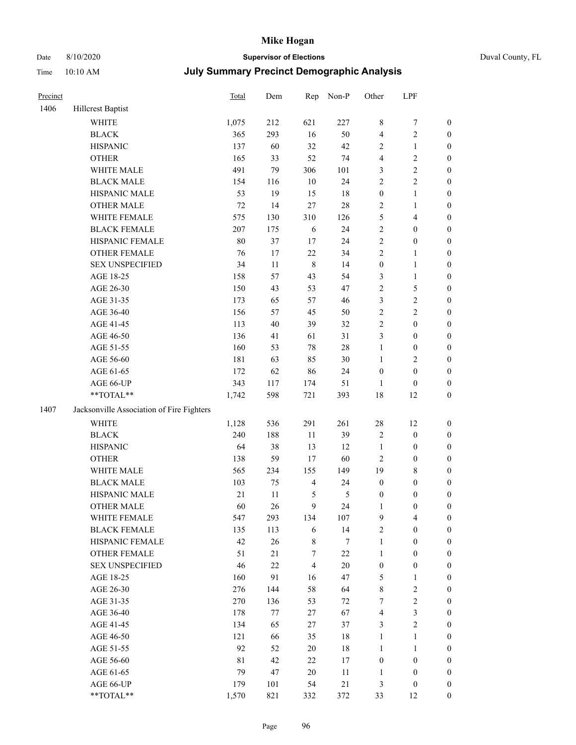# Mike Hogan

Date 8/10/2020 **Supervisor of Elections** Duval County, FL

Time 10:10 AM **July Summary Precinct Demographic Analysis**

| Precinct | | Total | Dem | Rep | Non-P | Other | LPF | |
|---|---|---|---|---|---|---|---|---|
| 1406 | Hillcrest Baptist | | | | | | | |
| | WHITE | 1,075 | 212 | 621 | 227 | 8 | 7 | 0 |
| | BLACK | 365 | 293 | 16 | 50 | 4 | 2 | 0 |
| | HISPANIC | 137 | 60 | 32 | 42 | 2 | 1 | 0 |
| | OTHER | 165 | 33 | 52 | 74 | 4 | 2 | 0 |
| | WHITE MALE | 491 | 79 | 306 | 101 | 3 | 2 | 0 |
| | BLACK MALE | 154 | 116 | 10 | 24 | 2 | 2 | 0 |
| | HISPANIC MALE | 53 | 19 | 15 | 18 | 0 | 1 | 0 |
| | OTHER MALE | 72 | 14 | 27 | 28 | 2 | 1 | 0 |
| | WHITE FEMALE | 575 | 130 | 310 | 126 | 5 | 4 | 0 |
| | BLACK FEMALE | 207 | 175 | 6 | 24 | 2 | 0 | 0 |
| | HISPANIC FEMALE | 80 | 37 | 17 | 24 | 2 | 0 | 0 |
| | OTHER FEMALE | 76 | 17 | 22 | 34 | 2 | 1 | 0 |
| | SEX UNSPECIFIED | 34 | 11 | 8 | 14 | 0 | 1 | 0 |
| | AGE 18-25 | 158 | 57 | 43 | 54 | 3 | 1 | 0 |
| | AGE 26-30 | 150 | 43 | 53 | 47 | 2 | 5 | 0 |
| | AGE 31-35 | 173 | 65 | 57 | 46 | 3 | 2 | 0 |
| | AGE 36-40 | 156 | 57 | 45 | 50 | 2 | 2 | 0 |
| | AGE 41-45 | 113 | 40 | 39 | 32 | 2 | 0 | 0 |
| | AGE 46-50 | 136 | 41 | 61 | 31 | 3 | 0 | 0 |
| | AGE 51-55 | 160 | 53 | 78 | 28 | 1 | 0 | 0 |
| | AGE 56-60 | 181 | 63 | 85 | 30 | 1 | 2 | 0 |
| | AGE 61-65 | 172 | 62 | 86 | 24 | 0 | 0 | 0 |
| | AGE 66-UP | 343 | 117 | 174 | 51 | 1 | 0 | 0 |
| | **TOTAL** | 1,742 | 598 | 721 | 393 | 18 | 12 | 0 |
| 1407 | Jacksonville Association of Fire Fighters | | | | | | | |
| | WHITE | 1,128 | 536 | 291 | 261 | 28 | 12 | 0 |
| | BLACK | 240 | 188 | 11 | 39 | 2 | 0 | 0 |
| | HISPANIC | 64 | 38 | 13 | 12 | 1 | 0 | 0 |
| | OTHER | 138 | 59 | 17 | 60 | 2 | 0 | 0 |
| | WHITE MALE | 565 | 234 | 155 | 149 | 19 | 8 | 0 |
| | BLACK MALE | 103 | 75 | 4 | 24 | 0 | 0 | 0 |
| | HISPANIC MALE | 21 | 11 | 5 | 5 | 0 | 0 | 0 |
| | OTHER MALE | 60 | 26 | 9 | 24 | 1 | 0 | 0 |
| | WHITE FEMALE | 547 | 293 | 134 | 107 | 9 | 4 | 0 |
| | BLACK FEMALE | 135 | 113 | 6 | 14 | 2 | 0 | 0 |
| | HISPANIC FEMALE | 42 | 26 | 8 | 7 | 1 | 0 | 0 |
| | OTHER FEMALE | 51 | 21 | 7 | 22 | 1 | 0 | 0 |
| | SEX UNSPECIFIED | 46 | 22 | 4 | 20 | 0 | 0 | 0 |
| | AGE 18-25 | 160 | 91 | 16 | 47 | 5 | 1 | 0 |
| | AGE 26-30 | 276 | 144 | 58 | 64 | 8 | 2 | 0 |
| | AGE 31-35 | 270 | 136 | 53 | 72 | 7 | 2 | 0 |
| | AGE 36-40 | 178 | 77 | 27 | 67 | 4 | 3 | 0 |
| | AGE 41-45 | 134 | 65 | 27 | 37 | 3 | 2 | 0 |
| | AGE 46-50 | 121 | 66 | 35 | 18 | 1 | 1 | 0 |
| | AGE 51-55 | 92 | 52 | 20 | 18 | 1 | 1 | 0 |
| | AGE 56-60 | 81 | 42 | 22 | 17 | 0 | 0 | 0 |
| | AGE 61-65 | 79 | 47 | 20 | 11 | 1 | 0 | 0 |
| | AGE 66-UP | 179 | 101 | 54 | 21 | 3 | 0 | 0 |
| | **TOTAL** | 1,570 | 821 | 332 | 372 | 33 | 12 | 0 |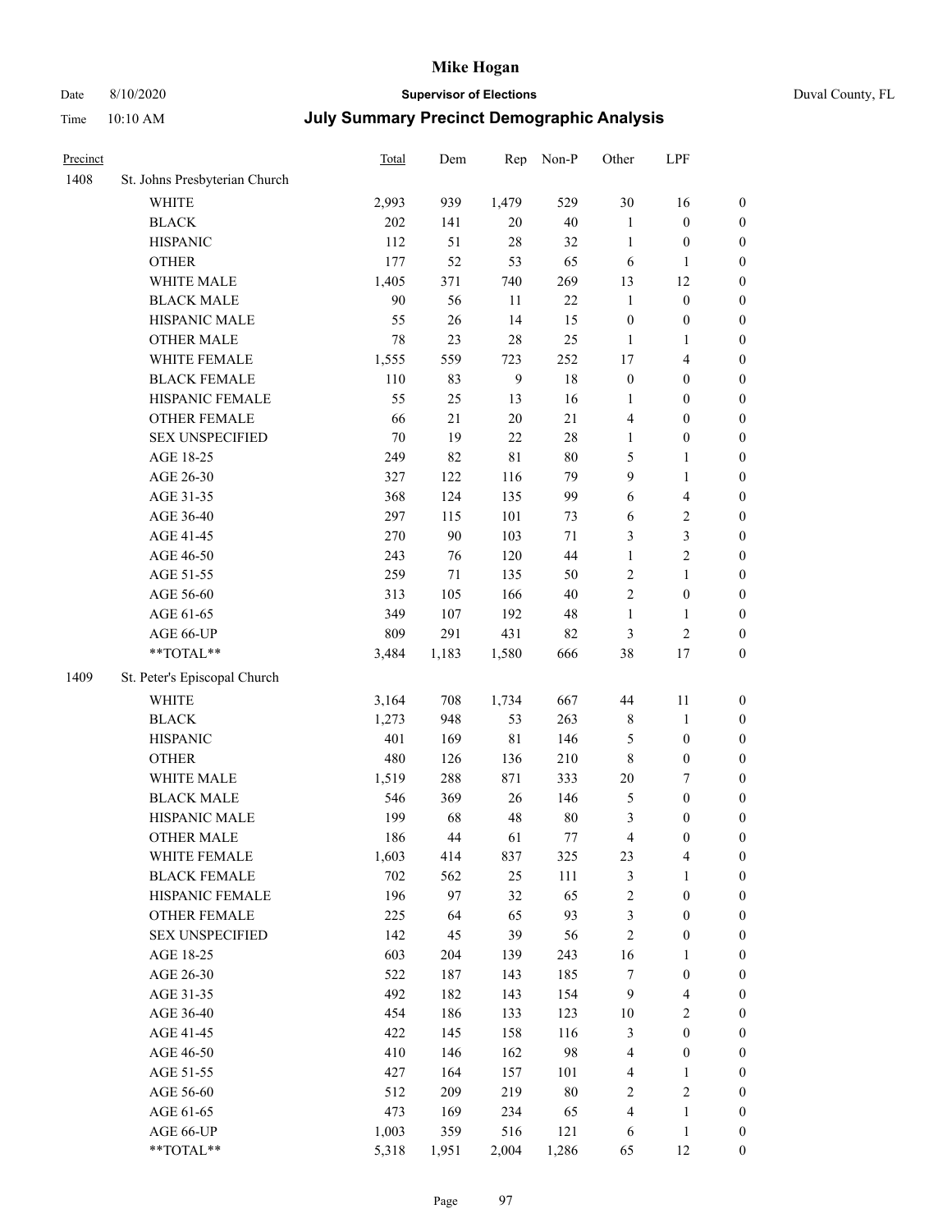# Mike Hogan

Date 8/10/2020 | **Supervisor of Elections** | Duval County, FL

Time 10:10 AM | **July Summary Precinct Demographic Analysis**

| Precinct | | Total | Dem | Rep | Non-P | Other | LPF | |
|---|---|---|---|---|---|---|---|---|
| 1408 | St. Johns Presbyterian Church | | | | | | | |
| | WHITE | 2,993 | 939 | 1,479 | 529 | 30 | 16 | 0 |
| | BLACK | 202 | 141 | 20 | 40 | 1 | 0 | 0 |
| | HISPANIC | 112 | 51 | 28 | 32 | 1 | 0 | 0 |
| | OTHER | 177 | 52 | 53 | 65 | 6 | 1 | 0 |
| | WHITE MALE | 1,405 | 371 | 740 | 269 | 13 | 12 | 0 |
| | BLACK MALE | 90 | 56 | 11 | 22 | 1 | 0 | 0 |
| | HISPANIC MALE | 55 | 26 | 14 | 15 | 0 | 0 | 0 |
| | OTHER MALE | 78 | 23 | 28 | 25 | 1 | 1 | 0 |
| | WHITE FEMALE | 1,555 | 559 | 723 | 252 | 17 | 4 | 0 |
| | BLACK FEMALE | 110 | 83 | 9 | 18 | 0 | 0 | 0 |
| | HISPANIC FEMALE | 55 | 25 | 13 | 16 | 1 | 0 | 0 |
| | OTHER FEMALE | 66 | 21 | 20 | 21 | 4 | 0 | 0 |
| | SEX UNSPECIFIED | 70 | 19 | 22 | 28 | 1 | 0 | 0 |
| | AGE 18-25 | 249 | 82 | 81 | 80 | 5 | 1 | 0 |
| | AGE 26-30 | 327 | 122 | 116 | 79 | 9 | 1 | 0 |
| | AGE 31-35 | 368 | 124 | 135 | 99 | 6 | 4 | 0 |
| | AGE 36-40 | 297 | 115 | 101 | 73 | 6 | 2 | 0 |
| | AGE 41-45 | 270 | 90 | 103 | 71 | 3 | 3 | 0 |
| | AGE 46-50 | 243 | 76 | 120 | 44 | 1 | 2 | 0 |
| | AGE 51-55 | 259 | 71 | 135 | 50 | 2 | 1 | 0 |
| | AGE 56-60 | 313 | 105 | 166 | 40 | 2 | 0 | 0 |
| | AGE 61-65 | 349 | 107 | 192 | 48 | 1 | 1 | 0 |
| | AGE 66-UP | 809 | 291 | 431 | 82 | 3 | 2 | 0 |
| | **TOTAL** | 3,484 | 1,183 | 1,580 | 666 | 38 | 17 | 0 |
| 1409 | St. Peter's Episcopal Church | | | | | | | |
| | WHITE | 3,164 | 708 | 1,734 | 667 | 44 | 11 | 0 |
| | BLACK | 1,273 | 948 | 53 | 263 | 8 | 1 | 0 |
| | HISPANIC | 401 | 169 | 81 | 146 | 5 | 0 | 0 |
| | OTHER | 480 | 126 | 136 | 210 | 8 | 0 | 0 |
| | WHITE MALE | 1,519 | 288 | 871 | 333 | 20 | 7 | 0 |
| | BLACK MALE | 546 | 369 | 26 | 146 | 5 | 0 | 0 |
| | HISPANIC MALE | 199 | 68 | 48 | 80 | 3 | 0 | 0 |
| | OTHER MALE | 186 | 44 | 61 | 77 | 4 | 0 | 0 |
| | WHITE FEMALE | 1,603 | 414 | 837 | 325 | 23 | 4 | 0 |
| | BLACK FEMALE | 702 | 562 | 25 | 111 | 3 | 1 | 0 |
| | HISPANIC FEMALE | 196 | 97 | 32 | 65 | 2 | 0 | 0 |
| | OTHER FEMALE | 225 | 64 | 65 | 93 | 3 | 0 | 0 |
| | SEX UNSPECIFIED | 142 | 45 | 39 | 56 | 2 | 0 | 0 |
| | AGE 18-25 | 603 | 204 | 139 | 243 | 16 | 1 | 0 |
| | AGE 26-30 | 522 | 187 | 143 | 185 | 7 | 0 | 0 |
| | AGE 31-35 | 492 | 182 | 143 | 154 | 9 | 4 | 0 |
| | AGE 36-40 | 454 | 186 | 133 | 123 | 10 | 2 | 0 |
| | AGE 41-45 | 422 | 145 | 158 | 116 | 3 | 0 | 0 |
| | AGE 46-50 | 410 | 146 | 162 | 98 | 4 | 0 | 0 |
| | AGE 51-55 | 427 | 164 | 157 | 101 | 4 | 1 | 0 |
| | AGE 56-60 | 512 | 209 | 219 | 80 | 2 | 2 | 0 |
| | AGE 61-65 | 473 | 169 | 234 | 65 | 4 | 1 | 0 |
| | AGE 66-UP | 1,003 | 359 | 516 | 121 | 6 | 1 | 0 |
| | **TOTAL** | 5,318 | 1,951 | 2,004 | 1,286 | 65 | 12 | 0 |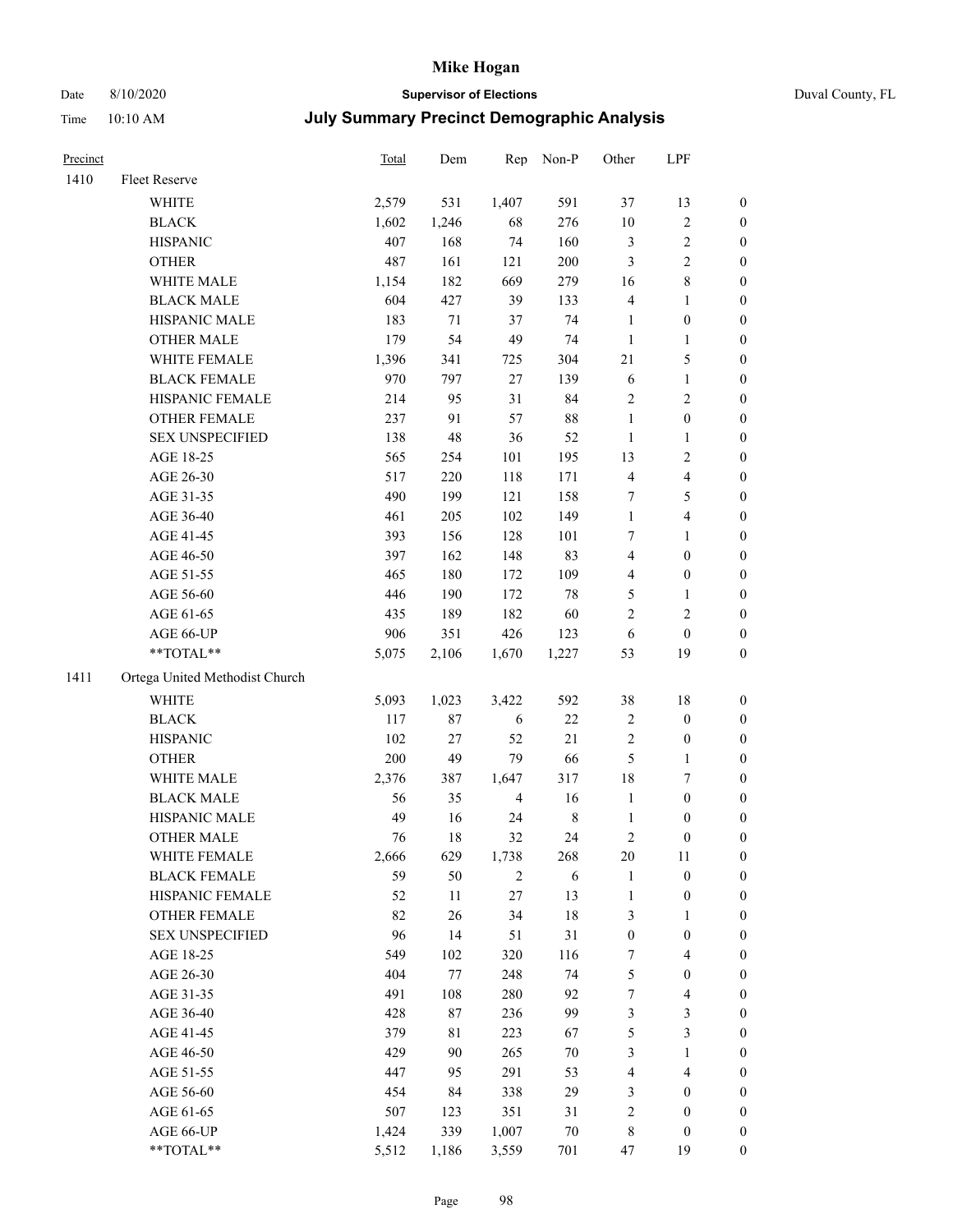# Mike Hogan

**Supervisor of Elections**

Date 8/10/2020 | Duval County, FL
Time 10:10 AM

## July Summary Precinct Demographic Analysis

| Precinct | | Total | Dem | Rep | Non-P | Other | LPF | |
|---|---|---|---|---|---|---|---|---|
| 1410 | Fleet Reserve | | | | | | | |
| | WHITE | 2,579 | 531 | 1,407 | 591 | 37 | 13 | 0 |
| | BLACK | 1,602 | 1,246 | 68 | 276 | 10 | 2 | 0 |
| | HISPANIC | 407 | 168 | 74 | 160 | 3 | 2 | 0 |
| | OTHER | 487 | 161 | 121 | 200 | 3 | 2 | 0 |
| | WHITE MALE | 1,154 | 182 | 669 | 279 | 16 | 8 | 0 |
| | BLACK MALE | 604 | 427 | 39 | 133 | 4 | 1 | 0 |
| | HISPANIC MALE | 183 | 71 | 37 | 74 | 1 | 0 | 0 |
| | OTHER MALE | 179 | 54 | 49 | 74 | 1 | 1 | 0 |
| | WHITE FEMALE | 1,396 | 341 | 725 | 304 | 21 | 5 | 0 |
| | BLACK FEMALE | 970 | 797 | 27 | 139 | 6 | 1 | 0 |
| | HISPANIC FEMALE | 214 | 95 | 31 | 84 | 2 | 2 | 0 |
| | OTHER FEMALE | 237 | 91 | 57 | 88 | 1 | 0 | 0 |
| | SEX UNSPECIFIED | 138 | 48 | 36 | 52 | 1 | 1 | 0 |
| | AGE 18-25 | 565 | 254 | 101 | 195 | 13 | 2 | 0 |
| | AGE 26-30 | 517 | 220 | 118 | 171 | 4 | 4 | 0 |
| | AGE 31-35 | 490 | 199 | 121 | 158 | 7 | 5 | 0 |
| | AGE 36-40 | 461 | 205 | 102 | 149 | 1 | 4 | 0 |
| | AGE 41-45 | 393 | 156 | 128 | 101 | 7 | 1 | 0 |
| | AGE 46-50 | 397 | 162 | 148 | 83 | 4 | 0 | 0 |
| | AGE 51-55 | 465 | 180 | 172 | 109 | 4 | 0 | 0 |
| | AGE 56-60 | 446 | 190 | 172 | 78 | 5 | 1 | 0 |
| | AGE 61-65 | 435 | 189 | 182 | 60 | 2 | 2 | 0 |
| | AGE 66-UP | 906 | 351 | 426 | 123 | 6 | 0 | 0 |
| | **TOTAL** | 5,075 | 2,106 | 1,670 | 1,227 | 53 | 19 | 0 |
| 1411 | Ortega United Methodist Church | | | | | | | |
| | WHITE | 5,093 | 1,023 | 3,422 | 592 | 38 | 18 | 0 |
| | BLACK | 117 | 87 | 6 | 22 | 2 | 0 | 0 |
| | HISPANIC | 102 | 27 | 52 | 21 | 2 | 0 | 0 |
| | OTHER | 200 | 49 | 79 | 66 | 5 | 1 | 0 |
| | WHITE MALE | 2,376 | 387 | 1,647 | 317 | 18 | 7 | 0 |
| | BLACK MALE | 56 | 35 | 4 | 16 | 1 | 0 | 0 |
| | HISPANIC MALE | 49 | 16 | 24 | 8 | 1 | 0 | 0 |
| | OTHER MALE | 76 | 18 | 32 | 24 | 2 | 0 | 0 |
| | WHITE FEMALE | 2,666 | 629 | 1,738 | 268 | 20 | 11 | 0 |
| | BLACK FEMALE | 59 | 50 | 2 | 6 | 1 | 0 | 0 |
| | HISPANIC FEMALE | 52 | 11 | 27 | 13 | 1 | 0 | 0 |
| | OTHER FEMALE | 82 | 26 | 34 | 18 | 3 | 1 | 0 |
| | SEX UNSPECIFIED | 96 | 14 | 51 | 31 | 0 | 0 | 0 |
| | AGE 18-25 | 549 | 102 | 320 | 116 | 7 | 4 | 0 |
| | AGE 26-30 | 404 | 77 | 248 | 74 | 5 | 0 | 0 |
| | AGE 31-35 | 491 | 108 | 280 | 92 | 7 | 4 | 0 |
| | AGE 36-40 | 428 | 87 | 236 | 99 | 3 | 3 | 0 |
| | AGE 41-45 | 379 | 81 | 223 | 67 | 5 | 3 | 0 |
| | AGE 46-50 | 429 | 90 | 265 | 70 | 3 | 1 | 0 |
| | AGE 51-55 | 447 | 95 | 291 | 53 | 4 | 4 | 0 |
| | AGE 56-60 | 454 | 84 | 338 | 29 | 3 | 0 | 0 |
| | AGE 61-65 | 507 | 123 | 351 | 31 | 2 | 0 | 0 |
| | AGE 66-UP | 1,424 | 339 | 1,007 | 70 | 8 | 0 | 0 |
| | **TOTAL** | 5,512 | 1,186 | 3,559 | 701 | 47 | 19 | 0 |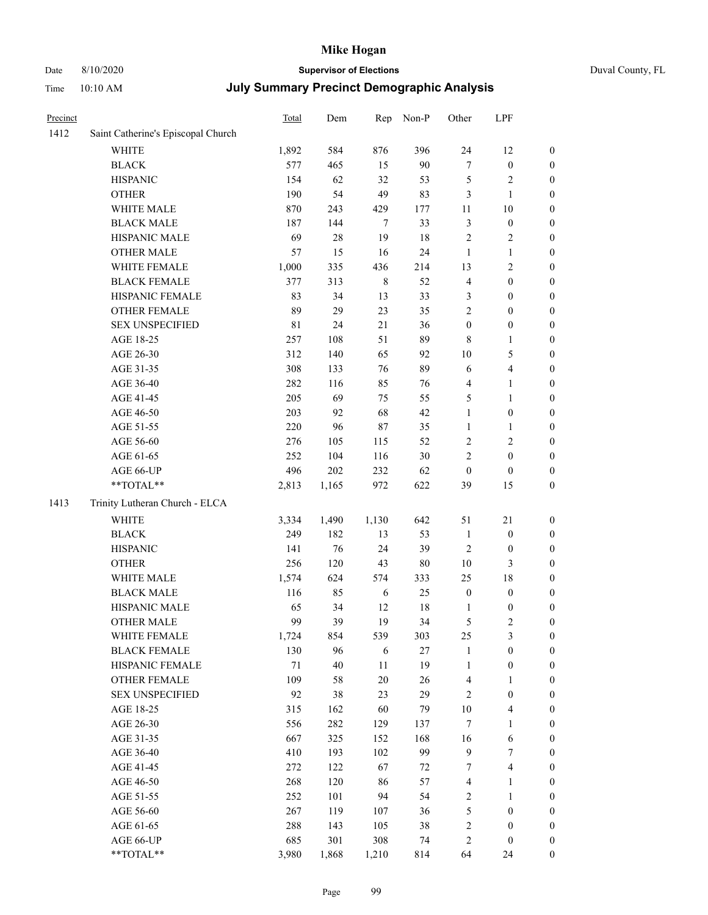| Precinct | | Total | Dem | Rep | Non-P | Other | LPF | |
|---|---|---|---|---|---|---|---|---|
| 1412 | Saint Catherine's Episcopal Church | | | | | | | |
| | WHITE | 1,892 | 584 | 876 | 396 | 24 | 12 | 0 |
| | BLACK | 577 | 465 | 15 | 90 | 7 | 0 | 0 |
| | HISPANIC | 154 | 62 | 32 | 53 | 5 | 2 | 0 |
| | OTHER | 190 | 54 | 49 | 83 | 3 | 1 | 0 |
| | WHITE MALE | 870 | 243 | 429 | 177 | 11 | 10 | 0 |
| | BLACK MALE | 187 | 144 | 7 | 33 | 3 | 0 | 0 |
| | HISPANIC MALE | 69 | 28 | 19 | 18 | 2 | 2 | 0 |
| | OTHER MALE | 57 | 15 | 16 | 24 | 1 | 1 | 0 |
| | WHITE FEMALE | 1,000 | 335 | 436 | 214 | 13 | 2 | 0 |
| | BLACK FEMALE | 377 | 313 | 8 | 52 | 4 | 0 | 0 |
| | HISPANIC FEMALE | 83 | 34 | 13 | 33 | 3 | 0 | 0 |
| | OTHER FEMALE | 89 | 29 | 23 | 35 | 2 | 0 | 0 |
| | SEX UNSPECIFIED | 81 | 24 | 21 | 36 | 0 | 0 | 0 |
| | AGE 18-25 | 257 | 108 | 51 | 89 | 8 | 1 | 0 |
| | AGE 26-30 | 312 | 140 | 65 | 92 | 10 | 5 | 0 |
| | AGE 31-35 | 308 | 133 | 76 | 89 | 6 | 4 | 0 |
| | AGE 36-40 | 282 | 116 | 85 | 76 | 4 | 1 | 0 |
| | AGE 41-45 | 205 | 69 | 75 | 55 | 5 | 1 | 0 |
| | AGE 46-50 | 203 | 92 | 68 | 42 | 1 | 0 | 0 |
| | AGE 51-55 | 220 | 96 | 87 | 35 | 1 | 1 | 0 |
| | AGE 56-60 | 276 | 105 | 115 | 52 | 2 | 2 | 0 |
| | AGE 61-65 | 252 | 104 | 116 | 30 | 2 | 0 | 0 |
| | AGE 66-UP | 496 | 202 | 232 | 62 | 0 | 0 | 0 |
| | **TOTAL** | 2,813 | 1,165 | 972 | 622 | 39 | 15 | 0 |
| 1413 | Trinity Lutheran Church - ELCA | | | | | | | |
| | WHITE | 3,334 | 1,490 | 1,130 | 642 | 51 | 21 | 0 |
| | BLACK | 249 | 182 | 13 | 53 | 1 | 0 | 0 |
| | HISPANIC | 141 | 76 | 24 | 39 | 2 | 0 | 0 |
| | OTHER | 256 | 120 | 43 | 80 | 10 | 3 | 0 |
| | WHITE MALE | 1,574 | 624 | 574 | 333 | 25 | 18 | 0 |
| | BLACK MALE | 116 | 85 | 6 | 25 | 0 | 0 | 0 |
| | HISPANIC MALE | 65 | 34 | 12 | 18 | 1 | 0 | 0 |
| | OTHER MALE | 99 | 39 | 19 | 34 | 5 | 2 | 0 |
| | WHITE FEMALE | 1,724 | 854 | 539 | 303 | 25 | 3 | 0 |
| | BLACK FEMALE | 130 | 96 | 6 | 27 | 1 | 0 | 0 |
| | HISPANIC FEMALE | 71 | 40 | 11 | 19 | 1 | 0 | 0 |
| | OTHER FEMALE | 109 | 58 | 20 | 26 | 4 | 1 | 0 |
| | SEX UNSPECIFIED | 92 | 38 | 23 | 29 | 2 | 0 | 0 |
| | AGE 18-25 | 315 | 162 | 60 | 79 | 10 | 4 | 0 |
| | AGE 26-30 | 556 | 282 | 129 | 137 | 7 | 1 | 0 |
| | AGE 31-35 | 667 | 325 | 152 | 168 | 16 | 6 | 0 |
| | AGE 36-40 | 410 | 193 | 102 | 99 | 9 | 7 | 0 |
| | AGE 41-45 | 272 | 122 | 67 | 72 | 7 | 4 | 0 |
| | AGE 46-50 | 268 | 120 | 86 | 57 | 4 | 1 | 0 |
| | AGE 51-55 | 252 | 101 | 94 | 54 | 2 | 1 | 0 |
| | AGE 56-60 | 267 | 119 | 107 | 36 | 5 | 0 | 0 |
| | AGE 61-65 | 288 | 143 | 105 | 38 | 2 | 0 | 0 |
| | AGE 66-UP | 685 | 301 | 308 | 74 | 2 | 0 | 0 |
| | **TOTAL** | 3,980 | 1,868 | 1,210 | 814 | 64 | 24 | 0 |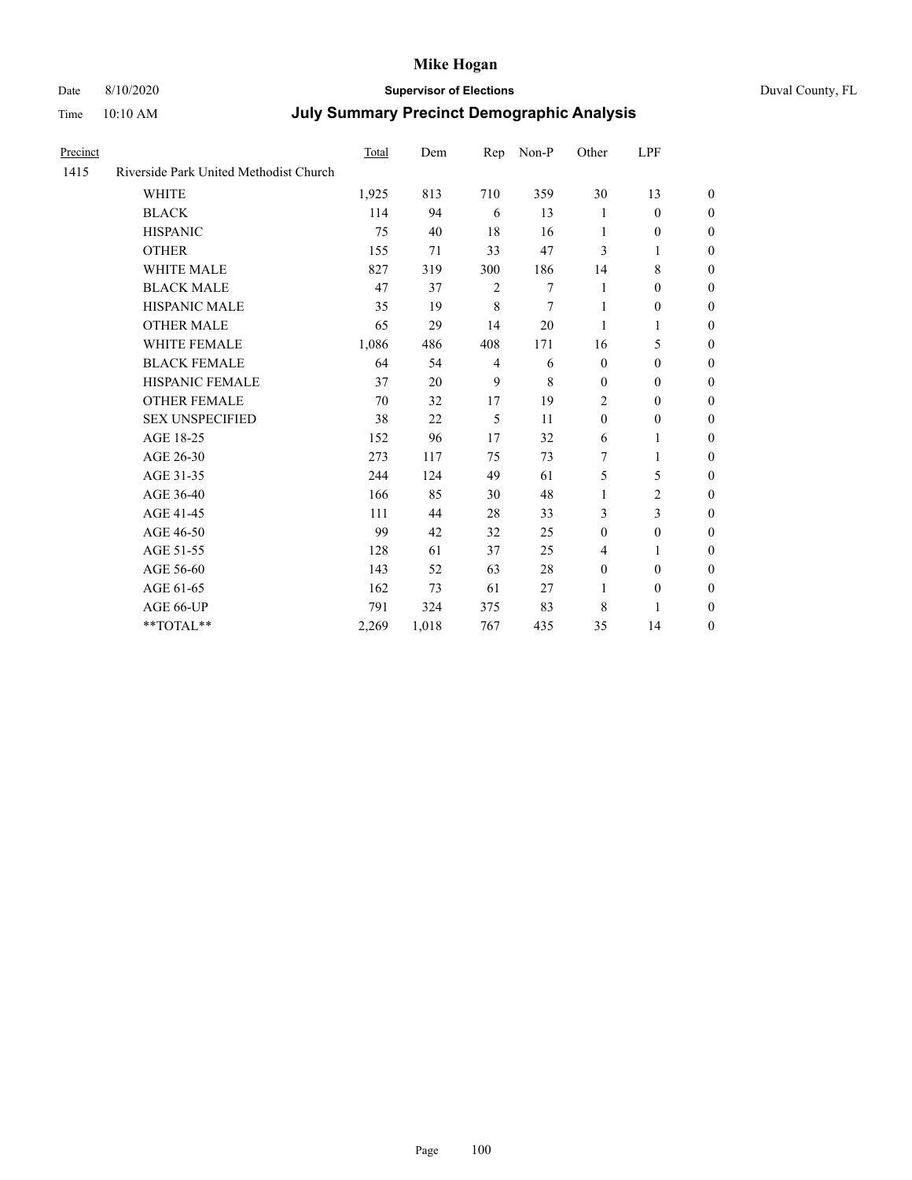# Mike Hogan

Date 8/10/2020 **Supervisor of Elections** Duval County, FL

Time 10:10 AM **July Summary Precinct Demographic Analysis**

| Precinct | | Total | Dem | Rep | Non-P | Other | LPF | |
|---|---|---|---|---|---|---|---|---|
| 1415 | Riverside Park United Methodist Church | | | | | | | |
| | WHITE | 1,925 | 813 | 710 | 359 | 30 | 13 | 0 |
| | BLACK | 114 | 94 | 6 | 13 | 1 | 0 | 0 |
| | HISPANIC | 75 | 40 | 18 | 16 | 1 | 0 | 0 |
| | OTHER | 155 | 71 | 33 | 47 | 3 | 1 | 0 |
| | WHITE MALE | 827 | 319 | 300 | 186 | 14 | 8 | 0 |
| | BLACK MALE | 47 | 37 | 2 | 7 | 1 | 0 | 0 |
| | HISPANIC MALE | 35 | 19 | 8 | 7 | 1 | 0 | 0 |
| | OTHER MALE | 65 | 29 | 14 | 20 | 1 | 1 | 0 |
| | WHITE FEMALE | 1,086 | 486 | 408 | 171 | 16 | 5 | 0 |
| | BLACK FEMALE | 64 | 54 | 4 | 6 | 0 | 0 | 0 |
| | HISPANIC FEMALE | 37 | 20 | 9 | 8 | 0 | 0 | 0 |
| | OTHER FEMALE | 70 | 32 | 17 | 19 | 2 | 0 | 0 |
| | SEX UNSPECIFIED | 38 | 22 | 5 | 11 | 0 | 0 | 0 |
| | AGE 18-25 | 152 | 96 | 17 | 32 | 6 | 1 | 0 |
| | AGE 26-30 | 273 | 117 | 75 | 73 | 7 | 1 | 0 |
| | AGE 31-35 | 244 | 124 | 49 | 61 | 5 | 5 | 0 |
| | AGE 36-40 | 166 | 85 | 30 | 48 | 1 | 2 | 0 |
| | AGE 41-45 | 111 | 44 | 28 | 33 | 3 | 3 | 0 |
| | AGE 46-50 | 99 | 42 | 32 | 25 | 0 | 0 | 0 |
| | AGE 51-55 | 128 | 61 | 37 | 25 | 4 | 1 | 0 |
| | AGE 56-60 | 143 | 52 | 63 | 28 | 0 | 0 | 0 |
| | AGE 61-65 | 162 | 73 | 61 | 27 | 1 | 0 | 0 |
| | AGE 66-UP | 791 | 324 | 375 | 83 | 8 | 1 | 0 |
| | **TOTAL** | 2,269 | 1,018 | 767 | 435 | 35 | 14 | 0 |